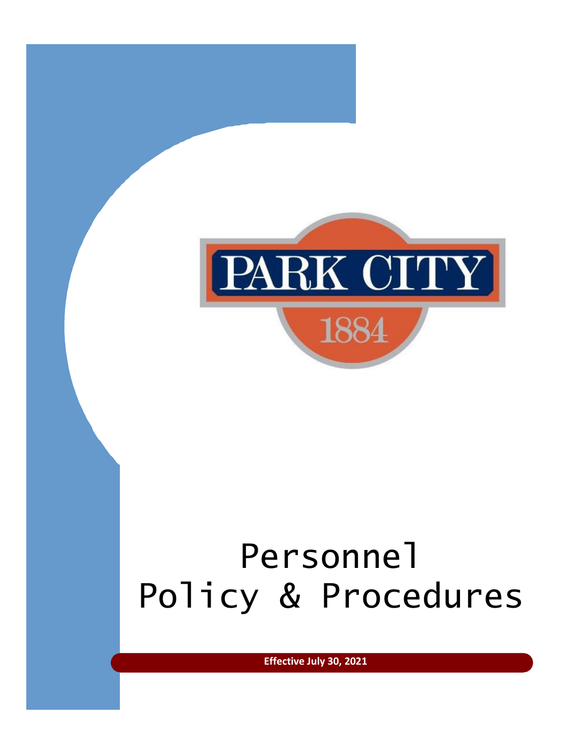PARK CITY

1884

# Personnel Policy & Procedures

**Effective July 30, 2021**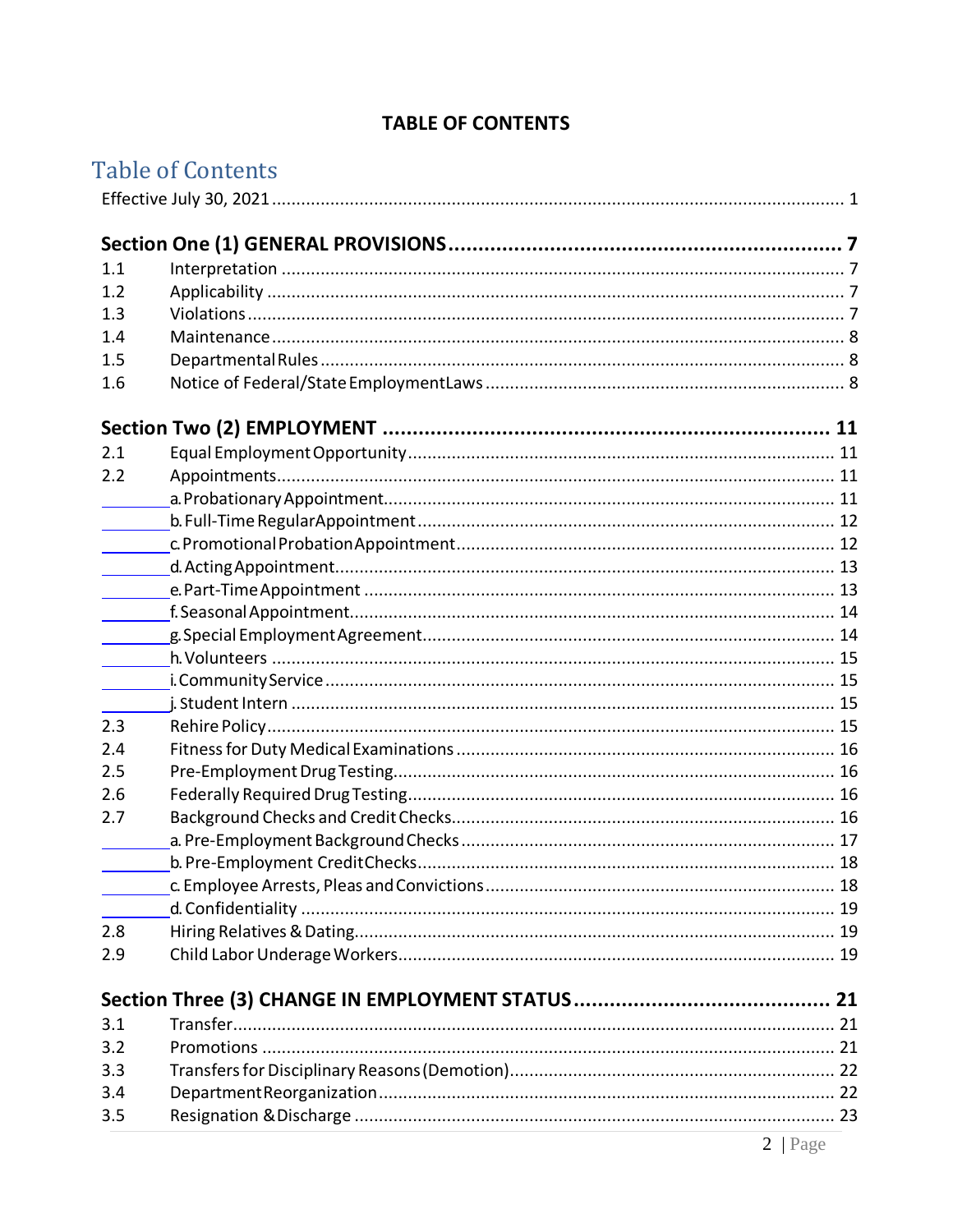**TABLE OF CONTENTS**

# Table of Contents

Effective July 30, 2021 ..... 1

**Section One (1) GENERAL PROVISIONS ..... 7**

| | | |
|---|---|---|
| 1.1 | Interpretation | 7 |
| 1.2 | Applicability | 7 |
| 1.3 | Violations | 7 |
| 1.4 | Maintenance | 8 |
| 1.5 | Departmental Rules | 8 |
| 1.6 | Notice of Federal/State Employment Laws | 8 |

**Section Two (2) EMPLOYMENT ..... 11**

| | | |
|---|---|---|
| 2.1 | Equal Employment Opportunity | 11 |
| 2.2 | Appointments | 11 |
| | a. Probationary Appointment | 11 |
| | b. Full-Time Regular Appointment | 12 |
| | c. Promotional Probation Appointment | 12 |
| | d. Acting Appointment | 13 |
| | e. Part-Time Appointment | 13 |
| | f. Seasonal Appointment | 14 |
| | g. Special Employment Agreement | 14 |
| | h. Volunteers | 15 |
| | i. Community Service | 15 |
| | j. Student Intern | 15 |
| 2.3 | Rehire Policy | 15 |
| 2.4 | Fitness for Duty Medical Examinations | 16 |
| 2.5 | Pre-Employment Drug Testing | 16 |
| 2.6 | Federally Required Drug Testing | 16 |
| 2.7 | Background Checks and Credit Checks | 16 |
| | a. Pre-Employment Background Checks | 17 |
| | b. Pre-Employment Credit Checks | 18 |
| | c. Employee Arrests, Pleas and Convictions | 18 |
| | d. Confidentiality | 19 |
| 2.8 | Hiring Relatives & Dating | 19 |
| 2.9 | Child Labor Underage Workers | 19 |

**Section Three (3) CHANGE IN EMPLOYMENT STATUS ..... 21**

| | | |
|---|---|---|
| 3.1 | Transfer | 21 |
| 3.2 | Promotions | 21 |
| 3.3 | Transfers for Disciplinary Reasons (Demotion) | 22 |
| 3.4 | Department Reorganization | 22 |
| 3.5 | Resignation & Discharge | 23 |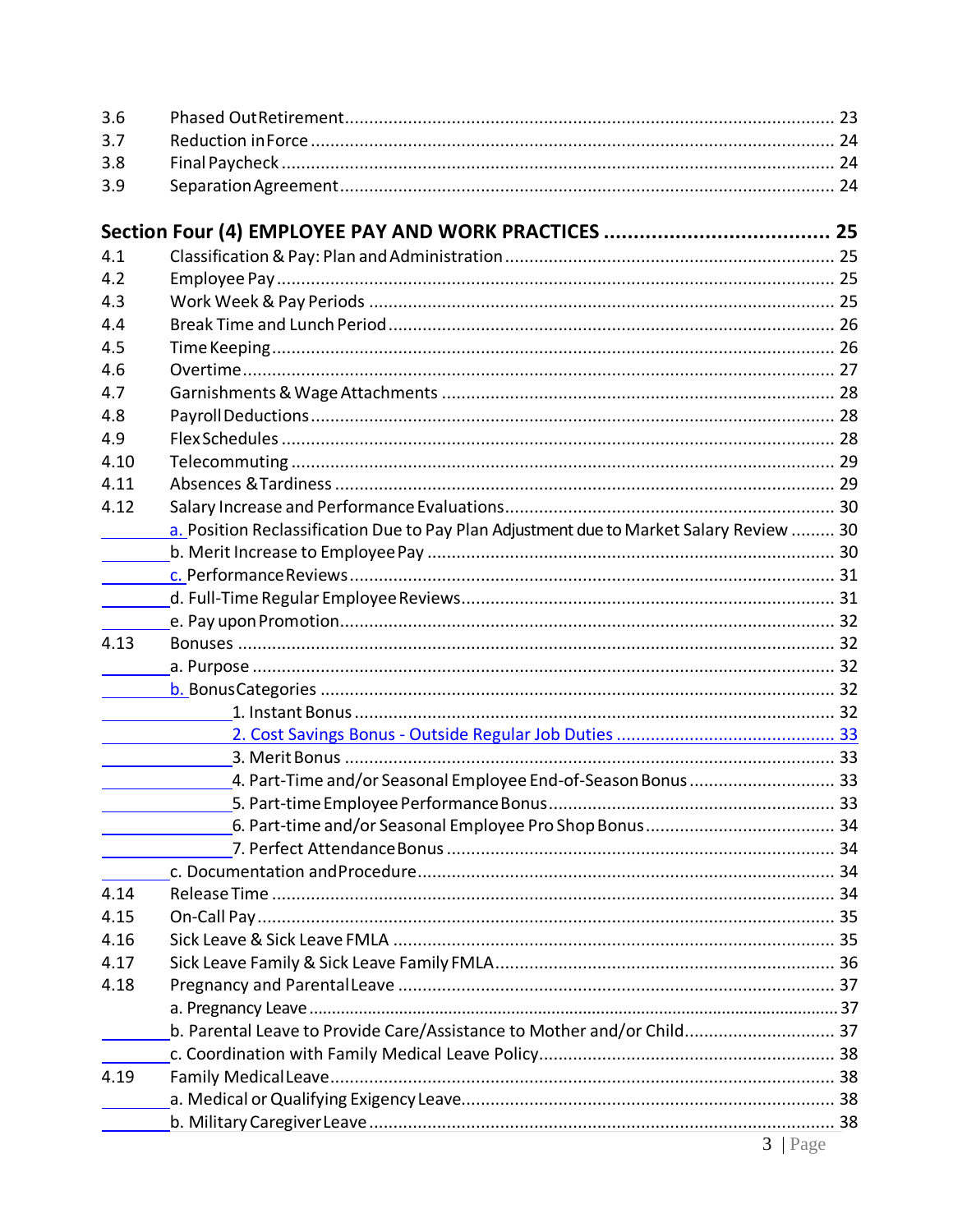3.6 Phased Out Retirement ........................................................................................ 23
3.7 Reduction in Force ............................................................................................ 24
3.8 Final Paycheck ................................................................................................... 24
3.9 Separation Agreement ....................................................................................... 24

**Section Four (4) EMPLOYEE PAY AND WORK PRACTICES ...................................... 25**

4.1 Classification & Pay: Plan and Administration ................................................... 25
4.2 Employee Pay ..................................................................................................... 25
4.3 Work Week & Pay Periods .................................................................................. 25
4.4 Break Time and Lunch Period ............................................................................. 26
4.5 Time Keeping ...................................................................................................... 26
4.6 Overtime ............................................................................................................ 27
4.7 Garnishments & Wage Attachments ................................................................. 28
4.8 Payroll Deductions ............................................................................................. 28
4.9 Flex Schedules ................................................................................................... 28
4.10 Telecommuting ................................................................................................. 29
4.11 Absences & Tardiness ........................................................................................ 29
4.12 Salary Increase and Performance Evaluations .................................................. 30
- a. Position Reclassification Due to Pay Plan Adjustment due to Market Salary Review ......... 30
- b. Merit Increase to Employee Pay ........................................................................ 30
- c. Performance Reviews ....................................................................................... 31
- d. Full-Time Regular Employee Reviews ............................................................... 31
- e. Pay upon Promotion .......................................................................................... 32

4.13 Bonuses ............................................................................................................. 32
- a. Purpose ............................................................................................................. 32
- b. Bonus Categories ............................................................................................... 32
  - 1. Instant Bonus ................................................................................................ 32
  - 2. Cost Savings Bonus - Outside Regular Job Duties ......................................... 33
  - 3. Merit Bonus ................................................................................................... 33
  - 4. Part-Time and/or Seasonal Employee End-of-Season Bonus ........................ 33
  - 5. Part-time Employee Performance Bonus ....................................................... 33
  - 6. Part-time and/or Seasonal Employee Pro Shop Bonus .................................. 34
  - 7. Perfect Attendance Bonus ............................................................................. 34
- c. Documentation and Procedure .......................................................................... 34

4.14 Release Time ..................................................................................................... 34
4.15 On-Call Pay ......................................................................................................... 35
4.16 Sick Leave & Sick Leave FMLA ........................................................................... 35
4.17 Sick Leave Family & Sick Leave Family FMLA ..................................................... 36
4.18 Pregnancy and Parental Leave .......................................................................... 37
- a. Pregnancy Leave ................................................................................................ 37
- b. Parental Leave to Provide Care/Assistance to Mother and/or Child ................... 37
- c. Coordination with Family Medical Leave Policy ................................................. 38

4.19 Family Medical Leave ........................................................................................ 38
- a. Medical or Qualifying Exigency Leave ................................................................ 38
- b. Military Caregiver Leave .................................................................................... 38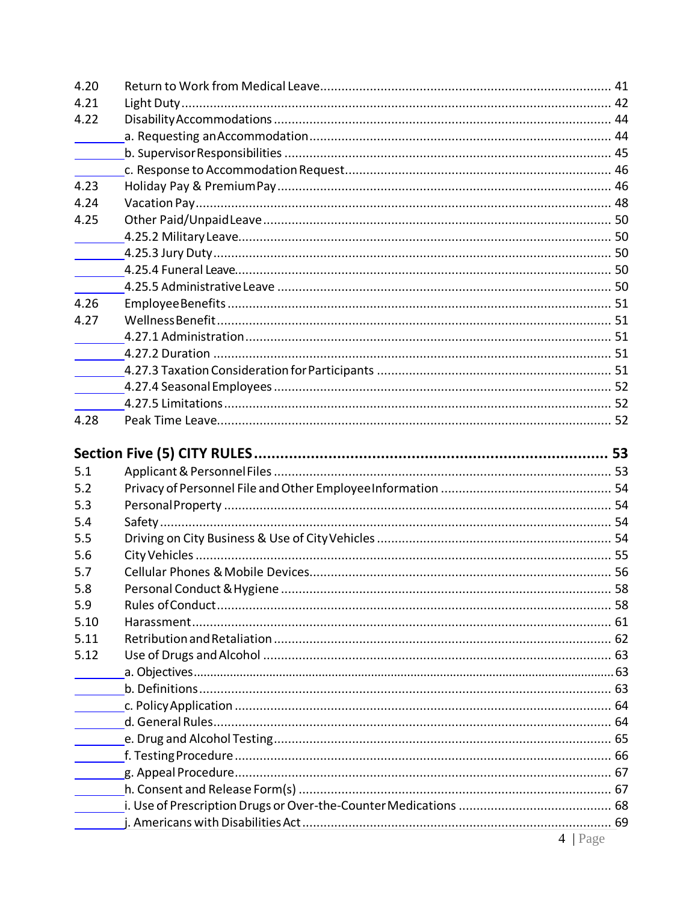| | | |
|---|---|---|
| 4.20 | Return to Work from Medical Leave | 41 |
| 4.21 | Light Duty | 42 |
| 4.22 | Disability Accommodations | 44 |
| | a. Requesting an Accommodation | 44 |
| | b. Supervisor Responsibilities | 45 |
| | c. Response to Accommodation Request | 46 |
| 4.23 | Holiday Pay & Premium Pay | 46 |
| 4.24 | Vacation Pay | 48 |
| 4.25 | Other Paid/Unpaid Leave | 50 |
| | 4.25.2 Military Leave | 50 |
| | 4.25.3 Jury Duty | 50 |
| | 4.25.4 Funeral Leave | 50 |
| | 4.25.5 Administrative Leave | 50 |
| 4.26 | Employee Benefits | 51 |
| 4.27 | Wellness Benefit | 51 |
| | 4.27.1 Administration | 51 |
| | 4.27.2 Duration | 51 |
| | 4.27.3 Taxation Consideration for Participants | 51 |
| | 4.27.4 Seasonal Employees | 52 |
| | 4.27.5 Limitations | 52 |
| 4.28 | Peak Time Leave | 52 |

**Section Five (5) CITY RULES .................................................. 53**

| | | |
|---|---|---|
| 5.1 | Applicant & Personnel Files | 53 |
| 5.2 | Privacy of Personnel File and Other Employee Information | 54 |
| 5.3 | Personal Property | 54 |
| 5.4 | Safety | 54 |
| 5.5 | Driving on City Business & Use of City Vehicles | 54 |
| 5.6 | City Vehicles | 55 |
| 5.7 | Cellular Phones & Mobile Devices | 56 |
| 5.8 | Personal Conduct & Hygiene | 58 |
| 5.9 | Rules of Conduct | 58 |
| 5.10 | Harassment | 61 |
| 5.11 | Retribution and Retaliation | 62 |
| 5.12 | Use of Drugs and Alcohol | 63 |
| | a. Objectives | 63 |
| | b. Definitions | 63 |
| | c. Policy Application | 64 |
| | d. General Rules | 64 |
| | e. Drug and Alcohol Testing | 65 |
| | f. Testing Procedure | 66 |
| | g. Appeal Procedure | 67 |
| | h. Consent and Release Form(s) | 67 |
| | i. Use of Prescription Drugs or Over-the-Counter Medications | 68 |
| | j. Americans with Disabilities Act | 69 |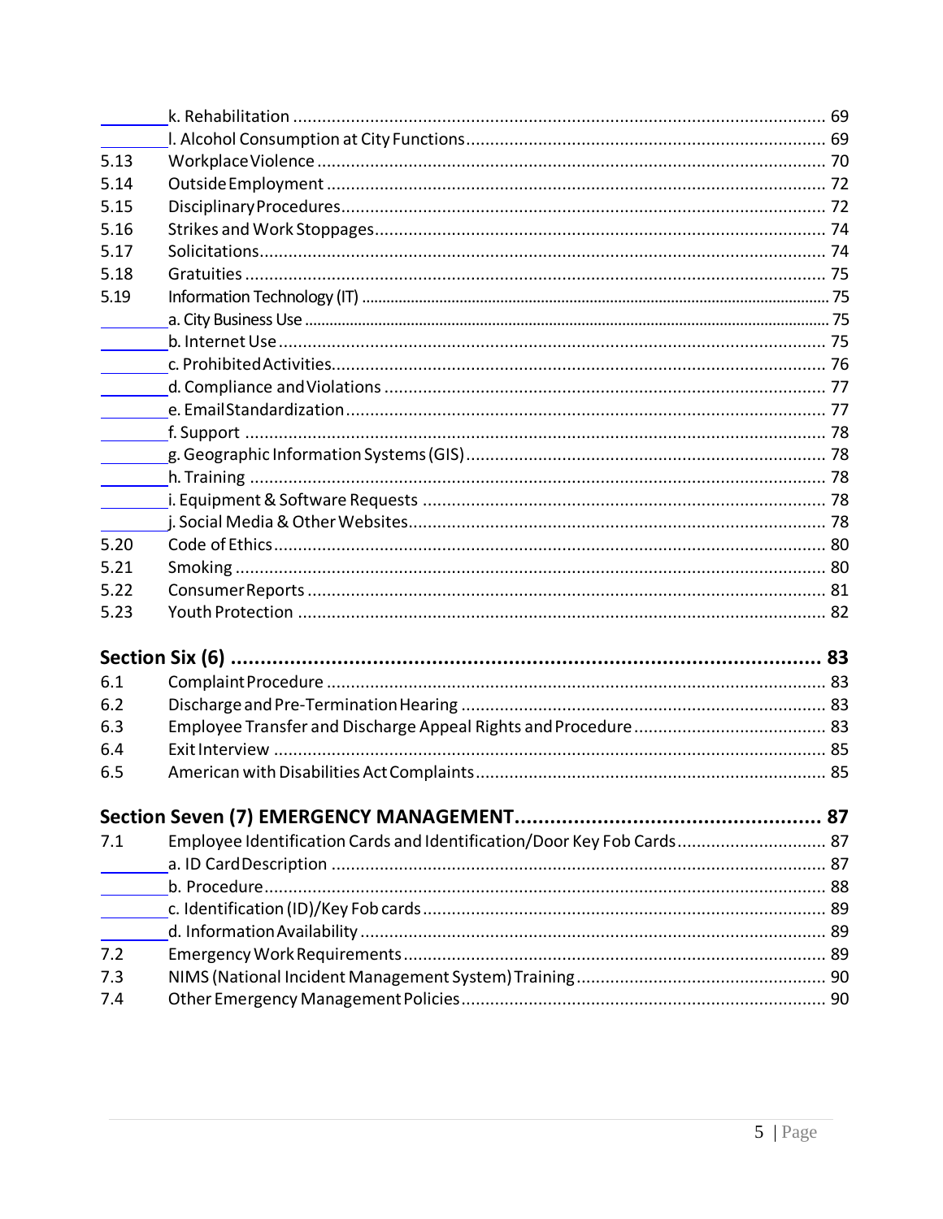| | | |
|---|---|---|
| | k. Rehabilitation | 69 |
| | l. Alcohol Consumption at City Functions | 69 |
| 5.13 | Workplace Violence | 70 |
| 5.14 | Outside Employment | 72 |
| 5.15 | Disciplinary Procedures | 72 |
| 5.16 | Strikes and Work Stoppages | 74 |
| 5.17 | Solicitations | 74 |
| 5.18 | Gratuities | 75 |
| 5.19 | Information Technology (IT) | 75 |
| | a. City Business Use | 75 |
| | b. Internet Use | 75 |
| | c. Prohibited Activities | 76 |
| | d. Compliance and Violations | 77 |
| | e. Email Standardization | 77 |
| | f. Support | 78 |
| | g. Geographic Information Systems (GIS) | 78 |
| | h. Training | 78 |
| | i. Equipment & Software Requests | 78 |
| | j. Social Media & Other Websites | 78 |
| 5.20 | Code of Ethics | 80 |
| 5.21 | Smoking | 80 |
| 5.22 | Consumer Reports | 81 |
| 5.23 | Youth Protection | 82 |

**Section Six (6) .......... 83**

| | | |
|---|---|---|
| 6.1 | Complaint Procedure | 83 |
| 6.2 | Discharge and Pre-Termination Hearing | 83 |
| 6.3 | Employee Transfer and Discharge Appeal Rights and Procedure | 83 |
| 6.4 | Exit Interview | 85 |
| 6.5 | American with Disabilities Act Complaints | 85 |

**Section Seven (7) EMERGENCY MANAGEMENT .......... 87**

| | | |
|---|---|---|
| 7.1 | Employee Identification Cards and Identification/Door Key Fob Cards | 87 |
| | a. ID Card Description | 87 |
| | b. Procedure | 88 |
| | c. Identification (ID)/Key Fob cards | 89 |
| | d. Information Availability | 89 |
| 7.2 | Emergency Work Requirements | 89 |
| 7.3 | NIMS (National Incident Management System) Training | 90 |
| 7.4 | Other Emergency Management Policies | 90 |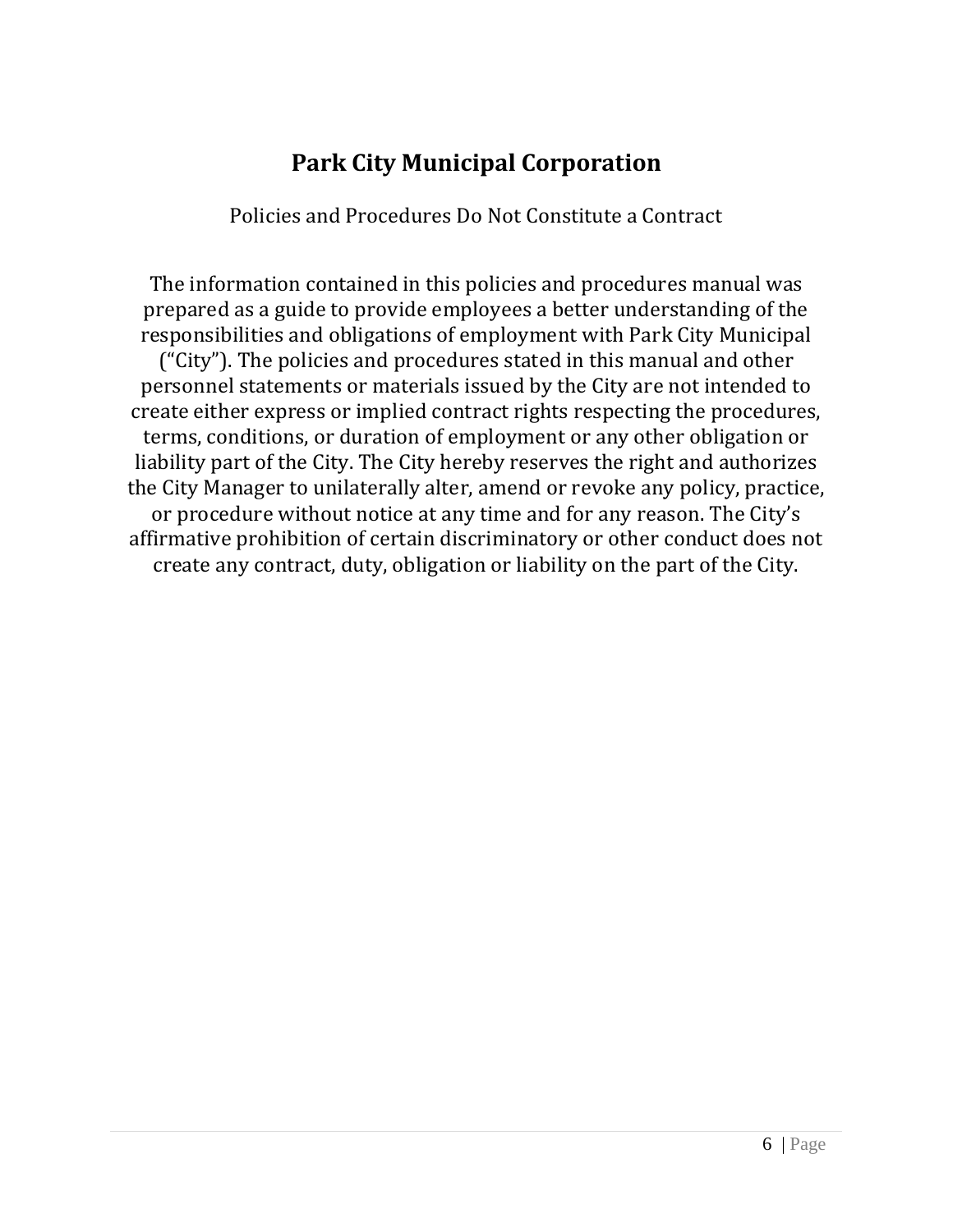# Park City Municipal Corporation

Policies and Procedures Do Not Constitute a Contract

The information contained in this policies and procedures manual was prepared as a guide to provide employees a better understanding of the responsibilities and obligations of employment with Park City Municipal ("City"). The policies and procedures stated in this manual and other personnel statements or materials issued by the City are not intended to create either express or implied contract rights respecting the procedures, terms, conditions, or duration of employment or any other obligation or liability part of the City. The City hereby reserves the right and authorizes the City Manager to unilaterally alter, amend or revoke any policy, practice, or procedure without notice at any time and for any reason. The City's affirmative prohibition of certain discriminatory or other conduct does not create any contract, duty, obligation or liability on the part of the City.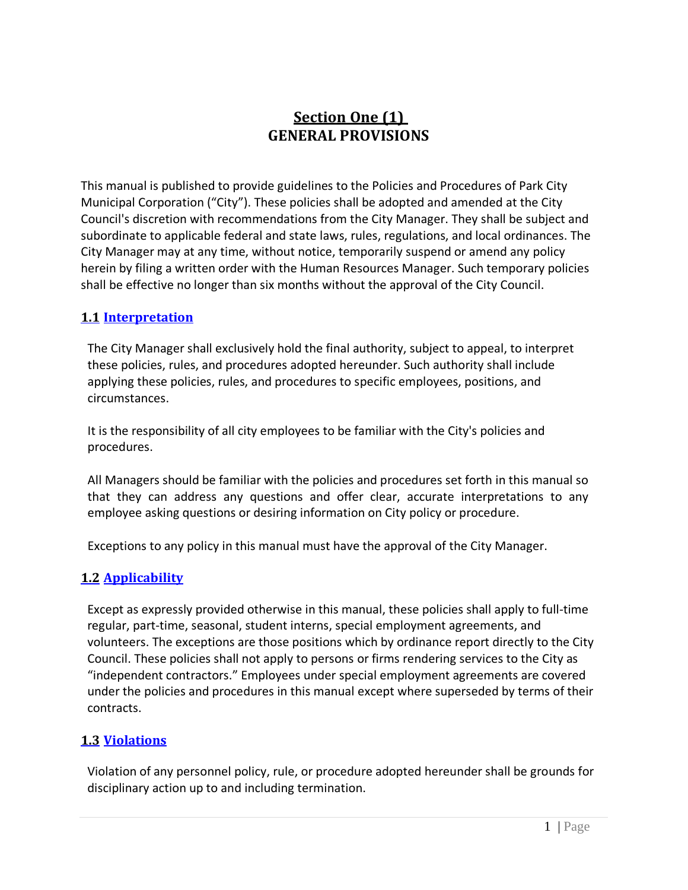# Section One (1)
# GENERAL PROVISIONS

This manual is published to provide guidelines to the Policies and Procedures of Park City Municipal Corporation ("City"). These policies shall be adopted and amended at the City Council's discretion with recommendations from the City Manager. They shall be subject and subordinate to applicable federal and state laws, rules, regulations, and local ordinances. The City Manager may at any time, without notice, temporarily suspend or amend any policy herein by filing a written order with the Human Resources Manager. Such temporary policies shall be effective no longer than six months without the approval of the City Council.

## 1.1 Interpretation

The City Manager shall exclusively hold the final authority, subject to appeal, to interpret these policies, rules, and procedures adopted hereunder. Such authority shall include applying these policies, rules, and procedures to specific employees, positions, and circumstances.

It is the responsibility of all city employees to be familiar with the City's policies and procedures.

All Managers should be familiar with the policies and procedures set forth in this manual so that they can address any questions and offer clear, accurate interpretations to any employee asking questions or desiring information on City policy or procedure.

Exceptions to any policy in this manual must have the approval of the City Manager.

## 1.2 Applicability

Except as expressly provided otherwise in this manual, these policies shall apply to full-time regular, part-time, seasonal, student interns, special employment agreements, and volunteers. The exceptions are those positions which by ordinance report directly to the City Council. These policies shall not apply to persons or firms rendering services to the City as "independent contractors." Employees under special employment agreements are covered under the policies and procedures in this manual except where superseded by terms of their contracts.

## 1.3 Violations

Violation of any personnel policy, rule, or procedure adopted hereunder shall be grounds for disciplinary action up to and including termination.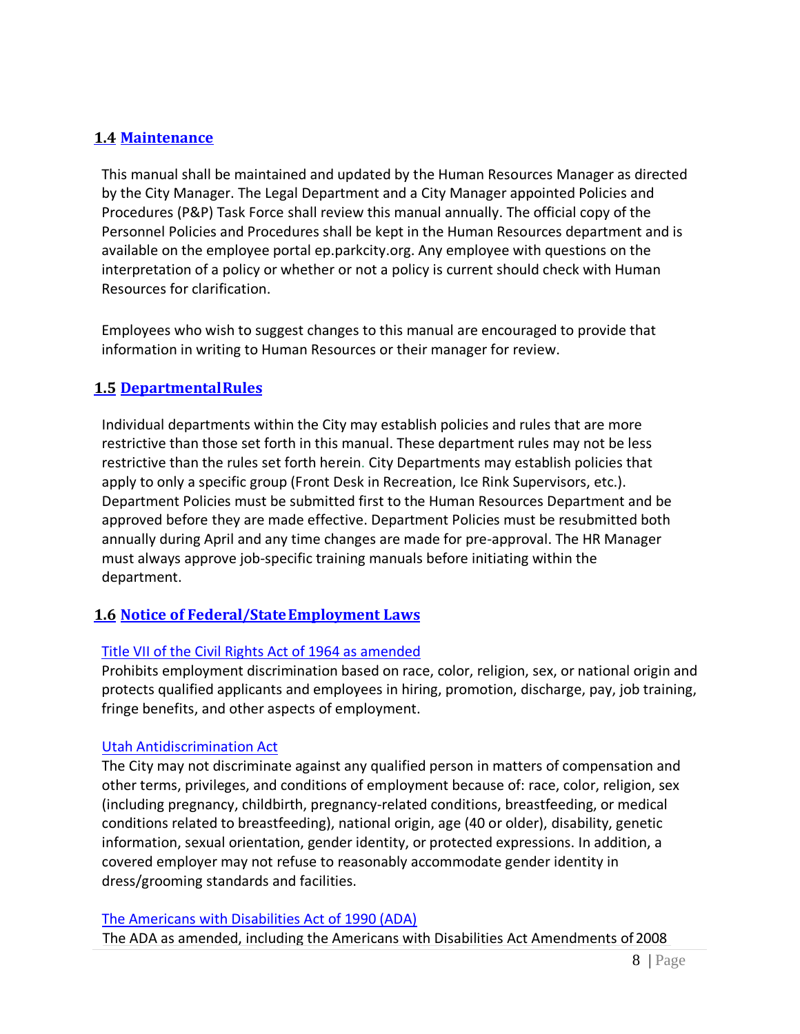## 1.4 Maintenance

This manual shall be maintained and updated by the Human Resources Manager as directed by the City Manager. The Legal Department and a City Manager appointed Policies and Procedures (P&P) Task Force shall review this manual annually. The official copy of the Personnel Policies and Procedures shall be kept in the Human Resources department and is available on the employee portal ep.parkcity.org. Any employee with questions on the interpretation of a policy or whether or not a policy is current should check with Human Resources for clarification.

Employees who wish to suggest changes to this manual are encouraged to provide that information in writing to Human Resources or their manager for review.

## 1.5 Departmental Rules

Individual departments within the City may establish policies and rules that are more restrictive than those set forth in this manual. These department rules may not be less restrictive than the rules set forth herein. City Departments may establish policies that apply to only a specific group (Front Desk in Recreation, Ice Rink Supervisors, etc.). Department Policies must be submitted first to the Human Resources Department and be approved before they are made effective. Department Policies must be resubmitted both annually during April and any time changes are made for pre-approval. The HR Manager must always approve job-specific training manuals before initiating within the department.

## 1.6 Notice of Federal/State Employment Laws

Title VII of the Civil Rights Act of 1964 as amended

Prohibits employment discrimination based on race, color, religion, sex, or national origin and protects qualified applicants and employees in hiring, promotion, discharge, pay, job training, fringe benefits, and other aspects of employment.

Utah Antidiscrimination Act

The City may not discriminate against any qualified person in matters of compensation and other terms, privileges, and conditions of employment because of: race, color, religion, sex (including pregnancy, childbirth, pregnancy-related conditions, breastfeeding, or medical conditions related to breastfeeding), national origin, age (40 or older), disability, genetic information, sexual orientation, gender identity, or protected expressions. In addition, a covered employer may not refuse to reasonably accommodate gender identity in dress/grooming standards and facilities.

The Americans with Disabilities Act of 1990 (ADA)

The ADA as amended, including the Americans with Disabilities Act Amendments of 2008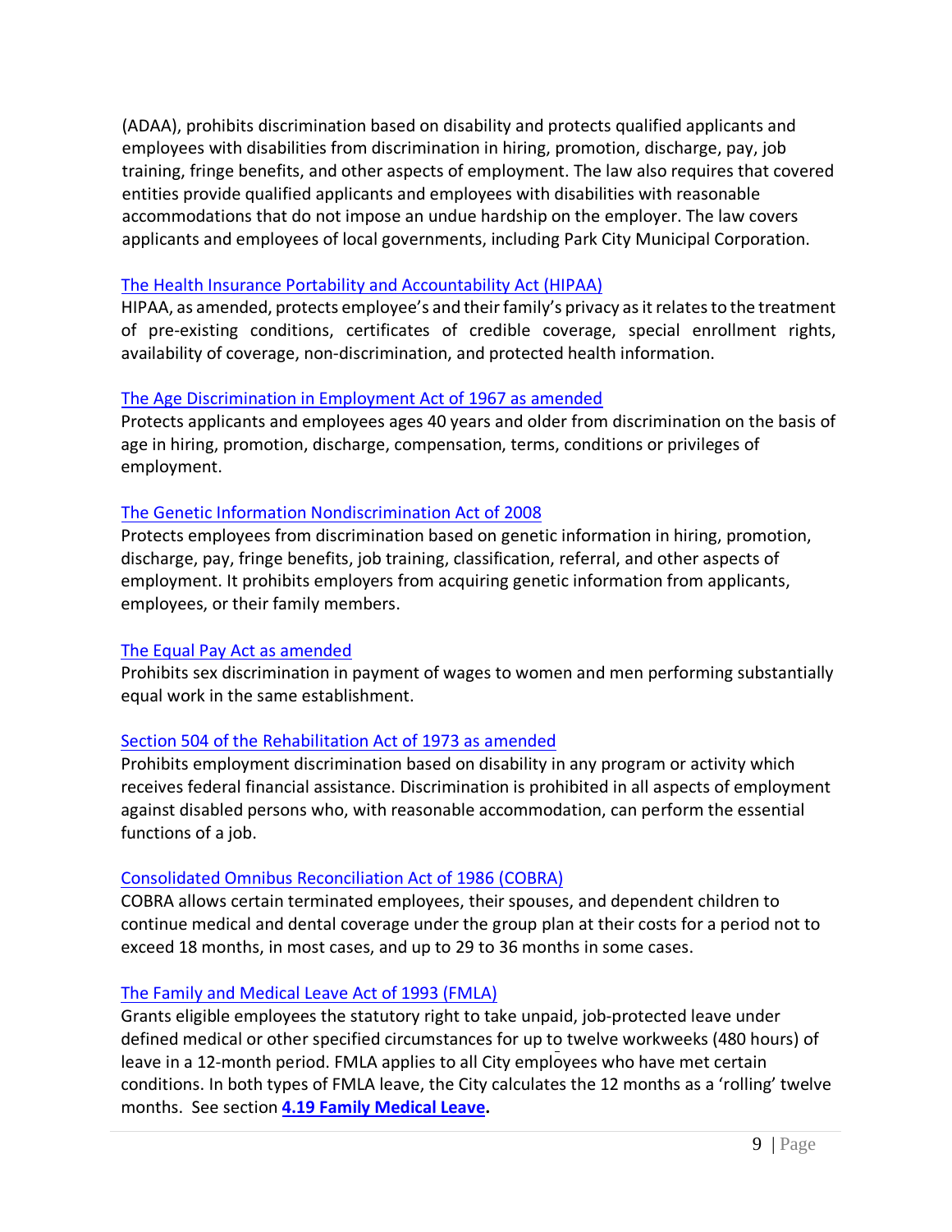(ADAA), prohibits discrimination based on disability and protects qualified applicants and employees with disabilities from discrimination in hiring, promotion, discharge, pay, job training, fringe benefits, and other aspects of employment. The law also requires that covered entities provide qualified applicants and employees with disabilities with reasonable accommodations that do not impose an undue hardship on the employer. The law covers applicants and employees of local governments, including Park City Municipal Corporation.

[The Health Insurance Portability and Accountability Act (HIPAA)]

HIPAA, as amended, protects employee's and their family's privacy as it relates to the treatment of pre-existing conditions, certificates of credible coverage, special enrollment rights, availability of coverage, non-discrimination, and protected health information.

[The Age Discrimination in Employment Act of 1967 as amended]

Protects applicants and employees ages 40 years and older from discrimination on the basis of age in hiring, promotion, discharge, compensation, terms, conditions or privileges of employment.

[The Genetic Information Nondiscrimination Act of 2008]

Protects employees from discrimination based on genetic information in hiring, promotion, discharge, pay, fringe benefits, job training, classification, referral, and other aspects of employment. It prohibits employers from acquiring genetic information from applicants, employees, or their family members.

[The Equal Pay Act as amended]

Prohibits sex discrimination in payment of wages to women and men performing substantially equal work in the same establishment.

[Section 504 of the Rehabilitation Act of 1973 as amended]

Prohibits employment discrimination based on disability in any program or activity which receives federal financial assistance. Discrimination is prohibited in all aspects of employment against disabled persons who, with reasonable accommodation, can perform the essential functions of a job.

[Consolidated Omnibus Reconciliation Act of 1986 (COBRA)]

COBRA allows certain terminated employees, their spouses, and dependent children to continue medical and dental coverage under the group plan at their costs for a period not to exceed 18 months, in most cases, and up to 29 to 36 months in some cases.

[The Family and Medical Leave Act of 1993 (FMLA)]

Grants eligible employees the statutory right to take unpaid, job-protected leave under defined medical or other specified circumstances for up to twelve workweeks (480 hours) of leave in a 12-month period. FMLA applies to all City employees who have met certain conditions. In both types of FMLA leave, the City calculates the 12 months as a 'rolling' twelve months. See section **4.19 Family Medical Leave.**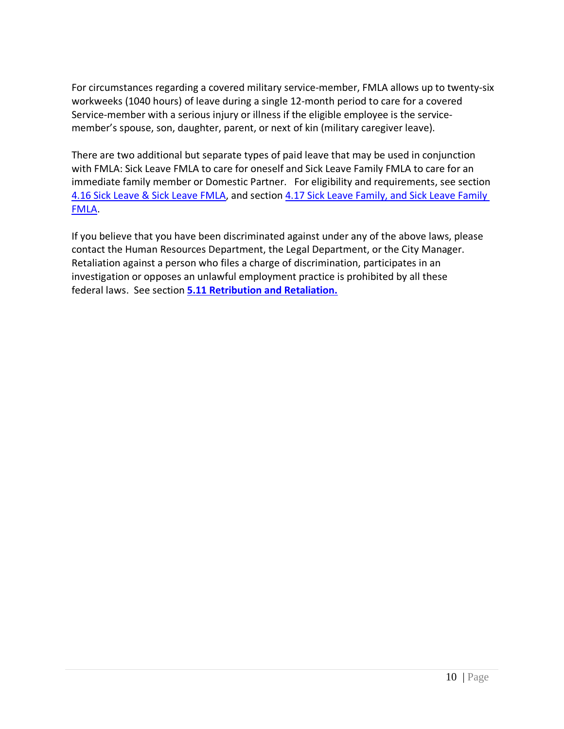For circumstances regarding a covered military service-member, FMLA allows up to twenty-six workweeks (1040 hours) of leave during a single 12-month period to care for a covered Service-member with a serious injury or illness if the eligible employee is the service-member's spouse, son, daughter, parent, or next of kin (military caregiver leave).

There are two additional but separate types of paid leave that may be used in conjunction with FMLA: Sick Leave FMLA to care for oneself and Sick Leave Family FMLA to care for an immediate family member or Domestic Partner. For eligibility and requirements, see section 4.16 Sick Leave & Sick Leave FMLA, and section 4.17 Sick Leave Family, and Sick Leave Family FMLA.

If you believe that you have been discriminated against under any of the above laws, please contact the Human Resources Department, the Legal Department, or the City Manager. Retaliation against a person who files a charge of discrimination, participates in an investigation or opposes an unlawful employment practice is prohibited by all these federal laws. See section **5.11 Retribution and Retaliation.**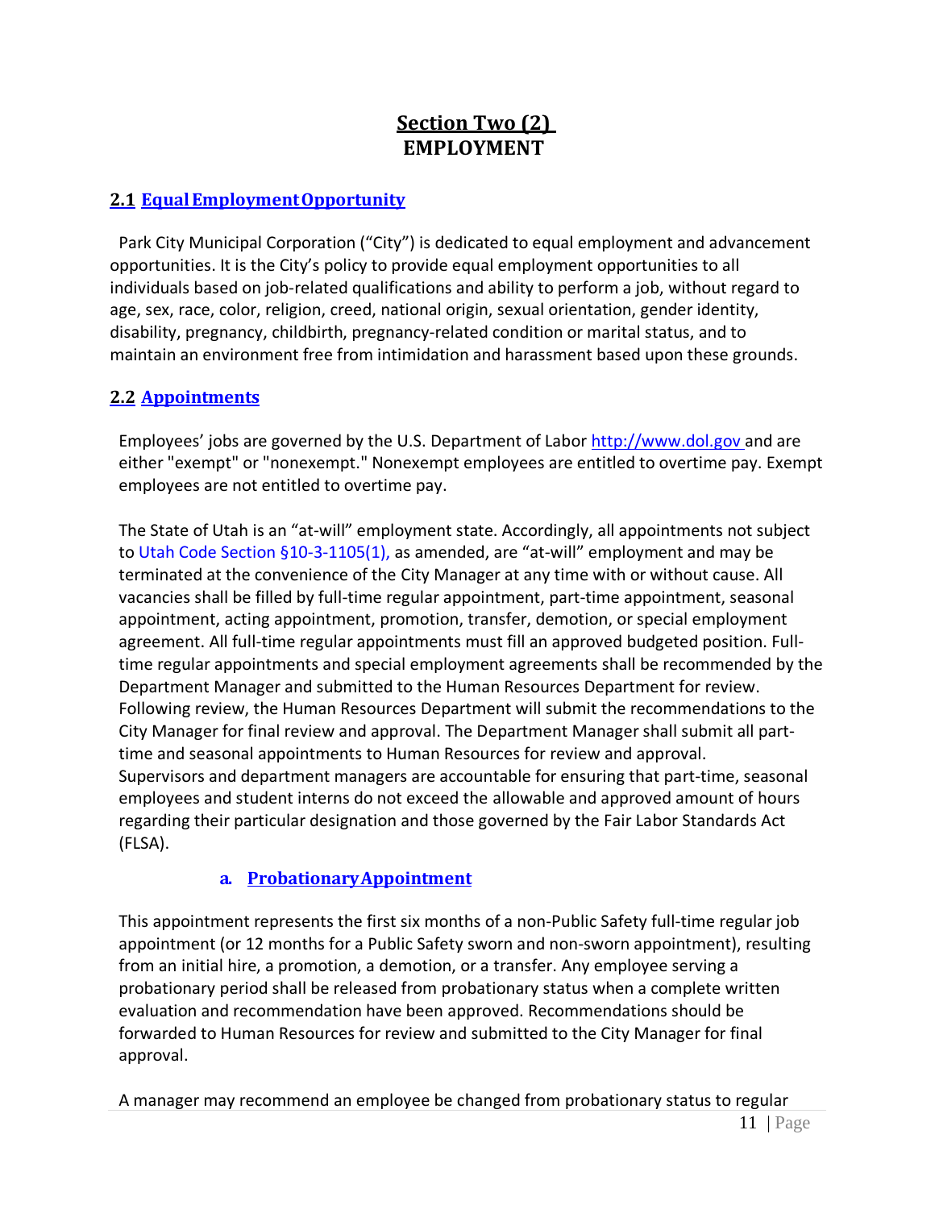# Section Two (2)
# EMPLOYMENT

## 2.1 Equal Employment Opportunity

Park City Municipal Corporation ("City") is dedicated to equal employment and advancement opportunities. It is the City's policy to provide equal employment opportunities to all individuals based on job-related qualifications and ability to perform a job, without regard to age, sex, race, color, religion, creed, national origin, sexual orientation, gender identity, disability, pregnancy, childbirth, pregnancy-related condition or marital status, and to maintain an environment free from intimidation and harassment based upon these grounds.

## 2.2 Appointments

Employees' jobs are governed by the U.S. Department of Labor http://www.dol.gov and are either "exempt" or "nonexempt." Nonexempt employees are entitled to overtime pay. Exempt employees are not entitled to overtime pay.

The State of Utah is an "at-will" employment state. Accordingly, all appointments not subject to Utah Code Section §10-3-1105(1), as amended, are "at-will" employment and may be terminated at the convenience of the City Manager at any time with or without cause. All vacancies shall be filled by full-time regular appointment, part-time appointment, seasonal appointment, acting appointment, promotion, transfer, demotion, or special employment agreement. All full-time regular appointments must fill an approved budgeted position. Full-time regular appointments and special employment agreements shall be recommended by the Department Manager and submitted to the Human Resources Department for review. Following review, the Human Resources Department will submit the recommendations to the City Manager for final review and approval. The Department Manager shall submit all part-time and seasonal appointments to Human Resources for review and approval. Supervisors and department managers are accountable for ensuring that part-time, seasonal employees and student interns do not exceed the allowable and approved amount of hours regarding their particular designation and those governed by the Fair Labor Standards Act (FLSA).

### a. Probationary Appointment

This appointment represents the first six months of a non-Public Safety full-time regular job appointment (or 12 months for a Public Safety sworn and non-sworn appointment), resulting from an initial hire, a promotion, a demotion, or a transfer. Any employee serving a probationary period shall be released from probationary status when a complete written evaluation and recommendation have been approved. Recommendations should be forwarded to Human Resources for review and submitted to the City Manager for final approval.

A manager may recommend an employee be changed from probationary status to regular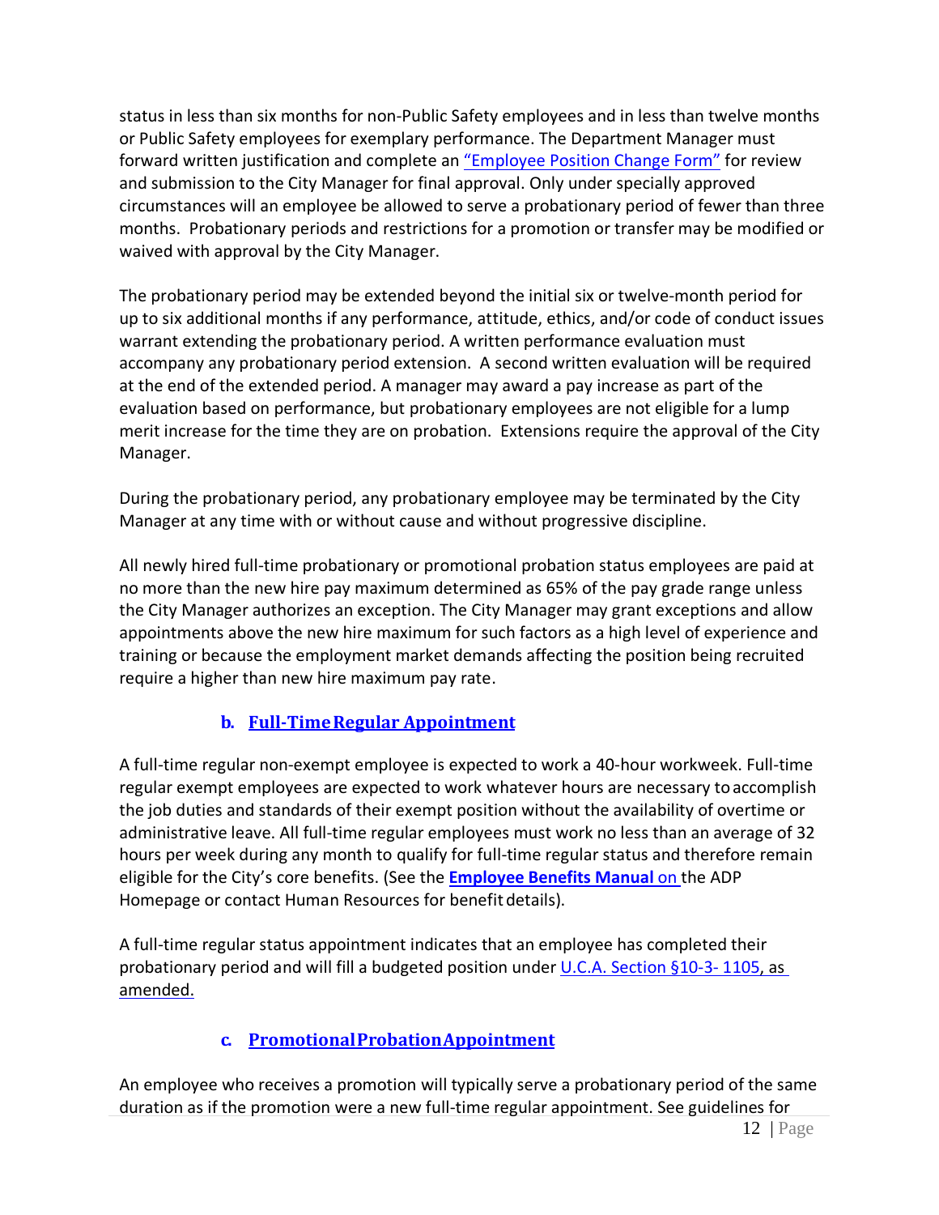status in less than six months for non-Public Safety employees and in less than twelve months or Public Safety employees for exemplary performance. The Department Manager must forward written justification and complete an "Employee Position Change Form" for review and submission to the City Manager for final approval. Only under specially approved circumstances will an employee be allowed to serve a probationary period of fewer than three months. Probationary periods and restrictions for a promotion or transfer may be modified or waived with approval by the City Manager.

The probationary period may be extended beyond the initial six or twelve-month period for up to six additional months if any performance, attitude, ethics, and/or code of conduct issues warrant extending the probationary period. A written performance evaluation must accompany any probationary period extension. A second written evaluation will be required at the end of the extended period. A manager may award a pay increase as part of the evaluation based on performance, but probationary employees are not eligible for a lump merit increase for the time they are on probation. Extensions require the approval of the City Manager.

During the probationary period, any probationary employee may be terminated by the City Manager at any time with or without cause and without progressive discipline.

All newly hired full-time probationary or promotional probation status employees are paid at no more than the new hire pay maximum determined as 65% of the pay grade range unless the City Manager authorizes an exception. The City Manager may grant exceptions and allow appointments above the new hire maximum for such factors as a high level of experience and training or because the employment market demands affecting the position being recruited require a higher than new hire maximum pay rate.

### b. Full-Time Regular Appointment

A full-time regular non-exempt employee is expected to work a 40-hour workweek. Full-time regular exempt employees are expected to work whatever hours are necessary to accomplish the job duties and standards of their exempt position without the availability of overtime or administrative leave. All full-time regular employees must work no less than an average of 32 hours per week during any month to qualify for full-time regular status and therefore remain eligible for the City's core benefits. (See the **Employee Benefits Manual** on the ADP Homepage or contact Human Resources for benefit details).

A full-time regular status appointment indicates that an employee has completed their probationary period and will fill a budgeted position under U.C.A. Section §10-3- 1105, as amended.

### c. Promotional Probation Appointment

An employee who receives a promotion will typically serve a probationary period of the same duration as if the promotion were a new full-time regular appointment. See guidelines for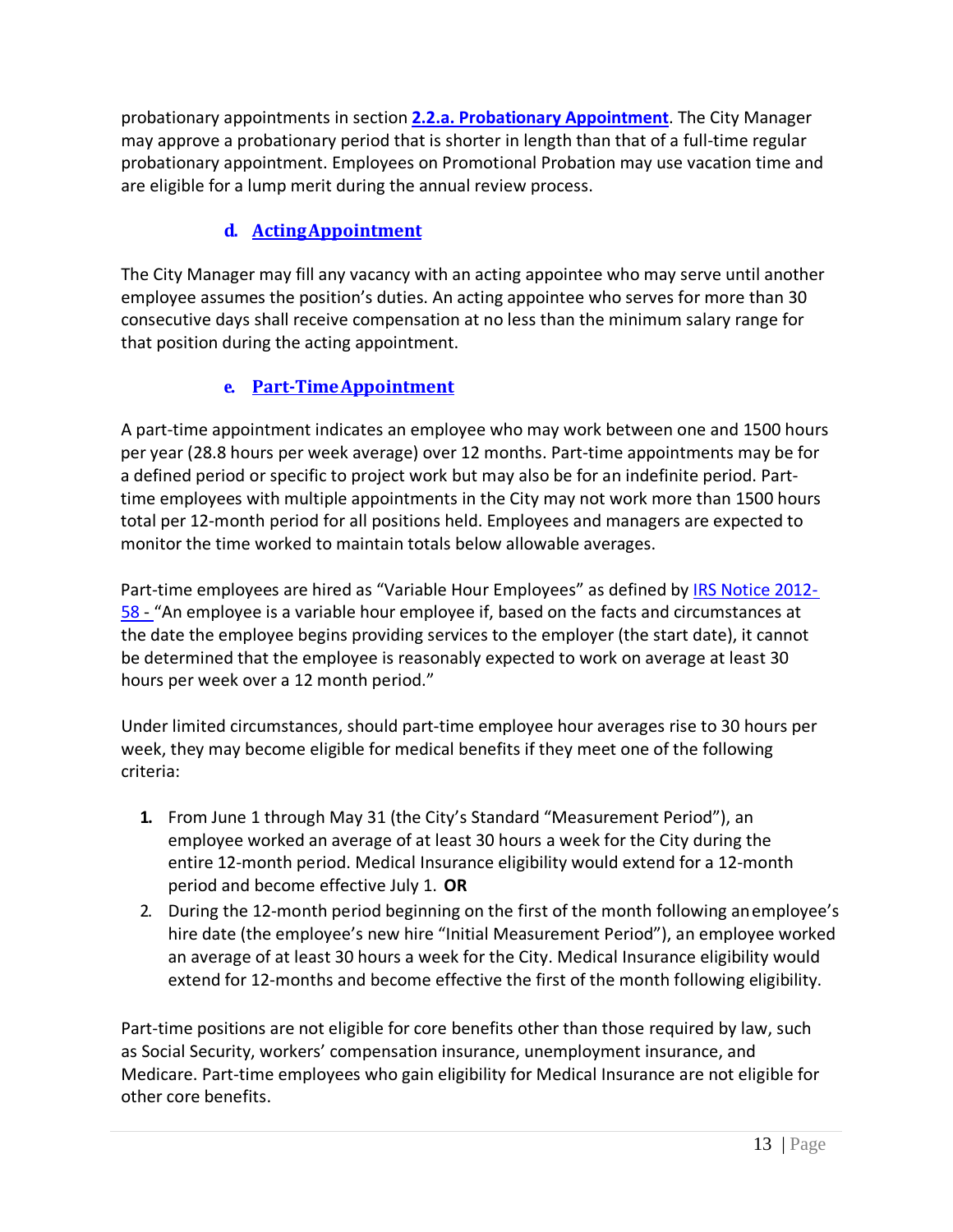probationary appointments in section **2.2.a. Probationary Appointment**. The City Manager may approve a probationary period that is shorter in length than that of a full-time regular probationary appointment. Employees on Promotional Probation may use vacation time and are eligible for a lump merit during the annual review process.

### d. Acting Appointment

The City Manager may fill any vacancy with an acting appointee who may serve until another employee assumes the position's duties. An acting appointee who serves for more than 30 consecutive days shall receive compensation at no less than the minimum salary range for that position during the acting appointment.

### e. Part-Time Appointment

A part-time appointment indicates an employee who may work between one and 1500 hours per year (28.8 hours per week average) over 12 months. Part-time appointments may be for a defined period or specific to project work but may also be for an indefinite period. Part-time employees with multiple appointments in the City may not work more than 1500 hours total per 12-month period for all positions held. Employees and managers are expected to monitor the time worked to maintain totals below allowable averages.

Part-time employees are hired as "Variable Hour Employees" as defined by IRS Notice 2012-58 - "An employee is a variable hour employee if, based on the facts and circumstances at the date the employee begins providing services to the employer (the start date), it cannot be determined that the employee is reasonably expected to work on average at least 30 hours per week over a 12 month period."

Under limited circumstances, should part-time employee hour averages rise to 30 hours per week, they may become eligible for medical benefits if they meet one of the following criteria:

1. From June 1 through May 31 (the City's Standard "Measurement Period"), an employee worked an average of at least 30 hours a week for the City during the entire 12-month period. Medical Insurance eligibility would extend for a 12-month period and become effective July 1. **OR**
2. During the 12-month period beginning on the first of the month following an employee's hire date (the employee's new hire "Initial Measurement Period"), an employee worked an average of at least 30 hours a week for the City. Medical Insurance eligibility would extend for 12-months and become effective the first of the month following eligibility.

Part-time positions are not eligible for core benefits other than those required by law, such as Social Security, workers' compensation insurance, unemployment insurance, and Medicare. Part-time employees who gain eligibility for Medical Insurance are not eligible for other core benefits.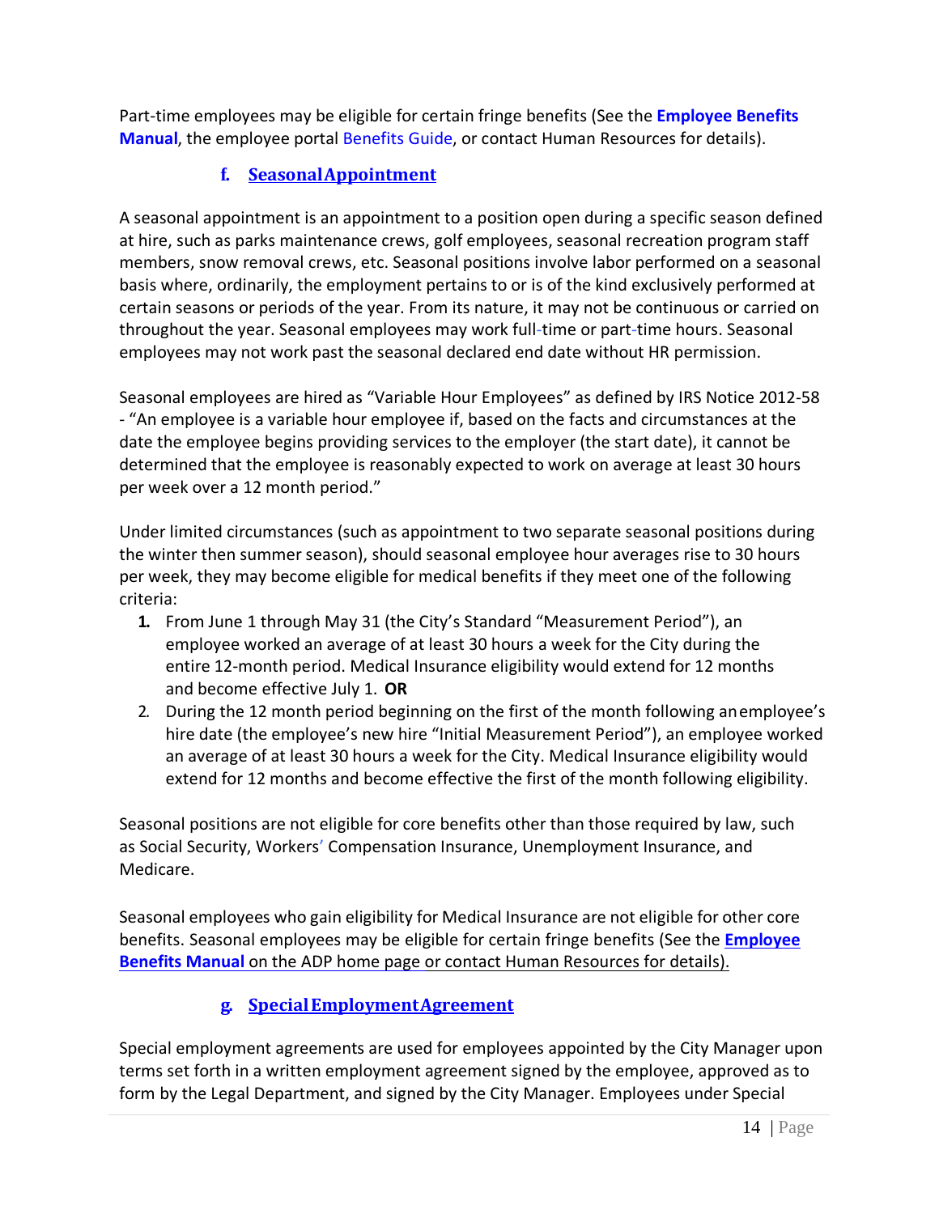Part-time employees may be eligible for certain fringe benefits (See the **Employee Benefits Manual**, the employee portal Benefits Guide, or contact Human Resources for details).

### f. Seasonal Appointment

A seasonal appointment is an appointment to a position open during a specific season defined at hire, such as parks maintenance crews, golf employees, seasonal recreation program staff members, snow removal crews, etc. Seasonal positions involve labor performed on a seasonal basis where, ordinarily, the employment pertains to or is of the kind exclusively performed at certain seasons or periods of the year. From its nature, it may not be continuous or carried on throughout the year. Seasonal employees may work full-time or part-time hours. Seasonal employees may not work past the seasonal declared end date without HR permission.

Seasonal employees are hired as "Variable Hour Employees" as defined by IRS Notice 2012-58 - "An employee is a variable hour employee if, based on the facts and circumstances at the date the employee begins providing services to the employer (the start date), it cannot be determined that the employee is reasonably expected to work on average at least 30 hours per week over a 12 month period."

Under limited circumstances (such as appointment to two separate seasonal positions during the winter then summer season), should seasonal employee hour averages rise to 30 hours per week, they may become eligible for medical benefits if they meet one of the following criteria:

1. From June 1 through May 31 (the City's Standard "Measurement Period"), an employee worked an average of at least 30 hours a week for the City during the entire 12-month period. Medical Insurance eligibility would extend for 12 months and become effective July 1. **OR**
2. During the 12 month period beginning on the first of the month following an employee's hire date (the employee's new hire "Initial Measurement Period"), an employee worked an average of at least 30 hours a week for the City. Medical Insurance eligibility would extend for 12 months and become effective the first of the month following eligibility.

Seasonal positions are not eligible for core benefits other than those required by law, such as Social Security, Workers' Compensation Insurance, Unemployment Insurance, and Medicare.

Seasonal employees who gain eligibility for Medical Insurance are not eligible for other core benefits. Seasonal employees may be eligible for certain fringe benefits (See the **Employee Benefits Manual** on the ADP home page or contact Human Resources for details).

### g. Special Employment Agreement

Special employment agreements are used for employees appointed by the City Manager upon terms set forth in a written employment agreement signed by the employee, approved as to form by the Legal Department, and signed by the City Manager. Employees under Special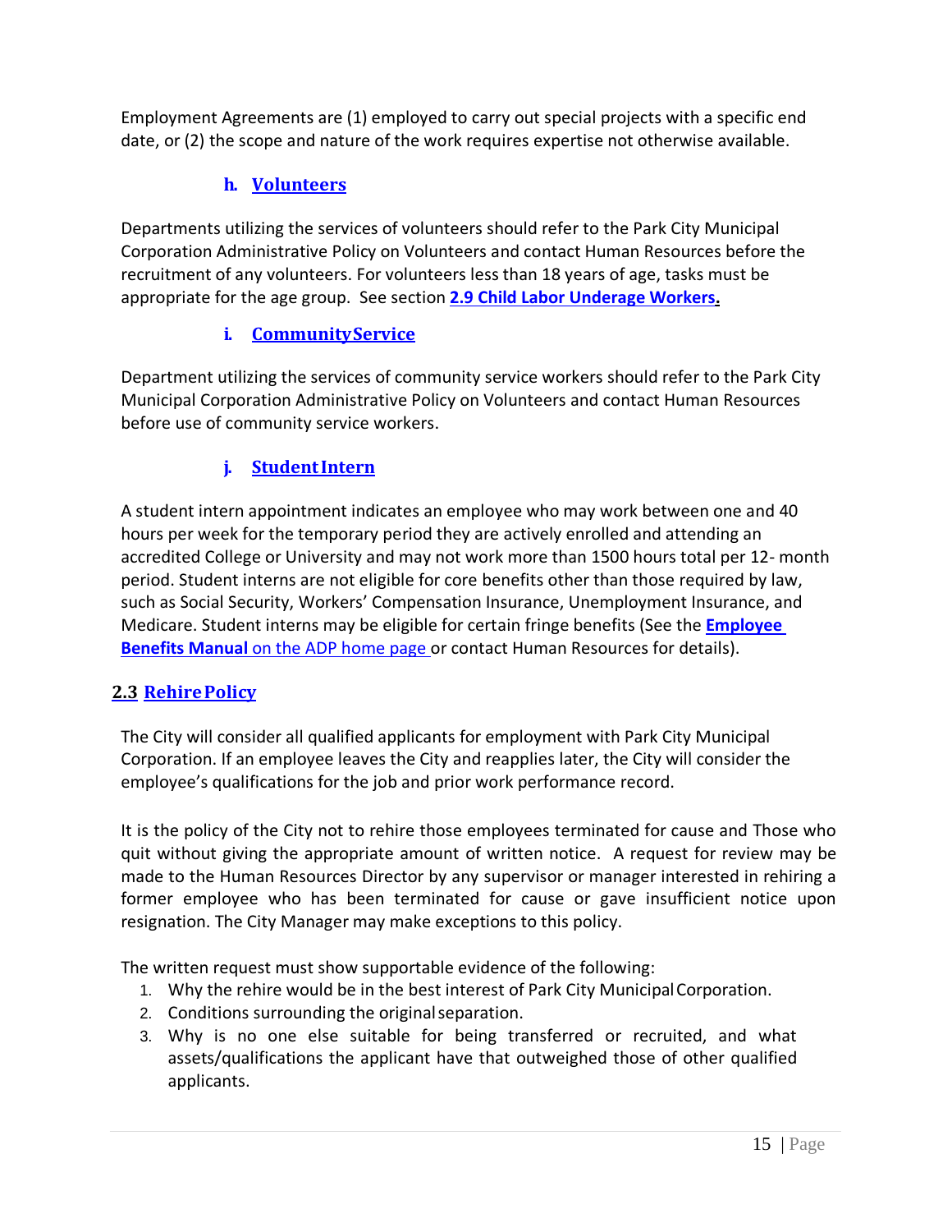Employment Agreements are (1) employed to carry out special projects with a specific end date, or (2) the scope and nature of the work requires expertise not otherwise available.

### h. Volunteers

Departments utilizing the services of volunteers should refer to the Park City Municipal Corporation Administrative Policy on Volunteers and contact Human Resources before the recruitment of any volunteers. For volunteers less than 18 years of age, tasks must be appropriate for the age group. See section **2.9 Child Labor Underage Workers.**

### i. Community Service

Department utilizing the services of community service workers should refer to the Park City Municipal Corporation Administrative Policy on Volunteers and contact Human Resources before use of community service workers.

### j. Student Intern

A student intern appointment indicates an employee who may work between one and 40 hours per week for the temporary period they are actively enrolled and attending an accredited College or University and may not work more than 1500 hours total per 12- month period. Student interns are not eligible for core benefits other than those required by law, such as Social Security, Workers' Compensation Insurance, Unemployment Insurance, and Medicare. Student interns may be eligible for certain fringe benefits (See the **Employee Benefits Manual** on the ADP home page or contact Human Resources for details).

## 2.3 Rehire Policy

The City will consider all qualified applicants for employment with Park City Municipal Corporation. If an employee leaves the City and reapplies later, the City will consider the employee's qualifications for the job and prior work performance record.

It is the policy of the City not to rehire those employees terminated for cause and Those who quit without giving the appropriate amount of written notice. A request for review may be made to the Human Resources Director by any supervisor or manager interested in rehiring a former employee who has been terminated for cause or gave insufficient notice upon resignation. The City Manager may make exceptions to this policy.

The written request must show supportable evidence of the following:

1. Why the rehire would be in the best interest of Park City Municipal Corporation.
2. Conditions surrounding the original separation.
3. Why is no one else suitable for being transferred or recruited, and what assets/qualifications the applicant have that outweighed those of other qualified applicants.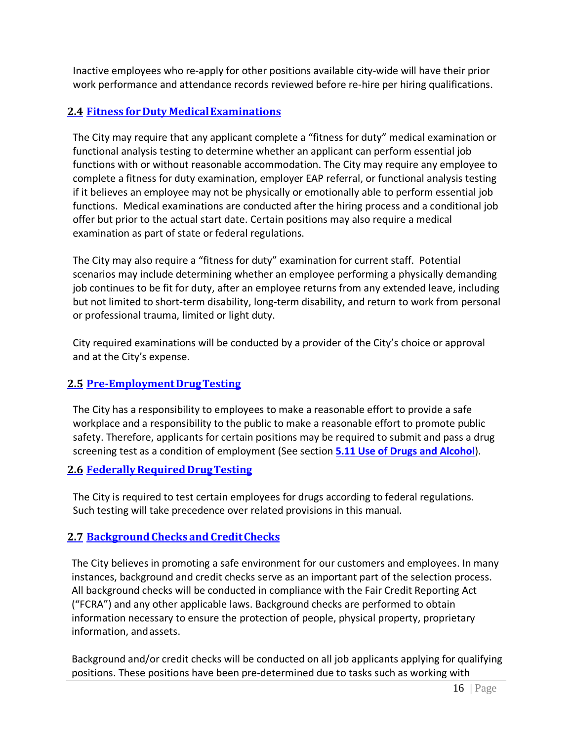Inactive employees who re-apply for other positions available city-wide will have their prior work performance and attendance records reviewed before re-hire per hiring qualifications.

## 2.4 Fitness for Duty Medical Examinations

The City may require that any applicant complete a "fitness for duty" medical examination or functional analysis testing to determine whether an applicant can perform essential job functions with or without reasonable accommodation. The City may require any employee to complete a fitness for duty examination, employer EAP referral, or functional analysis testing if it believes an employee may not be physically or emotionally able to perform essential job functions. Medical examinations are conducted after the hiring process and a conditional job offer but prior to the actual start date. Certain positions may also require a medical examination as part of state or federal regulations.

The City may also require a "fitness for duty" examination for current staff. Potential scenarios may include determining whether an employee performing a physically demanding job continues to be fit for duty, after an employee returns from any extended leave, including but not limited to short-term disability, long-term disability, and return to work from personal or professional trauma, limited or light duty.

City required examinations will be conducted by a provider of the City's choice or approval and at the City's expense.

## 2.5 Pre-Employment Drug Testing

The City has a responsibility to employees to make a reasonable effort to provide a safe workplace and a responsibility to the public to make a reasonable effort to promote public safety. Therefore, applicants for certain positions may be required to submit and pass a drug screening test as a condition of employment (See section **5.11 Use of Drugs and Alcohol**).

## 2.6 Federally Required Drug Testing

The City is required to test certain employees for drugs according to federal regulations. Such testing will take precedence over related provisions in this manual.

## 2.7 Background Checks and Credit Checks

The City believes in promoting a safe environment for our customers and employees. In many instances, background and credit checks serve as an important part of the selection process. All background checks will be conducted in compliance with the Fair Credit Reporting Act ("FCRA") and any other applicable laws. Background checks are performed to obtain information necessary to ensure the protection of people, physical property, proprietary information, and assets.

Background and/or credit checks will be conducted on all job applicants applying for qualifying positions. These positions have been pre-determined due to tasks such as working with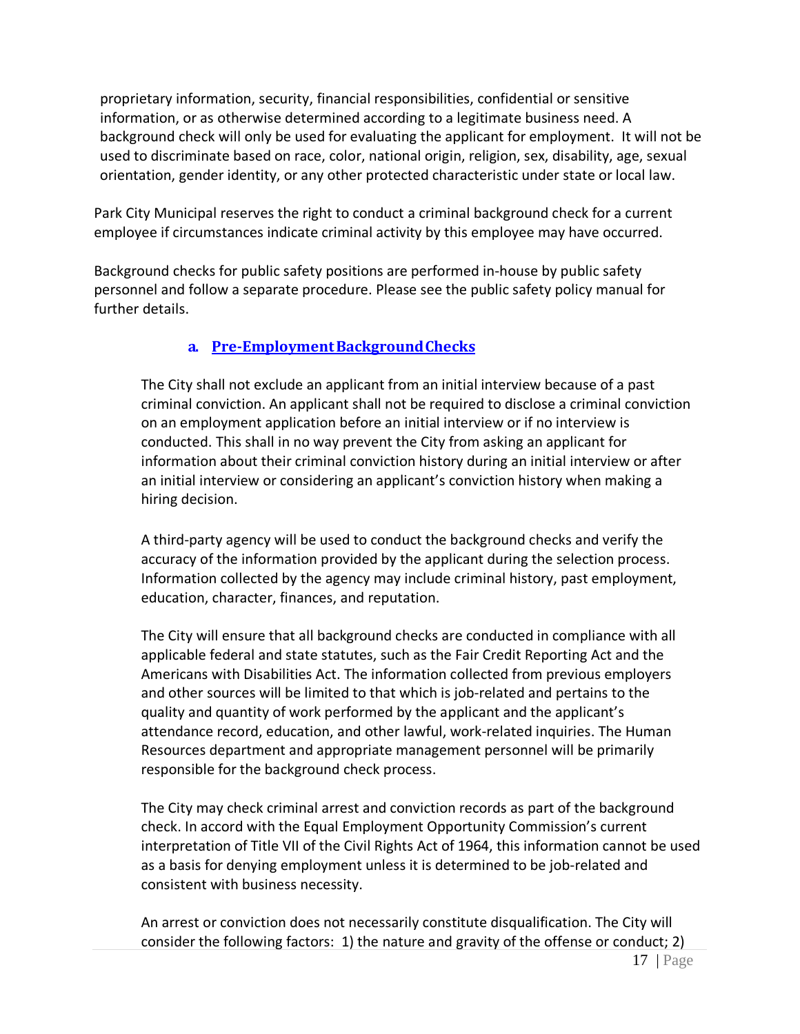proprietary information, security, financial responsibilities, confidential or sensitive information, or as otherwise determined according to a legitimate business need. A background check will only be used for evaluating the applicant for employment. It will not be used to discriminate based on race, color, national origin, religion, sex, disability, age, sexual orientation, gender identity, or any other protected characteristic under state or local law.

Park City Municipal reserves the right to conduct a criminal background check for a current employee if circumstances indicate criminal activity by this employee may have occurred.

Background checks for public safety positions are performed in-house by public safety personnel and follow a separate procedure. Please see the public safety policy manual for further details.

### a. Pre-Employment Background Checks

The City shall not exclude an applicant from an initial interview because of a past criminal conviction. An applicant shall not be required to disclose a criminal conviction on an employment application before an initial interview or if no interview is conducted. This shall in no way prevent the City from asking an applicant for information about their criminal conviction history during an initial interview or after an initial interview or considering an applicant's conviction history when making a hiring decision.

A third-party agency will be used to conduct the background checks and verify the accuracy of the information provided by the applicant during the selection process. Information collected by the agency may include criminal history, past employment, education, character, finances, and reputation.

The City will ensure that all background checks are conducted in compliance with all applicable federal and state statutes, such as the Fair Credit Reporting Act and the Americans with Disabilities Act. The information collected from previous employers and other sources will be limited to that which is job-related and pertains to the quality and quantity of work performed by the applicant and the applicant's attendance record, education, and other lawful, work-related inquiries. The Human Resources department and appropriate management personnel will be primarily responsible for the background check process.

The City may check criminal arrest and conviction records as part of the background check. In accord with the Equal Employment Opportunity Commission's current interpretation of Title VII of the Civil Rights Act of 1964, this information cannot be used as a basis for denying employment unless it is determined to be job-related and consistent with business necessity.

An arrest or conviction does not necessarily constitute disqualification. The City will consider the following factors: 1) the nature and gravity of the offense or conduct; 2)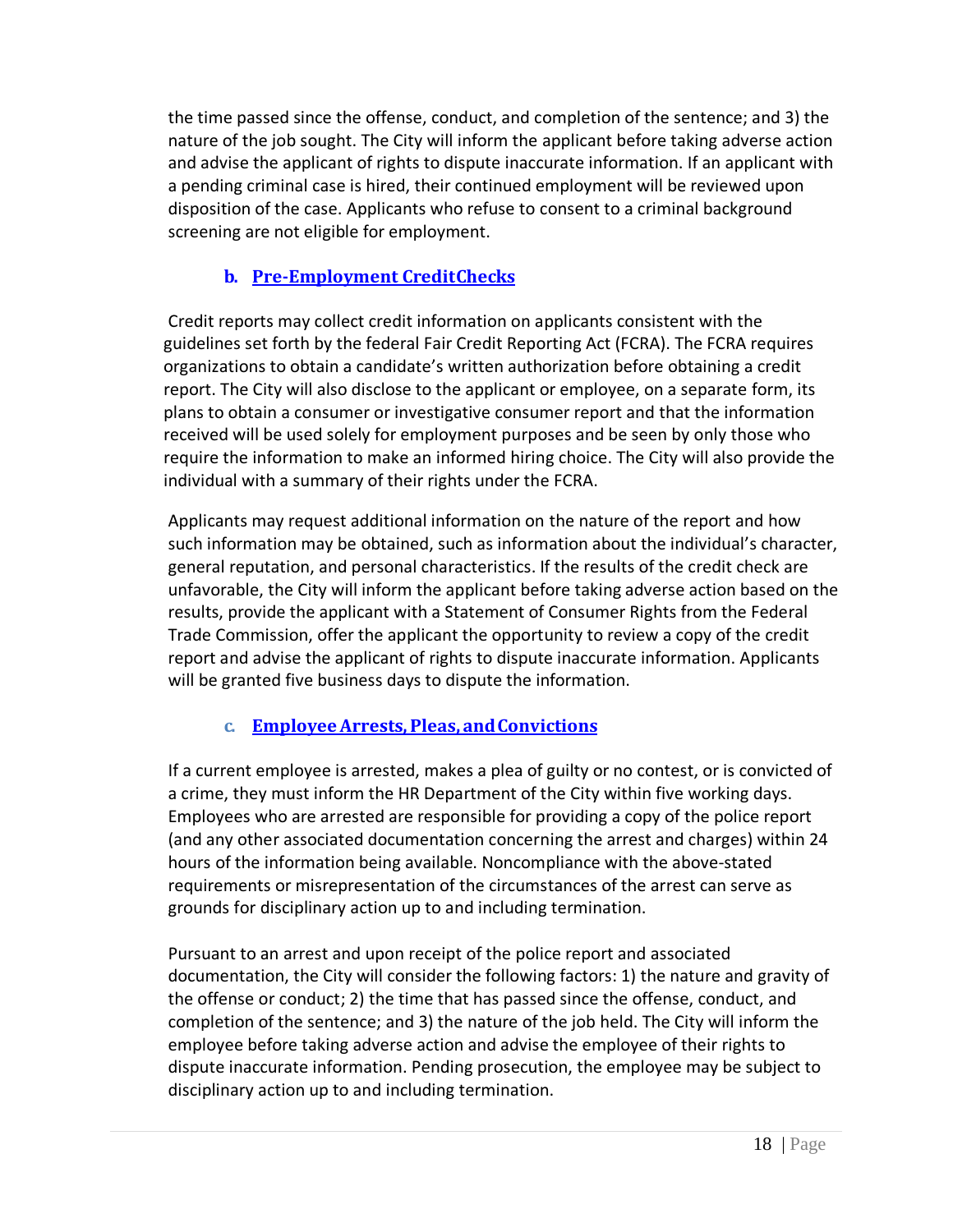the time passed since the offense, conduct, and completion of the sentence; and 3) the nature of the job sought. The City will inform the applicant before taking adverse action and advise the applicant of rights to dispute inaccurate information. If an applicant with a pending criminal case is hired, their continued employment will be reviewed upon disposition of the case. Applicants who refuse to consent to a criminal background screening are not eligible for employment.

### b. Pre-Employment CreditChecks

Credit reports may collect credit information on applicants consistent with the guidelines set forth by the federal Fair Credit Reporting Act (FCRA). The FCRA requires organizations to obtain a candidate's written authorization before obtaining a credit report. The City will also disclose to the applicant or employee, on a separate form, its plans to obtain a consumer or investigative consumer report and that the information received will be used solely for employment purposes and be seen by only those who require the information to make an informed hiring choice. The City will also provide the individual with a summary of their rights under the FCRA.

Applicants may request additional information on the nature of the report and how such information may be obtained, such as information about the individual's character, general reputation, and personal characteristics. If the results of the credit check are unfavorable, the City will inform the applicant before taking adverse action based on the results, provide the applicant with a Statement of Consumer Rights from the Federal Trade Commission, offer the applicant the opportunity to review a copy of the credit report and advise the applicant of rights to dispute inaccurate information. Applicants will be granted five business days to dispute the information.

### c. Employee Arrests, Pleas, and Convictions

If a current employee is arrested, makes a plea of guilty or no contest, or is convicted of a crime, they must inform the HR Department of the City within five working days. Employees who are arrested are responsible for providing a copy of the police report (and any other associated documentation concerning the arrest and charges) within 24 hours of the information being available. Noncompliance with the above-stated requirements or misrepresentation of the circumstances of the arrest can serve as grounds for disciplinary action up to and including termination.

Pursuant to an arrest and upon receipt of the police report and associated documentation, the City will consider the following factors: 1) the nature and gravity of the offense or conduct; 2) the time that has passed since the offense, conduct, and completion of the sentence; and 3) the nature of the job held. The City will inform the employee before taking adverse action and advise the employee of their rights to dispute inaccurate information. Pending prosecution, the employee may be subject to disciplinary action up to and including termination.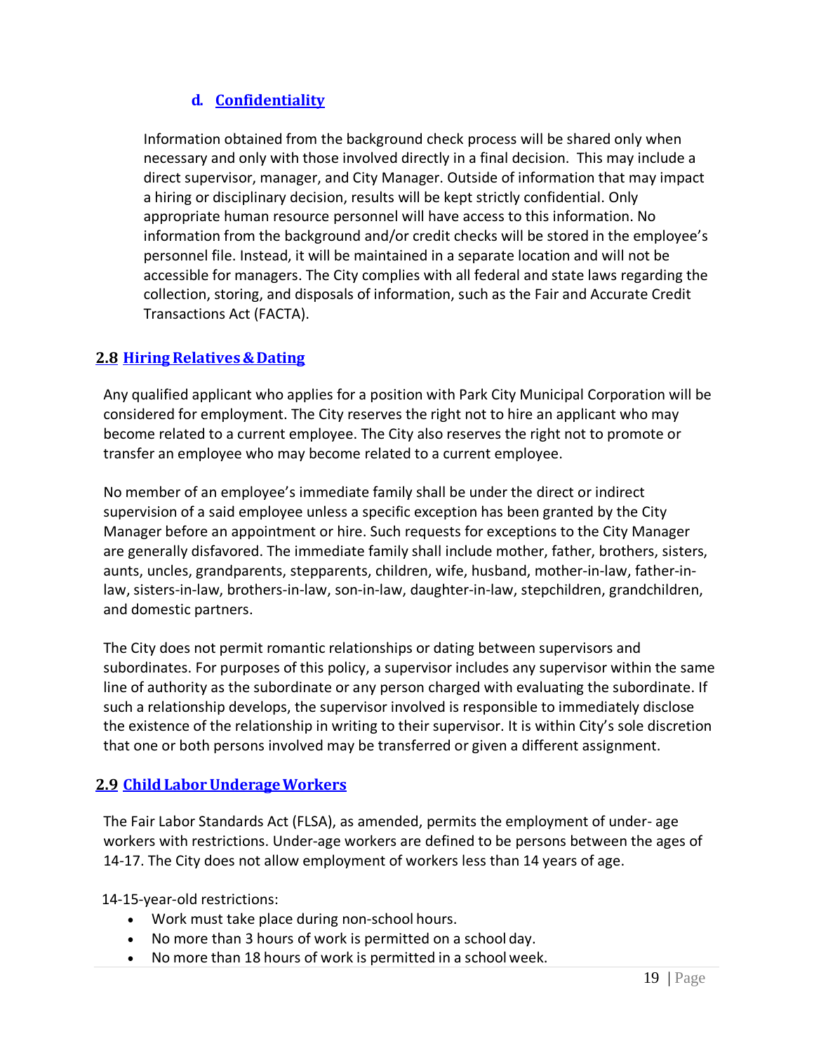#### d. Confidentiality

Information obtained from the background check process will be shared only when necessary and only with those involved directly in a final decision. This may include a direct supervisor, manager, and City Manager. Outside of information that may impact a hiring or disciplinary decision, results will be kept strictly confidential. Only appropriate human resource personnel will have access to this information. No information from the background and/or credit checks will be stored in the employee's personnel file. Instead, it will be maintained in a separate location and will not be accessible for managers. The City complies with all federal and state laws regarding the collection, storing, and disposals of information, such as the Fair and Accurate Credit Transactions Act (FACTA).

### 2.8 Hiring Relatives & Dating

Any qualified applicant who applies for a position with Park City Municipal Corporation will be considered for employment. The City reserves the right not to hire an applicant who may become related to a current employee. The City also reserves the right not to promote or transfer an employee who may become related to a current employee.

No member of an employee's immediate family shall be under the direct or indirect supervision of a said employee unless a specific exception has been granted by the City Manager before an appointment or hire. Such requests for exceptions to the City Manager are generally disfavored. The immediate family shall include mother, father, brothers, sisters, aunts, uncles, grandparents, stepparents, children, wife, husband, mother-in-law, father-in-law, sisters-in-law, brothers-in-law, son-in-law, daughter-in-law, stepchildren, grandchildren, and domestic partners.

The City does not permit romantic relationships or dating between supervisors and subordinates. For purposes of this policy, a supervisor includes any supervisor within the same line of authority as the subordinate or any person charged with evaluating the subordinate. If such a relationship develops, the supervisor involved is responsible to immediately disclose the existence of the relationship in writing to their supervisor. It is within City's sole discretion that one or both persons involved may be transferred or given a different assignment.

### 2.9 Child Labor Underage Workers

The Fair Labor Standards Act (FLSA), as amended, permits the employment of under- age workers with restrictions. Under-age workers are defined to be persons between the ages of 14-17. The City does not allow employment of workers less than 14 years of age.

14-15-year-old restrictions:

- Work must take place during non-school hours.
- No more than 3 hours of work is permitted on a school day.
- No more than 18 hours of work is permitted in a school week.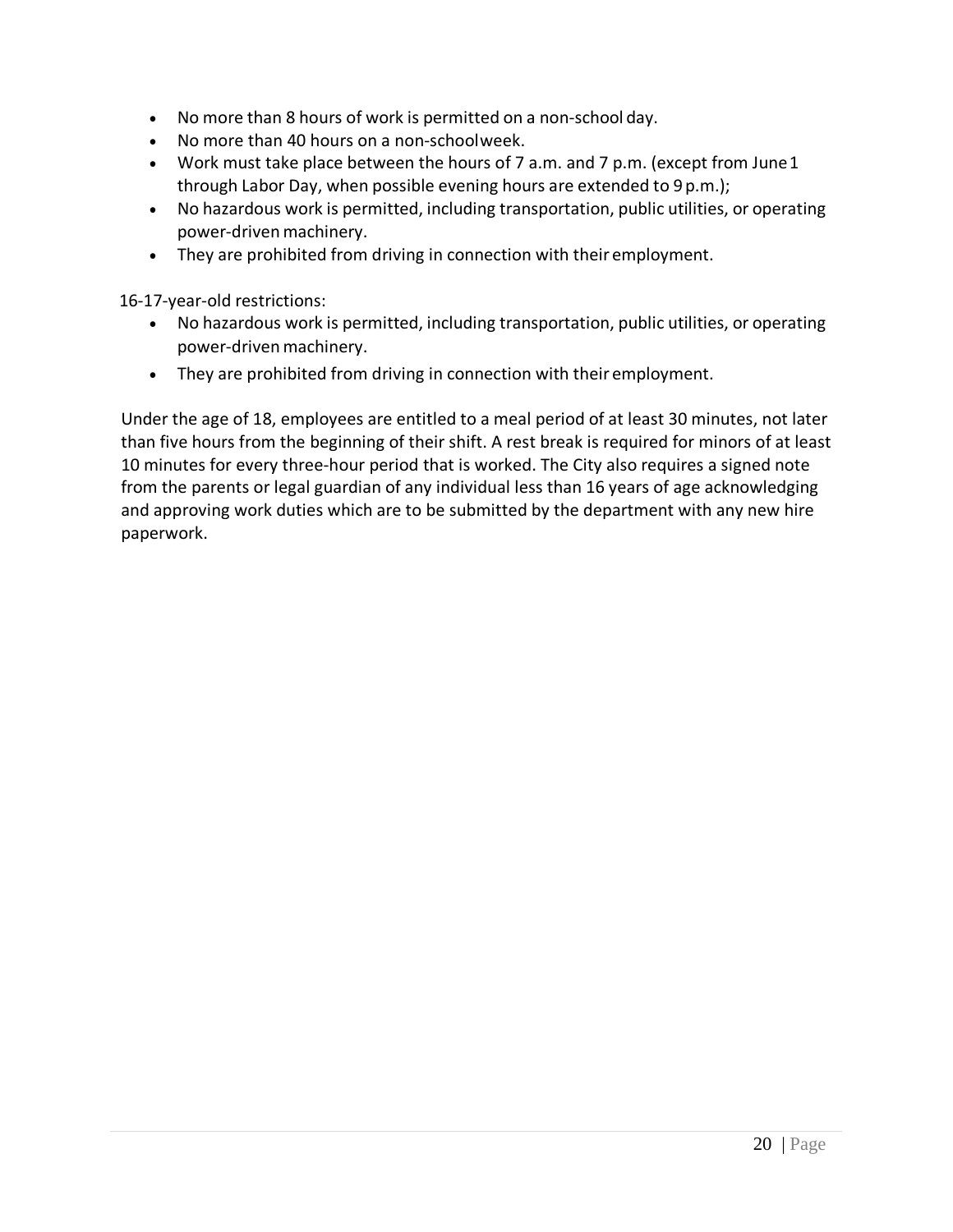- No more than 8 hours of work is permitted on a non-school day.
- No more than 40 hours on a non-school week.
- Work must take place between the hours of 7 a.m. and 7 p.m. (except from June 1 through Labor Day, when possible evening hours are extended to 9 p.m.);
- No hazardous work is permitted, including transportation, public utilities, or operating power-driven machinery.
- They are prohibited from driving in connection with their employment.

16-17-year-old restrictions:

- No hazardous work is permitted, including transportation, public utilities, or operating power-driven machinery.
- They are prohibited from driving in connection with their employment.

Under the age of 18, employees are entitled to a meal period of at least 30 minutes, not later than five hours from the beginning of their shift. A rest break is required for minors of at least 10 minutes for every three-hour period that is worked. The City also requires a signed note from the parents or legal guardian of any individual less than 16 years of age acknowledging and approving work duties which are to be submitted by the department with any new hire paperwork.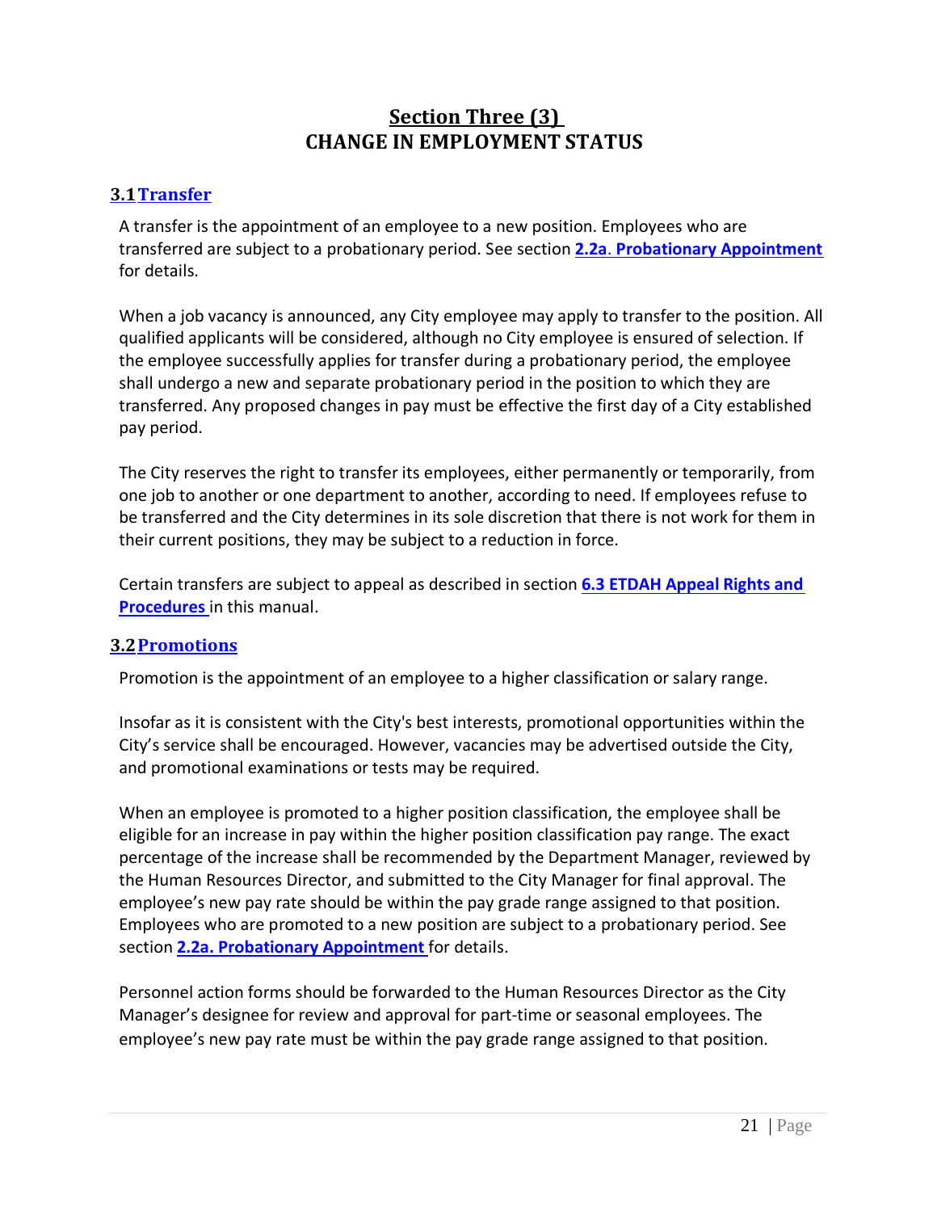# Section Three (3)
# CHANGE IN EMPLOYMENT STATUS

## 3.1 Transfer

A transfer is the appointment of an employee to a new position. Employees who are transferred are subject to a probationary period. See section **2.2a. Probationary Appointment** for details.

When a job vacancy is announced, any City employee may apply to transfer to the position. All qualified applicants will be considered, although no City employee is ensured of selection. If the employee successfully applies for transfer during a probationary period, the employee shall undergo a new and separate probationary period in the position to which they are transferred. Any proposed changes in pay must be effective the first day of a City established pay period.

The City reserves the right to transfer its employees, either permanently or temporarily, from one job to another or one department to another, according to need. If employees refuse to be transferred and the City determines in its sole discretion that there is not work for them in their current positions, they may be subject to a reduction in force.

Certain transfers are subject to appeal as described in section **6.3 ETDAH Appeal Rights and Procedures** in this manual.

## 3.2 Promotions

Promotion is the appointment of an employee to a higher classification or salary range.

Insofar as it is consistent with the City's best interests, promotional opportunities within the City's service shall be encouraged. However, vacancies may be advertised outside the City, and promotional examinations or tests may be required.

When an employee is promoted to a higher position classification, the employee shall be eligible for an increase in pay within the higher position classification pay range. The exact percentage of the increase shall be recommended by the Department Manager, reviewed by the Human Resources Director, and submitted to the City Manager for final approval. The employee's new pay rate should be within the pay grade range assigned to that position. Employees who are promoted to a new position are subject to a probationary period. See section **2.2a. Probationary Appointment** for details.

Personnel action forms should be forwarded to the Human Resources Director as the City Manager's designee for review and approval for part-time or seasonal employees. The employee's new pay rate must be within the pay grade range assigned to that position.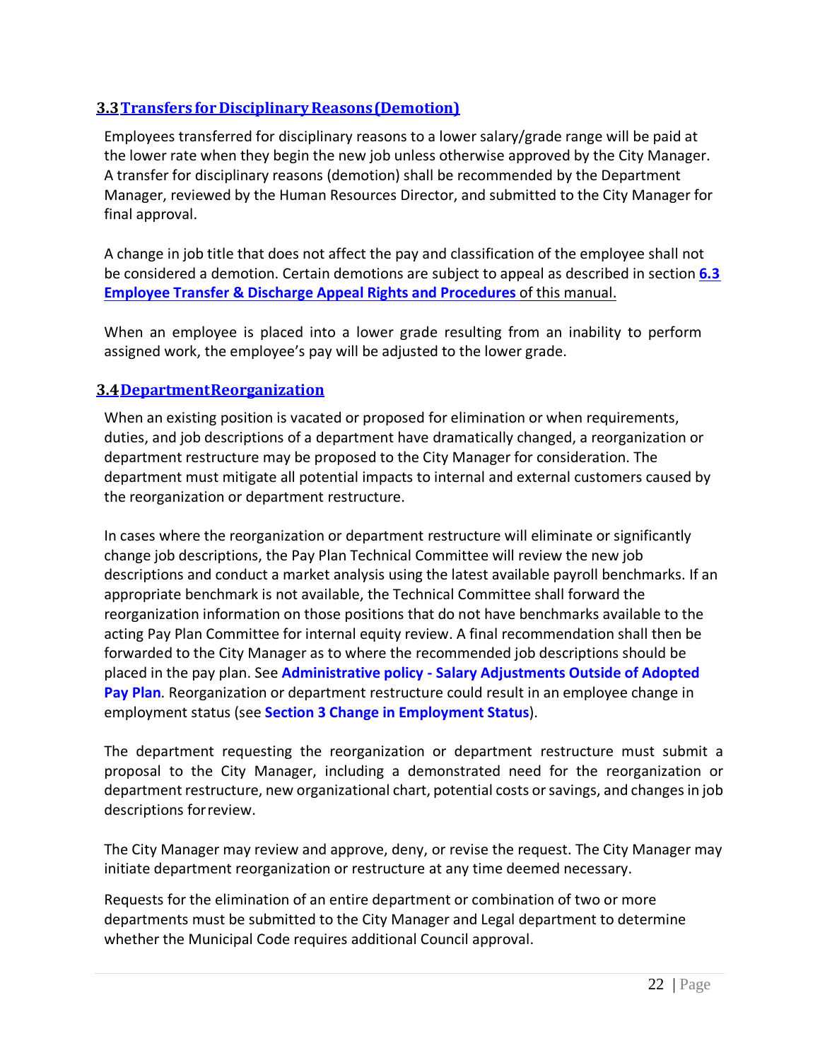## 3.3 Transfers for Disciplinary Reasons (Demotion)

Employees transferred for disciplinary reasons to a lower salary/grade range will be paid at the lower rate when they begin the new job unless otherwise approved by the City Manager. A transfer for disciplinary reasons (demotion) shall be recommended by the Department Manager, reviewed by the Human Resources Director, and submitted to the City Manager for final approval.

A change in job title that does not affect the pay and classification of the employee shall not be considered a demotion. Certain demotions are subject to appeal as described in section **6.3 Employee Transfer & Discharge Appeal Rights and Procedures** of this manual.

When an employee is placed into a lower grade resulting from an inability to perform assigned work, the employee's pay will be adjusted to the lower grade.

## 3.4 Department Reorganization

When an existing position is vacated or proposed for elimination or when requirements, duties, and job descriptions of a department have dramatically changed, a reorganization or department restructure may be proposed to the City Manager for consideration. The department must mitigate all potential impacts to internal and external customers caused by the reorganization or department restructure.

In cases where the reorganization or department restructure will eliminate or significantly change job descriptions, the Pay Plan Technical Committee will review the new job descriptions and conduct a market analysis using the latest available payroll benchmarks. If an appropriate benchmark is not available, the Technical Committee shall forward the reorganization information on those positions that do not have benchmarks available to the acting Pay Plan Committee for internal equity review. A final recommendation shall then be forwarded to the City Manager as to where the recommended job descriptions should be placed in the pay plan. See **Administrative policy - Salary Adjustments Outside of Adopted Pay Plan**. Reorganization or department restructure could result in an employee change in employment status (see **Section 3 Change in Employment Status**).

The department requesting the reorganization or department restructure must submit a proposal to the City Manager, including a demonstrated need for the reorganization or department restructure, new organizational chart, potential costs or savings, and changes in job descriptions for review.

The City Manager may review and approve, deny, or revise the request. The City Manager may initiate department reorganization or restructure at any time deemed necessary.

Requests for the elimination of an entire department or combination of two or more departments must be submitted to the City Manager and Legal department to determine whether the Municipal Code requires additional Council approval.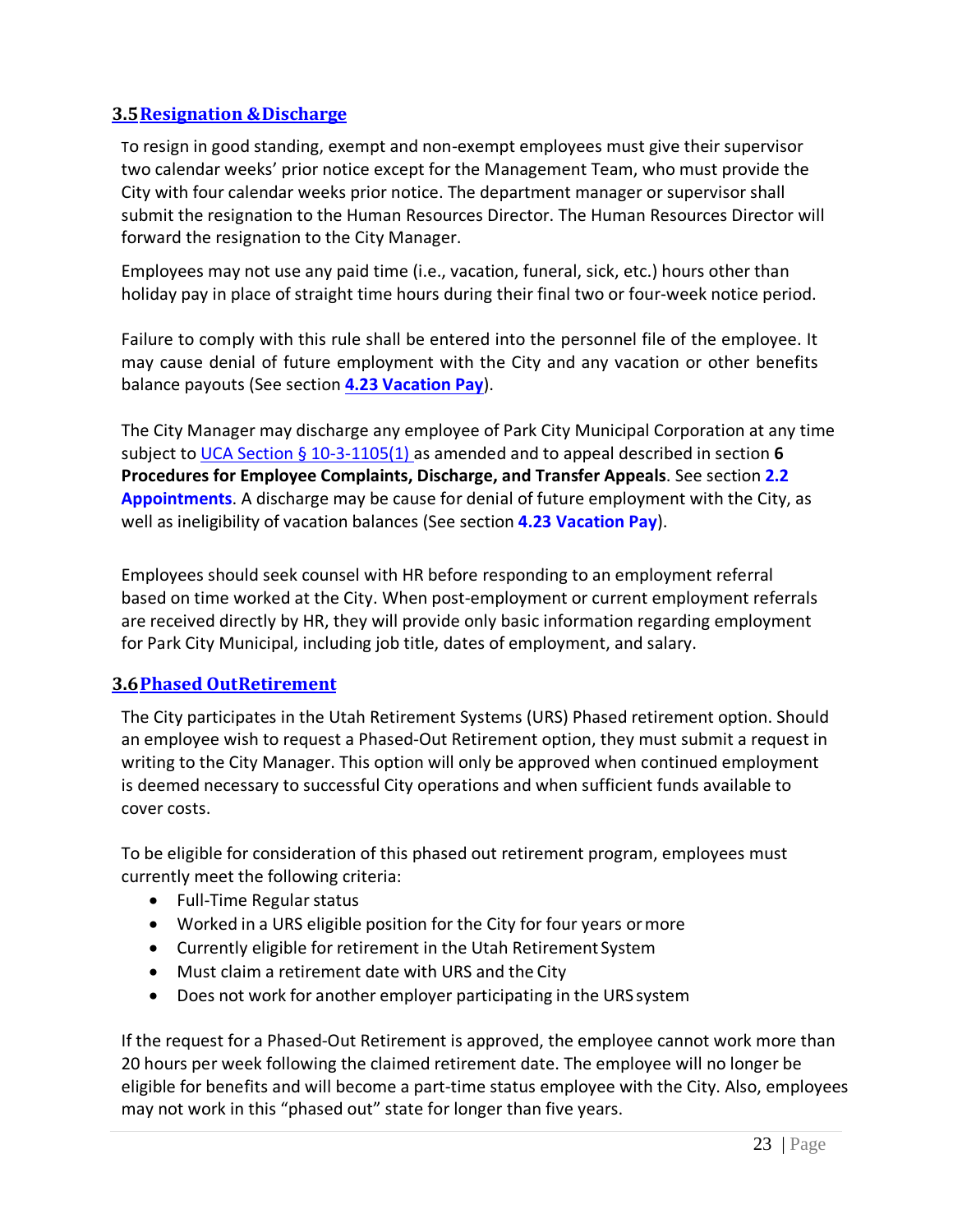## 3.5 Resignation & Discharge

To resign in good standing, exempt and non-exempt employees must give their supervisor two calendar weeks' prior notice except for the Management Team, who must provide the City with four calendar weeks prior notice. The department manager or supervisor shall submit the resignation to the Human Resources Director. The Human Resources Director will forward the resignation to the City Manager.

Employees may not use any paid time (i.e., vacation, funeral, sick, etc.) hours other than holiday pay in place of straight time hours during their final two or four-week notice period.

Failure to comply with this rule shall be entered into the personnel file of the employee. It may cause denial of future employment with the City and any vacation or other benefits balance payouts (See section **4.23 Vacation Pay**).

The City Manager may discharge any employee of Park City Municipal Corporation at any time subject to UCA Section § 10-3-1105(1) as amended and to appeal described in section **6 Procedures for Employee Complaints, Discharge, and Transfer Appeals**. See section **2.2 Appointments**. A discharge may be cause for denial of future employment with the City, as well as ineligibility of vacation balances (See section **4.23 Vacation Pay**).

Employees should seek counsel with HR before responding to an employment referral based on time worked at the City. When post-employment or current employment referrals are received directly by HR, they will provide only basic information regarding employment for Park City Municipal, including job title, dates of employment, and salary.

## 3.6 Phased Out Retirement

The City participates in the Utah Retirement Systems (URS) Phased retirement option. Should an employee wish to request a Phased-Out Retirement option, they must submit a request in writing to the City Manager. This option will only be approved when continued employment is deemed necessary to successful City operations and when sufficient funds available to cover costs.

To be eligible for consideration of this phased out retirement program, employees must currently meet the following criteria:

- Full-Time Regular status
- Worked in a URS eligible position for the City for four years or more
- Currently eligible for retirement in the Utah Retirement System
- Must claim a retirement date with URS and the City
- Does not work for another employer participating in the URS system

If the request for a Phased-Out Retirement is approved, the employee cannot work more than 20 hours per week following the claimed retirement date. The employee will no longer be eligible for benefits and will become a part-time status employee with the City. Also, employees may not work in this "phased out" state for longer than five years.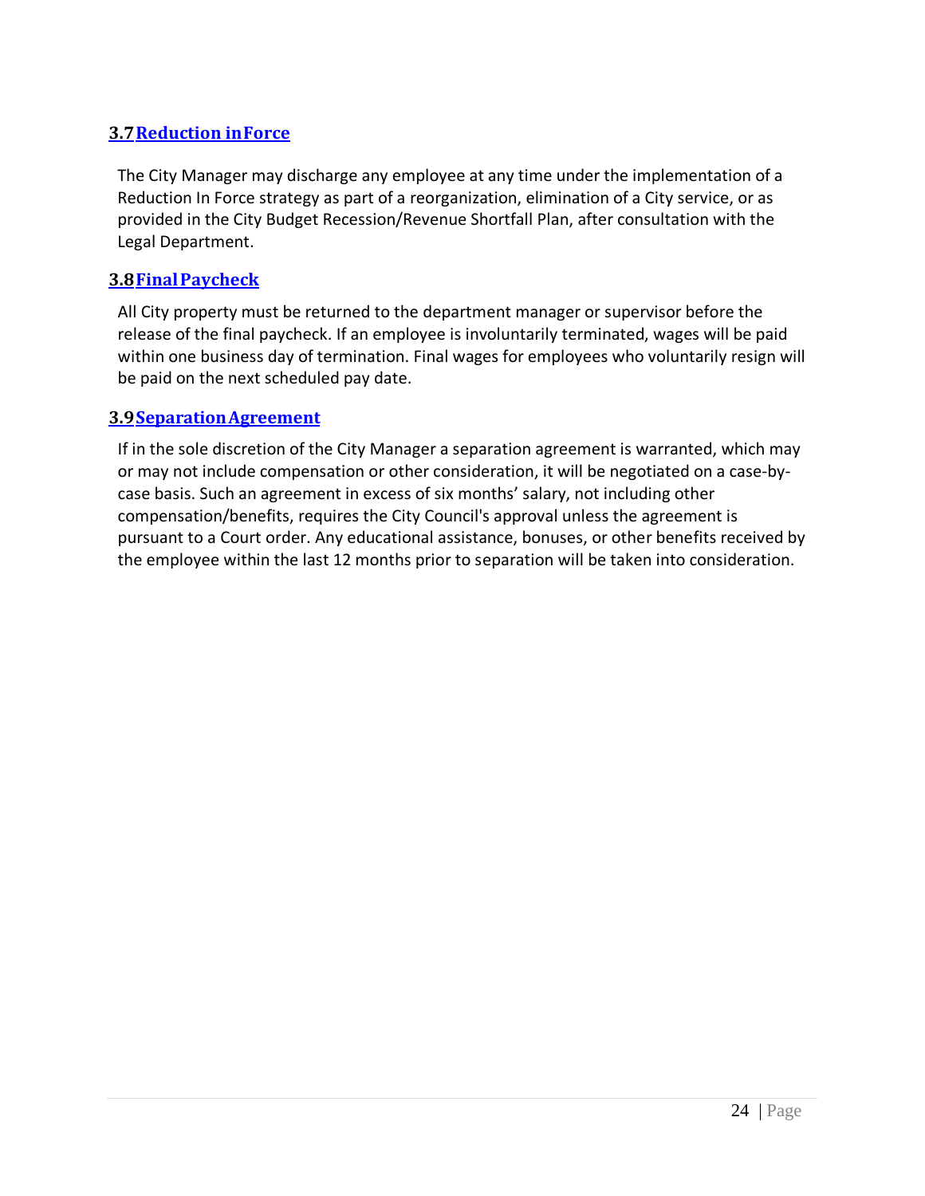### 3.7 Reduction in Force

The City Manager may discharge any employee at any time under the implementation of a Reduction In Force strategy as part of a reorganization, elimination of a City service, or as provided in the City Budget Recession/Revenue Shortfall Plan, after consultation with the Legal Department.

### 3.8 Final Paycheck

All City property must be returned to the department manager or supervisor before the release of the final paycheck. If an employee is involuntarily terminated, wages will be paid within one business day of termination. Final wages for employees who voluntarily resign will be paid on the next scheduled pay date.

### 3.9 Separation Agreement

If in the sole discretion of the City Manager a separation agreement is warranted, which may or may not include compensation or other consideration, it will be negotiated on a case-by-case basis. Such an agreement in excess of six months' salary, not including other compensation/benefits, requires the City Council's approval unless the agreement is pursuant to a Court order. Any educational assistance, bonuses, or other benefits received by the employee within the last 12 months prior to separation will be taken into consideration.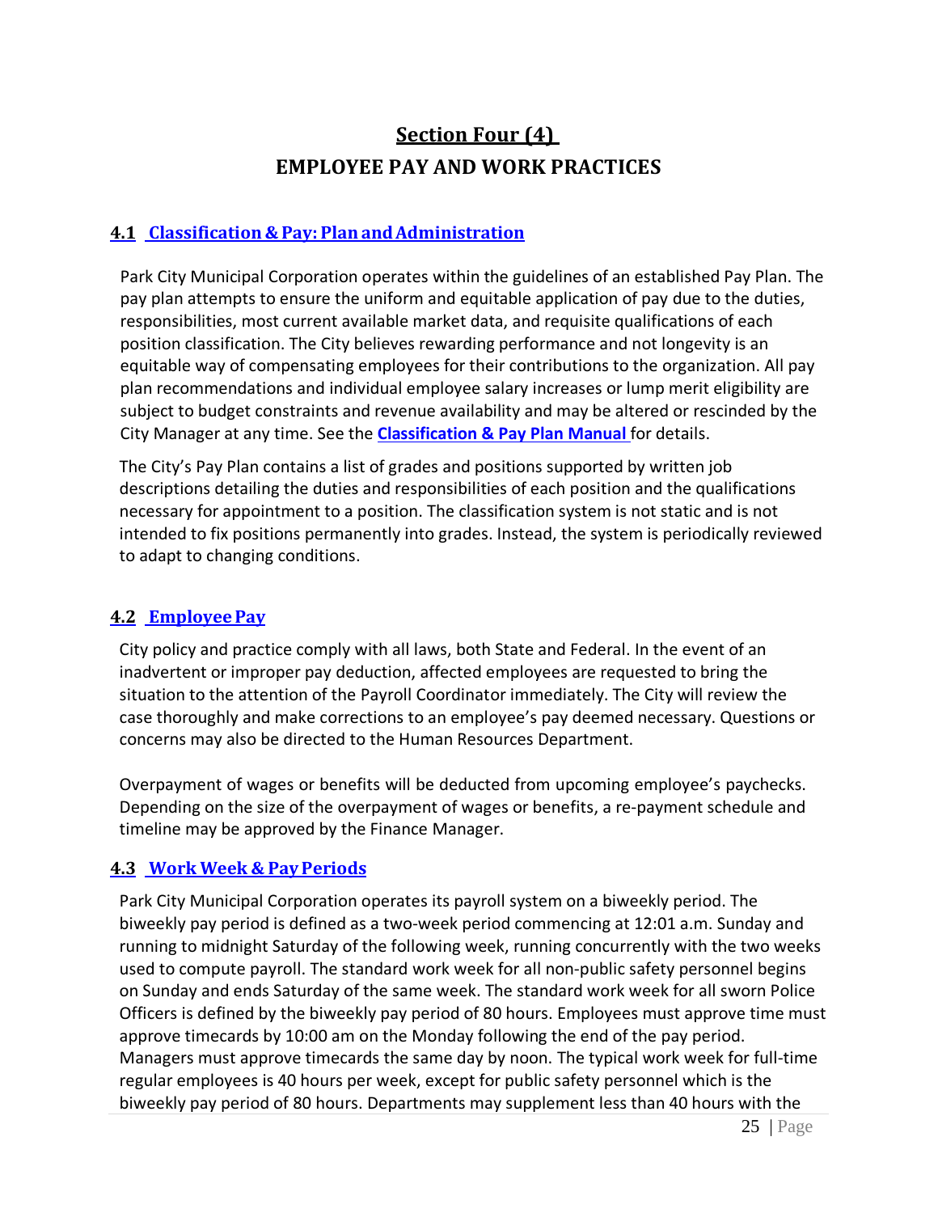# Section Four (4)

# EMPLOYEE PAY AND WORK PRACTICES

## 4.1 Classification & Pay: Plan and Administration

Park City Municipal Corporation operates within the guidelines of an established Pay Plan. The pay plan attempts to ensure the uniform and equitable application of pay due to the duties, responsibilities, most current available market data, and requisite qualifications of each position classification. The City believes rewarding performance and not longevity is an equitable way of compensating employees for their contributions to the organization. All pay plan recommendations and individual employee salary increases or lump merit eligibility are subject to budget constraints and revenue availability and may be altered or rescinded by the City Manager at any time. See the **Classification & Pay Plan Manual** for details.

The City's Pay Plan contains a list of grades and positions supported by written job descriptions detailing the duties and responsibilities of each position and the qualifications necessary for appointment to a position. The classification system is not static and is not intended to fix positions permanently into grades. Instead, the system is periodically reviewed to adapt to changing conditions.

## 4.2 Employee Pay

City policy and practice comply with all laws, both State and Federal. In the event of an inadvertent or improper pay deduction, affected employees are requested to bring the situation to the attention of the Payroll Coordinator immediately. The City will review the case thoroughly and make corrections to an employee's pay deemed necessary. Questions or concerns may also be directed to the Human Resources Department.

Overpayment of wages or benefits will be deducted from upcoming employee's paychecks. Depending on the size of the overpayment of wages or benefits, a re-payment schedule and timeline may be approved by the Finance Manager.

## 4.3 Work Week & Pay Periods

Park City Municipal Corporation operates its payroll system on a biweekly period. The biweekly pay period is defined as a two-week period commencing at 12:01 a.m. Sunday and running to midnight Saturday of the following week, running concurrently with the two weeks used to compute payroll. The standard work week for all non-public safety personnel begins on Sunday and ends Saturday of the same week. The standard work week for all sworn Police Officers is defined by the biweekly pay period of 80 hours. Employees must approve time must approve timecards by 10:00 am on the Monday following the end of the pay period. Managers must approve timecards the same day by noon. The typical work week for full-time regular employees is 40 hours per week, except for public safety personnel which is the biweekly pay period of 80 hours. Departments may supplement less than 40 hours with the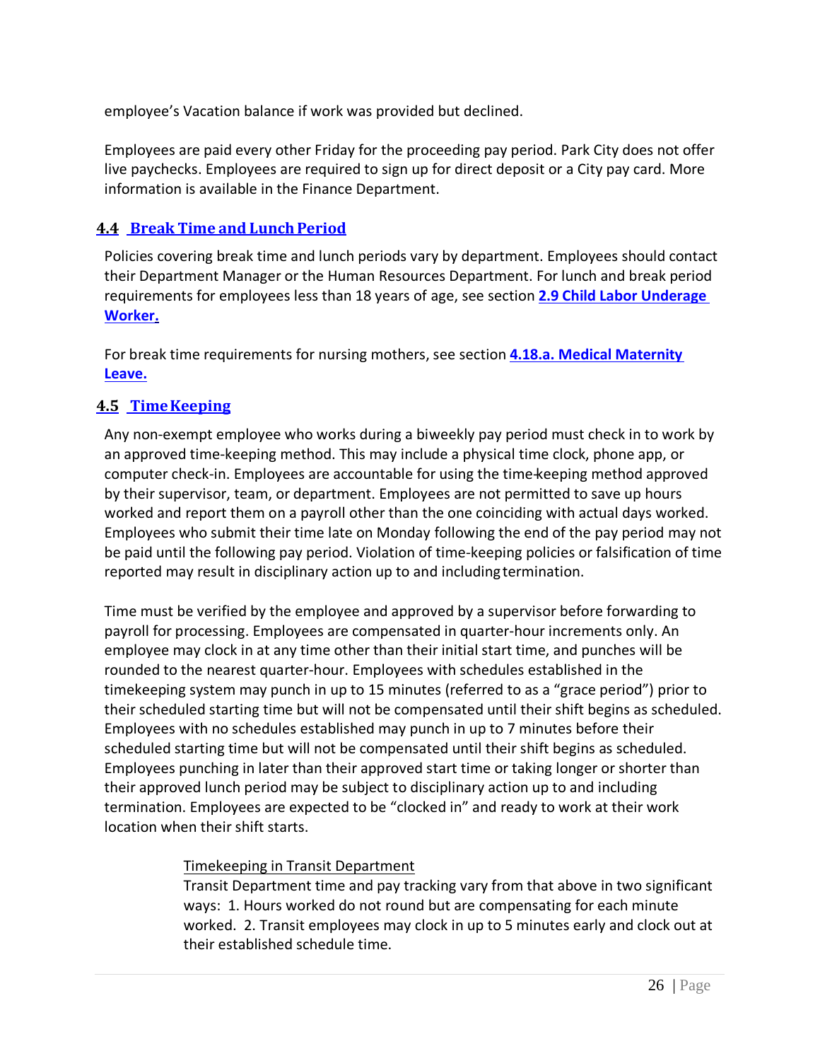employee's Vacation balance if work was provided but declined.

Employees are paid every other Friday for the proceeding pay period. Park City does not offer live paychecks. Employees are required to sign up for direct deposit or a City pay card. More information is available in the Finance Department.

## 4.4 Break Time and Lunch Period

Policies covering break time and lunch periods vary by department. Employees should contact their Department Manager or the Human Resources Department. For lunch and break period requirements for employees less than 18 years of age, see section **2.9 Child Labor Underage Worker.**

For break time requirements for nursing mothers, see section **4.18.a. Medical Maternity Leave.**

## 4.5 Time Keeping

Any non-exempt employee who works during a biweekly pay period must check in to work by an approved time-keeping method. This may include a physical time clock, phone app, or computer check-in. Employees are accountable for using the time-keeping method approved by their supervisor, team, or department. Employees are not permitted to save up hours worked and report them on a payroll other than the one coinciding with actual days worked. Employees who submit their time late on Monday following the end of the pay period may not be paid until the following pay period. Violation of time-keeping policies or falsification of time reported may result in disciplinary action up to and including termination.

Time must be verified by the employee and approved by a supervisor before forwarding to payroll for processing. Employees are compensated in quarter-hour increments only. An employee may clock in at any time other than their initial start time, and punches will be rounded to the nearest quarter-hour. Employees with schedules established in the timekeeping system may punch in up to 15 minutes (referred to as a "grace period") prior to their scheduled starting time but will not be compensated until their shift begins as scheduled. Employees with no schedules established may punch in up to 7 minutes before their scheduled starting time but will not be compensated until their shift begins as scheduled. Employees punching in later than their approved start time or taking longer or shorter than their approved lunch period may be subject to disciplinary action up to and including termination. Employees are expected to be "clocked in" and ready to work at their work location when their shift starts.

Timekeeping in Transit Department

Transit Department time and pay tracking vary from that above in two significant ways: 1. Hours worked do not round but are compensating for each minute worked. 2. Transit employees may clock in up to 5 minutes early and clock out at their established schedule time.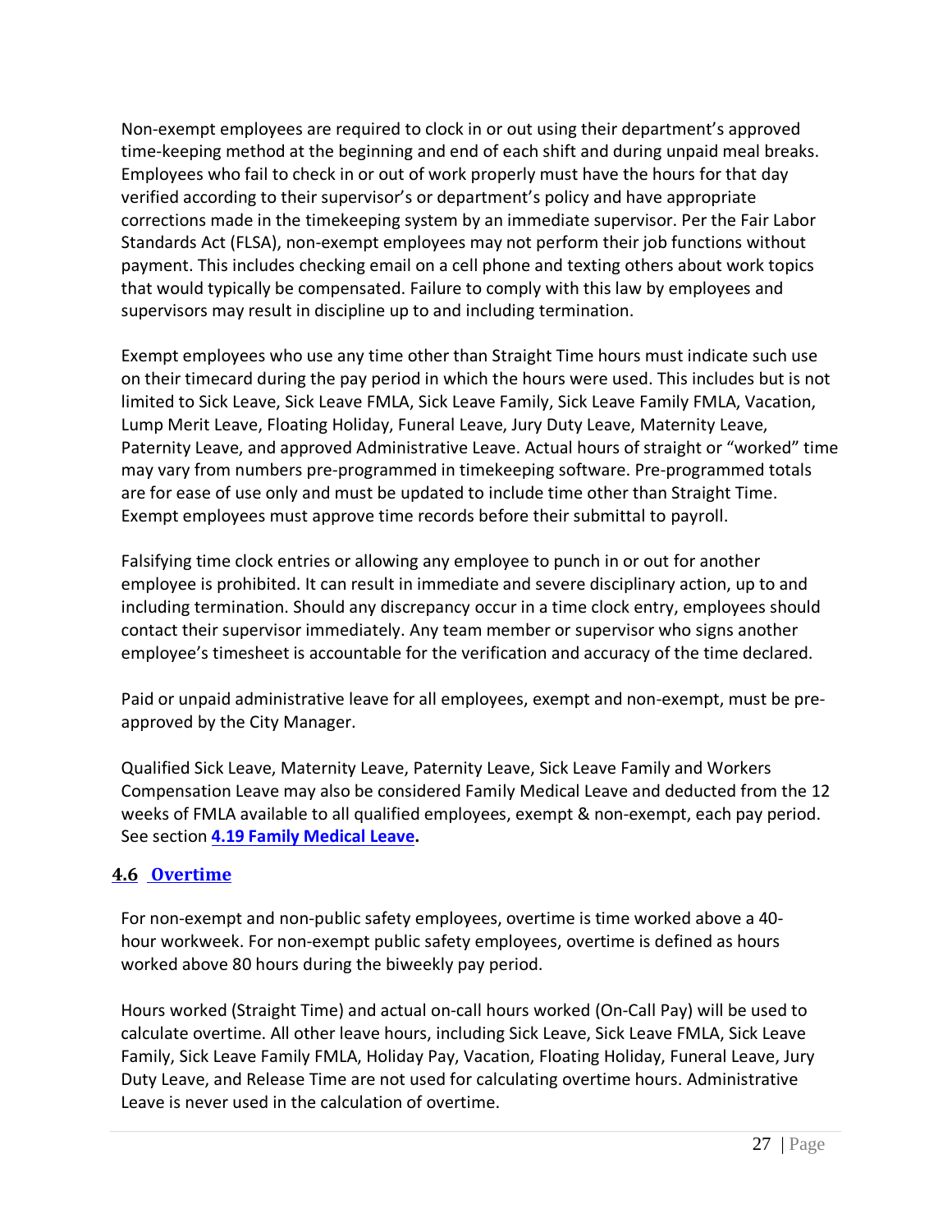Non-exempt employees are required to clock in or out using their department's approved time-keeping method at the beginning and end of each shift and during unpaid meal breaks. Employees who fail to check in or out of work properly must have the hours for that day verified according to their supervisor's or department's policy and have appropriate corrections made in the timekeeping system by an immediate supervisor. Per the Fair Labor Standards Act (FLSA), non-exempt employees may not perform their job functions without payment. This includes checking email on a cell phone and texting others about work topics that would typically be compensated. Failure to comply with this law by employees and supervisors may result in discipline up to and including termination.

Exempt employees who use any time other than Straight Time hours must indicate such use on their timecard during the pay period in which the hours were used. This includes but is not limited to Sick Leave, Sick Leave FMLA, Sick Leave Family, Sick Leave Family FMLA, Vacation, Lump Merit Leave, Floating Holiday, Funeral Leave, Jury Duty Leave, Maternity Leave, Paternity Leave, and approved Administrative Leave. Actual hours of straight or "worked" time may vary from numbers pre-programmed in timekeeping software. Pre-programmed totals are for ease of use only and must be updated to include time other than Straight Time. Exempt employees must approve time records before their submittal to payroll.

Falsifying time clock entries or allowing any employee to punch in or out for another employee is prohibited. It can result in immediate and severe disciplinary action, up to and including termination. Should any discrepancy occur in a time clock entry, employees should contact their supervisor immediately. Any team member or supervisor who signs another employee's timesheet is accountable for the verification and accuracy of the time declared.

Paid or unpaid administrative leave for all employees, exempt and non-exempt, must be pre-approved by the City Manager.

Qualified Sick Leave, Maternity Leave, Paternity Leave, Sick Leave Family and Workers Compensation Leave may also be considered Family Medical Leave and deducted from the 12 weeks of FMLA available to all qualified employees, exempt & non-exempt, each pay period. See section **4.19 Family Medical Leave.**

## 4.6 Overtime

For non-exempt and non-public safety employees, overtime is time worked above a 40-hour workweek. For non-exempt public safety employees, overtime is defined as hours worked above 80 hours during the biweekly pay period.

Hours worked (Straight Time) and actual on-call hours worked (On-Call Pay) will be used to calculate overtime. All other leave hours, including Sick Leave, Sick Leave FMLA, Sick Leave Family, Sick Leave Family FMLA, Holiday Pay, Vacation, Floating Holiday, Funeral Leave, Jury Duty Leave, and Release Time are not used for calculating overtime hours. Administrative Leave is never used in the calculation of overtime.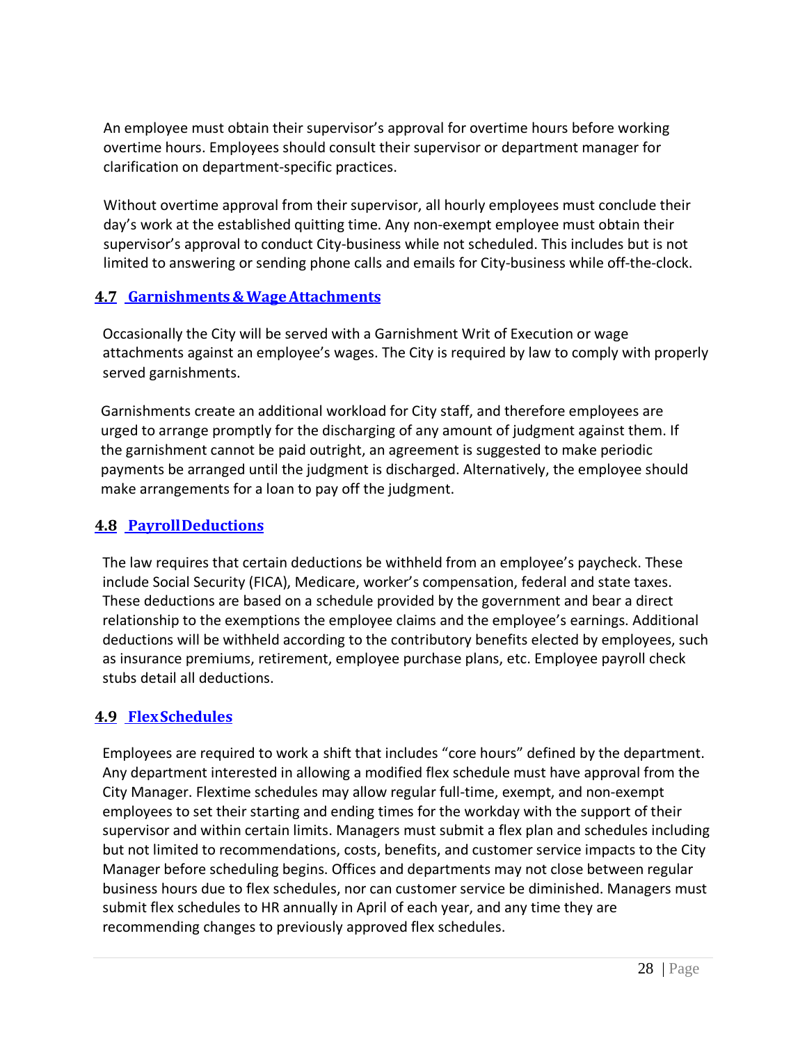An employee must obtain their supervisor's approval for overtime hours before working overtime hours. Employees should consult their supervisor or department manager for clarification on department-specific practices.

Without overtime approval from their supervisor, all hourly employees must conclude their day's work at the established quitting time. Any non-exempt employee must obtain their supervisor's approval to conduct City-business while not scheduled. This includes but is not limited to answering or sending phone calls and emails for City-business while off-the-clock.

### 4.7 Garnishments & Wage Attachments

Occasionally the City will be served with a Garnishment Writ of Execution or wage attachments against an employee's wages. The City is required by law to comply with properly served garnishments.

Garnishments create an additional workload for City staff, and therefore employees are urged to arrange promptly for the discharging of any amount of judgment against them. If the garnishment cannot be paid outright, an agreement is suggested to make periodic payments be arranged until the judgment is discharged. Alternatively, the employee should make arrangements for a loan to pay off the judgment.

### 4.8 Payroll Deductions

The law requires that certain deductions be withheld from an employee's paycheck. These include Social Security (FICA), Medicare, worker's compensation, federal and state taxes. These deductions are based on a schedule provided by the government and bear a direct relationship to the exemptions the employee claims and the employee's earnings. Additional deductions will be withheld according to the contributory benefits elected by employees, such as insurance premiums, retirement, employee purchase plans, etc. Employee payroll check stubs detail all deductions.

### 4.9 Flex Schedules

Employees are required to work a shift that includes "core hours" defined by the department. Any department interested in allowing a modified flex schedule must have approval from the City Manager. Flextime schedules may allow regular full-time, exempt, and non-exempt employees to set their starting and ending times for the workday with the support of their supervisor and within certain limits. Managers must submit a flex plan and schedules including but not limited to recommendations, costs, benefits, and customer service impacts to the City Manager before scheduling begins. Offices and departments may not close between regular business hours due to flex schedules, nor can customer service be diminished. Managers must submit flex schedules to HR annually in April of each year, and any time they are recommending changes to previously approved flex schedules.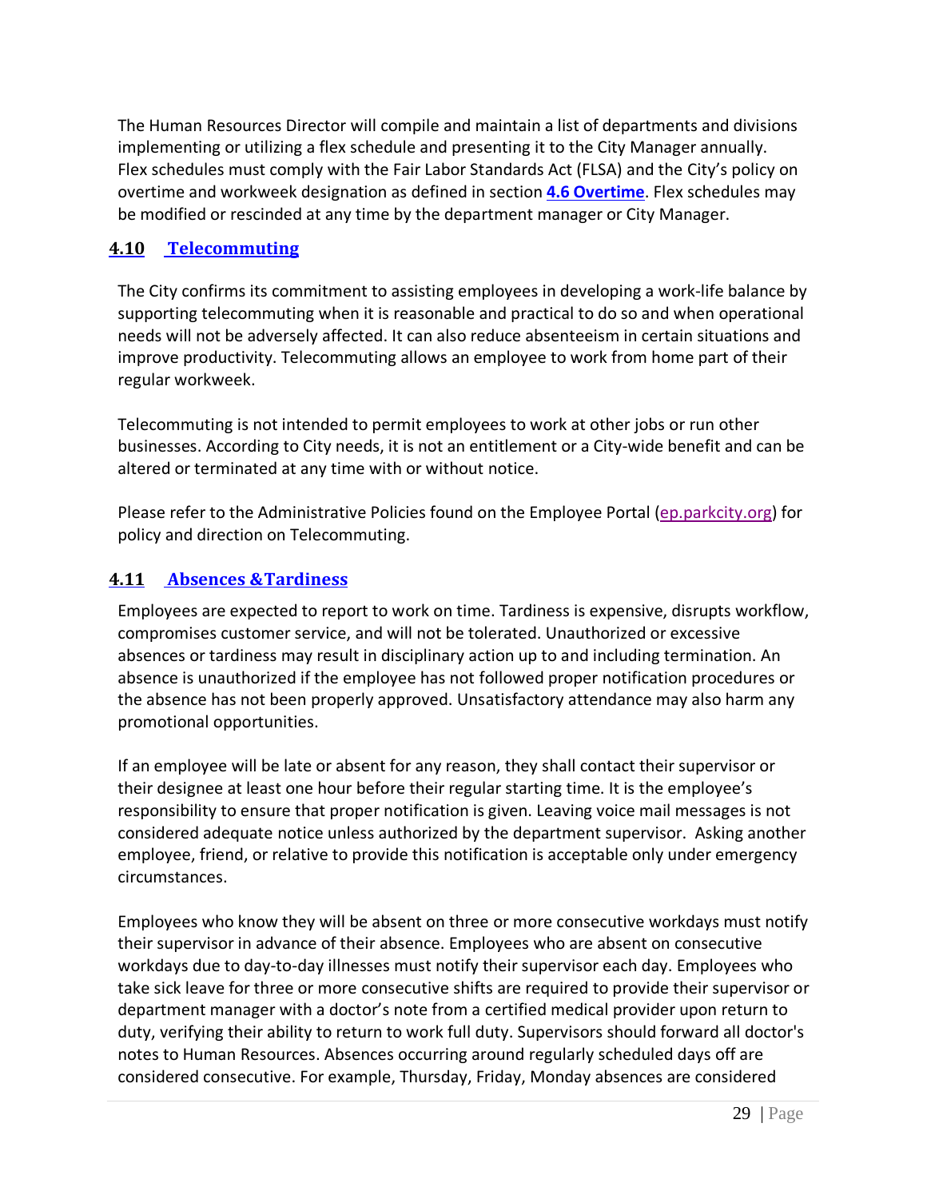The Human Resources Director will compile and maintain a list of departments and divisions implementing or utilizing a flex schedule and presenting it to the City Manager annually. Flex schedules must comply with the Fair Labor Standards Act (FLSA) and the City's policy on overtime and workweek designation as defined in section **4.6 Overtime**. Flex schedules may be modified or rescinded at any time by the department manager or City Manager.

## 4.10 Telecommuting

The City confirms its commitment to assisting employees in developing a work-life balance by supporting telecommuting when it is reasonable and practical to do so and when operational needs will not be adversely affected. It can also reduce absenteeism in certain situations and improve productivity. Telecommuting allows an employee to work from home part of their regular workweek.

Telecommuting is not intended to permit employees to work at other jobs or run other businesses. According to City needs, it is not an entitlement or a City-wide benefit and can be altered or terminated at any time with or without notice.

Please refer to the Administrative Policies found on the Employee Portal (ep.parkcity.org) for policy and direction on Telecommuting.

## 4.11 Absences & Tardiness

Employees are expected to report to work on time. Tardiness is expensive, disrupts workflow, compromises customer service, and will not be tolerated. Unauthorized or excessive absences or tardiness may result in disciplinary action up to and including termination. An absence is unauthorized if the employee has not followed proper notification procedures or the absence has not been properly approved. Unsatisfactory attendance may also harm any promotional opportunities.

If an employee will be late or absent for any reason, they shall contact their supervisor or their designee at least one hour before their regular starting time. It is the employee's responsibility to ensure that proper notification is given. Leaving voice mail messages is not considered adequate notice unless authorized by the department supervisor. Asking another employee, friend, or relative to provide this notification is acceptable only under emergency circumstances.

Employees who know they will be absent on three or more consecutive workdays must notify their supervisor in advance of their absence. Employees who are absent on consecutive workdays due to day-to-day illnesses must notify their supervisor each day. Employees who take sick leave for three or more consecutive shifts are required to provide their supervisor or department manager with a doctor's note from a certified medical provider upon return to duty, verifying their ability to return to work full duty. Supervisors should forward all doctor's notes to Human Resources. Absences occurring around regularly scheduled days off are considered consecutive. For example, Thursday, Friday, Monday absences are considered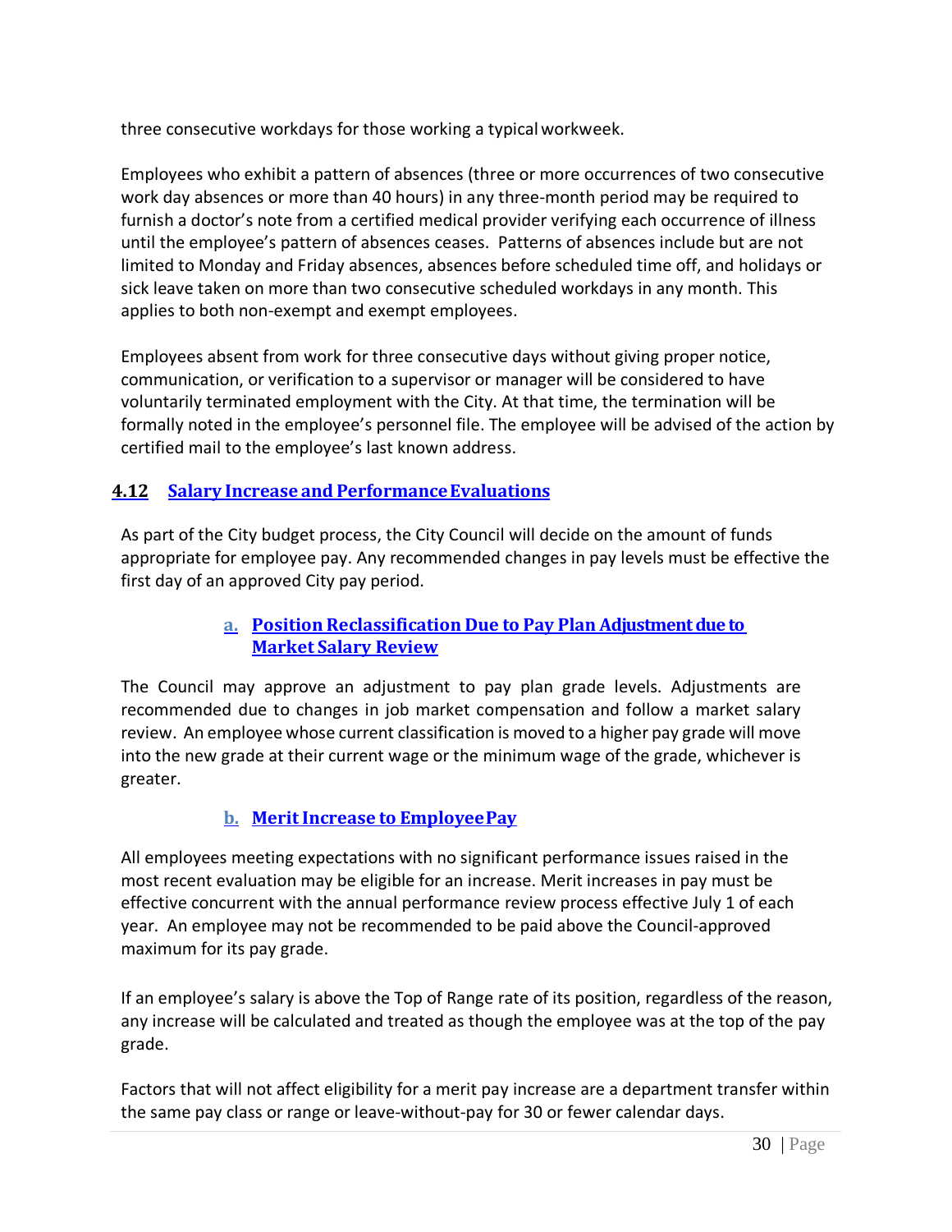three consecutive workdays for those working a typical workweek.

Employees who exhibit a pattern of absences (three or more occurrences of two consecutive work day absences or more than 40 hours) in any three-month period may be required to furnish a doctor's note from a certified medical provider verifying each occurrence of illness until the employee's pattern of absences ceases. Patterns of absences include but are not limited to Monday and Friday absences, absences before scheduled time off, and holidays or sick leave taken on more than two consecutive scheduled workdays in any month. This applies to both non-exempt and exempt employees.

Employees absent from work for three consecutive days without giving proper notice, communication, or verification to a supervisor or manager will be considered to have voluntarily terminated employment with the City. At that time, the termination will be formally noted in the employee's personnel file. The employee will be advised of the action by certified mail to the employee's last known address.

## 4.12 Salary Increase and Performance Evaluations

As part of the City budget process, the City Council will decide on the amount of funds appropriate for employee pay. Any recommended changes in pay levels must be effective the first day of an approved City pay period.

### a. Position Reclassification Due to Pay Plan Adjustment due to Market Salary Review

The Council may approve an adjustment to pay plan grade levels. Adjustments are recommended due to changes in job market compensation and follow a market salary review. An employee whose current classification is moved to a higher pay grade will move into the new grade at their current wage or the minimum wage of the grade, whichever is greater.

### b. Merit Increase to Employee Pay

All employees meeting expectations with no significant performance issues raised in the most recent evaluation may be eligible for an increase. Merit increases in pay must be effective concurrent with the annual performance review process effective July 1 of each year. An employee may not be recommended to be paid above the Council-approved maximum for its pay grade.

If an employee's salary is above the Top of Range rate of its position, regardless of the reason, any increase will be calculated and treated as though the employee was at the top of the pay grade.

Factors that will not affect eligibility for a merit pay increase are a department transfer within the same pay class or range or leave-without-pay for 30 or fewer calendar days.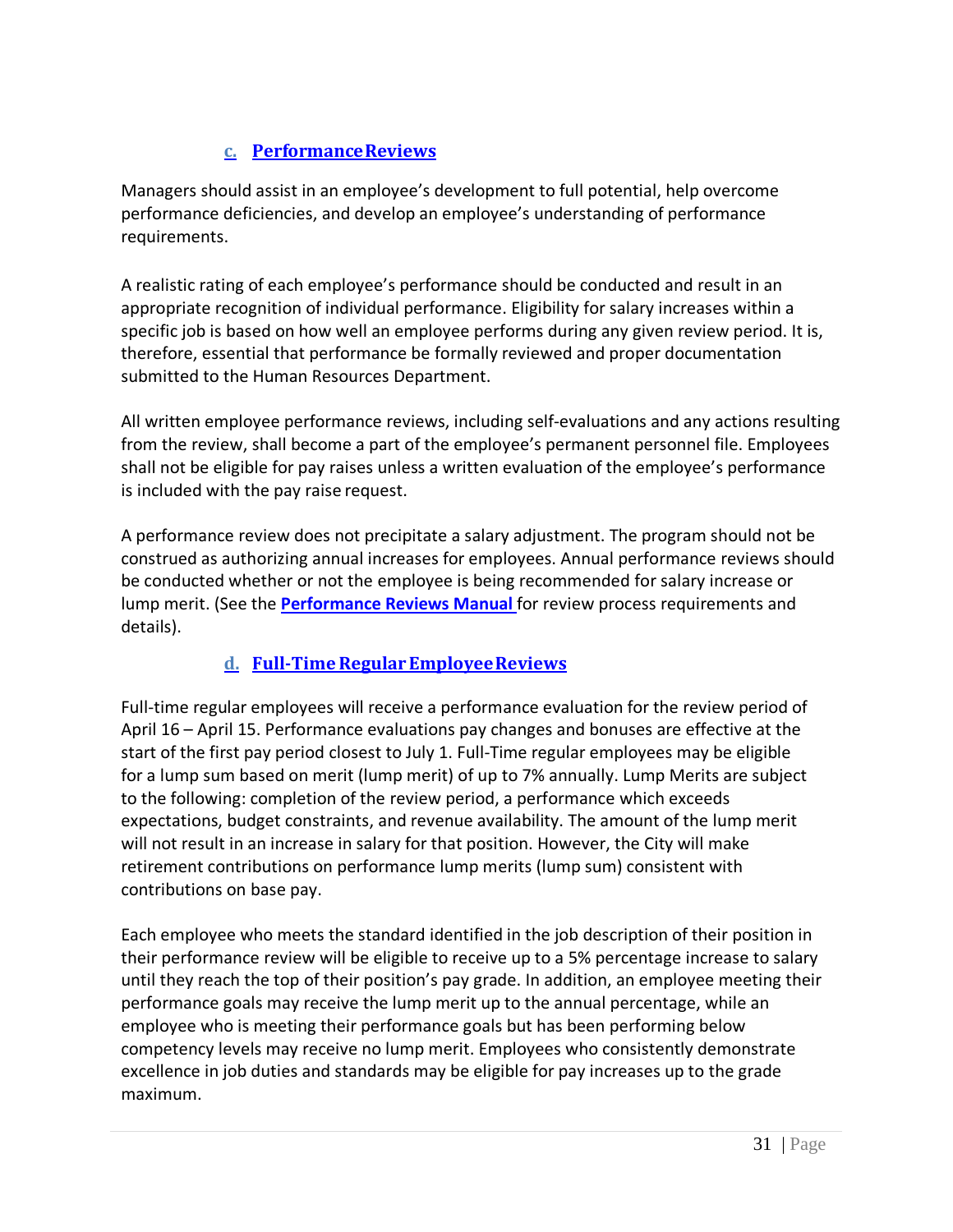### c. Performance Reviews

Managers should assist in an employee's development to full potential, help overcome performance deficiencies, and develop an employee's understanding of performance requirements.

A realistic rating of each employee's performance should be conducted and result in an appropriate recognition of individual performance. Eligibility for salary increases within a specific job is based on how well an employee performs during any given review period. It is, therefore, essential that performance be formally reviewed and proper documentation submitted to the Human Resources Department.

All written employee performance reviews, including self-evaluations and any actions resulting from the review, shall become a part of the employee's permanent personnel file. Employees shall not be eligible for pay raises unless a written evaluation of the employee's performance is included with the pay raise request.

A performance review does not precipitate a salary adjustment. The program should not be construed as authorizing annual increases for employees. Annual performance reviews should be conducted whether or not the employee is being recommended for salary increase or lump merit. (See the **Performance Reviews Manual** for review process requirements and details).

### d. Full-Time Regular Employee Reviews

Full-time regular employees will receive a performance evaluation for the review period of April 16 – April 15. Performance evaluations pay changes and bonuses are effective at the start of the first pay period closest to July 1. Full-Time regular employees may be eligible for a lump sum based on merit (lump merit) of up to 7% annually. Lump Merits are subject to the following: completion of the review period, a performance which exceeds expectations, budget constraints, and revenue availability. The amount of the lump merit will not result in an increase in salary for that position. However, the City will make retirement contributions on performance lump merits (lump sum) consistent with contributions on base pay.

Each employee who meets the standard identified in the job description of their position in their performance review will be eligible to receive up to a 5% percentage increase to salary until they reach the top of their position's pay grade. In addition, an employee meeting their performance goals may receive the lump merit up to the annual percentage, while an employee who is meeting their performance goals but has been performing below competency levels may receive no lump merit. Employees who consistently demonstrate excellence in job duties and standards may be eligible for pay increases up to the grade maximum.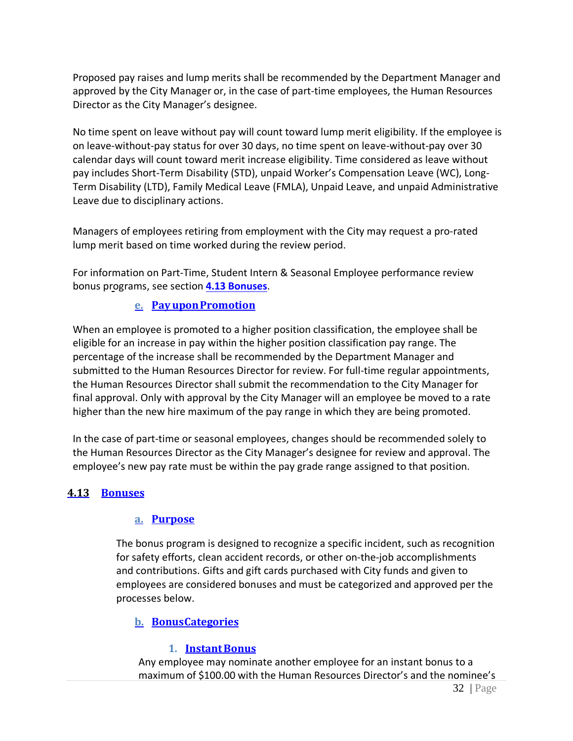Proposed pay raises and lump merits shall be recommended by the Department Manager and approved by the City Manager or, in the case of part-time employees, the Human Resources Director as the City Manager's designee.

No time spent on leave without pay will count toward lump merit eligibility. If the employee is on leave-without-pay status for over 30 days, no time spent on leave-without-pay over 30 calendar days will count toward merit increase eligibility. Time considered as leave without pay includes Short-Term Disability (STD), unpaid Worker's Compensation Leave (WC), Long-Term Disability (LTD), Family Medical Leave (FMLA), Unpaid Leave, and unpaid Administrative Leave due to disciplinary actions.

Managers of employees retiring from employment with the City may request a pro-rated lump merit based on time worked during the review period.

For information on Part-Time, Student Intern & Seasonal Employee performance review bonus programs, see section **4.13 Bonuses**.

#### e. Pay upon Promotion

When an employee is promoted to a higher position classification, the employee shall be eligible for an increase in pay within the higher position classification pay range. The percentage of the increase shall be recommended by the Department Manager and submitted to the Human Resources Director for review. For full-time regular appointments, the Human Resources Director shall submit the recommendation to the City Manager for final approval. Only with approval by the City Manager will an employee be moved to a rate higher than the new hire maximum of the pay range in which they are being promoted.

In the case of part-time or seasonal employees, changes should be recommended solely to the Human Resources Director as the City Manager's designee for review and approval. The employee's new pay rate must be within the pay grade range assigned to that position.

## 4.13 Bonuses

#### a. Purpose

The bonus program is designed to recognize a specific incident, such as recognition for safety efforts, clean accident records, or other on-the-job accomplishments and contributions. Gifts and gift cards purchased with City funds and given to employees are considered bonuses and must be categorized and approved per the processes below.

#### b. Bonus Categories

##### 1. Instant Bonus

Any employee may nominate another employee for an instant bonus to a maximum of $100.00 with the Human Resources Director's and the nominee's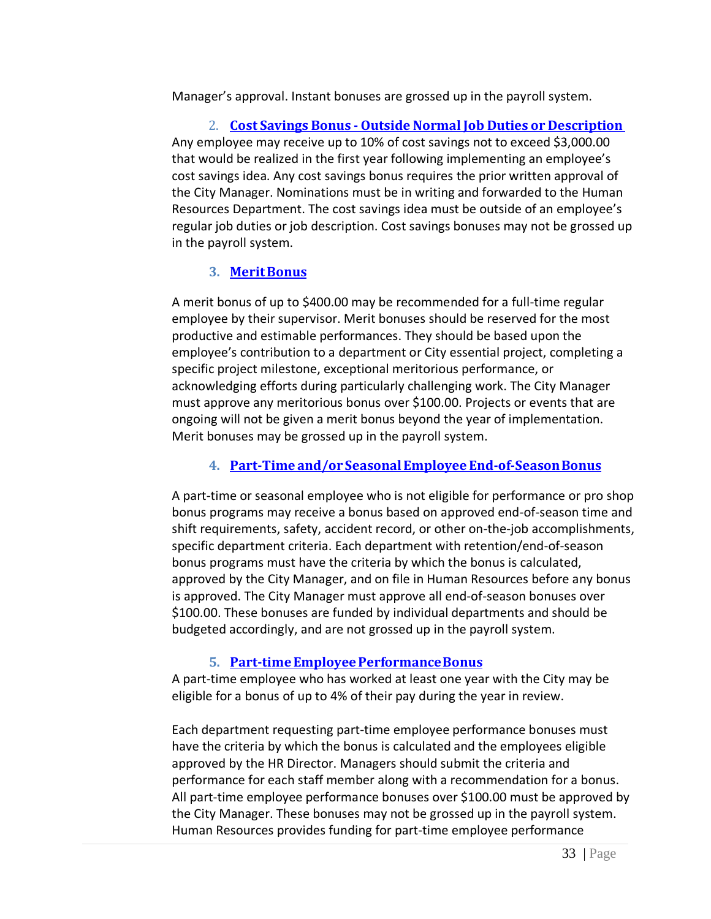Manager's approval. Instant bonuses are grossed up in the payroll system.

### 2. Cost Savings Bonus - Outside Normal Job Duties or Description

Any employee may receive up to 10% of cost savings not to exceed $3,000.00 that would be realized in the first year following implementing an employee's cost savings idea. Any cost savings bonus requires the prior written approval of the City Manager. Nominations must be in writing and forwarded to the Human Resources Department. The cost savings idea must be outside of an employee's regular job duties or job description. Cost savings bonuses may not be grossed up in the payroll system.

### 3. Merit Bonus

A merit bonus of up to $400.00 may be recommended for a full-time regular employee by their supervisor. Merit bonuses should be reserved for the most productive and estimable performances. They should be based upon the employee's contribution to a department or City essential project, completing a specific project milestone, exceptional meritorious performance, or acknowledging efforts during particularly challenging work. The City Manager must approve any meritorious bonus over $100.00. Projects or events that are ongoing will not be given a merit bonus beyond the year of implementation. Merit bonuses may be grossed up in the payroll system.

### 4. Part-Time and/or Seasonal Employee End-of-Season Bonus

A part-time or seasonal employee who is not eligible for performance or pro shop bonus programs may receive a bonus based on approved end-of-season time and shift requirements, safety, accident record, or other on-the-job accomplishments, specific department criteria. Each department with retention/end-of-season bonus programs must have the criteria by which the bonus is calculated, approved by the City Manager, and on file in Human Resources before any bonus is approved. The City Manager must approve all end-of-season bonuses over $100.00. These bonuses are funded by individual departments and should be budgeted accordingly, and are not grossed up in the payroll system.

### 5. Part-time Employee Performance Bonus

A part-time employee who has worked at least one year with the City may be eligible for a bonus of up to 4% of their pay during the year in review.

Each department requesting part-time employee performance bonuses must have the criteria by which the bonus is calculated and the employees eligible approved by the HR Director. Managers should submit the criteria and performance for each staff member along with a recommendation for a bonus. All part-time employee performance bonuses over $100.00 must be approved by the City Manager. These bonuses may not be grossed up in the payroll system. Human Resources provides funding for part-time employee performance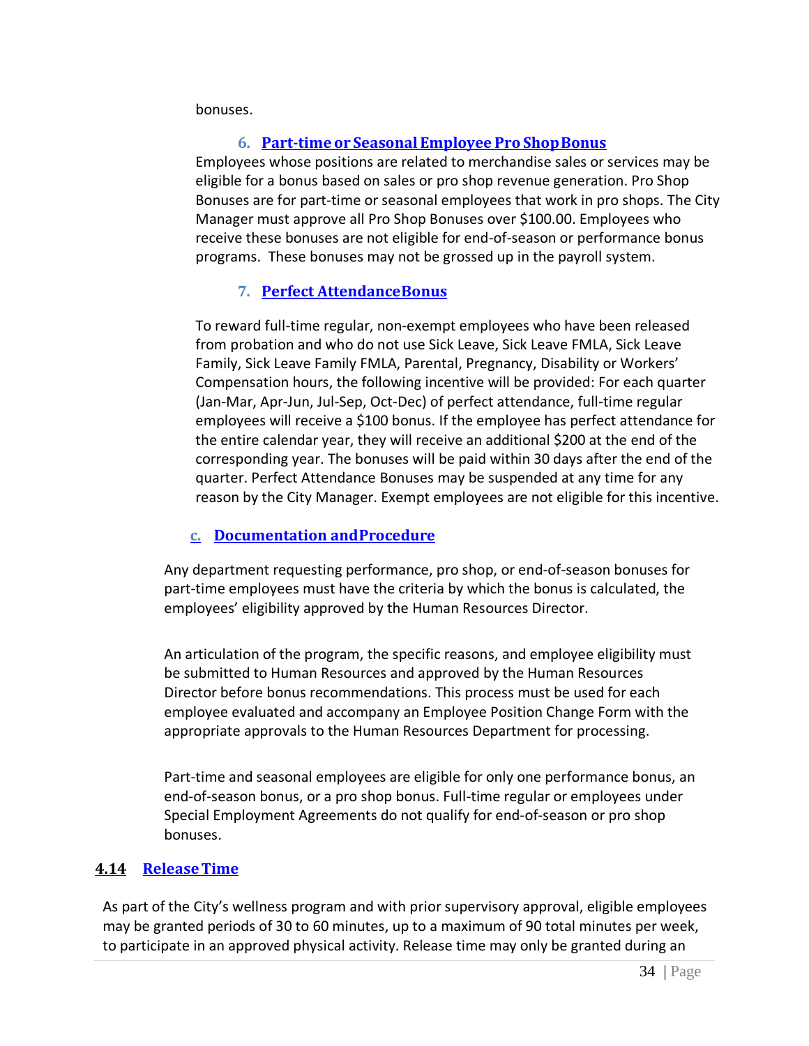bonuses.

#### 6. Part-time or Seasonal Employee Pro Shop Bonus

Employees whose positions are related to merchandise sales or services may be eligible for a bonus based on sales or pro shop revenue generation. Pro Shop Bonuses are for part-time or seasonal employees that work in pro shops. The City Manager must approve all Pro Shop Bonuses over $100.00. Employees who receive these bonuses are not eligible for end-of-season or performance bonus programs. These bonuses may not be grossed up in the payroll system.

#### 7. Perfect Attendance Bonus

To reward full-time regular, non-exempt employees who have been released from probation and who do not use Sick Leave, Sick Leave FMLA, Sick Leave Family, Sick Leave Family FMLA, Parental, Pregnancy, Disability or Workers' Compensation hours, the following incentive will be provided: For each quarter (Jan-Mar, Apr-Jun, Jul-Sep, Oct-Dec) of perfect attendance, full-time regular employees will receive a $100 bonus. If the employee has perfect attendance for the entire calendar year, they will receive an additional $200 at the end of the corresponding year. The bonuses will be paid within 30 days after the end of the quarter. Perfect Attendance Bonuses may be suspended at any time for any reason by the City Manager. Exempt employees are not eligible for this incentive.

### c. Documentation and Procedure

Any department requesting performance, pro shop, or end-of-season bonuses for part-time employees must have the criteria by which the bonus is calculated, the employees' eligibility approved by the Human Resources Director.

An articulation of the program, the specific reasons, and employee eligibility must be submitted to Human Resources and approved by the Human Resources Director before bonus recommendations. This process must be used for each employee evaluated and accompany an Employee Position Change Form with the appropriate approvals to the Human Resources Department for processing.

Part-time and seasonal employees are eligible for only one performance bonus, an end-of-season bonus, or a pro shop bonus. Full-time regular or employees under Special Employment Agreements do not qualify for end-of-season or pro shop bonuses.

## 4.14 Release Time

As part of the City's wellness program and with prior supervisory approval, eligible employees may be granted periods of 30 to 60 minutes, up to a maximum of 90 total minutes per week, to participate in an approved physical activity. Release time may only be granted during an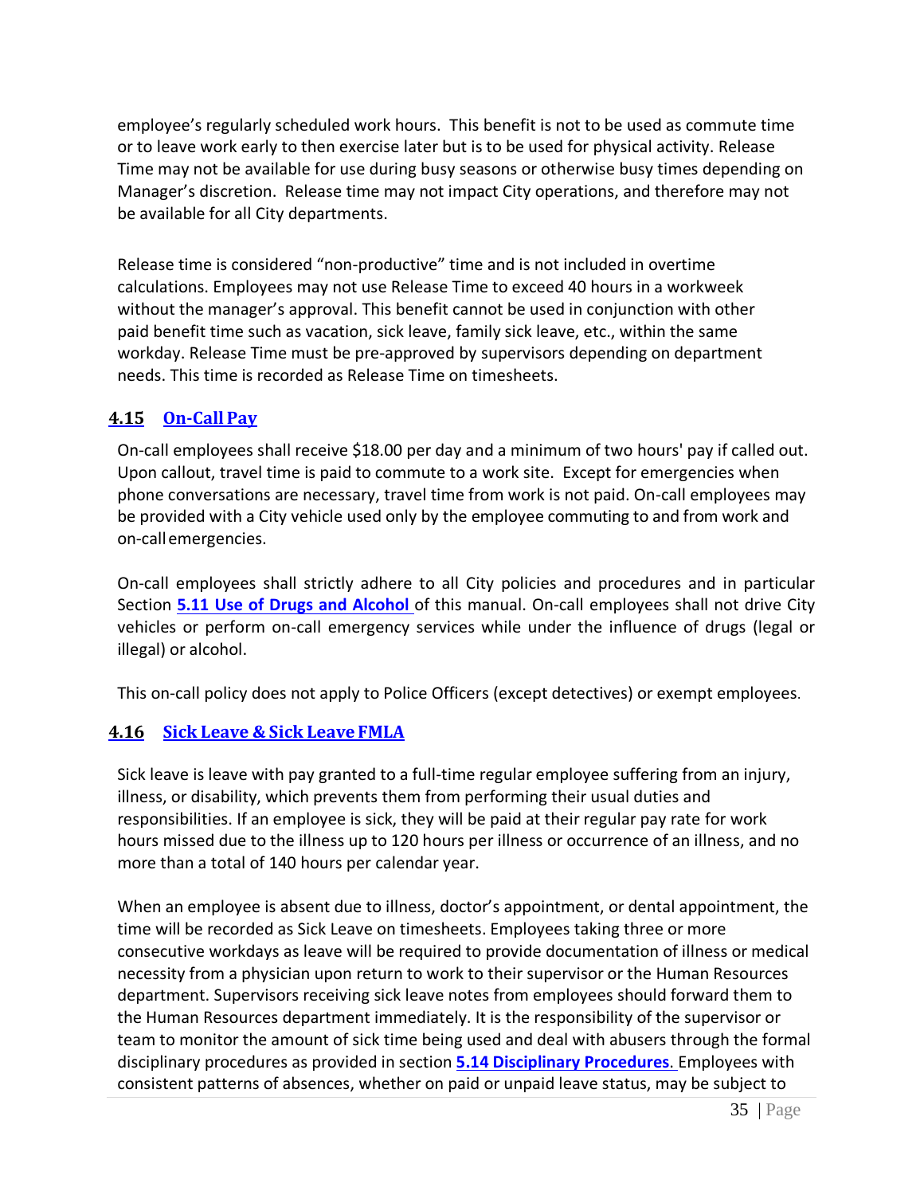employee's regularly scheduled work hours. This benefit is not to be used as commute time or to leave work early to then exercise later but is to be used for physical activity. Release Time may not be available for use during busy seasons or otherwise busy times depending on Manager's discretion. Release time may not impact City operations, and therefore may not be available for all City departments.

Release time is considered "non-productive" time and is not included in overtime calculations. Employees may not use Release Time to exceed 40 hours in a workweek without the manager's approval. This benefit cannot be used in conjunction with other paid benefit time such as vacation, sick leave, family sick leave, etc., within the same workday. Release Time must be pre-approved by supervisors depending on department needs. This time is recorded as Release Time on timesheets.

## 4.15 On-Call Pay

On-call employees shall receive $18.00 per day and a minimum of two hours' pay if called out. Upon callout, travel time is paid to commute to a work site. Except for emergencies when phone conversations are necessary, travel time from work is not paid. On-call employees may be provided with a City vehicle used only by the employee commuting to and from work and on-call emergencies.

On-call employees shall strictly adhere to all City policies and procedures and in particular Section **5.11 Use of Drugs and Alcohol** of this manual. On-call employees shall not drive City vehicles or perform on-call emergency services while under the influence of drugs (legal or illegal) or alcohol.

This on-call policy does not apply to Police Officers (except detectives) or exempt employees.

## 4.16 Sick Leave & Sick Leave FMLA

Sick leave is leave with pay granted to a full-time regular employee suffering from an injury, illness, or disability, which prevents them from performing their usual duties and responsibilities. If an employee is sick, they will be paid at their regular pay rate for work hours missed due to the illness up to 120 hours per illness or occurrence of an illness, and no more than a total of 140 hours per calendar year.

When an employee is absent due to illness, doctor's appointment, or dental appointment, the time will be recorded as Sick Leave on timesheets. Employees taking three or more consecutive workdays as leave will be required to provide documentation of illness or medical necessity from a physician upon return to work to their supervisor or the Human Resources department. Supervisors receiving sick leave notes from employees should forward them to the Human Resources department immediately. It is the responsibility of the supervisor or team to monitor the amount of sick time being used and deal with abusers through the formal disciplinary procedures as provided in section **5.14 Disciplinary Procedures.** Employees with consistent patterns of absences, whether on paid or unpaid leave status, may be subject to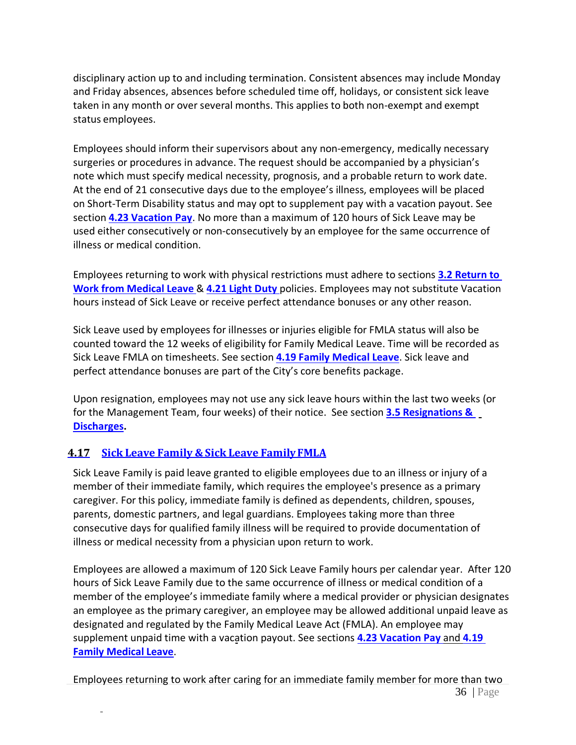disciplinary action up to and including termination. Consistent absences may include Monday and Friday absences, absences before scheduled time off, holidays, or consistent sick leave taken in any month or over several months. This applies to both non-exempt and exempt status employees.

Employees should inform their supervisors about any non-emergency, medically necessary surgeries or procedures in advance. The request should be accompanied by a physician's note which must specify medical necessity, prognosis, and a probable return to work date. At the end of 21 consecutive days due to the employee's illness, employees will be placed on Short-Term Disability status and may opt to supplement pay with a vacation payout. See section **4.23 Vacation Pay**. No more than a maximum of 120 hours of Sick Leave may be used either consecutively or non-consecutively by an employee for the same occurrence of illness or medical condition.

Employees returning to work with physical restrictions must adhere to sections **3.2 Return to Work from Medical Leave** & **4.21 Light Duty** policies. Employees may not substitute Vacation hours instead of Sick Leave or receive perfect attendance bonuses or any other reason.

Sick Leave used by employees for illnesses or injuries eligible for FMLA status will also be counted toward the 12 weeks of eligibility for Family Medical Leave. Time will be recorded as Sick Leave FMLA on timesheets. See section **4.19 Family Medical Leave**. Sick leave and perfect attendance bonuses are part of the City's core benefits package.

Upon resignation, employees may not use any sick leave hours within the last two weeks (or for the Management Team, four weeks) of their notice. See section **3.5 Resignations & Discharges.**

## 4.17 Sick Leave Family & Sick Leave Family FMLA

Sick Leave Family is paid leave granted to eligible employees due to an illness or injury of a member of their immediate family, which requires the employee's presence as a primary caregiver. For this policy, immediate family is defined as dependents, children, spouses, parents, domestic partners, and legal guardians. Employees taking more than three consecutive days for qualified family illness will be required to provide documentation of illness or medical necessity from a physician upon return to work.

Employees are allowed a maximum of 120 Sick Leave Family hours per calendar year. After 120 hours of Sick Leave Family due to the same occurrence of illness or medical condition of a member of the employee's immediate family where a medical provider or physician designates an employee as the primary caregiver, an employee may be allowed additional unpaid leave as designated and regulated by the Family Medical Leave Act (FMLA). An employee may supplement unpaid time with a vacation payout. See sections **4.23 Vacation Pay** and **4.19 Family Medical Leave**.

Employees returning to work after caring for an immediate family member for more than two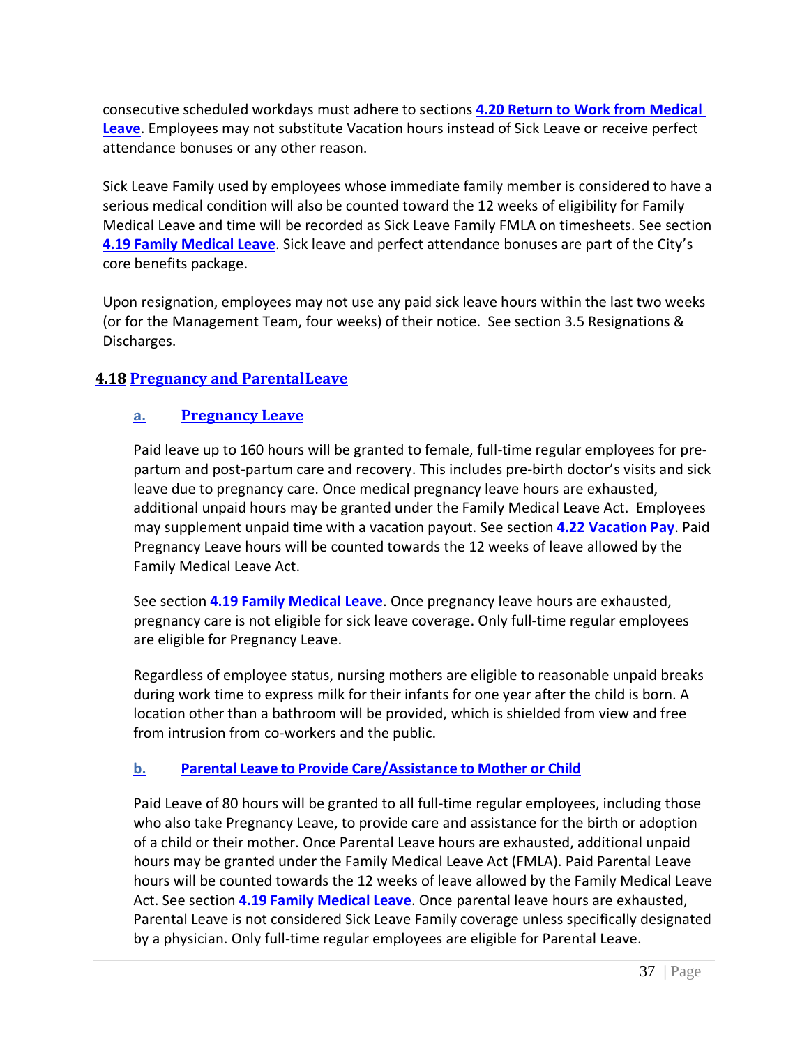consecutive scheduled workdays must adhere to sections **4.20 Return to Work from Medical Leave**. Employees may not substitute Vacation hours instead of Sick Leave or receive perfect attendance bonuses or any other reason.

Sick Leave Family used by employees whose immediate family member is considered to have a serious medical condition will also be counted toward the 12 weeks of eligibility for Family Medical Leave and time will be recorded as Sick Leave Family FMLA on timesheets. See section **4.19 Family Medical Leave**. Sick leave and perfect attendance bonuses are part of the City's core benefits package.

Upon resignation, employees may not use any paid sick leave hours within the last two weeks (or for the Management Team, four weeks) of their notice. See section 3.5 Resignations & Discharges.

## 4.18 Pregnancy and ParentalLeave

### a. Pregnancy Leave

Paid leave up to 160 hours will be granted to female, full-time regular employees for pre-partum and post-partum care and recovery. This includes pre-birth doctor's visits and sick leave due to pregnancy care. Once medical pregnancy leave hours are exhausted, additional unpaid hours may be granted under the Family Medical Leave Act. Employees may supplement unpaid time with a vacation payout. See section **4.22 Vacation Pay**. Paid Pregnancy Leave hours will be counted towards the 12 weeks of leave allowed by the Family Medical Leave Act.

See section **4.19 Family Medical Leave**. Once pregnancy leave hours are exhausted, pregnancy care is not eligible for sick leave coverage. Only full-time regular employees are eligible for Pregnancy Leave.

Regardless of employee status, nursing mothers are eligible to reasonable unpaid breaks during work time to express milk for their infants for one year after the child is born. A location other than a bathroom will be provided, which is shielded from view and free from intrusion from co-workers and the public.

### b. Parental Leave to Provide Care/Assistance to Mother or Child

Paid Leave of 80 hours will be granted to all full-time regular employees, including those who also take Pregnancy Leave, to provide care and assistance for the birth or adoption of a child or their mother. Once Parental Leave hours are exhausted, additional unpaid hours may be granted under the Family Medical Leave Act (FMLA). Paid Parental Leave hours will be counted towards the 12 weeks of leave allowed by the Family Medical Leave Act. See section **4.19 Family Medical Leave**. Once parental leave hours are exhausted, Parental Leave is not considered Sick Leave Family coverage unless specifically designated by a physician. Only full-time regular employees are eligible for Parental Leave.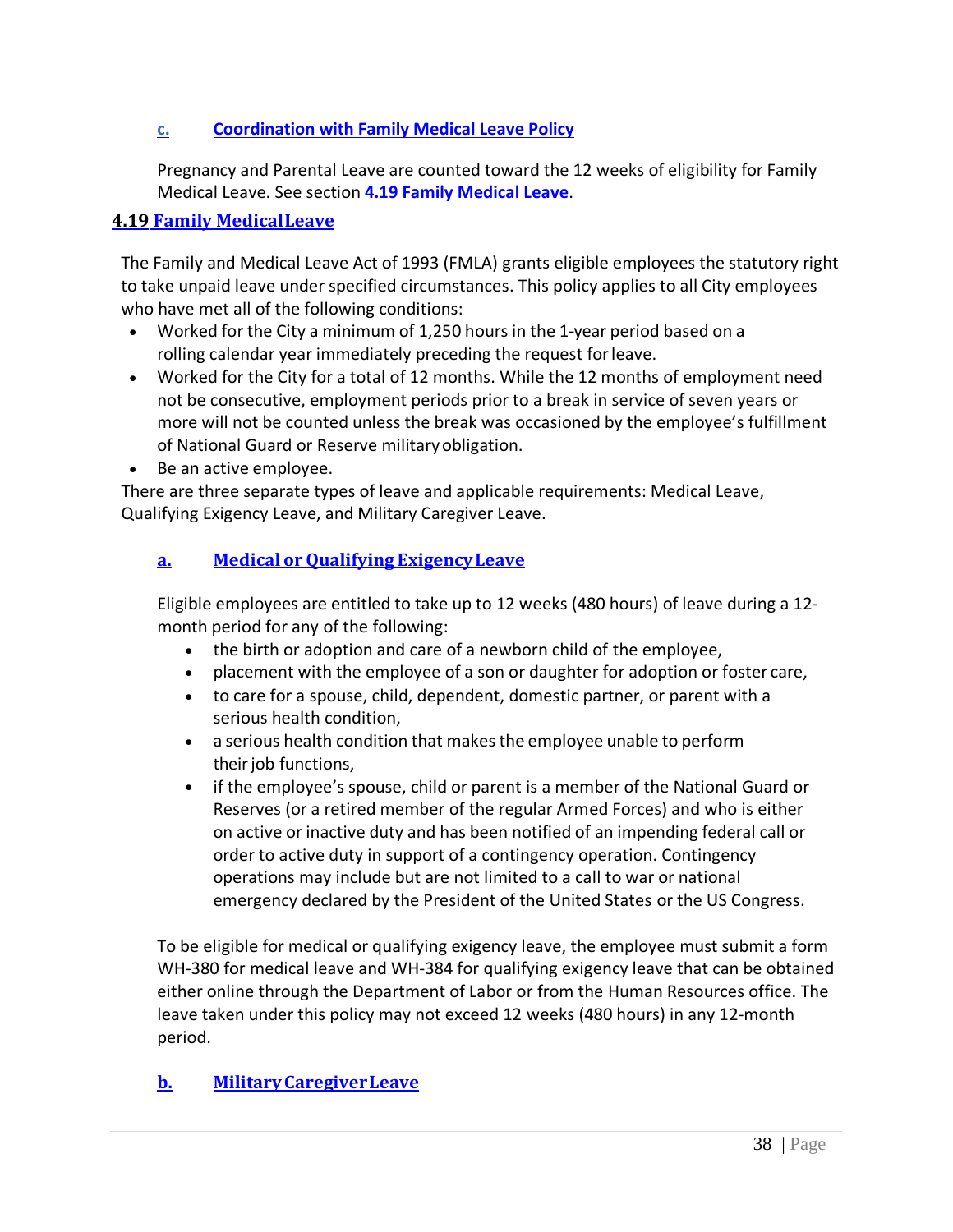### c. Coordination with Family Medical Leave Policy

Pregnancy and Parental Leave are counted toward the 12 weeks of eligibility for Family Medical Leave. See section **4.19 Family Medical Leave**.

## 4.19 Family Medical Leave

The Family and Medical Leave Act of 1993 (FMLA) grants eligible employees the statutory right to take unpaid leave under specified circumstances. This policy applies to all City employees who have met all of the following conditions:

- Worked for the City a minimum of 1,250 hours in the 1-year period based on a rolling calendar year immediately preceding the request for leave.
- Worked for the City for a total of 12 months. While the 12 months of employment need not be consecutive, employment periods prior to a break in service of seven years or more will not be counted unless the break was occasioned by the employee's fulfillment of National Guard or Reserve military obligation.
- Be an active employee.

There are three separate types of leave and applicable requirements: Medical Leave, Qualifying Exigency Leave, and Military Caregiver Leave.

### a. Medical or Qualifying Exigency Leave

Eligible employees are entitled to take up to 12 weeks (480 hours) of leave during a 12-month period for any of the following:

- the birth or adoption and care of a newborn child of the employee,
- placement with the employee of a son or daughter for adoption or foster care,
- to care for a spouse, child, dependent, domestic partner, or parent with a serious health condition,
- a serious health condition that makes the employee unable to perform their job functions,
- if the employee's spouse, child or parent is a member of the National Guard or Reserves (or a retired member of the regular Armed Forces) and who is either on active or inactive duty and has been notified of an impending federal call or order to active duty in support of a contingency operation. Contingency operations may include but are not limited to a call to war or national emergency declared by the President of the United States or the US Congress.

To be eligible for medical or qualifying exigency leave, the employee must submit a form WH-380 for medical leave and WH-384 for qualifying exigency leave that can be obtained either online through the Department of Labor or from the Human Resources office. The leave taken under this policy may not exceed 12 weeks (480 hours) in any 12-month period.

### b. Military Caregiver Leave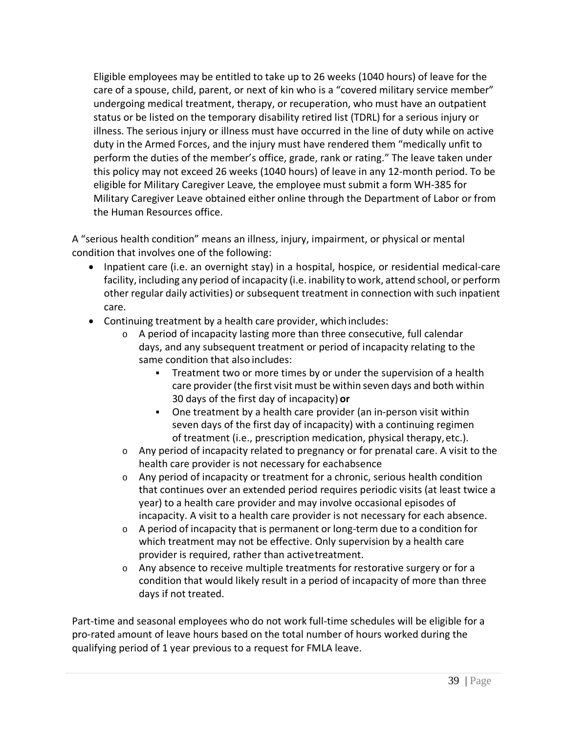Eligible employees may be entitled to take up to 26 weeks (1040 hours) of leave for the care of a spouse, child, parent, or next of kin who is a "covered military service member" undergoing medical treatment, therapy, or recuperation, who must have an outpatient status or be listed on the temporary disability retired list (TDRL) for a serious injury or illness. The serious injury or illness must have occurred in the line of duty while on active duty in the Armed Forces, and the injury must have rendered them "medically unfit to perform the duties of the member's office, grade, rank or rating." The leave taken under this policy may not exceed 26 weeks (1040 hours) of leave in any 12-month period. To be eligible for Military Caregiver Leave, the employee must submit a form WH-385 for Military Caregiver Leave obtained either online through the Department of Labor or from the Human Resources office.

A "serious health condition" means an illness, injury, impairment, or physical or mental condition that involves one of the following:

- Inpatient care (i.e. an overnight stay) in a hospital, hospice, or residential medical-care facility, including any period of incapacity (i.e. inability to work, attend school, or perform other regular daily activities) or subsequent treatment in connection with such inpatient care.
- Continuing treatment by a health care provider, which includes:
  - A period of incapacity lasting more than three consecutive, full calendar days, and any subsequent treatment or period of incapacity relating to the same condition that also includes:
    - Treatment two or more times by or under the supervision of a health care provider (the first visit must be within seven days and both within 30 days of the first day of incapacity) **or**
    - One treatment by a health care provider (an in-person visit within seven days of the first day of incapacity) with a continuing regimen of treatment (i.e., prescription medication, physical therapy, etc.).
  - Any period of incapacity related to pregnancy or for prenatal care. A visit to the health care provider is not necessary for each absence
  - Any period of incapacity or treatment for a chronic, serious health condition that continues over an extended period requires periodic visits (at least twice a year) to a health care provider and may involve occasional episodes of incapacity. A visit to a health care provider is not necessary for each absence.
  - A period of incapacity that is permanent or long-term due to a condition for which treatment may not be effective. Only supervision by a health care provider is required, rather than active treatment.
  - Any absence to receive multiple treatments for restorative surgery or for a condition that would likely result in a period of incapacity of more than three days if not treated.

Part-time and seasonal employees who do not work full-time schedules will be eligible for a pro-rated amount of leave hours based on the total number of hours worked during the qualifying period of 1 year previous to a request for FMLA leave.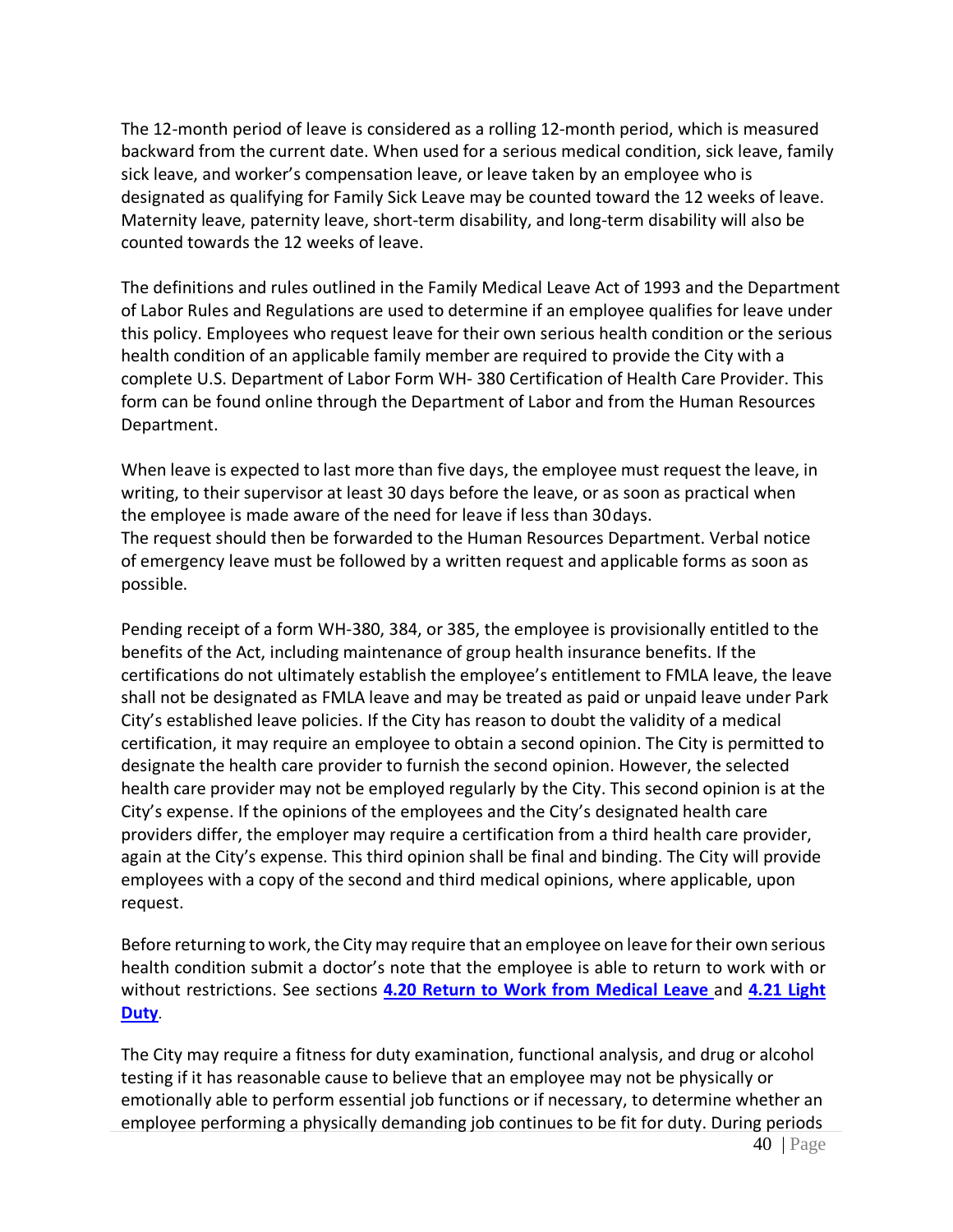The 12-month period of leave is considered as a rolling 12-month period, which is measured backward from the current date. When used for a serious medical condition, sick leave, family sick leave, and worker's compensation leave, or leave taken by an employee who is designated as qualifying for Family Sick Leave may be counted toward the 12 weeks of leave. Maternity leave, paternity leave, short-term disability, and long-term disability will also be counted towards the 12 weeks of leave.

The definitions and rules outlined in the Family Medical Leave Act of 1993 and the Department of Labor Rules and Regulations are used to determine if an employee qualifies for leave under this policy. Employees who request leave for their own serious health condition or the serious health condition of an applicable family member are required to provide the City with a complete U.S. Department of Labor Form WH- 380 Certification of Health Care Provider. This form can be found online through the Department of Labor and from the Human Resources Department.

When leave is expected to last more than five days, the employee must request the leave, in writing, to their supervisor at least 30 days before the leave, or as soon as practical when the employee is made aware of the need for leave if less than 30 days.
The request should then be forwarded to the Human Resources Department. Verbal notice of emergency leave must be followed by a written request and applicable forms as soon as possible.

Pending receipt of a form WH-380, 384, or 385, the employee is provisionally entitled to the benefits of the Act, including maintenance of group health insurance benefits. If the certifications do not ultimately establish the employee's entitlement to FMLA leave, the leave shall not be designated as FMLA leave and may be treated as paid or unpaid leave under Park City's established leave policies. If the City has reason to doubt the validity of a medical certification, it may require an employee to obtain a second opinion. The City is permitted to designate the health care provider to furnish the second opinion. However, the selected health care provider may not be employed regularly by the City. This second opinion is at the City's expense. If the opinions of the employees and the City's designated health care providers differ, the employer may require a certification from a third health care provider, again at the City's expense. This third opinion shall be final and binding. The City will provide employees with a copy of the second and third medical opinions, where applicable, upon request.

Before returning to work, the City may require that an employee on leave for their own serious health condition submit a doctor's note that the employee is able to return to work with or without restrictions. See sections **4.20 Return to Work from Medical Leave** and **4.21 Light Duty**.

The City may require a fitness for duty examination, functional analysis, and drug or alcohol testing if it has reasonable cause to believe that an employee may not be physically or emotionally able to perform essential job functions or if necessary, to determine whether an employee performing a physically demanding job continues to be fit for duty. During periods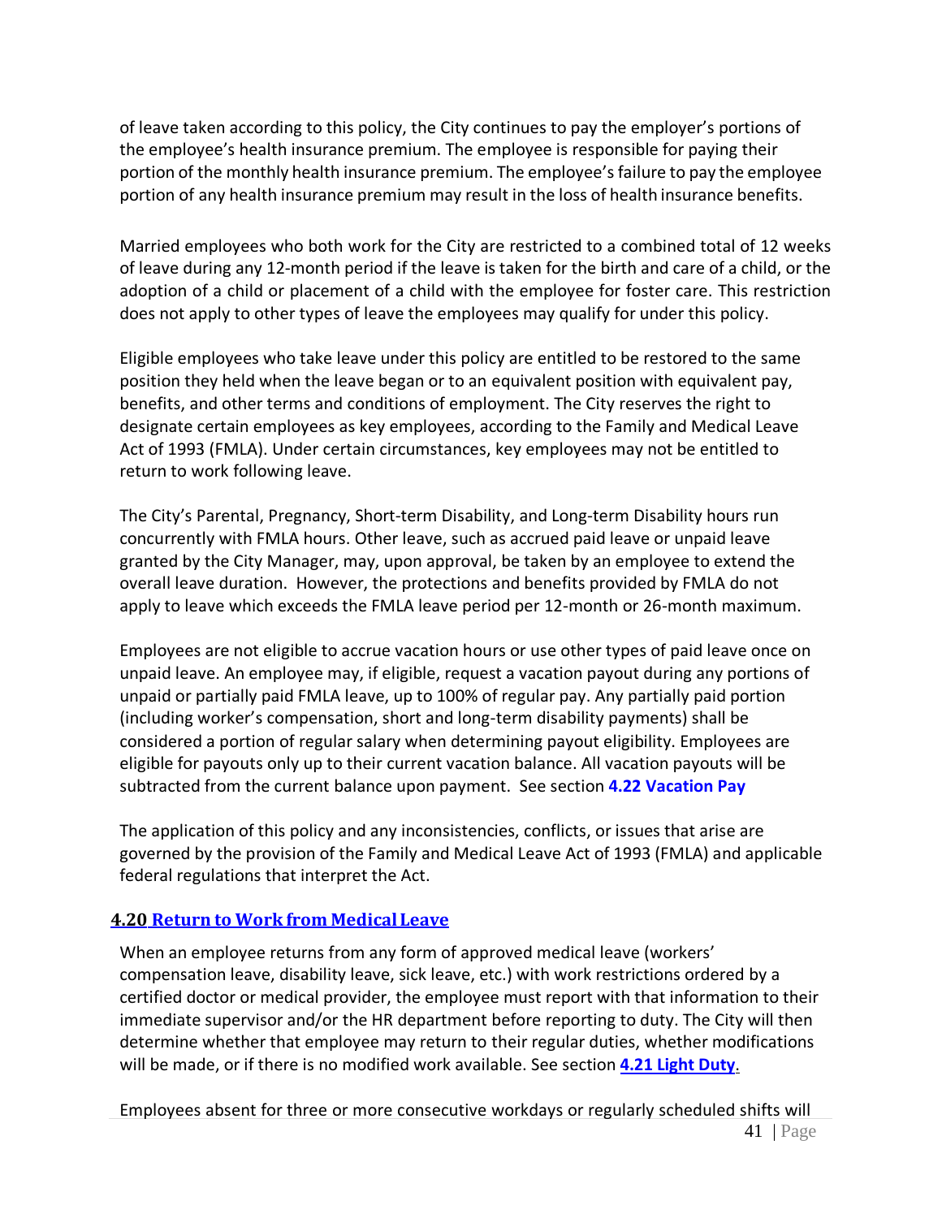of leave taken according to this policy, the City continues to pay the employer's portions of the employee's health insurance premium. The employee is responsible for paying their portion of the monthly health insurance premium. The employee's failure to pay the employee portion of any health insurance premium may result in the loss of health insurance benefits.

Married employees who both work for the City are restricted to a combined total of 12 weeks of leave during any 12-month period if the leave is taken for the birth and care of a child, or the adoption of a child or placement of a child with the employee for foster care. This restriction does not apply to other types of leave the employees may qualify for under this policy.

Eligible employees who take leave under this policy are entitled to be restored to the same position they held when the leave began or to an equivalent position with equivalent pay, benefits, and other terms and conditions of employment. The City reserves the right to designate certain employees as key employees, according to the Family and Medical Leave Act of 1993 (FMLA). Under certain circumstances, key employees may not be entitled to return to work following leave.

The City's Parental, Pregnancy, Short-term Disability, and Long-term Disability hours run concurrently with FMLA hours. Other leave, such as accrued paid leave or unpaid leave granted by the City Manager, may, upon approval, be taken by an employee to extend the overall leave duration. However, the protections and benefits provided by FMLA do not apply to leave which exceeds the FMLA leave period per 12-month or 26-month maximum.

Employees are not eligible to accrue vacation hours or use other types of paid leave once on unpaid leave. An employee may, if eligible, request a vacation payout during any portions of unpaid or partially paid FMLA leave, up to 100% of regular pay. Any partially paid portion (including worker's compensation, short and long-term disability payments) shall be considered a portion of regular salary when determining payout eligibility. Employees are eligible for payouts only up to their current vacation balance. All vacation payouts will be subtracted from the current balance upon payment. See section **4.22 Vacation Pay**

The application of this policy and any inconsistencies, conflicts, or issues that arise are governed by the provision of the Family and Medical Leave Act of 1993 (FMLA) and applicable federal regulations that interpret the Act.

## 4.20 Return to Work from Medical Leave

When an employee returns from any form of approved medical leave (workers' compensation leave, disability leave, sick leave, etc.) with work restrictions ordered by a certified doctor or medical provider, the employee must report with that information to their immediate supervisor and/or the HR department before reporting to duty. The City will then determine whether that employee may return to their regular duties, whether modifications will be made, or if there is no modified work available. See section **4.21 Light Duty**.

Employees absent for three or more consecutive workdays or regularly scheduled shifts will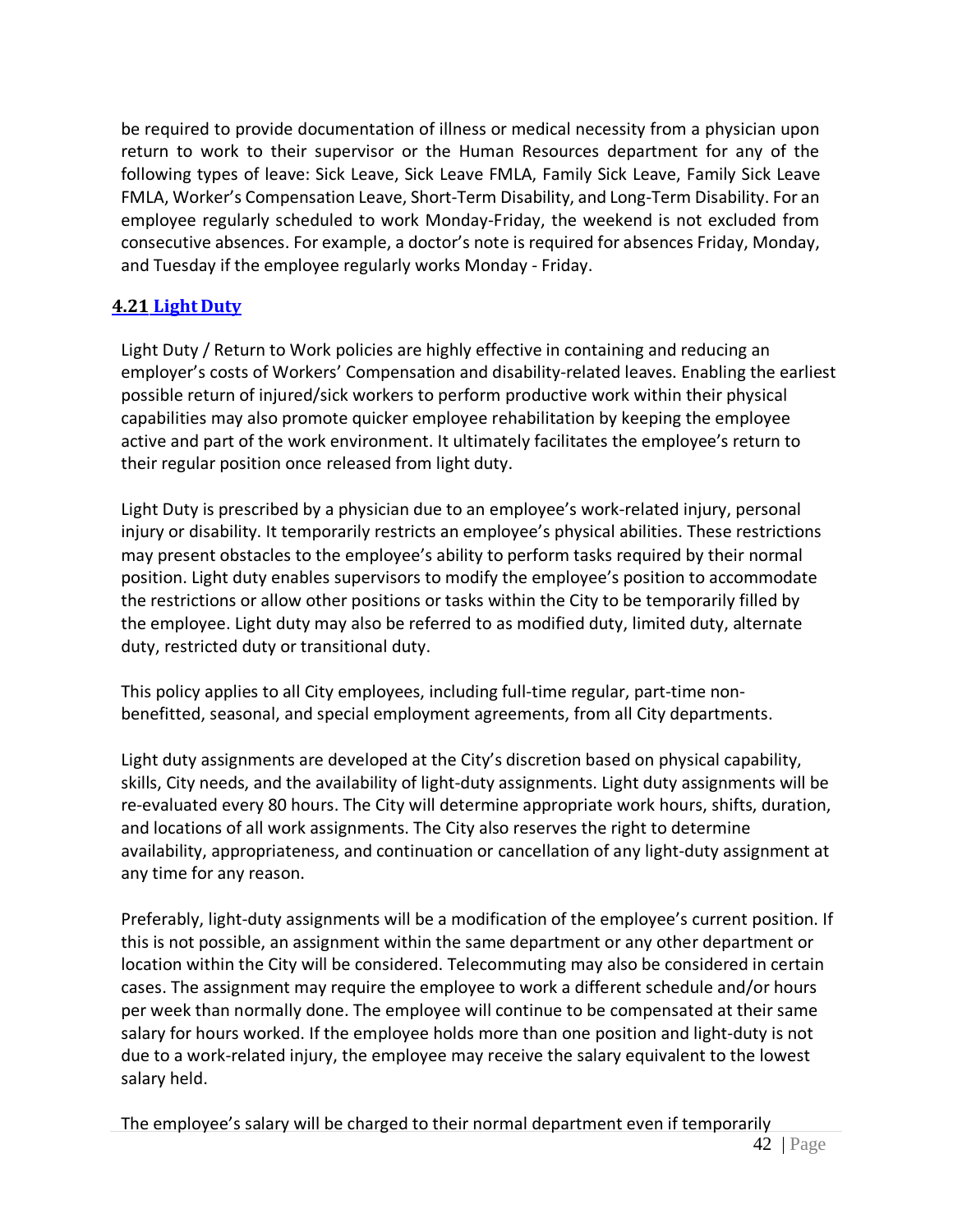be required to provide documentation of illness or medical necessity from a physician upon return to work to their supervisor or the Human Resources department for any of the following types of leave: Sick Leave, Sick Leave FMLA, Family Sick Leave, Family Sick Leave FMLA, Worker's Compensation Leave, Short-Term Disability, and Long-Term Disability. For an employee regularly scheduled to work Monday-Friday, the weekend is not excluded from consecutive absences. For example, a doctor's note is required for absences Friday, Monday, and Tuesday if the employee regularly works Monday - Friday.

## 4.21 Light Duty

Light Duty / Return to Work policies are highly effective in containing and reducing an employer's costs of Workers' Compensation and disability-related leaves. Enabling the earliest possible return of injured/sick workers to perform productive work within their physical capabilities may also promote quicker employee rehabilitation by keeping the employee active and part of the work environment. It ultimately facilitates the employee's return to their regular position once released from light duty.

Light Duty is prescribed by a physician due to an employee's work-related injury, personal injury or disability. It temporarily restricts an employee's physical abilities. These restrictions may present obstacles to the employee's ability to perform tasks required by their normal position. Light duty enables supervisors to modify the employee's position to accommodate the restrictions or allow other positions or tasks within the City to be temporarily filled by the employee. Light duty may also be referred to as modified duty, limited duty, alternate duty, restricted duty or transitional duty.

This policy applies to all City employees, including full-time regular, part-time non-benefitted, seasonal, and special employment agreements, from all City departments.

Light duty assignments are developed at the City's discretion based on physical capability, skills, City needs, and the availability of light-duty assignments. Light duty assignments will be re-evaluated every 80 hours. The City will determine appropriate work hours, shifts, duration, and locations of all work assignments. The City also reserves the right to determine availability, appropriateness, and continuation or cancellation of any light-duty assignment at any time for any reason.

Preferably, light-duty assignments will be a modification of the employee's current position. If this is not possible, an assignment within the same department or any other department or location within the City will be considered. Telecommuting may also be considered in certain cases. The assignment may require the employee to work a different schedule and/or hours per week than normally done. The employee will continue to be compensated at their same salary for hours worked. If the employee holds more than one position and light-duty is not due to a work-related injury, the employee may receive the salary equivalent to the lowest salary held.

The employee's salary will be charged to their normal department even if temporarily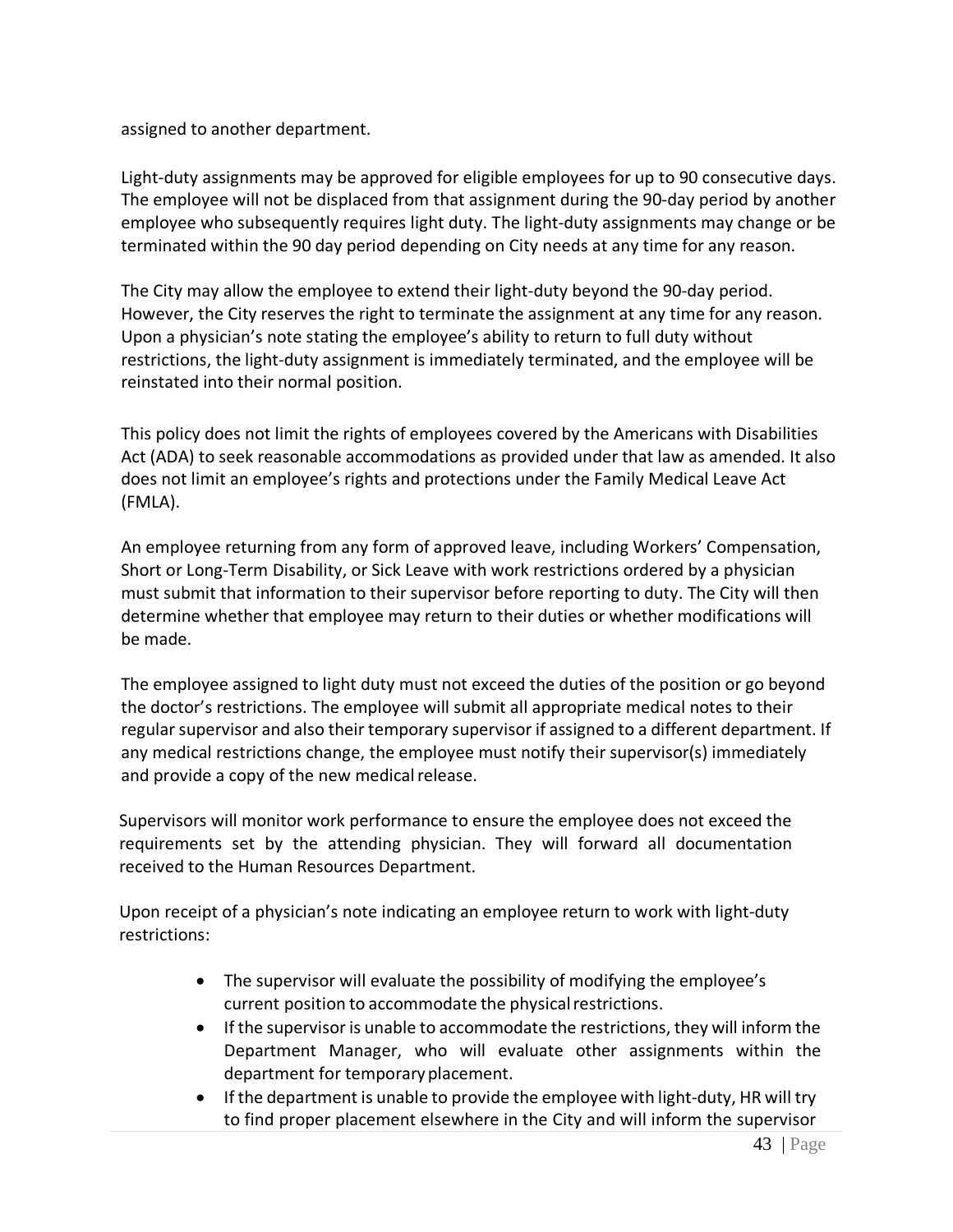assigned to another department.

Light-duty assignments may be approved for eligible employees for up to 90 consecutive days. The employee will not be displaced from that assignment during the 90-day period by another employee who subsequently requires light duty. The light-duty assignments may change or be terminated within the 90 day period depending on City needs at any time for any reason.

The City may allow the employee to extend their light-duty beyond the 90-day period. However, the City reserves the right to terminate the assignment at any time for any reason. Upon a physician's note stating the employee's ability to return to full duty without restrictions, the light-duty assignment is immediately terminated, and the employee will be reinstated into their normal position.

This policy does not limit the rights of employees covered by the Americans with Disabilities Act (ADA) to seek reasonable accommodations as provided under that law as amended. It also does not limit an employee's rights and protections under the Family Medical Leave Act (FMLA).

An employee returning from any form of approved leave, including Workers' Compensation, Short or Long-Term Disability, or Sick Leave with work restrictions ordered by a physician must submit that information to their supervisor before reporting to duty. The City will then determine whether that employee may return to their duties or whether modifications will be made.

The employee assigned to light duty must not exceed the duties of the position or go beyond the doctor's restrictions. The employee will submit all appropriate medical notes to their regular supervisor and also their temporary supervisor if assigned to a different department. If any medical restrictions change, the employee must notify their supervisor(s) immediately and provide a copy of the new medical release.

Supervisors will monitor work performance to ensure the employee does not exceed the requirements set by the attending physician. They will forward all documentation received to the Human Resources Department.

Upon receipt of a physician's note indicating an employee return to work with light-duty restrictions:

- The supervisor will evaluate the possibility of modifying the employee's current position to accommodate the physical restrictions.
- If the supervisor is unable to accommodate the restrictions, they will inform the Department Manager, who will evaluate other assignments within the department for temporary placement.
- If the department is unable to provide the employee with light-duty, HR will try to find proper placement elsewhere in the City and will inform the supervisor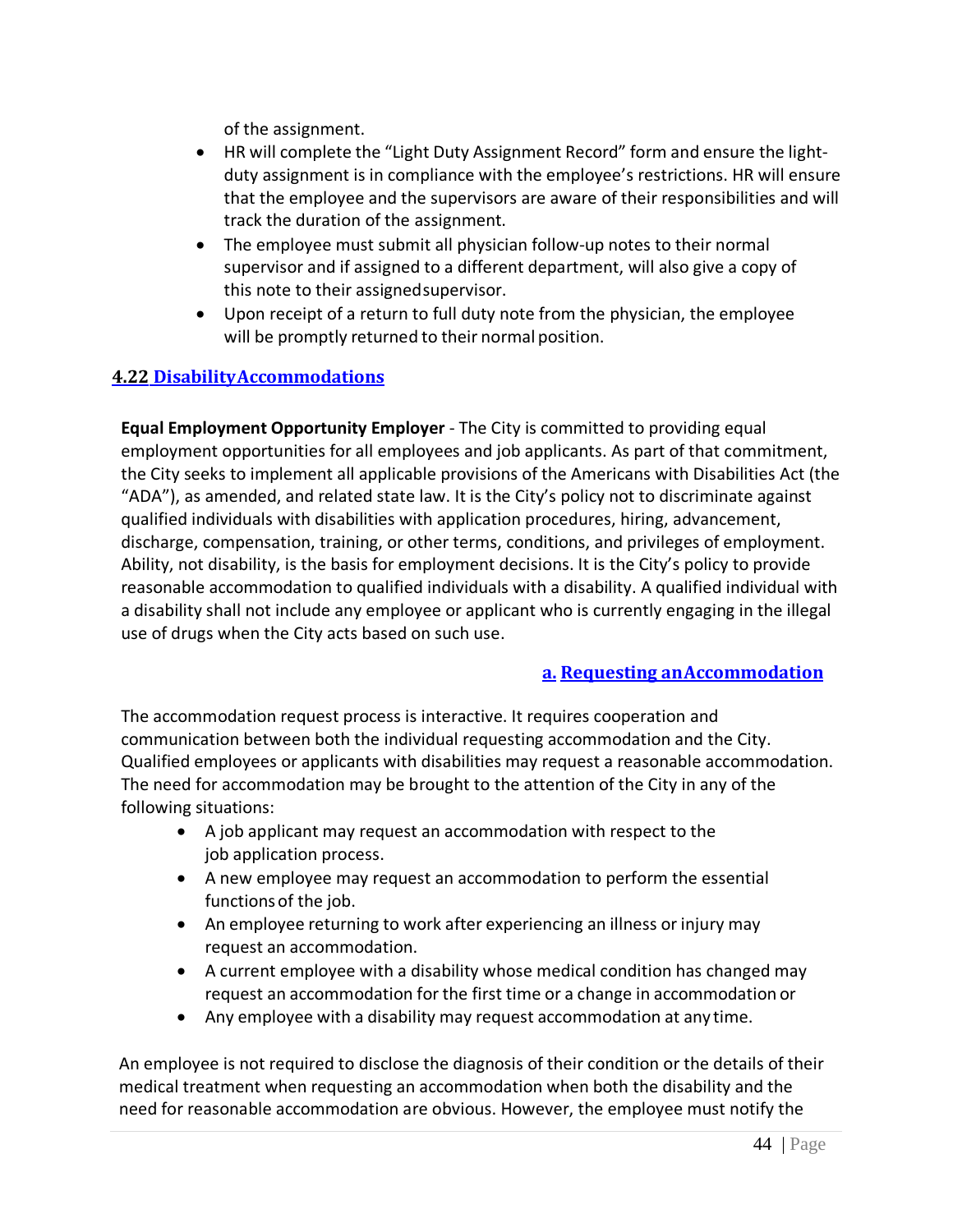of the assignment.

- HR will complete the "Light Duty Assignment Record" form and ensure the light-duty assignment is in compliance with the employee's restrictions. HR will ensure that the employee and the supervisors are aware of their responsibilities and will track the duration of the assignment.
- The employee must submit all physician follow-up notes to their normal supervisor and if assigned to a different department, will also give a copy of this note to their assigned supervisor.
- Upon receipt of a return to full duty note from the physician, the employee will be promptly returned to their normal position.

## 4.22 Disability Accommodations

**Equal Employment Opportunity Employer** - The City is committed to providing equal employment opportunities for all employees and job applicants. As part of that commitment, the City seeks to implement all applicable provisions of the Americans with Disabilities Act (the "ADA"), as amended, and related state law. It is the City's policy not to discriminate against qualified individuals with disabilities with application procedures, hiring, advancement, discharge, compensation, training, or other terms, conditions, and privileges of employment. Ability, not disability, is the basis for employment decisions. It is the City's policy to provide reasonable accommodation to qualified individuals with a disability. A qualified individual with a disability shall not include any employee or applicant who is currently engaging in the illegal use of drugs when the City acts based on such use.

### a. Requesting an Accommodation

The accommodation request process is interactive. It requires cooperation and communication between both the individual requesting accommodation and the City. Qualified employees or applicants with disabilities may request a reasonable accommodation. The need for accommodation may be brought to the attention of the City in any of the following situations:

- A job applicant may request an accommodation with respect to the job application process.
- A new employee may request an accommodation to perform the essential functions of the job.
- An employee returning to work after experiencing an illness or injury may request an accommodation.
- A current employee with a disability whose medical condition has changed may request an accommodation for the first time or a change in accommodation or
- Any employee with a disability may request accommodation at any time.

An employee is not required to disclose the diagnosis of their condition or the details of their medical treatment when requesting an accommodation when both the disability and the need for reasonable accommodation are obvious. However, the employee must notify the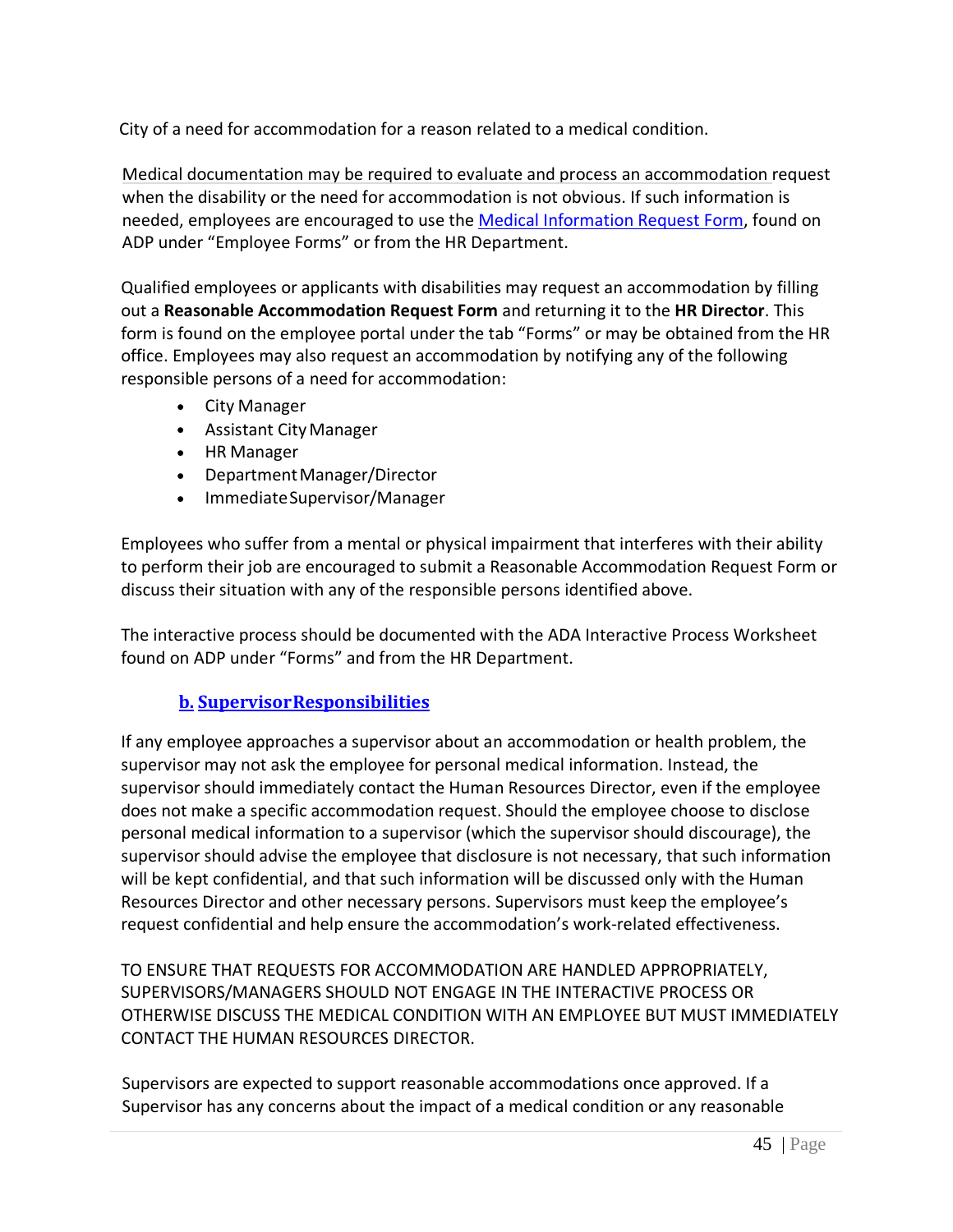City of a need for accommodation for a reason related to a medical condition.

Medical documentation may be required to evaluate and process an accommodation request when the disability or the need for accommodation is not obvious. If such information is needed, employees are encouraged to use the [Medical Information Request Form](), found on ADP under "Employee Forms" or from the HR Department.

Qualified employees or applicants with disabilities may request an accommodation by filling out a **Reasonable Accommodation Request Form** and returning it to the **HR Director**. This form is found on the employee portal under the tab "Forms" or may be obtained from the HR office. Employees may also request an accommodation by notifying any of the following responsible persons of a need for accommodation:

- City Manager
- Assistant City Manager
- HR Manager
- Department Manager/Director
- Immediate Supervisor/Manager

Employees who suffer from a mental or physical impairment that interferes with their ability to perform their job are encouraged to submit a Reasonable Accommodation Request Form or discuss their situation with any of the responsible persons identified above.

The interactive process should be documented with the ADA Interactive Process Worksheet found on ADP under "Forms" and from the HR Department.

### b. Supervisor Responsibilities

If any employee approaches a supervisor about an accommodation or health problem, the supervisor may not ask the employee for personal medical information. Instead, the supervisor should immediately contact the Human Resources Director, even if the employee does not make a specific accommodation request. Should the employee choose to disclose personal medical information to a supervisor (which the supervisor should discourage), the supervisor should advise the employee that disclosure is not necessary, that such information will be kept confidential, and that such information will be discussed only with the Human Resources Director and other necessary persons. Supervisors must keep the employee's request confidential and help ensure the accommodation's work-related effectiveness.

TO ENSURE THAT REQUESTS FOR ACCOMMODATION ARE HANDLED APPROPRIATELY, SUPERVISORS/MANAGERS SHOULD NOT ENGAGE IN THE INTERACTIVE PROCESS OR OTHERWISE DISCUSS THE MEDICAL CONDITION WITH AN EMPLOYEE BUT MUST IMMEDIATELY CONTACT THE HUMAN RESOURCES DIRECTOR.

Supervisors are expected to support reasonable accommodations once approved. If a Supervisor has any concerns about the impact of a medical condition or any reasonable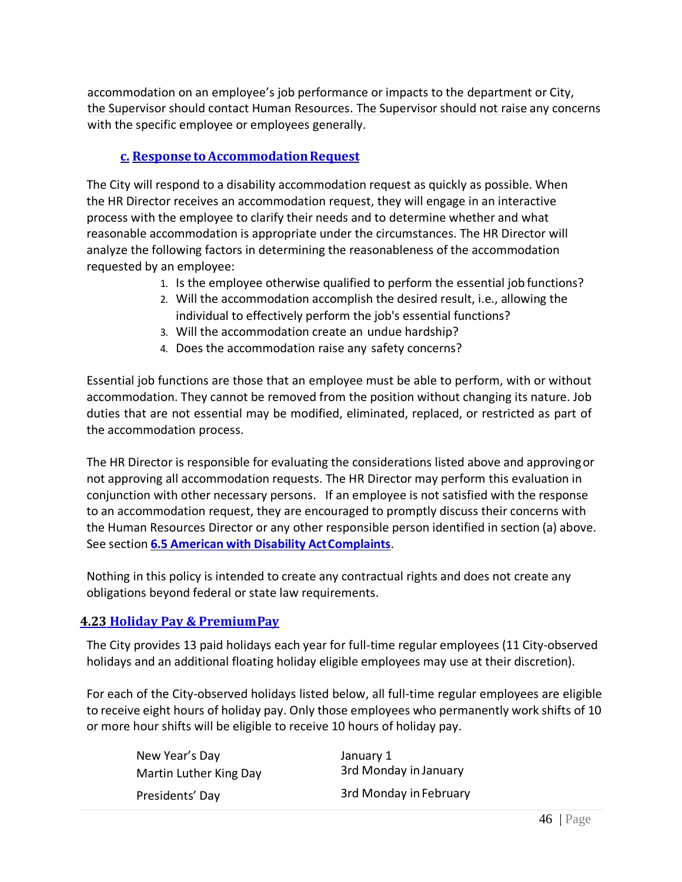accommodation on an employee's job performance or impacts to the department or City, the Supervisor should contact Human Resources. The Supervisor should not raise any concerns with the specific employee or employees generally.

### c. Response to Accommodation Request

The City will respond to a disability accommodation request as quickly as possible. When the HR Director receives an accommodation request, they will engage in an interactive process with the employee to clarify their needs and to determine whether and what reasonable accommodation is appropriate under the circumstances. The HR Director will analyze the following factors in determining the reasonableness of the accommodation requested by an employee:

1. Is the employee otherwise qualified to perform the essential job functions?
2. Will the accommodation accomplish the desired result, i.e., allowing the individual to effectively perform the job's essential functions?
3. Will the accommodation create an undue hardship?
4. Does the accommodation raise any safety concerns?

Essential job functions are those that an employee must be able to perform, with or without accommodation. They cannot be removed from the position without changing its nature. Job duties that are not essential may be modified, eliminated, replaced, or restricted as part of the accommodation process.

The HR Director is responsible for evaluating the considerations listed above and approving or not approving all accommodation requests. The HR Director may perform this evaluation in conjunction with other necessary persons. If an employee is not satisfied with the response to an accommodation request, they are encouraged to promptly discuss their concerns with the Human Resources Director or any other responsible person identified in section (a) above. See section **6.5 American with Disability Act Complaints**.

Nothing in this policy is intended to create any contractual rights and does not create any obligations beyond federal or state law requirements.

## 4.23 Holiday Pay & Premium Pay

The City provides 13 paid holidays each year for full-time regular employees (11 City-observed holidays and an additional floating holiday eligible employees may use at their discretion).

For each of the City-observed holidays listed below, all full-time regular employees are eligible to receive eight hours of holiday pay. Only those employees who permanently work shifts of 10 or more hour shifts will be eligible to receive 10 hours of holiday pay.

| | |
|---|---|
| New Year's Day | January 1 |
| Martin Luther King Day | 3rd Monday in January |
| Presidents' Day | 3rd Monday in February |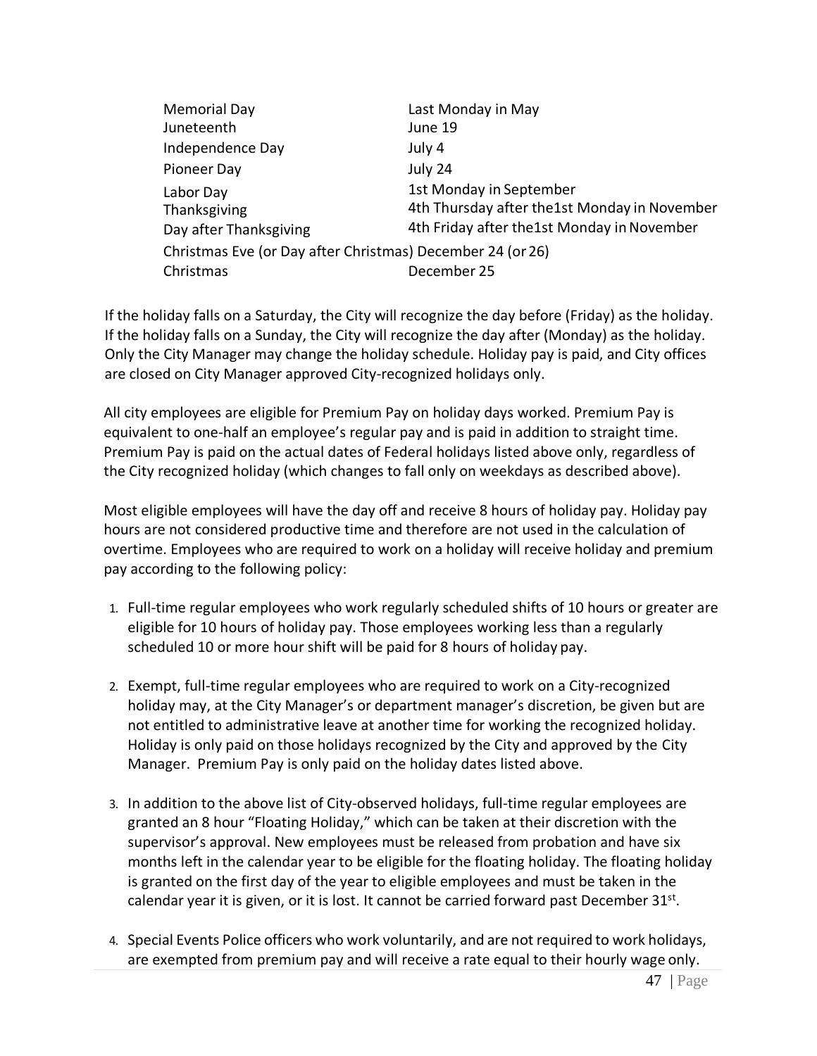| | |
|---|---|
| Memorial Day | Last Monday in May |
| Juneteenth | June 19 |
| Independence Day | July 4 |
| Pioneer Day | July 24 |
| Labor Day | 1st Monday in September |
| Thanksgiving | 4th Thursday after the1st Monday in November |
| Day after Thanksgiving | 4th Friday after the1st Monday in November |
| Christmas Eve (or Day after Christmas) | December 24 (or 26) |
| Christmas | December 25 |

If the holiday falls on a Saturday, the City will recognize the day before (Friday) as the holiday. If the holiday falls on a Sunday, the City will recognize the day after (Monday) as the holiday. Only the City Manager may change the holiday schedule. Holiday pay is paid, and City offices are closed on City Manager approved City-recognized holidays only.

All city employees are eligible for Premium Pay on holiday days worked. Premium Pay is equivalent to one-half an employee's regular pay and is paid in addition to straight time. Premium Pay is paid on the actual dates of Federal holidays listed above only, regardless of the City recognized holiday (which changes to fall only on weekdays as described above).

Most eligible employees will have the day off and receive 8 hours of holiday pay. Holiday pay hours are not considered productive time and therefore are not used in the calculation of overtime. Employees who are required to work on a holiday will receive holiday and premium pay according to the following policy:

1. Full-time regular employees who work regularly scheduled shifts of 10 hours or greater are eligible for 10 hours of holiday pay. Those employees working less than a regularly scheduled 10 or more hour shift will be paid for 8 hours of holiday pay.

2. Exempt, full-time regular employees who are required to work on a City-recognized holiday may, at the City Manager's or department manager's discretion, be given but are not entitled to administrative leave at another time for working the recognized holiday. Holiday is only paid on those holidays recognized by the City and approved by the City Manager. Premium Pay is only paid on the holiday dates listed above.

3. In addition to the above list of City-observed holidays, full-time regular employees are granted an 8 hour "Floating Holiday," which can be taken at their discretion with the supervisor's approval. New employees must be released from probation and have six months left in the calendar year to be eligible for the floating holiday. The floating holiday is granted on the first day of the year to eligible employees and must be taken in the calendar year it is given, or it is lost. It cannot be carried forward past December 31st.

4. Special Events Police officers who work voluntarily, and are not required to work holidays, are exempted from premium pay and will receive a rate equal to their hourly wage only.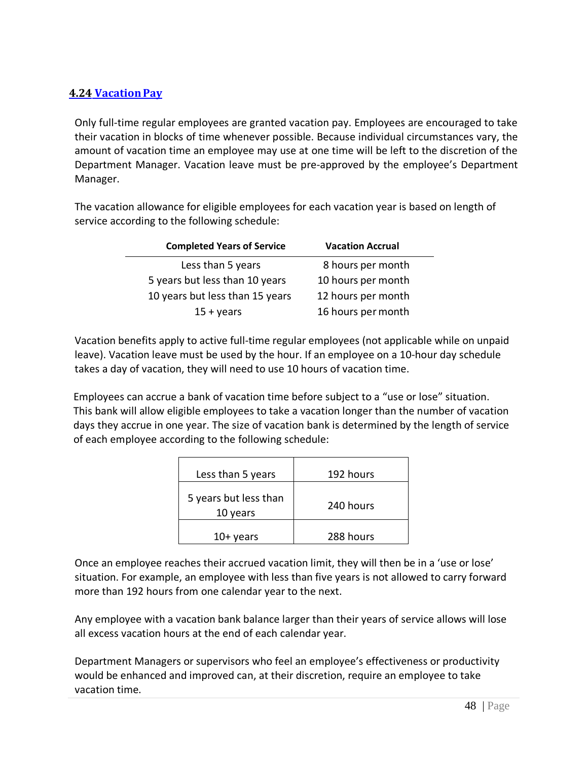## 4.24 Vacation Pay

Only full-time regular employees are granted vacation pay. Employees are encouraged to take their vacation in blocks of time whenever possible. Because individual circumstances vary, the amount of vacation time an employee may use at one time will be left to the discretion of the Department Manager. Vacation leave must be pre-approved by the employee's Department Manager.

The vacation allowance for eligible employees for each vacation year is based on length of service according to the following schedule:

| Completed Years of Service | Vacation Accrual |
|---|---|
| Less than 5 years | 8 hours per month |
| 5 years but less than 10 years | 10 hours per month |
| 10 years but less than 15 years | 12 hours per month |
| 15 + years | 16 hours per month |

Vacation benefits apply to active full-time regular employees (not applicable while on unpaid leave). Vacation leave must be used by the hour. If an employee on a 10-hour day schedule takes a day of vacation, they will need to use 10 hours of vacation time.

Employees can accrue a bank of vacation time before subject to a "use or lose" situation. This bank will allow eligible employees to take a vacation longer than the number of vacation days they accrue in one year. The size of vacation bank is determined by the length of service of each employee according to the following schedule:

| | |
|---|---|
| Less than 5 years | 192 hours |
| 5 years but less than 10 years | 240 hours |
| 10+ years | 288 hours |

Once an employee reaches their accrued vacation limit, they will then be in a 'use or lose' situation. For example, an employee with less than five years is not allowed to carry forward more than 192 hours from one calendar year to the next.

Any employee with a vacation bank balance larger than their years of service allows will lose all excess vacation hours at the end of each calendar year.

Department Managers or supervisors who feel an employee's effectiveness or productivity would be enhanced and improved can, at their discretion, require an employee to take vacation time.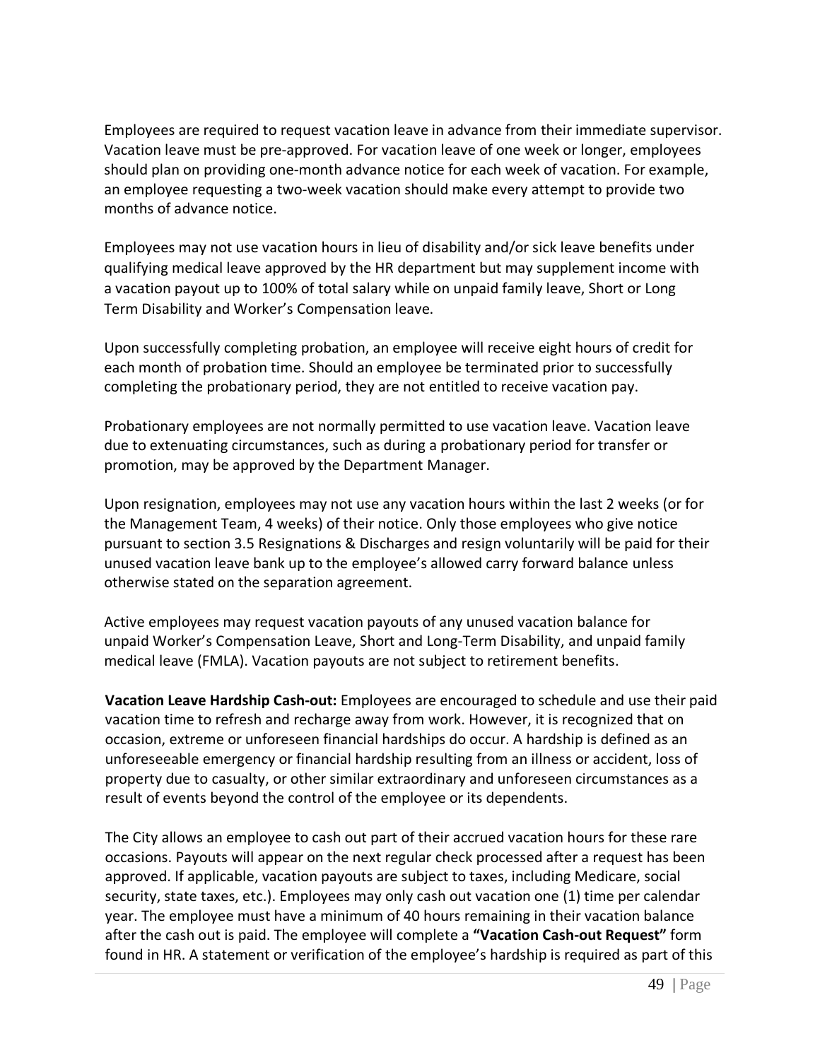Employees are required to request vacation leave in advance from their immediate supervisor. Vacation leave must be pre-approved. For vacation leave of one week or longer, employees should plan on providing one-month advance notice for each week of vacation. For example, an employee requesting a two-week vacation should make every attempt to provide two months of advance notice.

Employees may not use vacation hours in lieu of disability and/or sick leave benefits under qualifying medical leave approved by the HR department but may supplement income with a vacation payout up to 100% of total salary while on unpaid family leave, Short or Long Term Disability and Worker's Compensation leave.

Upon successfully completing probation, an employee will receive eight hours of credit for each month of probation time. Should an employee be terminated prior to successfully completing the probationary period, they are not entitled to receive vacation pay.

Probationary employees are not normally permitted to use vacation leave. Vacation leave due to extenuating circumstances, such as during a probationary period for transfer or promotion, may be approved by the Department Manager.

Upon resignation, employees may not use any vacation hours within the last 2 weeks (or for the Management Team, 4 weeks) of their notice. Only those employees who give notice pursuant to section 3.5 Resignations & Discharges and resign voluntarily will be paid for their unused vacation leave bank up to the employee's allowed carry forward balance unless otherwise stated on the separation agreement.

Active employees may request vacation payouts of any unused vacation balance for unpaid Worker's Compensation Leave, Short and Long-Term Disability, and unpaid family medical leave (FMLA). Vacation payouts are not subject to retirement benefits.

**Vacation Leave Hardship Cash-out:** Employees are encouraged to schedule and use their paid vacation time to refresh and recharge away from work. However, it is recognized that on occasion, extreme or unforeseen financial hardships do occur. A hardship is defined as an unforeseeable emergency or financial hardship resulting from an illness or accident, loss of property due to casualty, or other similar extraordinary and unforeseen circumstances as a result of events beyond the control of the employee or its dependents.

The City allows an employee to cash out part of their accrued vacation hours for these rare occasions. Payouts will appear on the next regular check processed after a request has been approved. If applicable, vacation payouts are subject to taxes, including Medicare, social security, state taxes, etc.). Employees may only cash out vacation one (1) time per calendar year. The employee must have a minimum of 40 hours remaining in their vacation balance after the cash out is paid. The employee will complete a **"Vacation Cash-out Request"** form found in HR. A statement or verification of the employee's hardship is required as part of this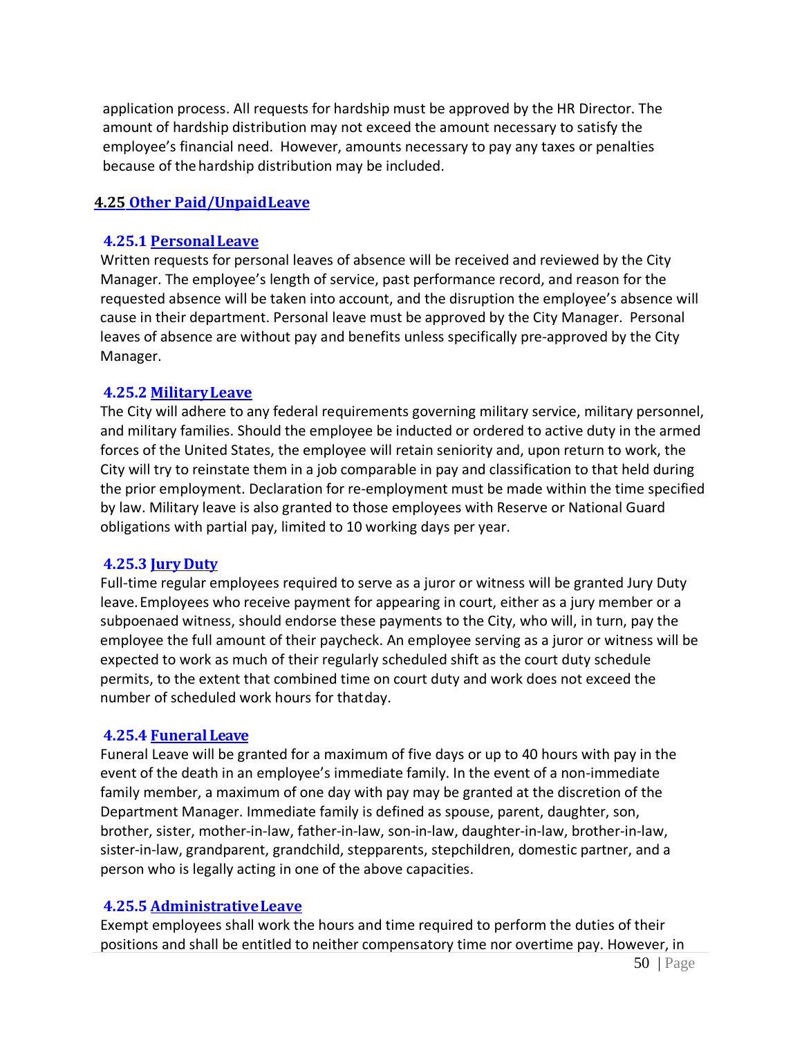application process. All requests for hardship must be approved by the HR Director. The amount of hardship distribution may not exceed the amount necessary to satisfy the employee's financial need. However, amounts necessary to pay any taxes or penalties because of the hardship distribution may be included.

## 4.25 Other Paid/Unpaid Leave

### 4.25.1 Personal Leave

Written requests for personal leaves of absence will be received and reviewed by the City Manager. The employee's length of service, past performance record, and reason for the requested absence will be taken into account, and the disruption the employee's absence will cause in their department. Personal leave must be approved by the City Manager. Personal leaves of absence are without pay and benefits unless specifically pre-approved by the City Manager.

### 4.25.2 Military Leave

The City will adhere to any federal requirements governing military service, military personnel, and military families. Should the employee be inducted or ordered to active duty in the armed forces of the United States, the employee will retain seniority and, upon return to work, the City will try to reinstate them in a job comparable in pay and classification to that held during the prior employment. Declaration for re-employment must be made within the time specified by law. Military leave is also granted to those employees with Reserve or National Guard obligations with partial pay, limited to 10 working days per year.

### 4.25.3 Jury Duty

Full-time regular employees required to serve as a juror or witness will be granted Jury Duty leave. Employees who receive payment for appearing in court, either as a jury member or a subpoenaed witness, should endorse these payments to the City, who will, in turn, pay the employee the full amount of their paycheck. An employee serving as a juror or witness will be expected to work as much of their regularly scheduled shift as the court duty schedule permits, to the extent that combined time on court duty and work does not exceed the number of scheduled work hours for that day.

### 4.25.4 Funeral Leave

Funeral Leave will be granted for a maximum of five days or up to 40 hours with pay in the event of the death in an employee's immediate family. In the event of a non-immediate family member, a maximum of one day with pay may be granted at the discretion of the Department Manager. Immediate family is defined as spouse, parent, daughter, son, brother, sister, mother-in-law, father-in-law, son-in-law, daughter-in-law, brother-in-law, sister-in-law, grandparent, grandchild, stepparents, stepchildren, domestic partner, and a person who is legally acting in one of the above capacities.

### 4.25.5 Administrative Leave

Exempt employees shall work the hours and time required to perform the duties of their positions and shall be entitled to neither compensatory time nor overtime pay. However, in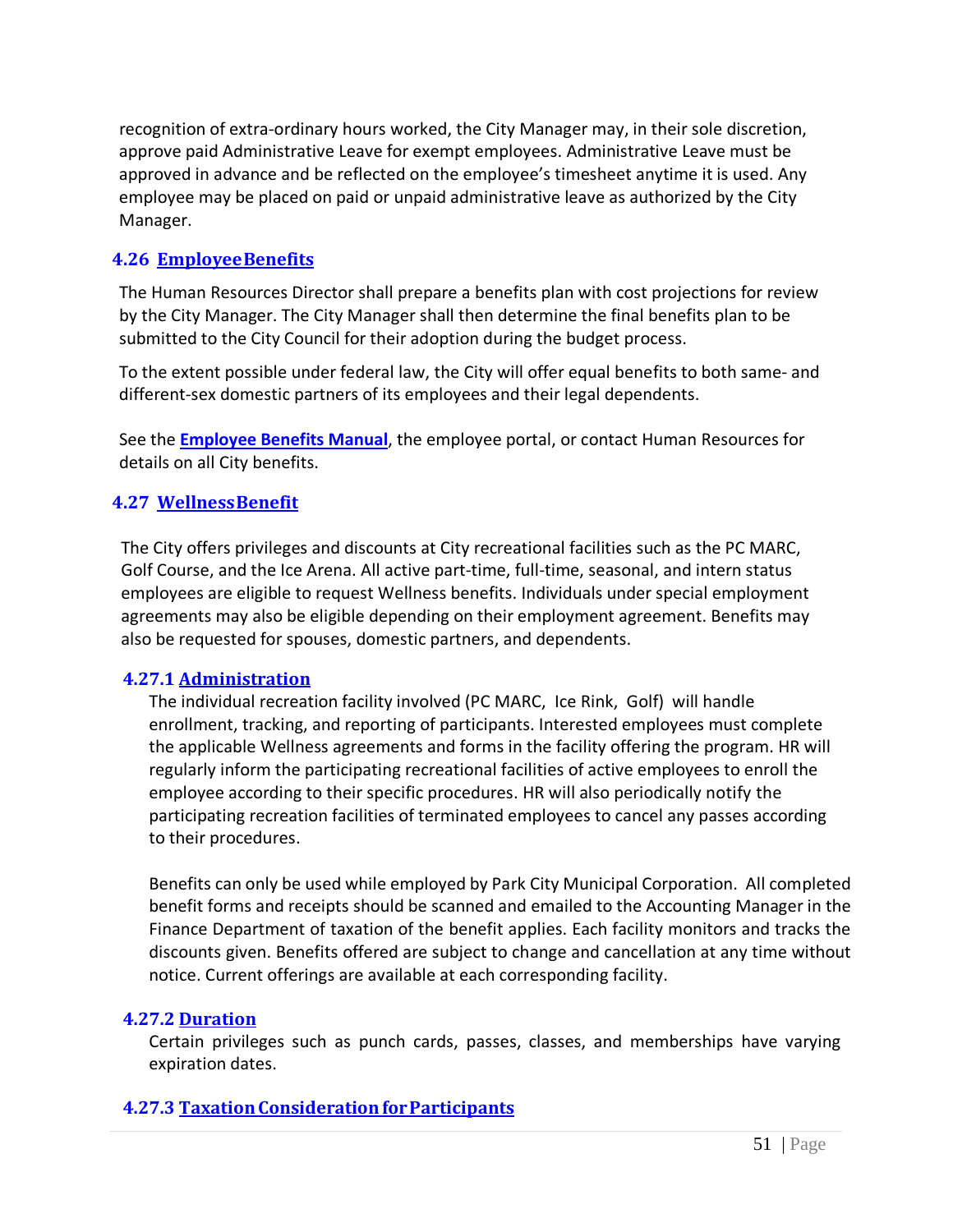recognition of extra-ordinary hours worked, the City Manager may, in their sole discretion, approve paid Administrative Leave for exempt employees. Administrative Leave must be approved in advance and be reflected on the employee's timesheet anytime it is used. Any employee may be placed on paid or unpaid administrative leave as authorized by the City Manager.

## 4.26 Employee Benefits

The Human Resources Director shall prepare a benefits plan with cost projections for review by the City Manager. The City Manager shall then determine the final benefits plan to be submitted to the City Council for their adoption during the budget process.

To the extent possible under federal law, the City will offer equal benefits to both same- and different-sex domestic partners of its employees and their legal dependents.

See the **Employee Benefits Manual**, the employee portal, or contact Human Resources for details on all City benefits.

## 4.27 Wellness Benefit

The City offers privileges and discounts at City recreational facilities such as the PC MARC, Golf Course, and the Ice Arena. All active part-time, full-time, seasonal, and intern status employees are eligible to request Wellness benefits. Individuals under special employment agreements may also be eligible depending on their employment agreement. Benefits may also be requested for spouses, domestic partners, and dependents.

### 4.27.1 Administration

The individual recreation facility involved (PC MARC, Ice Rink, Golf) will handle enrollment, tracking, and reporting of participants. Interested employees must complete the applicable Wellness agreements and forms in the facility offering the program. HR will regularly inform the participating recreational facilities of active employees to enroll the employee according to their specific procedures. HR will also periodically notify the participating recreation facilities of terminated employees to cancel any passes according to their procedures.

Benefits can only be used while employed by Park City Municipal Corporation. All completed benefit forms and receipts should be scanned and emailed to the Accounting Manager in the Finance Department of taxation of the benefit applies. Each facility monitors and tracks the discounts given. Benefits offered are subject to change and cancellation at any time without notice. Current offerings are available at each corresponding facility.

### 4.27.2 Duration

Certain privileges such as punch cards, passes, classes, and memberships have varying expiration dates.

### 4.27.3 Taxation Consideration for Participants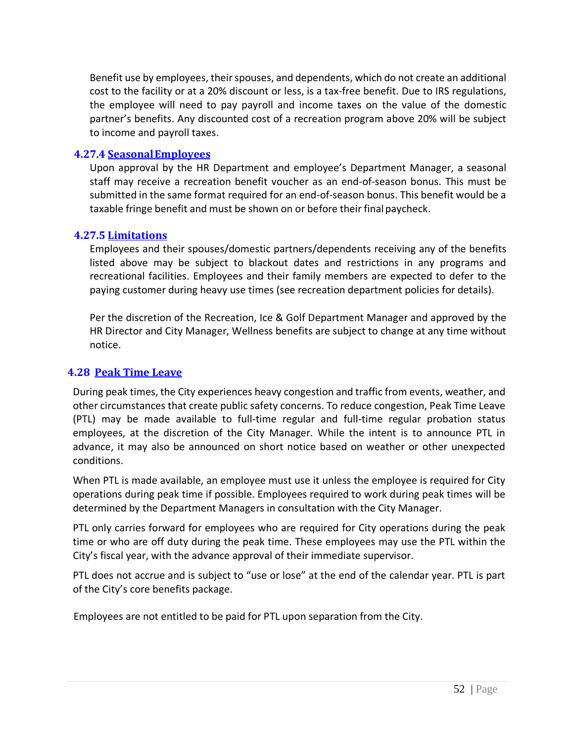Benefit use by employees, their spouses, and dependents, which do not create an additional cost to the facility or at a 20% discount or less, is a tax-free benefit. Due to IRS regulations, the employee will need to pay payroll and income taxes on the value of the domestic partner's benefits. Any discounted cost of a recreation program above 20% will be subject to income and payroll taxes.

#### 4.27.4 Seasonal Employees

Upon approval by the HR Department and employee's Department Manager, a seasonal staff may receive a recreation benefit voucher as an end-of-season bonus. This must be submitted in the same format required for an end-of-season bonus. This benefit would be a taxable fringe benefit and must be shown on or before their final paycheck.

#### 4.27.5 Limitations

Employees and their spouses/domestic partners/dependents receiving any of the benefits listed above may be subject to blackout dates and restrictions in any programs and recreational facilities. Employees and their family members are expected to defer to the paying customer during heavy use times (see recreation department policies for details).

Per the discretion of the Recreation, Ice & Golf Department Manager and approved by the HR Director and City Manager, Wellness benefits are subject to change at any time without notice.

### 4.28 Peak Time Leave

During peak times, the City experiences heavy congestion and traffic from events, weather, and other circumstances that create public safety concerns. To reduce congestion, Peak Time Leave (PTL) may be made available to full-time regular and full-time regular probation status employees, at the discretion of the City Manager. While the intent is to announce PTL in advance, it may also be announced on short notice based on weather or other unexpected conditions.

When PTL is made available, an employee must use it unless the employee is required for City operations during peak time if possible. Employees required to work during peak times will be determined by the Department Managers in consultation with the City Manager.

PTL only carries forward for employees who are required for City operations during the peak time or who are off duty during the peak time. These employees may use the PTL within the City's fiscal year, with the advance approval of their immediate supervisor.

PTL does not accrue and is subject to "use or lose" at the end of the calendar year. PTL is part of the City's core benefits package.

Employees are not entitled to be paid for PTL upon separation from the City.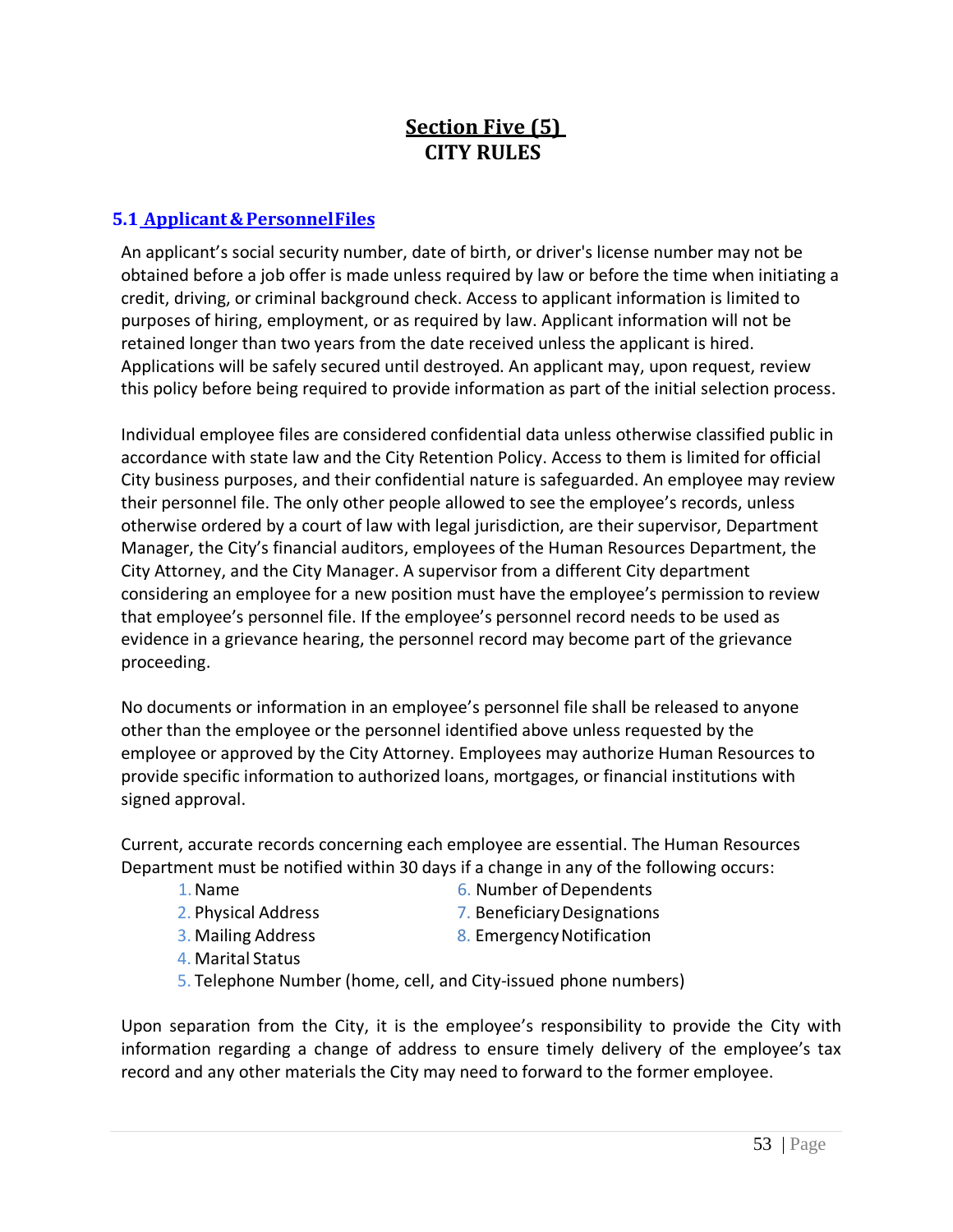# Section Five (5)
# CITY RULES

## 5.1 Applicant & Personnel Files

An applicant's social security number, date of birth, or driver's license number may not be obtained before a job offer is made unless required by law or before the time when initiating a credit, driving, or criminal background check. Access to applicant information is limited to purposes of hiring, employment, or as required by law. Applicant information will not be retained longer than two years from the date received unless the applicant is hired. Applications will be safely secured until destroyed. An applicant may, upon request, review this policy before being required to provide information as part of the initial selection process.

Individual employee files are considered confidential data unless otherwise classified public in accordance with state law and the City Retention Policy. Access to them is limited for official City business purposes, and their confidential nature is safeguarded. An employee may review their personnel file. The only other people allowed to see the employee's records, unless otherwise ordered by a court of law with legal jurisdiction, are their supervisor, Department Manager, the City's financial auditors, employees of the Human Resources Department, the City Attorney, and the City Manager. A supervisor from a different City department considering an employee for a new position must have the employee's permission to review that employee's personnel file. If the employee's personnel record needs to be used as evidence in a grievance hearing, the personnel record may become part of the grievance proceeding.

No documents or information in an employee's personnel file shall be released to anyone other than the employee or the personnel identified above unless requested by the employee or approved by the City Attorney. Employees may authorize Human Resources to provide specific information to authorized loans, mortgages, or financial institutions with signed approval.

Current, accurate records concerning each employee are essential. The Human Resources Department must be notified within 30 days if a change in any of the following occurs:

1. Name
2. Physical Address
3. Mailing Address
4. Marital Status
5. Telephone Number (home, cell, and City-issued phone numbers)
6. Number of Dependents
7. Beneficiary Designations
8. Emergency Notification

Upon separation from the City, it is the employee's responsibility to provide the City with information regarding a change of address to ensure timely delivery of the employee's tax record and any other materials the City may need to forward to the former employee.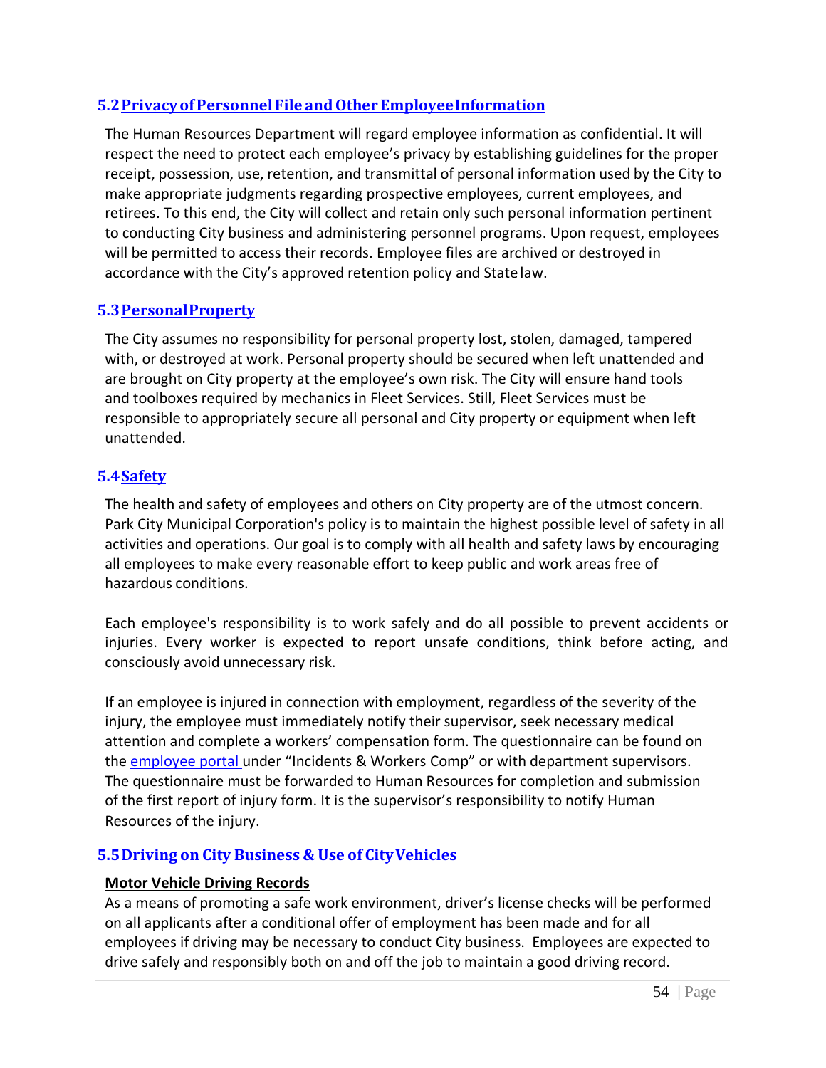## 5.2 Privacy of Personnel File and Other Employee Information

The Human Resources Department will regard employee information as confidential. It will respect the need to protect each employee's privacy by establishing guidelines for the proper receipt, possession, use, retention, and transmittal of personal information used by the City to make appropriate judgments regarding prospective employees, current employees, and retirees. To this end, the City will collect and retain only such personal information pertinent to conducting City business and administering personnel programs. Upon request, employees will be permitted to access their records. Employee files are archived or destroyed in accordance with the City's approved retention policy and State law.

## 5.3 Personal Property

The City assumes no responsibility for personal property lost, stolen, damaged, tampered with, or destroyed at work. Personal property should be secured when left unattended and are brought on City property at the employee's own risk. The City will ensure hand tools and toolboxes required by mechanics in Fleet Services. Still, Fleet Services must be responsible to appropriately secure all personal and City property or equipment when left unattended.

## 5.4 Safety

The health and safety of employees and others on City property are of the utmost concern. Park City Municipal Corporation's policy is to maintain the highest possible level of safety in all activities and operations. Our goal is to comply with all health and safety laws by encouraging all employees to make every reasonable effort to keep public and work areas free of hazardous conditions.

Each employee's responsibility is to work safely and do all possible to prevent accidents or injuries. Every worker is expected to report unsafe conditions, think before acting, and consciously avoid unnecessary risk.

If an employee is injured in connection with employment, regardless of the severity of the injury, the employee must immediately notify their supervisor, seek necessary medical attention and complete a workers' compensation form. The questionnaire can be found on the employee portal under "Incidents & Workers Comp" or with department supervisors. The questionnaire must be forwarded to Human Resources for completion and submission of the first report of injury form. It is the supervisor's responsibility to notify Human Resources of the injury.

## 5.5 Driving on City Business & Use of City Vehicles

**Motor Vehicle Driving Records**

As a means of promoting a safe work environment, driver's license checks will be performed on all applicants after a conditional offer of employment has been made and for all employees if driving may be necessary to conduct City business. Employees are expected to drive safely and responsibly both on and off the job to maintain a good driving record.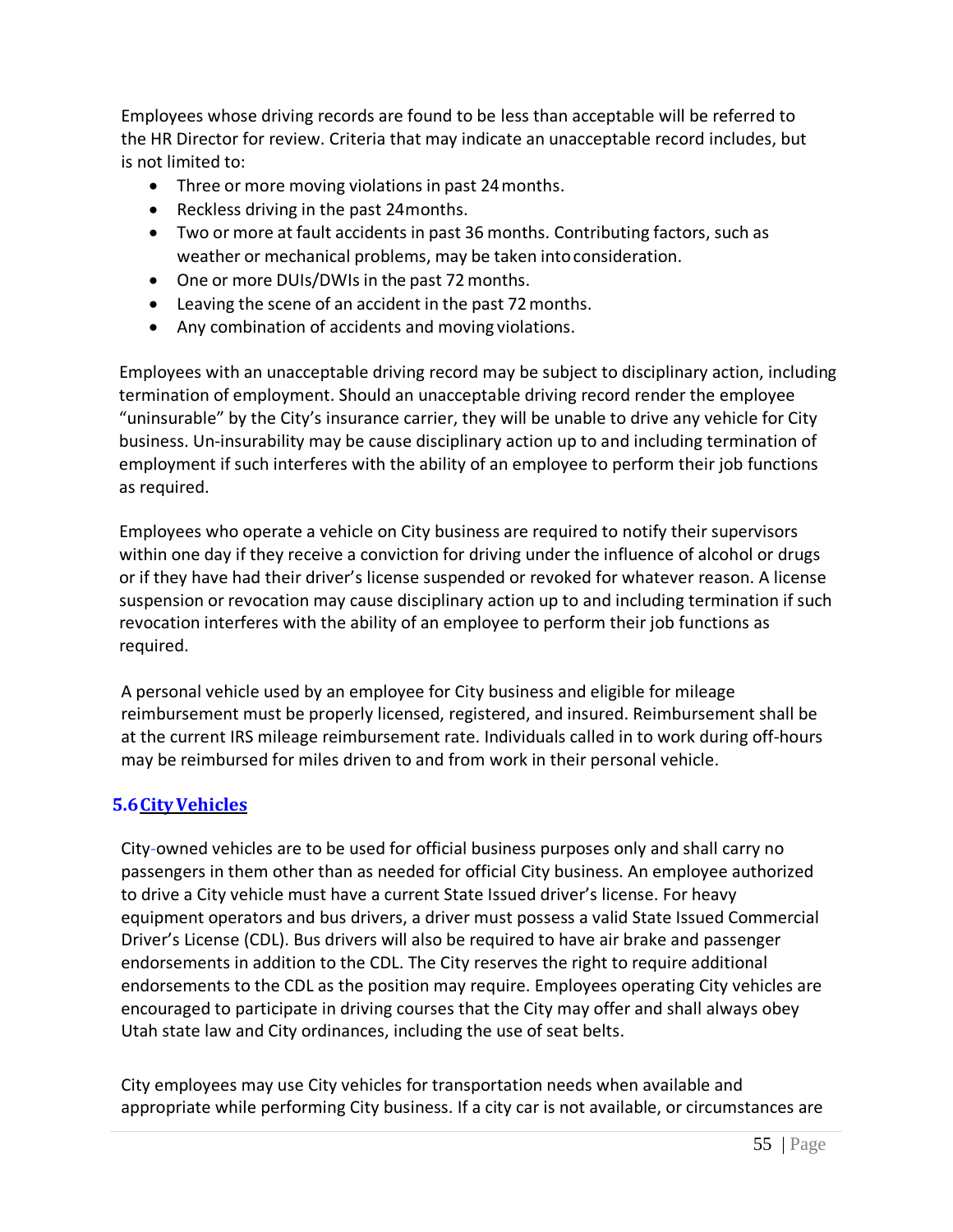Employees whose driving records are found to be less than acceptable will be referred to the HR Director for review. Criteria that may indicate an unacceptable record includes, but is not limited to:

- Three or more moving violations in past 24 months.
- Reckless driving in the past 24months.
- Two or more at fault accidents in past 36 months. Contributing factors, such as weather or mechanical problems, may be taken into consideration.
- One or more DUIs/DWIs in the past 72 months.
- Leaving the scene of an accident in the past 72 months.
- Any combination of accidents and moving violations.

Employees with an unacceptable driving record may be subject to disciplinary action, including termination of employment. Should an unacceptable driving record render the employee "uninsurable" by the City's insurance carrier, they will be unable to drive any vehicle for City business. Un-insurability may be cause disciplinary action up to and including termination of employment if such interferes with the ability of an employee to perform their job functions as required.

Employees who operate a vehicle on City business are required to notify their supervisors within one day if they receive a conviction for driving under the influence of alcohol or drugs or if they have had their driver's license suspended or revoked for whatever reason. A license suspension or revocation may cause disciplinary action up to and including termination if such revocation interferes with the ability of an employee to perform their job functions as required.

A personal vehicle used by an employee for City business and eligible for mileage reimbursement must be properly licensed, registered, and insured. Reimbursement shall be at the current IRS mileage reimbursement rate. Individuals called in to work during off-hours may be reimbursed for miles driven to and from work in their personal vehicle.

## 5.6 City Vehicles

City-owned vehicles are to be used for official business purposes only and shall carry no passengers in them other than as needed for official City business. An employee authorized to drive a City vehicle must have a current State Issued driver's license. For heavy equipment operators and bus drivers, a driver must possess a valid State Issued Commercial Driver's License (CDL). Bus drivers will also be required to have air brake and passenger endorsements in addition to the CDL. The City reserves the right to require additional endorsements to the CDL as the position may require. Employees operating City vehicles are encouraged to participate in driving courses that the City may offer and shall always obey Utah state law and City ordinances, including the use of seat belts.

City employees may use City vehicles for transportation needs when available and appropriate while performing City business. If a city car is not available, or circumstances are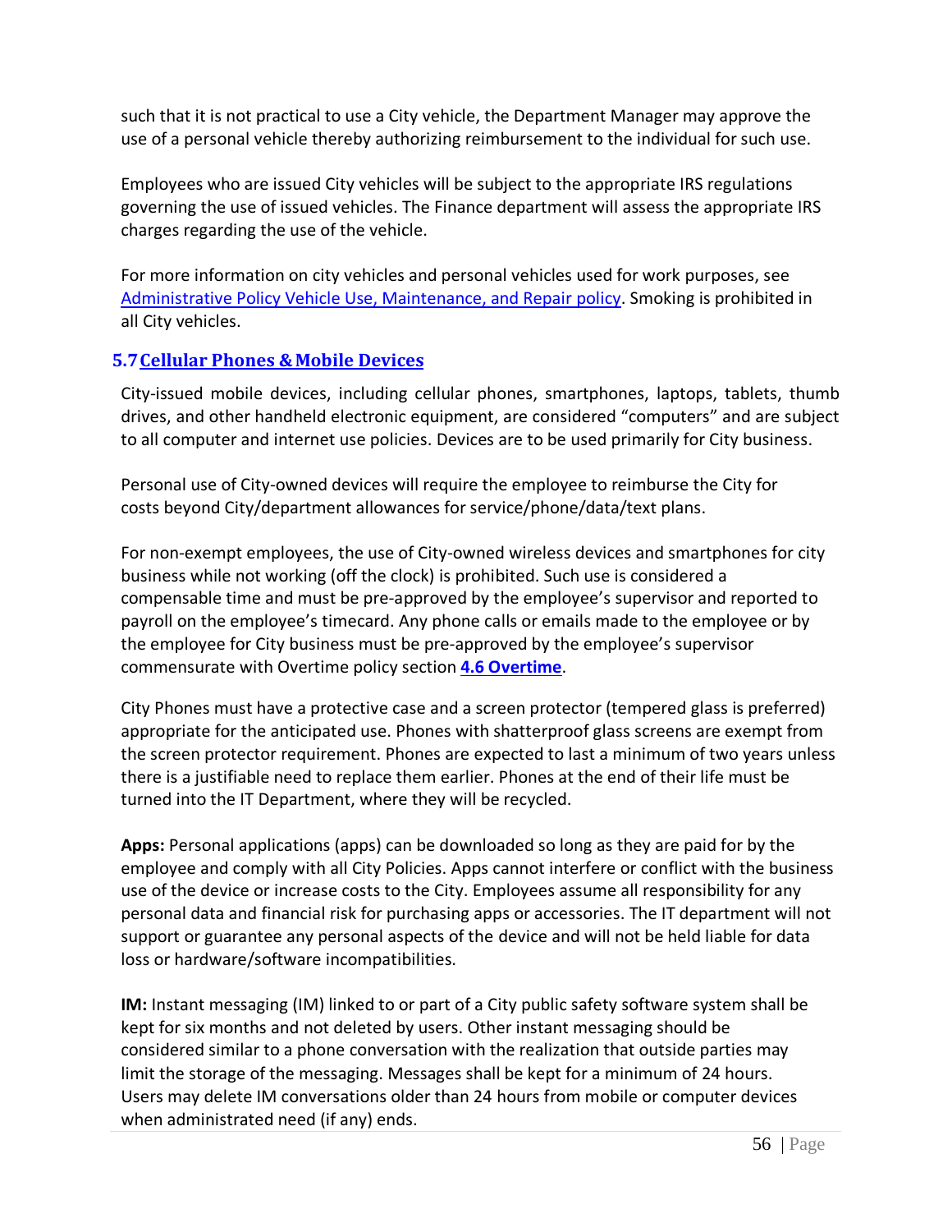such that it is not practical to use a City vehicle, the Department Manager may approve the use of a personal vehicle thereby authorizing reimbursement to the individual for such use.

Employees who are issued City vehicles will be subject to the appropriate IRS regulations governing the use of issued vehicles. The Finance department will assess the appropriate IRS charges regarding the use of the vehicle.

For more information on city vehicles and personal vehicles used for work purposes, see Administrative Policy Vehicle Use, Maintenance, and Repair policy. Smoking is prohibited in all City vehicles.

## 5.7 Cellular Phones & Mobile Devices

City-issued mobile devices, including cellular phones, smartphones, laptops, tablets, thumb drives, and other handheld electronic equipment, are considered "computers" and are subject to all computer and internet use policies. Devices are to be used primarily for City business.

Personal use of City-owned devices will require the employee to reimburse the City for costs beyond City/department allowances for service/phone/data/text plans.

For non-exempt employees, the use of City-owned wireless devices and smartphones for city business while not working (off the clock) is prohibited. Such use is considered a compensable time and must be pre-approved by the employee's supervisor and reported to payroll on the employee's timecard. Any phone calls or emails made to the employee or by the employee for City business must be pre-approved by the employee's supervisor commensurate with Overtime policy section **4.6 Overtime**.

City Phones must have a protective case and a screen protector (tempered glass is preferred) appropriate for the anticipated use. Phones with shatterproof glass screens are exempt from the screen protector requirement. Phones are expected to last a minimum of two years unless there is a justifiable need to replace them earlier. Phones at the end of their life must be turned into the IT Department, where they will be recycled.

**Apps:** Personal applications (apps) can be downloaded so long as they are paid for by the employee and comply with all City Policies. Apps cannot interfere or conflict with the business use of the device or increase costs to the City. Employees assume all responsibility for any personal data and financial risk for purchasing apps or accessories. The IT department will not support or guarantee any personal aspects of the device and will not be held liable for data loss or hardware/software incompatibilities.

**IM:** Instant messaging (IM) linked to or part of a City public safety software system shall be kept for six months and not deleted by users. Other instant messaging should be considered similar to a phone conversation with the realization that outside parties may limit the storage of the messaging. Messages shall be kept for a minimum of 24 hours. Users may delete IM conversations older than 24 hours from mobile or computer devices when administrated need (if any) ends.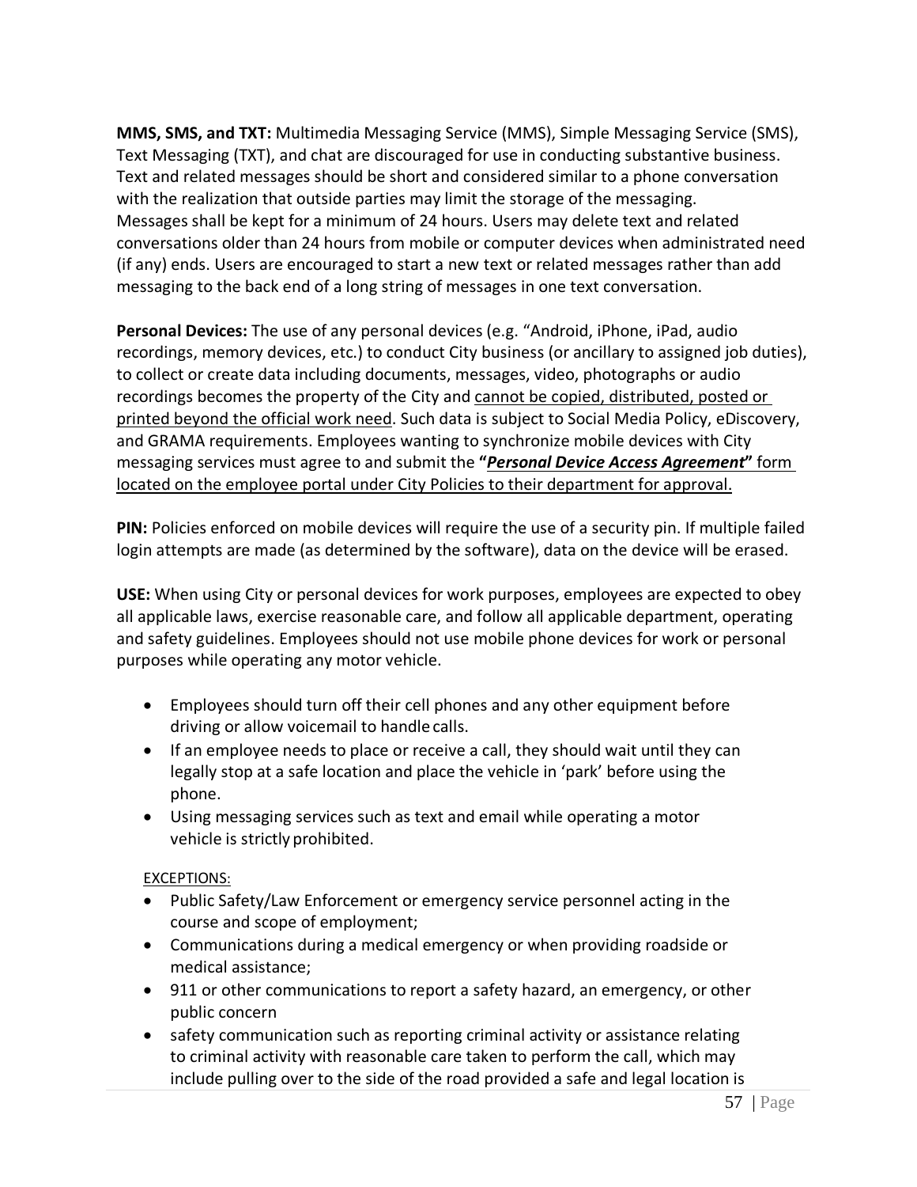**MMS, SMS, and TXT:** Multimedia Messaging Service (MMS), Simple Messaging Service (SMS), Text Messaging (TXT), and chat are discouraged for use in conducting substantive business. Text and related messages should be short and considered similar to a phone conversation with the realization that outside parties may limit the storage of the messaging. Messages shall be kept for a minimum of 24 hours. Users may delete text and related conversations older than 24 hours from mobile or computer devices when administrated need (if any) ends. Users are encouraged to start a new text or related messages rather than add messaging to the back end of a long string of messages in one text conversation.

**Personal Devices:** The use of any personal devices (e.g. "Android, iPhone, iPad, audio recordings, memory devices, etc.) to conduct City business (or ancillary to assigned job duties), to collect or create data including documents, messages, video, photographs or audio recordings becomes the property of the City and <u>cannot be copied, distributed, posted or printed beyond the official work need</u>. Such data is subject to Social Media Policy, eDiscovery, and GRAMA requirements. Employees wanting to synchronize mobile devices with City messaging services must agree to and submit the **"*<u>Personal Device Access Agreement</u>*"** <u>form located on the employee portal under City Policies to their department for approval.</u>

**PIN:** Policies enforced on mobile devices will require the use of a security pin. If multiple failed login attempts are made (as determined by the software), data on the device will be erased.

**USE:** When using City or personal devices for work purposes, employees are expected to obey all applicable laws, exercise reasonable care, and follow all applicable department, operating and safety guidelines. Employees should not use mobile phone devices for work or personal purposes while operating any motor vehicle.

- Employees should turn off their cell phones and any other equipment before driving or allow voicemail to handle calls.
- If an employee needs to place or receive a call, they should wait until they can legally stop at a safe location and place the vehicle in 'park' before using the phone.
- Using messaging services such as text and email while operating a motor vehicle is strictly prohibited.

<u>EXCEPTIONS:</u>

- Public Safety/Law Enforcement or emergency service personnel acting in the course and scope of employment;
- Communications during a medical emergency or when providing roadside or medical assistance;
- 911 or other communications to report a safety hazard, an emergency, or other public concern
- safety communication such as reporting criminal activity or assistance relating to criminal activity with reasonable care taken to perform the call, which may include pulling over to the side of the road provided a safe and legal location is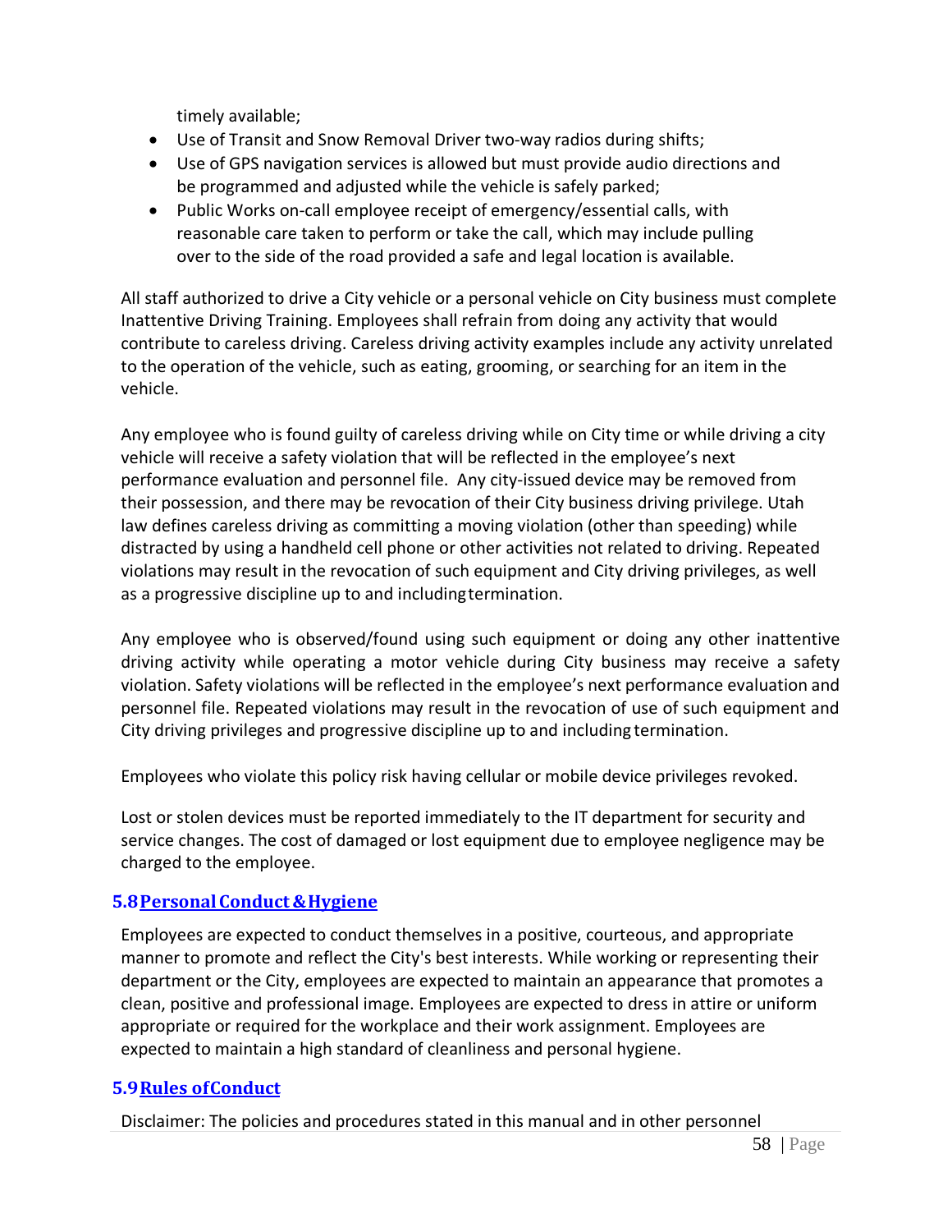timely available;

- Use of Transit and Snow Removal Driver two-way radios during shifts;
- Use of GPS navigation services is allowed but must provide audio directions and be programmed and adjusted while the vehicle is safely parked;
- Public Works on-call employee receipt of emergency/essential calls, with reasonable care taken to perform or take the call, which may include pulling over to the side of the road provided a safe and legal location is available.

All staff authorized to drive a City vehicle or a personal vehicle on City business must complete Inattentive Driving Training. Employees shall refrain from doing any activity that would contribute to careless driving. Careless driving activity examples include any activity unrelated to the operation of the vehicle, such as eating, grooming, or searching for an item in the vehicle.

Any employee who is found guilty of careless driving while on City time or while driving a city vehicle will receive a safety violation that will be reflected in the employee's next performance evaluation and personnel file. Any city-issued device may be removed from their possession, and there may be revocation of their City business driving privilege. Utah law defines careless driving as committing a moving violation (other than speeding) while distracted by using a handheld cell phone or other activities not related to driving. Repeated violations may result in the revocation of such equipment and City driving privileges, as well as a progressive discipline up to and including termination.

Any employee who is observed/found using such equipment or doing any other inattentive driving activity while operating a motor vehicle during City business may receive a safety violation. Safety violations will be reflected in the employee's next performance evaluation and personnel file. Repeated violations may result in the revocation of use of such equipment and City driving privileges and progressive discipline up to and including termination.

Employees who violate this policy risk having cellular or mobile device privileges revoked.

Lost or stolen devices must be reported immediately to the IT department for security and service changes. The cost of damaged or lost equipment due to employee negligence may be charged to the employee.

## 5.8 Personal Conduct & Hygiene

Employees are expected to conduct themselves in a positive, courteous, and appropriate manner to promote and reflect the City's best interests. While working or representing their department or the City, employees are expected to maintain an appearance that promotes a clean, positive and professional image. Employees are expected to dress in attire or uniform appropriate or required for the workplace and their work assignment. Employees are expected to maintain a high standard of cleanliness and personal hygiene.

## 5.9 Rules of Conduct

Disclaimer: The policies and procedures stated in this manual and in other personnel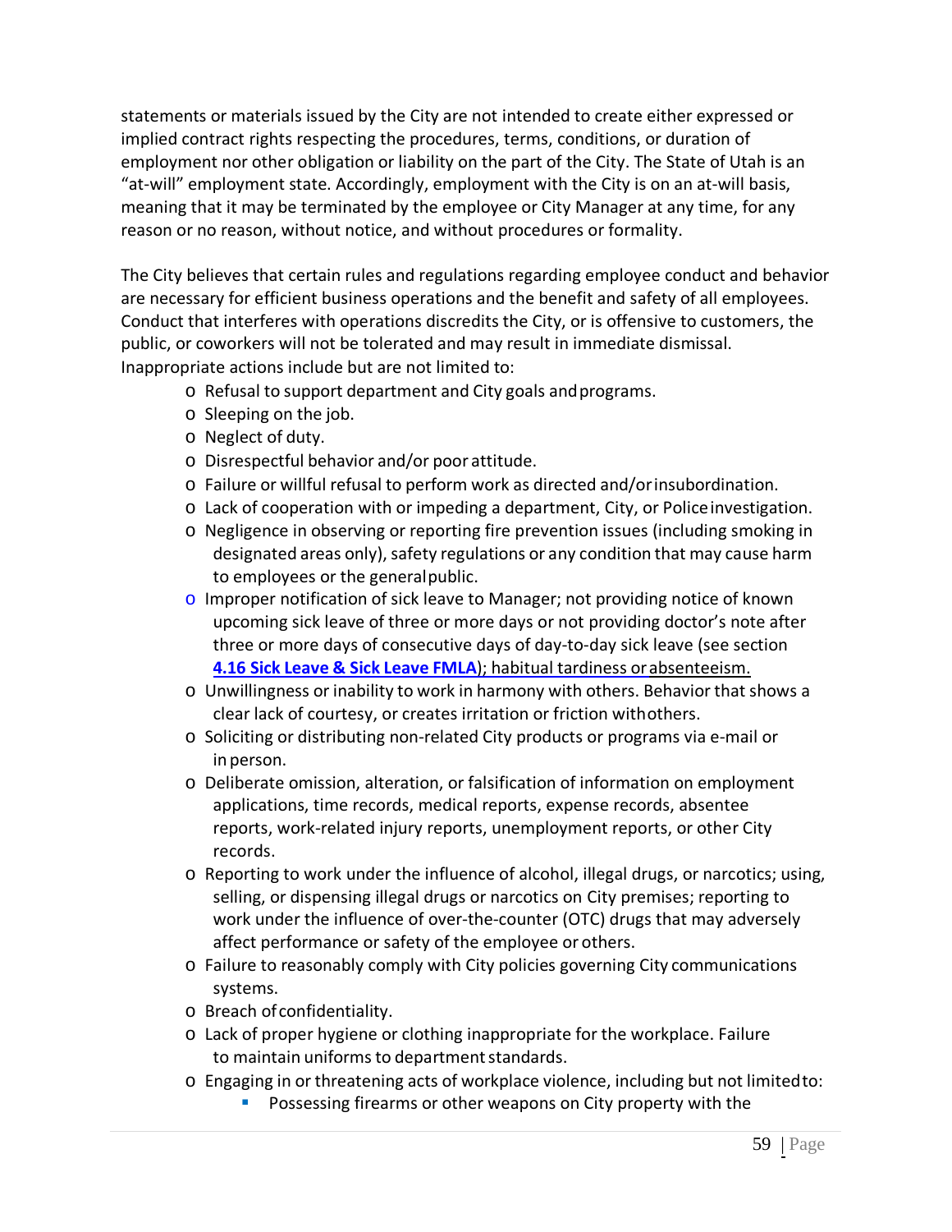statements or materials issued by the City are not intended to create either expressed or implied contract rights respecting the procedures, terms, conditions, or duration of employment nor other obligation or liability on the part of the City. The State of Utah is an "at-will" employment state. Accordingly, employment with the City is on an at-will basis, meaning that it may be terminated by the employee or City Manager at any time, for any reason or no reason, without notice, and without procedures or formality.

The City believes that certain rules and regulations regarding employee conduct and behavior are necessary for efficient business operations and the benefit and safety of all employees. Conduct that interferes with operations discredits the City, or is offensive to customers, the public, or coworkers will not be tolerated and may result in immediate dismissal. Inappropriate actions include but are not limited to:

- Refusal to support department and City goals and programs.
- Sleeping on the job.
- Neglect of duty.
- Disrespectful behavior and/or poor attitude.
- Failure or willful refusal to perform work as directed and/or insubordination.
- Lack of cooperation with or impeding a department, City, or Police investigation.
- Negligence in observing or reporting fire prevention issues (including smoking in designated areas only), safety regulations or any condition that may cause harm to employees or the general public.
- Improper notification of sick leave to Manager; not providing notice of known upcoming sick leave of three or more days or not providing doctor's note after three or more days of consecutive days of day-to-day sick leave (see section **4.16 Sick Leave & Sick Leave FMLA**); habitual tardiness or absenteeism.
- Unwillingness or inability to work in harmony with others. Behavior that shows a clear lack of courtesy, or creates irritation or friction with others.
- Soliciting or distributing non-related City products or programs via e-mail or in person.
- Deliberate omission, alteration, or falsification of information on employment applications, time records, medical reports, expense records, absentee reports, work-related injury reports, unemployment reports, or other City records.
- Reporting to work under the influence of alcohol, illegal drugs, or narcotics; using, selling, or dispensing illegal drugs or narcotics on City premises; reporting to work under the influence of over-the-counter (OTC) drugs that may adversely affect performance or safety of the employee or others.
- Failure to reasonably comply with City policies governing City communications systems.
- Breach of confidentiality.
- Lack of proper hygiene or clothing inappropriate for the workplace. Failure to maintain uniforms to department standards.
- Engaging in or threatening acts of workplace violence, including but not limited to:
  - Possessing firearms or other weapons on City property with the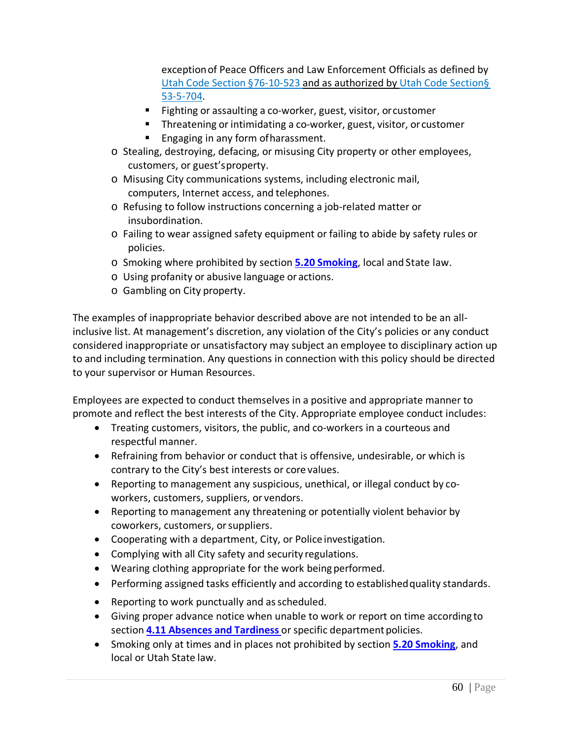exception of Peace Officers and Law Enforcement Officials as defined by Utah Code Section §76-10-523 and as authorized by Utah Code Section§ 53-5-704.
    - Fighting or assaulting a co-worker, guest, visitor, or customer
    - Threatening or intimidating a co-worker, guest, visitor, or customer
    - Engaging in any form of harassment.
  - Stealing, destroying, defacing, or misusing City property or other employees, customers, or guest's property.
  - Misusing City communications systems, including electronic mail, computers, Internet access, and telephones.
  - Refusing to follow instructions concerning a job-related matter or insubordination.
  - Failing to wear assigned safety equipment or failing to abide by safety rules or policies.
  - Smoking where prohibited by section **5.20 Smoking**, local and State law.
  - Using profanity or abusive language or actions.
  - Gambling on City property.

The examples of inappropriate behavior described above are not intended to be an all-inclusive list. At management's discretion, any violation of the City's policies or any conduct considered inappropriate or unsatisfactory may subject an employee to disciplinary action up to and including termination. Any questions in connection with this policy should be directed to your supervisor or Human Resources.

Employees are expected to conduct themselves in a positive and appropriate manner to promote and reflect the best interests of the City. Appropriate employee conduct includes:

- Treating customers, visitors, the public, and co-workers in a courteous and respectful manner.
- Refraining from behavior or conduct that is offensive, undesirable, or which is contrary to the City's best interests or core values.
- Reporting to management any suspicious, unethical, or illegal conduct by co-workers, customers, suppliers, or vendors.
- Reporting to management any threatening or potentially violent behavior by coworkers, customers, or suppliers.
- Cooperating with a department, City, or Police investigation.
- Complying with all City safety and security regulations.
- Wearing clothing appropriate for the work being performed.
- Performing assigned tasks efficiently and according to established quality standards.
- Reporting to work punctually and as scheduled.
- Giving proper advance notice when unable to work or report on time according to section **4.11 Absences and Tardiness** or specific department policies.
- Smoking only at times and in places not prohibited by section **5.20 Smoking**, and local or Utah State law.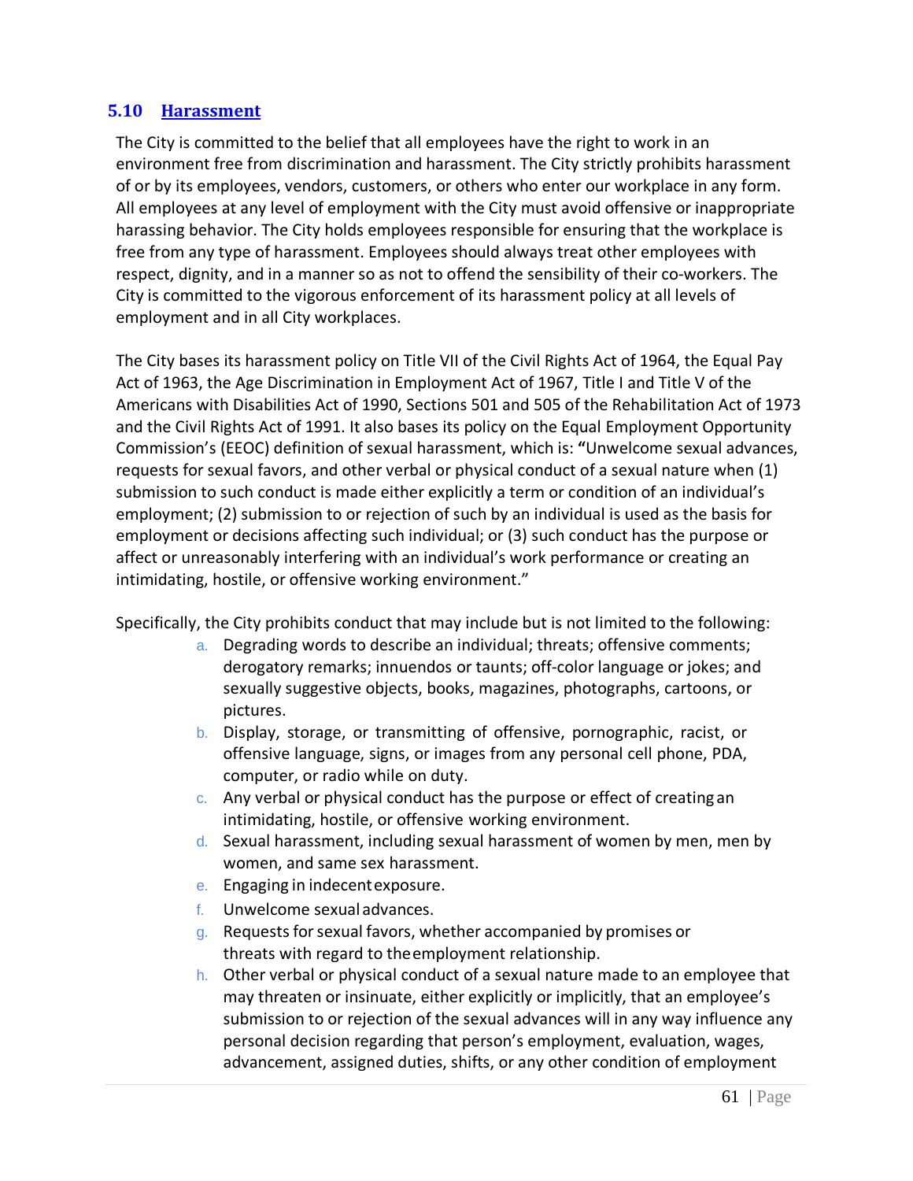## 5.10 Harassment

The City is committed to the belief that all employees have the right to work in an environment free from discrimination and harassment. The City strictly prohibits harassment of or by its employees, vendors, customers, or others who enter our workplace in any form. All employees at any level of employment with the City must avoid offensive or inappropriate harassing behavior. The City holds employees responsible for ensuring that the workplace is free from any type of harassment. Employees should always treat other employees with respect, dignity, and in a manner so as not to offend the sensibility of their co-workers. The City is committed to the vigorous enforcement of its harassment policy at all levels of employment and in all City workplaces.

The City bases its harassment policy on Title VII of the Civil Rights Act of 1964, the Equal Pay Act of 1963, the Age Discrimination in Employment Act of 1967, Title I and Title V of the Americans with Disabilities Act of 1990, Sections 501 and 505 of the Rehabilitation Act of 1973 and the Civil Rights Act of 1991. It also bases its policy on the Equal Employment Opportunity Commission's (EEOC) definition of sexual harassment, which is: **"**Unwelcome sexual advances, requests for sexual favors, and other verbal or physical conduct of a sexual nature when (1) submission to such conduct is made either explicitly a term or condition of an individual's employment; (2) submission to or rejection of such by an individual is used as the basis for employment or decisions affecting such individual; or (3) such conduct has the purpose or affect or unreasonably interfering with an individual's work performance or creating an intimidating, hostile, or offensive working environment."

Specifically, the City prohibits conduct that may include but is not limited to the following:

a. Degrading words to describe an individual; threats; offensive comments; derogatory remarks; innuendos or taunts; off-color language or jokes; and sexually suggestive objects, books, magazines, photographs, cartoons, or pictures.
b. Display, storage, or transmitting of offensive, pornographic, racist, or offensive language, signs, or images from any personal cell phone, PDA, computer, or radio while on duty.
c. Any verbal or physical conduct has the purpose or effect of creating an intimidating, hostile, or offensive working environment.
d. Sexual harassment, including sexual harassment of women by men, men by women, and same sex harassment.
e. Engaging in indecent exposure.
f. Unwelcome sexual advances.
g. Requests for sexual favors, whether accompanied by promises or threats with regard to the employment relationship.
h. Other verbal or physical conduct of a sexual nature made to an employee that may threaten or insinuate, either explicitly or implicitly, that an employee's submission to or rejection of the sexual advances will in any way influence any personal decision regarding that person's employment, evaluation, wages, advancement, assigned duties, shifts, or any other condition of employment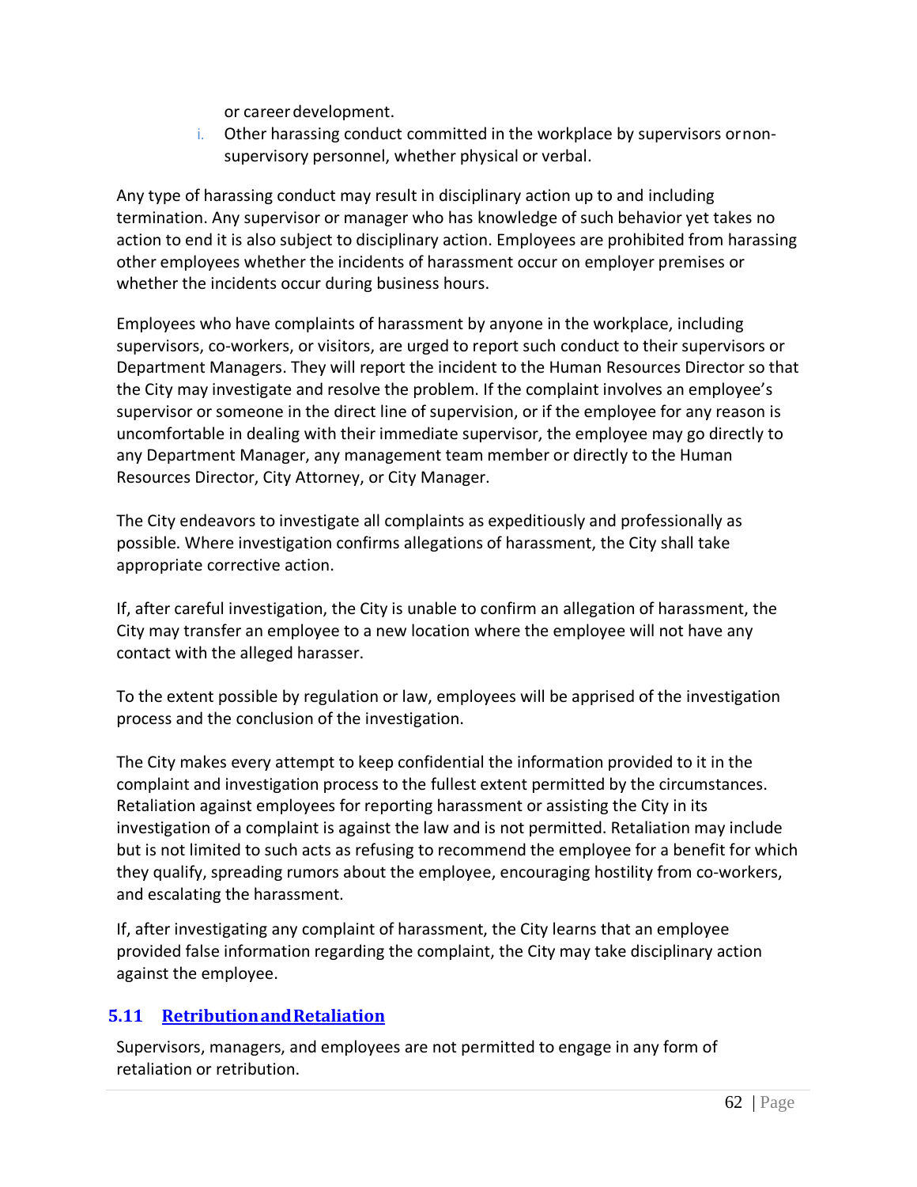or career development.

i. Other harassing conduct committed in the workplace by supervisors or non-supervisory personnel, whether physical or verbal.

Any type of harassing conduct may result in disciplinary action up to and including termination. Any supervisor or manager who has knowledge of such behavior yet takes no action to end it is also subject to disciplinary action. Employees are prohibited from harassing other employees whether the incidents of harassment occur on employer premises or whether the incidents occur during business hours.

Employees who have complaints of harassment by anyone in the workplace, including supervisors, co-workers, or visitors, are urged to report such conduct to their supervisors or Department Managers. They will report the incident to the Human Resources Director so that the City may investigate and resolve the problem. If the complaint involves an employee's supervisor or someone in the direct line of supervision, or if the employee for any reason is uncomfortable in dealing with their immediate supervisor, the employee may go directly to any Department Manager, any management team member or directly to the Human Resources Director, City Attorney, or City Manager.

The City endeavors to investigate all complaints as expeditiously and professionally as possible. Where investigation confirms allegations of harassment, the City shall take appropriate corrective action.

If, after careful investigation, the City is unable to confirm an allegation of harassment, the City may transfer an employee to a new location where the employee will not have any contact with the alleged harasser.

To the extent possible by regulation or law, employees will be apprised of the investigation process and the conclusion of the investigation.

The City makes every attempt to keep confidential the information provided to it in the complaint and investigation process to the fullest extent permitted by the circumstances. Retaliation against employees for reporting harassment or assisting the City in its investigation of a complaint is against the law and is not permitted. Retaliation may include but is not limited to such acts as refusing to recommend the employee for a benefit for which they qualify, spreading rumors about the employee, encouraging hostility from co-workers, and escalating the harassment.

If, after investigating any complaint of harassment, the City learns that an employee provided false information regarding the complaint, the City may take disciplinary action against the employee.

## 5.11 Retribution and Retaliation

Supervisors, managers, and employees are not permitted to engage in any form of retaliation or retribution.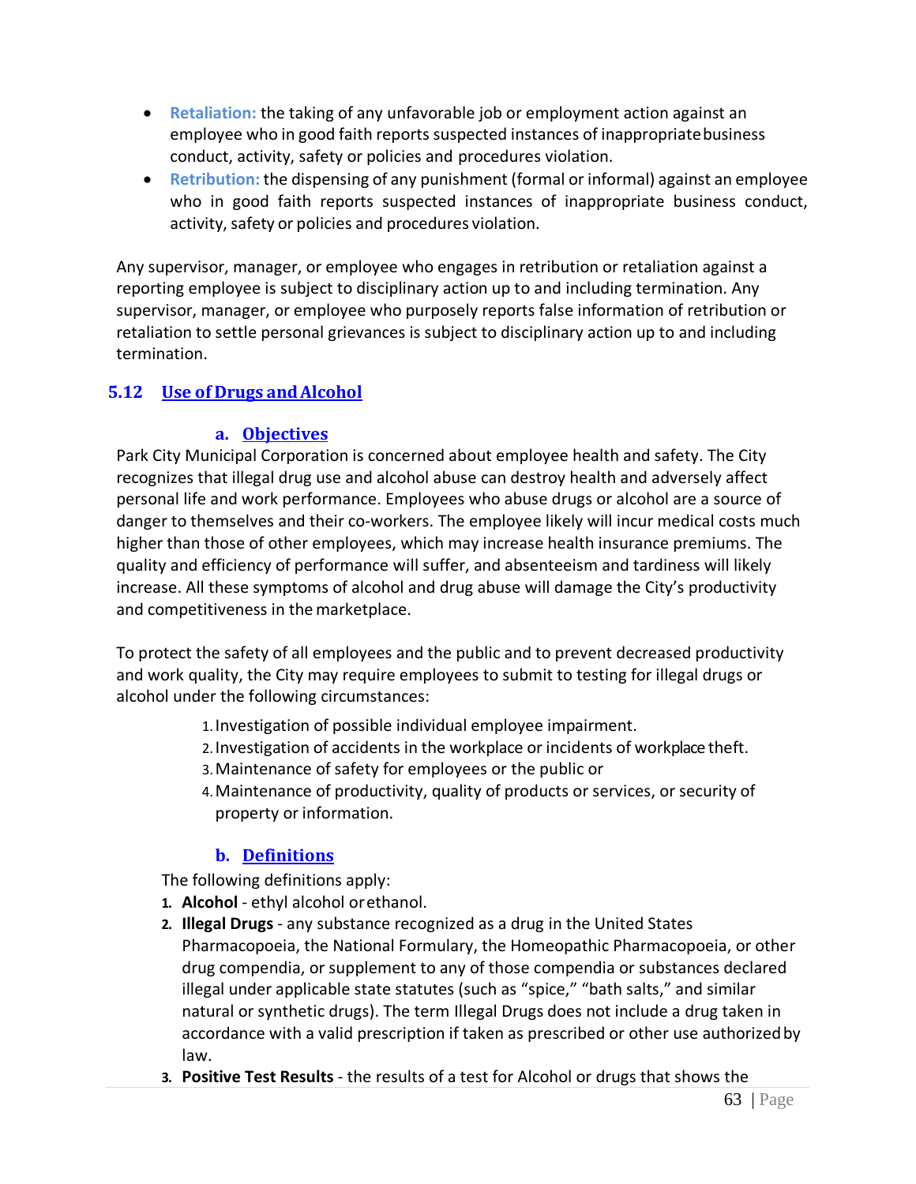- **Retaliation:** the taking of any unfavorable job or employment action against an employee who in good faith reports suspected instances of inappropriate business conduct, activity, safety or policies and procedures violation.
- **Retribution:** the dispensing of any punishment (formal or informal) against an employee who in good faith reports suspected instances of inappropriate business conduct, activity, safety or policies and procedures violation.

Any supervisor, manager, or employee who engages in retribution or retaliation against a reporting employee is subject to disciplinary action up to and including termination. Any supervisor, manager, or employee who purposely reports false information of retribution or retaliation to settle personal grievances is subject to disciplinary action up to and including termination.

## 5.12 Use of Drugs and Alcohol

### a. Objectives

Park City Municipal Corporation is concerned about employee health and safety. The City recognizes that illegal drug use and alcohol abuse can destroy health and adversely affect personal life and work performance. Employees who abuse drugs or alcohol are a source of danger to themselves and their co-workers. The employee likely will incur medical costs much higher than those of other employees, which may increase health insurance premiums. The quality and efficiency of performance will suffer, and absenteeism and tardiness will likely increase. All these symptoms of alcohol and drug abuse will damage the City's productivity and competitiveness in the marketplace.

To protect the safety of all employees and the public and to prevent decreased productivity and work quality, the City may require employees to submit to testing for illegal drugs or alcohol under the following circumstances:

1. Investigation of possible individual employee impairment.
2. Investigation of accidents in the workplace or incidents of workplace theft.
3. Maintenance of safety for employees or the public or
4. Maintenance of productivity, quality of products or services, or security of property or information.

### b. Definitions

The following definitions apply:

1. **Alcohol** - ethyl alcohol or ethanol.
2. **Illegal Drugs** - any substance recognized as a drug in the United States Pharmacopoeia, the National Formulary, the Homeopathic Pharmacopoeia, or other drug compendia, or supplement to any of those compendia or substances declared illegal under applicable state statutes (such as "spice," "bath salts," and similar natural or synthetic drugs). The term Illegal Drugs does not include a drug taken in accordance with a valid prescription if taken as prescribed or other use authorized by law.
3. **Positive Test Results** - the results of a test for Alcohol or drugs that shows the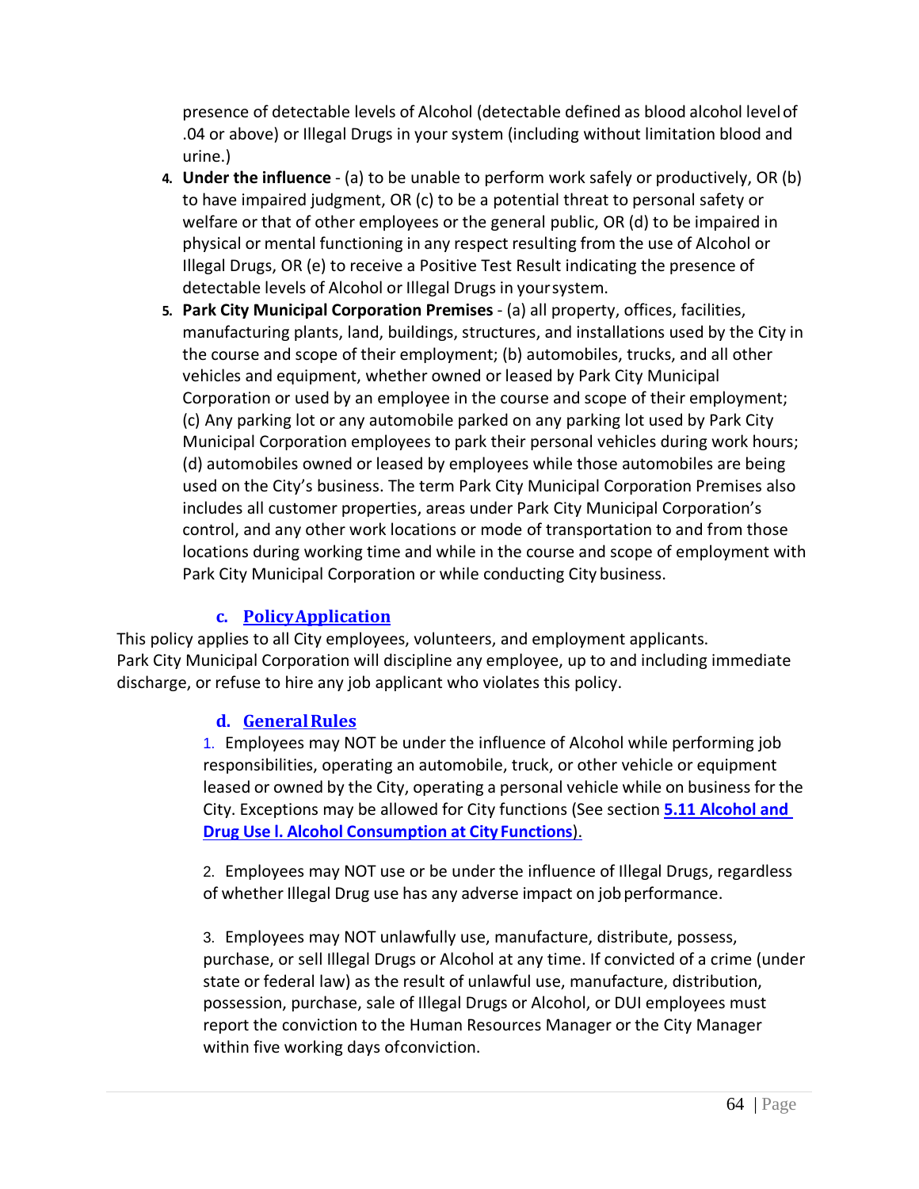presence of detectable levels of Alcohol (detectable defined as blood alcohol level of .04 or above) or Illegal Drugs in your system (including without limitation blood and urine.)

4. **Under the influence** - (a) to be unable to perform work safely or productively, OR (b) to have impaired judgment, OR (c) to be a potential threat to personal safety or welfare or that of other employees or the general public, OR (d) to be impaired in physical or mental functioning in any respect resulting from the use of Alcohol or Illegal Drugs, OR (e) to receive a Positive Test Result indicating the presence of detectable levels of Alcohol or Illegal Drugs in your system.
5. **Park City Municipal Corporation Premises** - (a) all property, offices, facilities, manufacturing plants, land, buildings, structures, and installations used by the City in the course and scope of their employment; (b) automobiles, trucks, and all other vehicles and equipment, whether owned or leased by Park City Municipal Corporation or used by an employee in the course and scope of their employment; (c) Any parking lot or any automobile parked on any parking lot used by Park City Municipal Corporation employees to park their personal vehicles during work hours; (d) automobiles owned or leased by employees while those automobiles are being used on the City's business. The term Park City Municipal Corporation Premises also includes all customer properties, areas under Park City Municipal Corporation's control, and any other work locations or mode of transportation to and from those locations during working time and while in the course and scope of employment with Park City Municipal Corporation or while conducting City business.

### c. Policy Application

This policy applies to all City employees, volunteers, and employment applicants. Park City Municipal Corporation will discipline any employee, up to and including immediate discharge, or refuse to hire any job applicant who violates this policy.

### d. General Rules

1. Employees may NOT be under the influence of Alcohol while performing job responsibilities, operating an automobile, truck, or other vehicle or equipment leased or owned by the City, operating a personal vehicle while on business for the City. Exceptions may be allowed for City functions (See section **5.11 Alcohol and Drug Use l. Alcohol Consumption at City Functions**).

2. Employees may NOT use or be under the influence of Illegal Drugs, regardless of whether Illegal Drug use has any adverse impact on job performance.

3. Employees may NOT unlawfully use, manufacture, distribute, possess, purchase, or sell Illegal Drugs or Alcohol at any time. If convicted of a crime (under state or federal law) as the result of unlawful use, manufacture, distribution, possession, purchase, sale of Illegal Drugs or Alcohol, or DUI employees must report the conviction to the Human Resources Manager or the City Manager within five working days of conviction.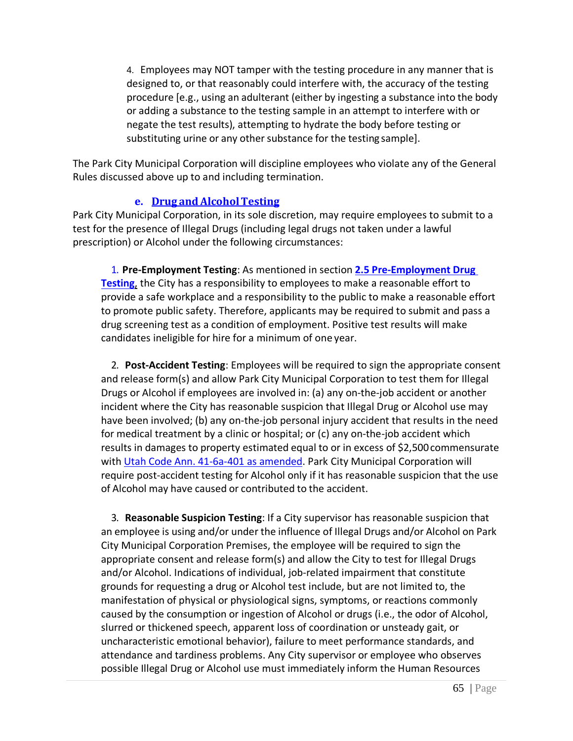4. Employees may NOT tamper with the testing procedure in any manner that is designed to, or that reasonably could interfere with, the accuracy of the testing procedure [e.g., using an adulterant (either by ingesting a substance into the body or adding a substance to the testing sample in an attempt to interfere with or negate the test results), attempting to hydrate the body before testing or substituting urine or any other substance for the testing sample].

The Park City Municipal Corporation will discipline employees who violate any of the General Rules discussed above up to and including termination.

### e. Drug and Alcohol Testing

Park City Municipal Corporation, in its sole discretion, may require employees to submit to a test for the presence of Illegal Drugs (including legal drugs not taken under a lawful prescription) or Alcohol under the following circumstances:

1. **Pre-Employment Testing**: As mentioned in section **2.5 Pre-Employment Drug Testing**, the City has a responsibility to employees to make a reasonable effort to provide a safe workplace and a responsibility to the public to make a reasonable effort to promote public safety. Therefore, applicants may be required to submit and pass a drug screening test as a condition of employment. Positive test results will make candidates ineligible for hire for a minimum of one year.

2. **Post-Accident Testing**: Employees will be required to sign the appropriate consent and release form(s) and allow Park City Municipal Corporation to test them for Illegal Drugs or Alcohol if employees are involved in: (a) any on-the-job accident or another incident where the City has reasonable suspicion that Illegal Drug or Alcohol use may have been involved; (b) any on-the-job personal injury accident that results in the need for medical treatment by a clinic or hospital; or (c) any on-the-job accident which results in damages to property estimated equal to or in excess of $2,500 commensurate with Utah Code Ann. 41-6a-401 as amended. Park City Municipal Corporation will require post-accident testing for Alcohol only if it has reasonable suspicion that the use of Alcohol may have caused or contributed to the accident.

3. **Reasonable Suspicion Testing**: If a City supervisor has reasonable suspicion that an employee is using and/or under the influence of Illegal Drugs and/or Alcohol on Park City Municipal Corporation Premises, the employee will be required to sign the appropriate consent and release form(s) and allow the City to test for Illegal Drugs and/or Alcohol. Indications of individual, job-related impairment that constitute grounds for requesting a drug or Alcohol test include, but are not limited to, the manifestation of physical or physiological signs, symptoms, or reactions commonly caused by the consumption or ingestion of Alcohol or drugs (i.e., the odor of Alcohol, slurred or thickened speech, apparent loss of coordination or unsteady gait, or uncharacteristic emotional behavior), failure to meet performance standards, and attendance and tardiness problems. Any City supervisor or employee who observes possible Illegal Drug or Alcohol use must immediately inform the Human Resources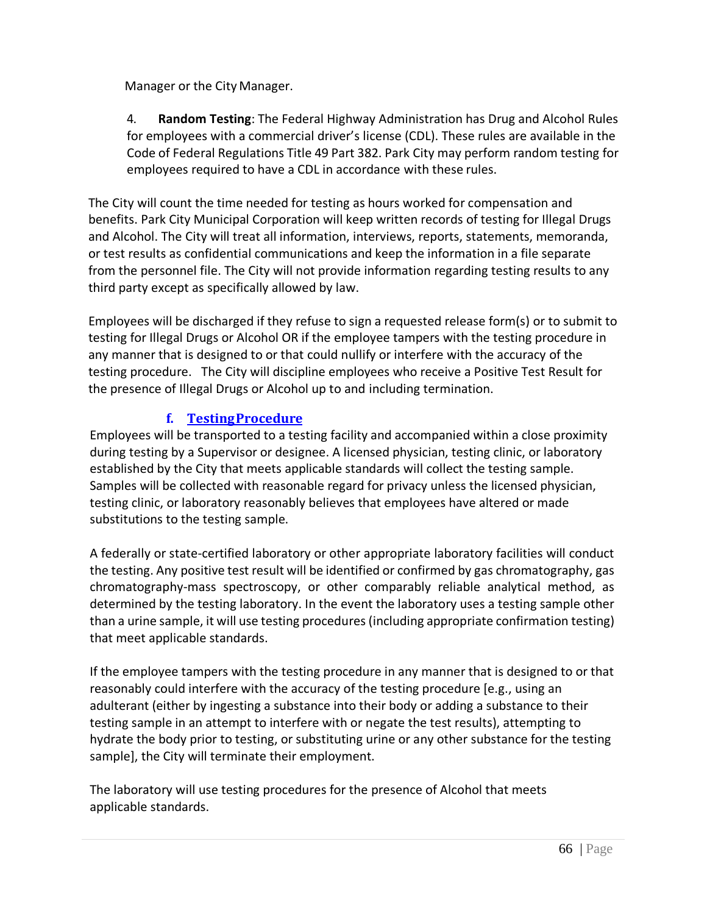Manager or the City Manager.

4. **Random Testing**: The Federal Highway Administration has Drug and Alcohol Rules for employees with a commercial driver's license (CDL). These rules are available in the Code of Federal Regulations Title 49 Part 382. Park City may perform random testing for employees required to have a CDL in accordance with these rules.

The City will count the time needed for testing as hours worked for compensation and benefits. Park City Municipal Corporation will keep written records of testing for Illegal Drugs and Alcohol. The City will treat all information, interviews, reports, statements, memoranda, or test results as confidential communications and keep the information in a file separate from the personnel file. The City will not provide information regarding testing results to any third party except as specifically allowed by law.

Employees will be discharged if they refuse to sign a requested release form(s) or to submit to testing for Illegal Drugs or Alcohol OR if the employee tampers with the testing procedure in any manner that is designed to or that could nullify or interfere with the accuracy of the testing procedure. The City will discipline employees who receive a Positive Test Result for the presence of Illegal Drugs or Alcohol up to and including termination.

### f. Testing Procedure

Employees will be transported to a testing facility and accompanied within a close proximity during testing by a Supervisor or designee. A licensed physician, testing clinic, or laboratory established by the City that meets applicable standards will collect the testing sample. Samples will be collected with reasonable regard for privacy unless the licensed physician, testing clinic, or laboratory reasonably believes that employees have altered or made substitutions to the testing sample.

A federally or state-certified laboratory or other appropriate laboratory facilities will conduct the testing. Any positive test result will be identified or confirmed by gas chromatography, gas chromatography-mass spectroscopy, or other comparably reliable analytical method, as determined by the testing laboratory. In the event the laboratory uses a testing sample other than a urine sample, it will use testing procedures (including appropriate confirmation testing) that meet applicable standards.

If the employee tampers with the testing procedure in any manner that is designed to or that reasonably could interfere with the accuracy of the testing procedure [e.g., using an adulterant (either by ingesting a substance into their body or adding a substance to their testing sample in an attempt to interfere with or negate the test results), attempting to hydrate the body prior to testing, or substituting urine or any other substance for the testing sample], the City will terminate their employment.

The laboratory will use testing procedures for the presence of Alcohol that meets applicable standards.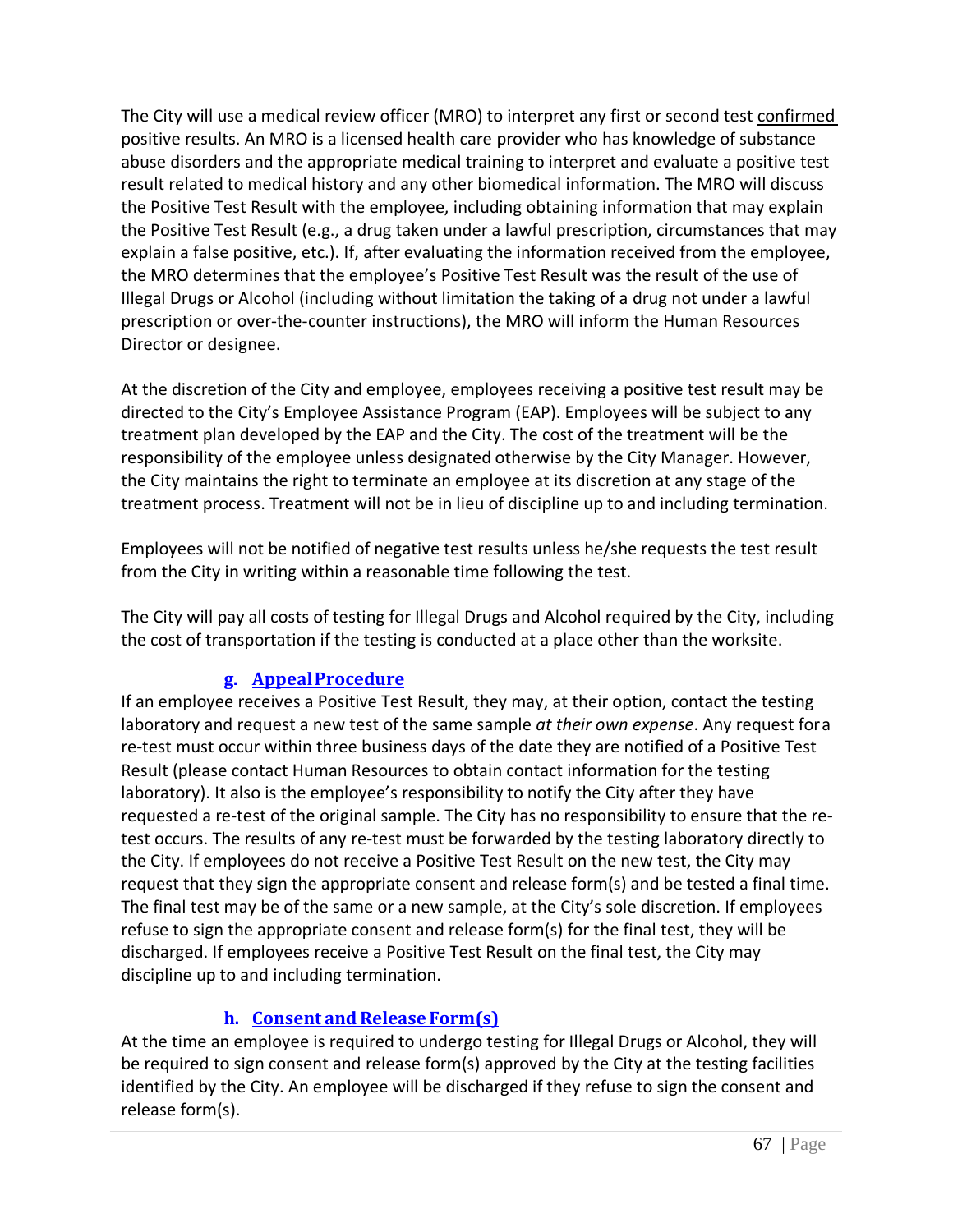The City will use a medical review officer (MRO) to interpret any first or second test confirmed positive results. An MRO is a licensed health care provider who has knowledge of substance abuse disorders and the appropriate medical training to interpret and evaluate a positive test result related to medical history and any other biomedical information. The MRO will discuss the Positive Test Result with the employee, including obtaining information that may explain the Positive Test Result (e.g., a drug taken under a lawful prescription, circumstances that may explain a false positive, etc.). If, after evaluating the information received from the employee, the MRO determines that the employee's Positive Test Result was the result of the use of Illegal Drugs or Alcohol (including without limitation the taking of a drug not under a lawful prescription or over-the-counter instructions), the MRO will inform the Human Resources Director or designee.

At the discretion of the City and employee, employees receiving a positive test result may be directed to the City's Employee Assistance Program (EAP). Employees will be subject to any treatment plan developed by the EAP and the City. The cost of the treatment will be the responsibility of the employee unless designated otherwise by the City Manager. However, the City maintains the right to terminate an employee at its discretion at any stage of the treatment process. Treatment will not be in lieu of discipline up to and including termination.

Employees will not be notified of negative test results unless he/she requests the test result from the City in writing within a reasonable time following the test.

The City will pay all costs of testing for Illegal Drugs and Alcohol required by the City, including the cost of transportation if the testing is conducted at a place other than the worksite.

#### g. Appeal Procedure

If an employee receives a Positive Test Result, they may, at their option, contact the testing laboratory and request a new test of the same sample *at their own expense*. Any request for a re-test must occur within three business days of the date they are notified of a Positive Test Result (please contact Human Resources to obtain contact information for the testing laboratory). It also is the employee's responsibility to notify the City after they have requested a re-test of the original sample. The City has no responsibility to ensure that the re-test occurs. The results of any re-test must be forwarded by the testing laboratory directly to the City. If employees do not receive a Positive Test Result on the new test, the City may request that they sign the appropriate consent and release form(s) and be tested a final time. The final test may be of the same or a new sample, at the City's sole discretion. If employees refuse to sign the appropriate consent and release form(s) for the final test, they will be discharged. If employees receive a Positive Test Result on the final test, the City may discipline up to and including termination.

#### h. Consent and Release Form(s)

At the time an employee is required to undergo testing for Illegal Drugs or Alcohol, they will be required to sign consent and release form(s) approved by the City at the testing facilities identified by the City. An employee will be discharged if they refuse to sign the consent and release form(s).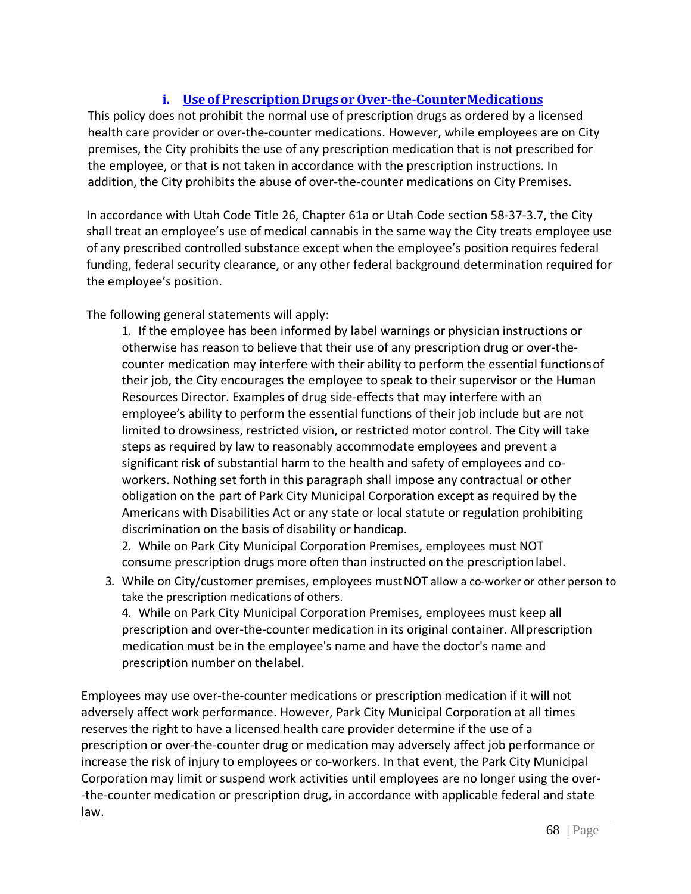### i. Use of Prescription Drugs or Over-the-Counter Medications

This policy does not prohibit the normal use of prescription drugs as ordered by a licensed health care provider or over-the-counter medications. However, while employees are on City premises, the City prohibits the use of any prescription medication that is not prescribed for the employee, or that is not taken in accordance with the prescription instructions. In addition, the City prohibits the abuse of over-the-counter medications on City Premises.

In accordance with Utah Code Title 26, Chapter 61a or Utah Code section 58-37-3.7, the City shall treat an employee's use of medical cannabis in the same way the City treats employee use of any prescribed controlled substance except when the employee's position requires federal funding, federal security clearance, or any other federal background determination required for the employee's position.

The following general statements will apply:

1. If the employee has been informed by label warnings or physician instructions or otherwise has reason to believe that their use of any prescription drug or over-the-counter medication may interfere with their ability to perform the essential functions of their job, the City encourages the employee to speak to their supervisor or the Human Resources Director. Examples of drug side-effects that may interfere with an employee's ability to perform the essential functions of their job include but are not limited to drowsiness, restricted vision, or restricted motor control. The City will take steps as required by law to reasonably accommodate employees and prevent a significant risk of substantial harm to the health and safety of employees and co-workers. Nothing set forth in this paragraph shall impose any contractual or other obligation on the part of Park City Municipal Corporation except as required by the Americans with Disabilities Act or any state or local statute or regulation prohibiting discrimination on the basis of disability or handicap.
2. While on Park City Municipal Corporation Premises, employees must NOT consume prescription drugs more often than instructed on the prescription label.
3. While on City/customer premises, employees must NOT allow a co-worker or other person to take the prescription medications of others.
4. While on Park City Municipal Corporation Premises, employees must keep all prescription and over-the-counter medication in its original container. All prescription medication must be in the employee's name and have the doctor's name and prescription number on the label.

Employees may use over-the-counter medications or prescription medication if it will not adversely affect work performance. However, Park City Municipal Corporation at all times reserves the right to have a licensed health care provider determine if the use of a prescription or over-the-counter drug or medication may adversely affect job performance or increase the risk of injury to employees or co-workers. In that event, the Park City Municipal Corporation may limit or suspend work activities until employees are no longer using the over--the-counter medication or prescription drug, in accordance with applicable federal and state law.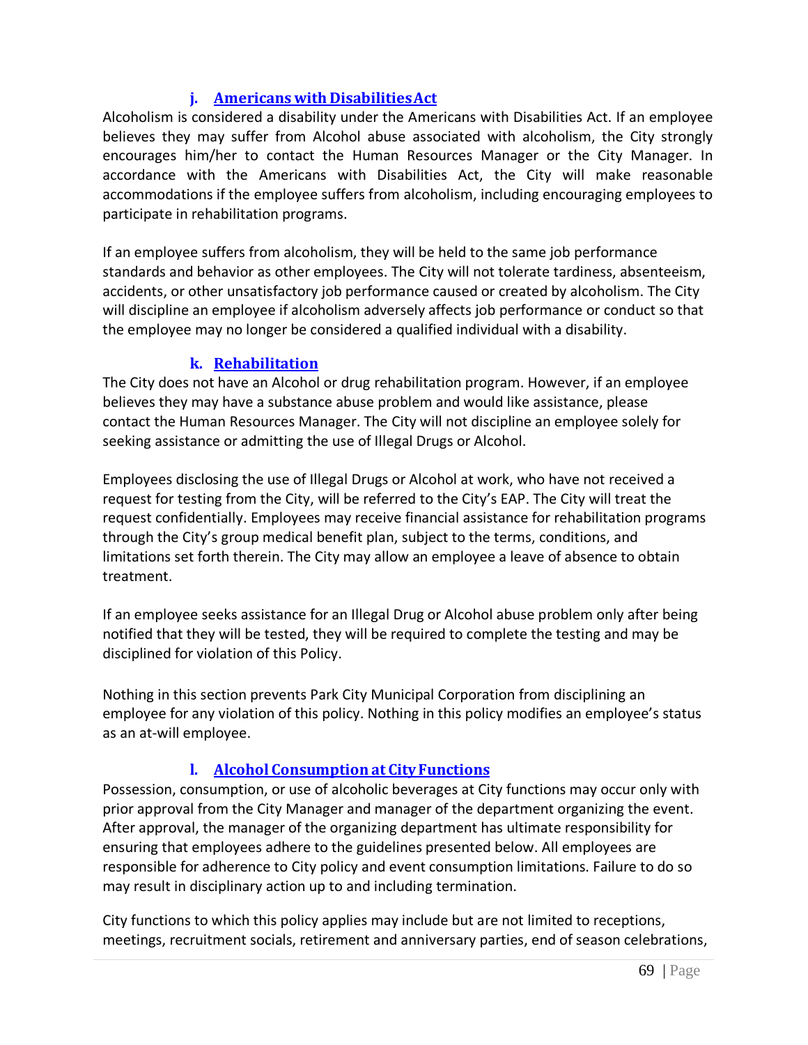### j. Americans with Disabilities Act

Alcoholism is considered a disability under the Americans with Disabilities Act. If an employee believes they may suffer from Alcohol abuse associated with alcoholism, the City strongly encourages him/her to contact the Human Resources Manager or the City Manager. In accordance with the Americans with Disabilities Act, the City will make reasonable accommodations if the employee suffers from alcoholism, including encouraging employees to participate in rehabilitation programs.

If an employee suffers from alcoholism, they will be held to the same job performance standards and behavior as other employees. The City will not tolerate tardiness, absenteeism, accidents, or other unsatisfactory job performance caused or created by alcoholism. The City will discipline an employee if alcoholism adversely affects job performance or conduct so that the employee may no longer be considered a qualified individual with a disability.

### k. Rehabilitation

The City does not have an Alcohol or drug rehabilitation program. However, if an employee believes they may have a substance abuse problem and would like assistance, please contact the Human Resources Manager. The City will not discipline an employee solely for seeking assistance or admitting the use of Illegal Drugs or Alcohol.

Employees disclosing the use of Illegal Drugs or Alcohol at work, who have not received a request for testing from the City, will be referred to the City's EAP. The City will treat the request confidentially. Employees may receive financial assistance for rehabilitation programs through the City's group medical benefit plan, subject to the terms, conditions, and limitations set forth therein. The City may allow an employee a leave of absence to obtain treatment.

If an employee seeks assistance for an Illegal Drug or Alcohol abuse problem only after being notified that they will be tested, they will be required to complete the testing and may be disciplined for violation of this Policy.

Nothing in this section prevents Park City Municipal Corporation from disciplining an employee for any violation of this policy. Nothing in this policy modifies an employee's status as an at-will employee.

### l. Alcohol Consumption at City Functions

Possession, consumption, or use of alcoholic beverages at City functions may occur only with prior approval from the City Manager and manager of the department organizing the event. After approval, the manager of the organizing department has ultimate responsibility for ensuring that employees adhere to the guidelines presented below. All employees are responsible for adherence to City policy and event consumption limitations. Failure to do so may result in disciplinary action up to and including termination.

City functions to which this policy applies may include but are not limited to receptions, meetings, recruitment socials, retirement and anniversary parties, end of season celebrations,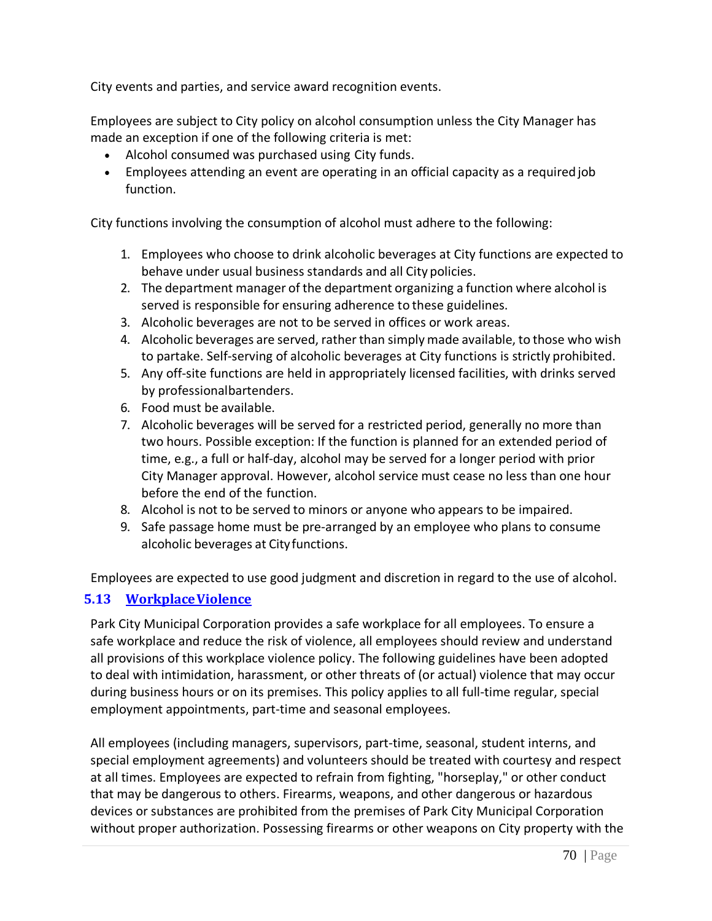City events and parties, and service award recognition events.

Employees are subject to City policy on alcohol consumption unless the City Manager has made an exception if one of the following criteria is met:

- Alcohol consumed was purchased using City funds.
- Employees attending an event are operating in an official capacity as a required job function.

City functions involving the consumption of alcohol must adhere to the following:

1. Employees who choose to drink alcoholic beverages at City functions are expected to behave under usual business standards and all City policies.
2. The department manager of the department organizing a function where alcohol is served is responsible for ensuring adherence to these guidelines.
3. Alcoholic beverages are not to be served in offices or work areas.
4. Alcoholic beverages are served, rather than simply made available, to those who wish to partake. Self-serving of alcoholic beverages at City functions is strictly prohibited.
5. Any off-site functions are held in appropriately licensed facilities, with drinks served by professional bartenders.
6. Food must be available.
7. Alcoholic beverages will be served for a restricted period, generally no more than two hours. Possible exception: If the function is planned for an extended period of time, e.g., a full or half-day, alcohol may be served for a longer period with prior City Manager approval. However, alcohol service must cease no less than one hour before the end of the function.
8. Alcohol is not to be served to minors or anyone who appears to be impaired.
9. Safe passage home must be pre-arranged by an employee who plans to consume alcoholic beverages at City functions.

Employees are expected to use good judgment and discretion in regard to the use of alcohol.

## 5.13 Workplace Violence

Park City Municipal Corporation provides a safe workplace for all employees. To ensure a safe workplace and reduce the risk of violence, all employees should review and understand all provisions of this workplace violence policy. The following guidelines have been adopted to deal with intimidation, harassment, or other threats of (or actual) violence that may occur during business hours or on its premises. This policy applies to all full-time regular, special employment appointments, part-time and seasonal employees.

All employees (including managers, supervisors, part-time, seasonal, student interns, and special employment agreements) and volunteers should be treated with courtesy and respect at all times. Employees are expected to refrain from fighting, "horseplay," or other conduct that may be dangerous to others. Firearms, weapons, and other dangerous or hazardous devices or substances are prohibited from the premises of Park City Municipal Corporation without proper authorization. Possessing firearms or other weapons on City property with the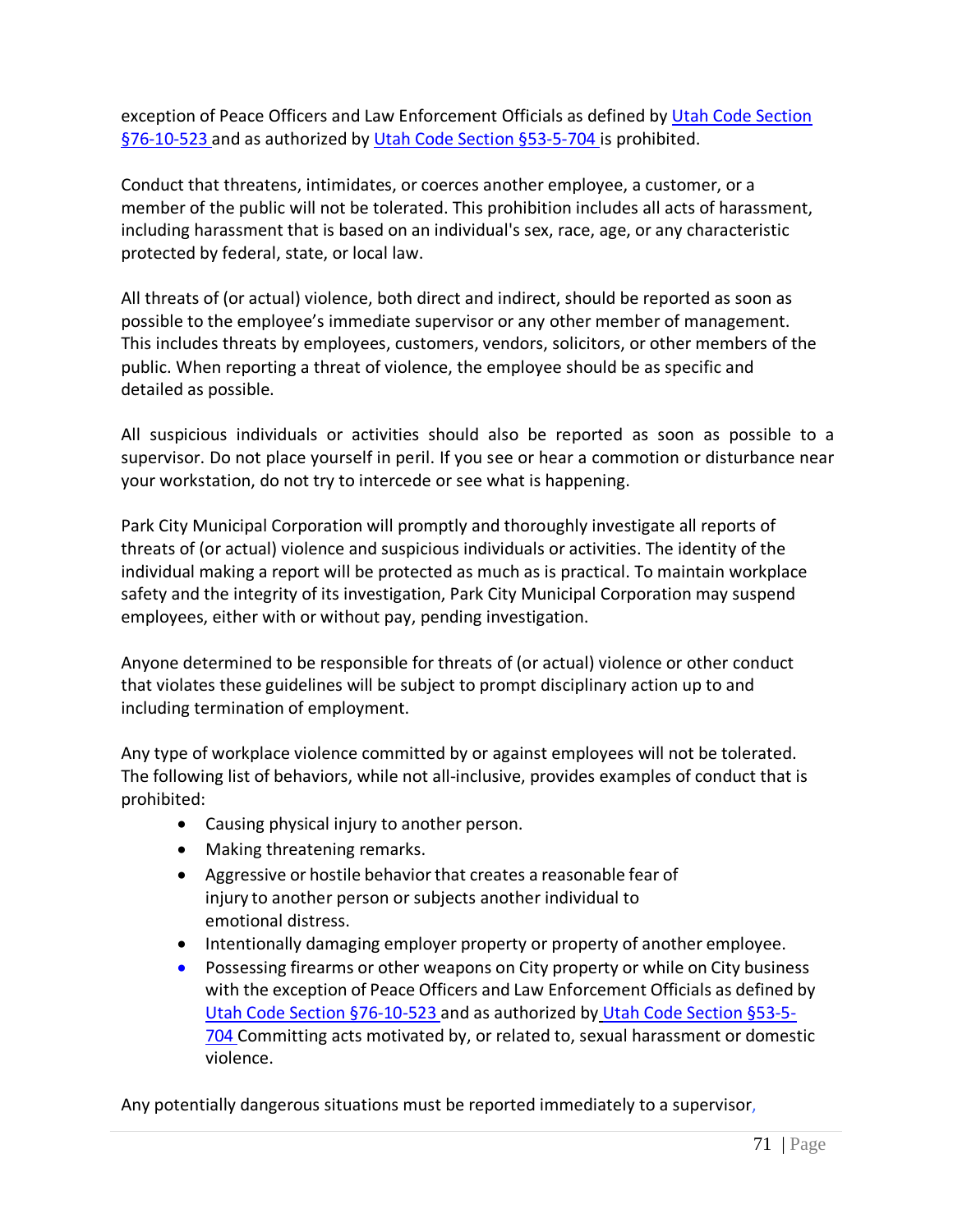exception of Peace Officers and Law Enforcement Officials as defined by [Utah Code Section §76-10-523](#) and as authorized by [Utah Code Section §53-5-704](#) is prohibited.

Conduct that threatens, intimidates, or coerces another employee, a customer, or a member of the public will not be tolerated. This prohibition includes all acts of harassment, including harassment that is based on an individual's sex, race, age, or any characteristic protected by federal, state, or local law.

All threats of (or actual) violence, both direct and indirect, should be reported as soon as possible to the employee's immediate supervisor or any other member of management. This includes threats by employees, customers, vendors, solicitors, or other members of the public. When reporting a threat of violence, the employee should be as specific and detailed as possible.

All suspicious individuals or activities should also be reported as soon as possible to a supervisor. Do not place yourself in peril. If you see or hear a commotion or disturbance near your workstation, do not try to intercede or see what is happening.

Park City Municipal Corporation will promptly and thoroughly investigate all reports of threats of (or actual) violence and suspicious individuals or activities. The identity of the individual making a report will be protected as much as is practical. To maintain workplace safety and the integrity of its investigation, Park City Municipal Corporation may suspend employees, either with or without pay, pending investigation.

Anyone determined to be responsible for threats of (or actual) violence or other conduct that violates these guidelines will be subject to prompt disciplinary action up to and including termination of employment.

Any type of workplace violence committed by or against employees will not be tolerated. The following list of behaviors, while not all-inclusive, provides examples of conduct that is prohibited:

- Causing physical injury to another person.
- Making threatening remarks.
- Aggressive or hostile behavior that creates a reasonable fear of injury to another person or subjects another individual to emotional distress.
- Intentionally damaging employer property or property of another employee.
- Possessing firearms or other weapons on City property or while on City business with the exception of Peace Officers and Law Enforcement Officials as defined by [Utah Code Section §76-10-523](#) and as authorized by [Utah Code Section §53-5-704](#) Committing acts motivated by, or related to, sexual harassment or domestic violence.

Any potentially dangerous situations must be reported immediately to a supervisor,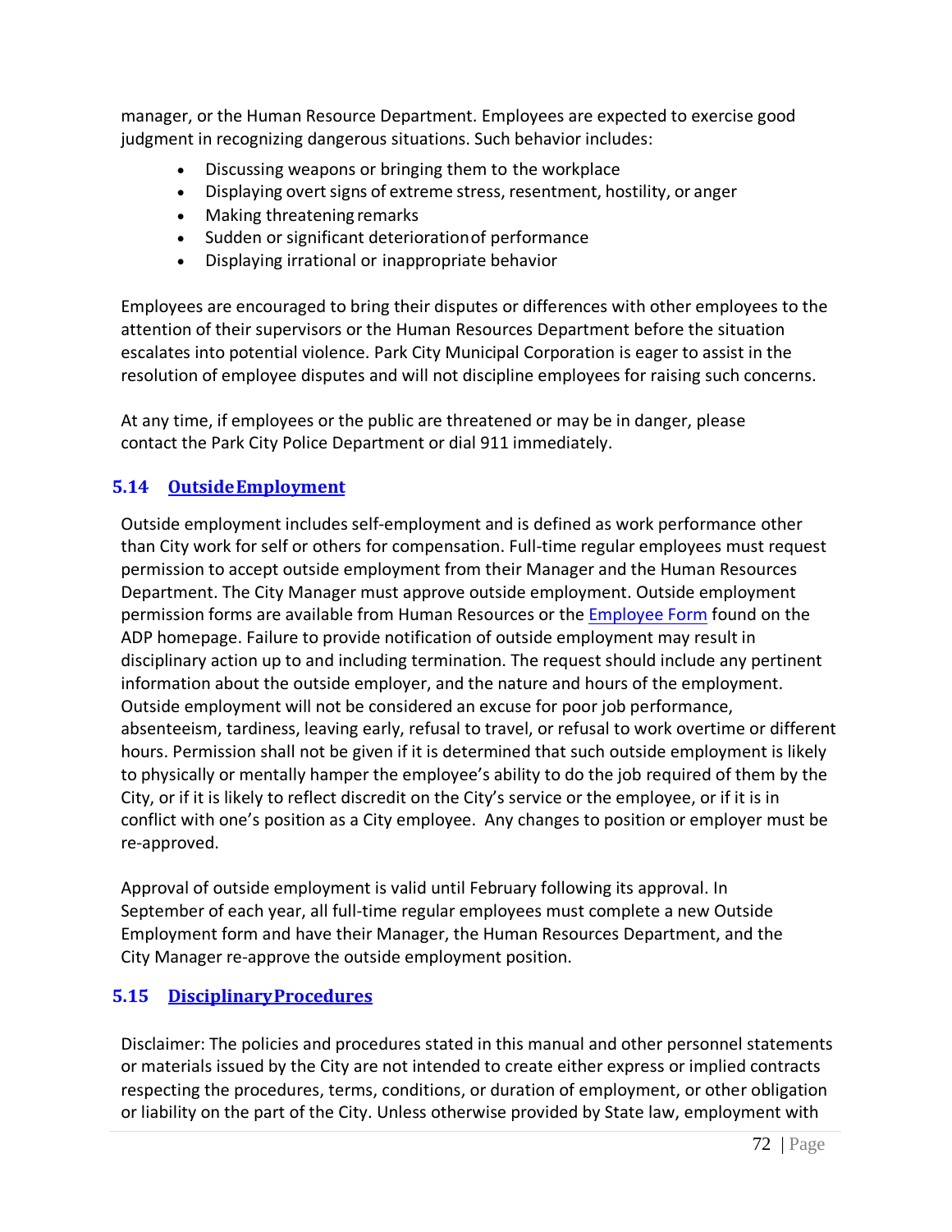manager, or the Human Resource Department. Employees are expected to exercise good judgment in recognizing dangerous situations. Such behavior includes:

- Discussing weapons or bringing them to the workplace
- Displaying overt signs of extreme stress, resentment, hostility, or anger
- Making threatening remarks
- Sudden or significant deterioration of performance
- Displaying irrational or inappropriate behavior

Employees are encouraged to bring their disputes or differences with other employees to the attention of their supervisors or the Human Resources Department before the situation escalates into potential violence. Park City Municipal Corporation is eager to assist in the resolution of employee disputes and will not discipline employees for raising such concerns.

At any time, if employees or the public are threatened or may be in danger, please contact the Park City Police Department or dial 911 immediately.

## 5.14 Outside Employment

Outside employment includes self-employment and is defined as work performance other than City work for self or others for compensation. Full-time regular employees must request permission to accept outside employment from their Manager and the Human Resources Department. The City Manager must approve outside employment. Outside employment permission forms are available from Human Resources or the Employee Form found on the ADP homepage. Failure to provide notification of outside employment may result in disciplinary action up to and including termination. The request should include any pertinent information about the outside employer, and the nature and hours of the employment. Outside employment will not be considered an excuse for poor job performance, absenteeism, tardiness, leaving early, refusal to travel, or refusal to work overtime or different hours. Permission shall not be given if it is determined that such outside employment is likely to physically or mentally hamper the employee's ability to do the job required of them by the City, or if it is likely to reflect discredit on the City's service or the employee, or if it is in conflict with one's position as a City employee. Any changes to position or employer must be re-approved.

Approval of outside employment is valid until February following its approval. In September of each year, all full-time regular employees must complete a new Outside Employment form and have their Manager, the Human Resources Department, and the City Manager re-approve the outside employment position.

## 5.15 Disciplinary Procedures

Disclaimer: The policies and procedures stated in this manual and other personnel statements or materials issued by the City are not intended to create either express or implied contracts respecting the procedures, terms, conditions, or duration of employment, or other obligation or liability on the part of the City. Unless otherwise provided by State law, employment with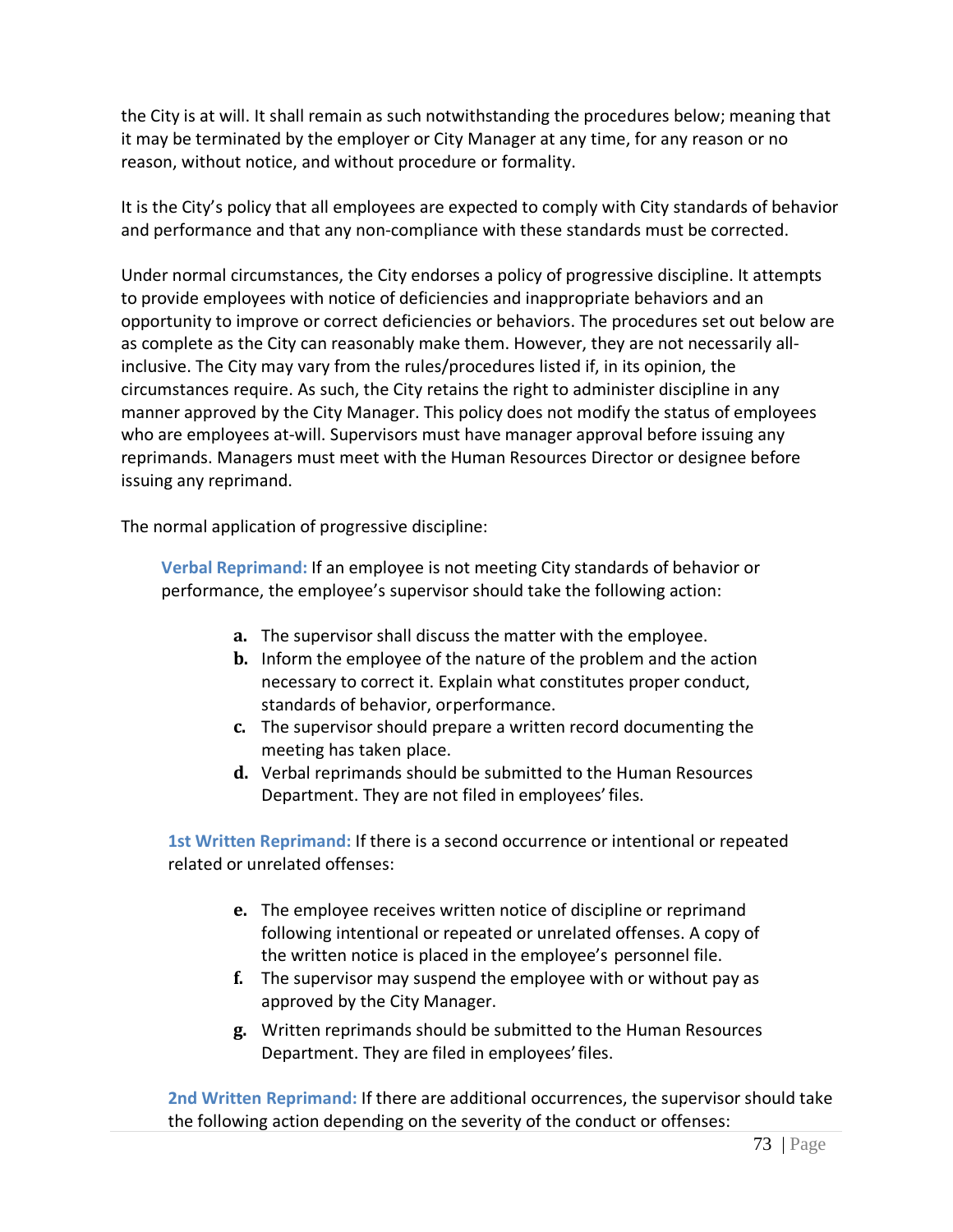the City is at will. It shall remain as such notwithstanding the procedures below; meaning that it may be terminated by the employer or City Manager at any time, for any reason or no reason, without notice, and without procedure or formality.

It is the City's policy that all employees are expected to comply with City standards of behavior and performance and that any non-compliance with these standards must be corrected.

Under normal circumstances, the City endorses a policy of progressive discipline. It attempts to provide employees with notice of deficiencies and inappropriate behaviors and an opportunity to improve or correct deficiencies or behaviors. The procedures set out below are as complete as the City can reasonably make them. However, they are not necessarily all-inclusive. The City may vary from the rules/procedures listed if, in its opinion, the circumstances require. As such, the City retains the right to administer discipline in any manner approved by the City Manager. This policy does not modify the status of employees who are employees at-will. Supervisors must have manager approval before issuing any reprimands. Managers must meet with the Human Resources Director or designee before issuing any reprimand.

The normal application of progressive discipline:

**Verbal Reprimand:** If an employee is not meeting City standards of behavior or performance, the employee's supervisor should take the following action:

- **a.** The supervisor shall discuss the matter with the employee.
- **b.** Inform the employee of the nature of the problem and the action necessary to correct it. Explain what constitutes proper conduct, standards of behavior, orperformance.
- **c.** The supervisor should prepare a written record documenting the meeting has taken place.
- **d.** Verbal reprimands should be submitted to the Human Resources Department. They are not filed in employees' files.

**1st Written Reprimand:** If there is a second occurrence or intentional or repeated related or unrelated offenses:

- **e.** The employee receives written notice of discipline or reprimand following intentional or repeated or unrelated offenses. A copy of the written notice is placed in the employee's personnel file.
- **f.** The supervisor may suspend the employee with or without pay as approved by the City Manager.
- **g.** Written reprimands should be submitted to the Human Resources Department. They are filed in employees' files.

**2nd Written Reprimand:** If there are additional occurrences, the supervisor should take the following action depending on the severity of the conduct or offenses: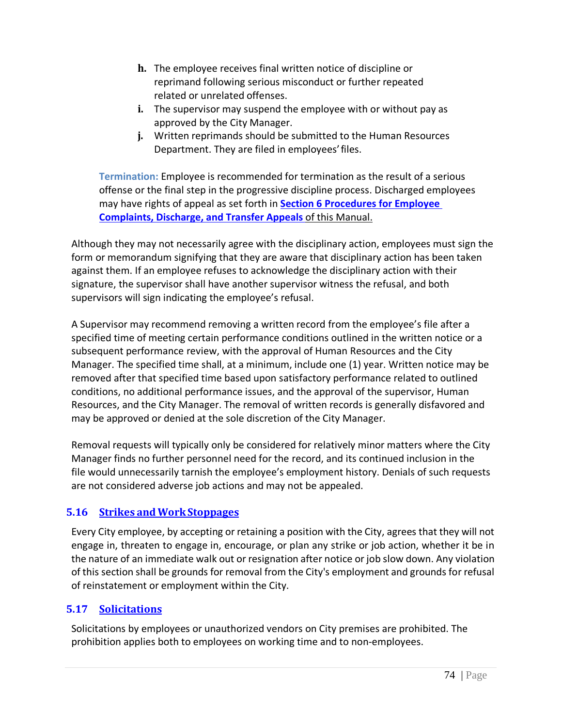h. The employee receives final written notice of discipline or reprimand following serious misconduct or further repeated related or unrelated offenses.
i. The supervisor may suspend the employee with or without pay as approved by the City Manager.
j. Written reprimands should be submitted to the Human Resources Department. They are filed in employees' files.

**Termination:** Employee is recommended for termination as the result of a serious offense or the final step in the progressive discipline process. Discharged employees may have rights of appeal as set forth in **Section 6 Procedures for Employee Complaints, Discharge, and Transfer Appeals** of this Manual.

Although they may not necessarily agree with the disciplinary action, employees must sign the form or memorandum signifying that they are aware that disciplinary action has been taken against them. If an employee refuses to acknowledge the disciplinary action with their signature, the supervisor shall have another supervisor witness the refusal, and both supervisors will sign indicating the employee's refusal.

A Supervisor may recommend removing a written record from the employee's file after a specified time of meeting certain performance conditions outlined in the written notice or a subsequent performance review, with the approval of Human Resources and the City Manager. The specified time shall, at a minimum, include one (1) year. Written notice may be removed after that specified time based upon satisfactory performance related to outlined conditions, no additional performance issues, and the approval of the supervisor, Human Resources, and the City Manager. The removal of written records is generally disfavored and may be approved or denied at the sole discretion of the City Manager.

Removal requests will typically only be considered for relatively minor matters where the City Manager finds no further personnel need for the record, and its continued inclusion in the file would unnecessarily tarnish the employee's employment history. Denials of such requests are not considered adverse job actions and may not be appealed.

## 5.16 Strikes and Work Stoppages

Every City employee, by accepting or retaining a position with the City, agrees that they will not engage in, threaten to engage in, encourage, or plan any strike or job action, whether it be in the nature of an immediate walk out or resignation after notice or job slow down. Any violation of this section shall be grounds for removal from the City's employment and grounds for refusal of reinstatement or employment within the City.

## 5.17 Solicitations

Solicitations by employees or unauthorized vendors on City premises are prohibited. The prohibition applies both to employees on working time and to non-employees.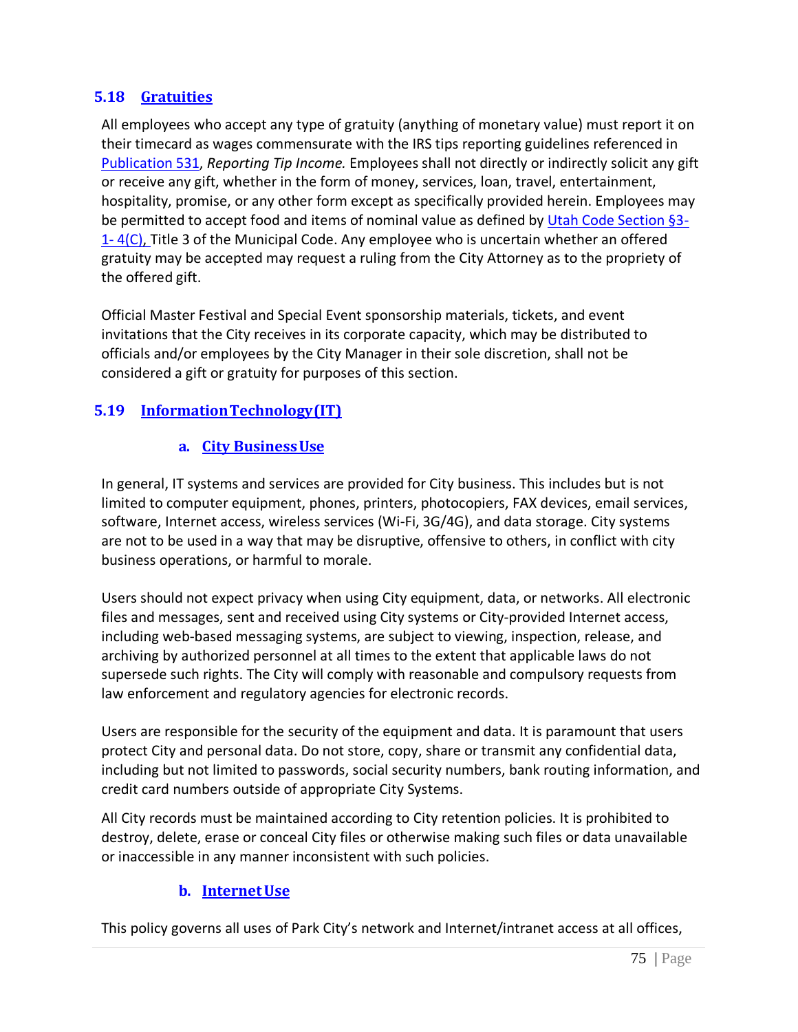## 5.18 Gratuities

All employees who accept any type of gratuity (anything of monetary value) must report it on their timecard as wages commensurate with the IRS tips reporting guidelines referenced in Publication 531, *Reporting Tip Income.* Employees shall not directly or indirectly solicit any gift or receive any gift, whether in the form of money, services, loan, travel, entertainment, hospitality, promise, or any other form except as specifically provided herein. Employees may be permitted to accept food and items of nominal value as defined by Utah Code Section §3-1- 4(C), Title 3 of the Municipal Code. Any employee who is uncertain whether an offered gratuity may be accepted may request a ruling from the City Attorney as to the propriety of the offered gift.

Official Master Festival and Special Event sponsorship materials, tickets, and event invitations that the City receives in its corporate capacity, which may be distributed to officials and/or employees by the City Manager in their sole discretion, shall not be considered a gift or gratuity for purposes of this section.

## 5.19 Information Technology (IT)

### a. City Business Use

In general, IT systems and services are provided for City business. This includes but is not limited to computer equipment, phones, printers, photocopiers, FAX devices, email services, software, Internet access, wireless services (Wi-Fi, 3G/4G), and data storage. City systems are not to be used in a way that may be disruptive, offensive to others, in conflict with city business operations, or harmful to morale.

Users should not expect privacy when using City equipment, data, or networks. All electronic files and messages, sent and received using City systems or City-provided Internet access, including web-based messaging systems, are subject to viewing, inspection, release, and archiving by authorized personnel at all times to the extent that applicable laws do not supersede such rights. The City will comply with reasonable and compulsory requests from law enforcement and regulatory agencies for electronic records.

Users are responsible for the security of the equipment and data. It is paramount that users protect City and personal data. Do not store, copy, share or transmit any confidential data, including but not limited to passwords, social security numbers, bank routing information, and credit card numbers outside of appropriate City Systems.

All City records must be maintained according to City retention policies. It is prohibited to destroy, delete, erase or conceal City files or otherwise making such files or data unavailable or inaccessible in any manner inconsistent with such policies.

### b. Internet Use

This policy governs all uses of Park City's network and Internet/intranet access at all offices,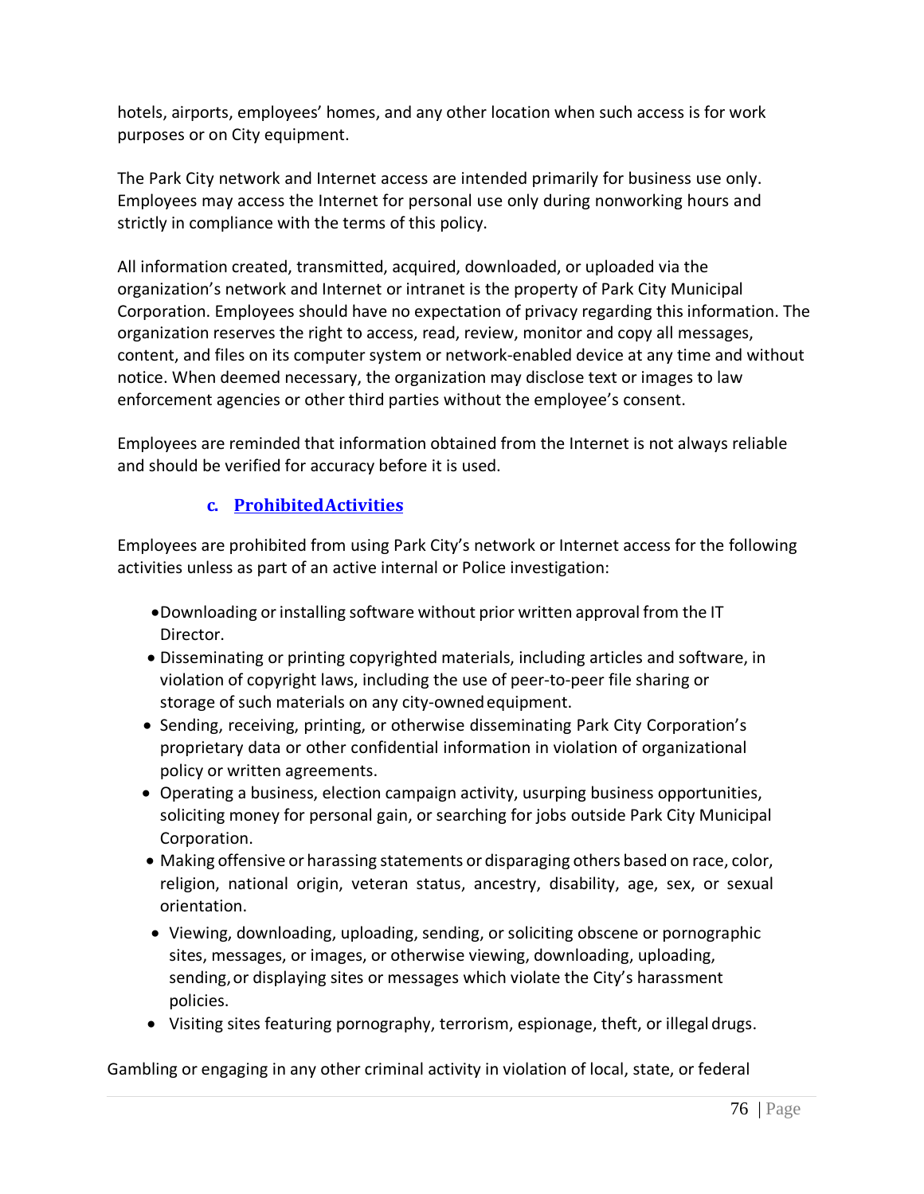hotels, airports, employees' homes, and any other location when such access is for work purposes or on City equipment.

The Park City network and Internet access are intended primarily for business use only. Employees may access the Internet for personal use only during nonworking hours and strictly in compliance with the terms of this policy.

All information created, transmitted, acquired, downloaded, or uploaded via the organization's network and Internet or intranet is the property of Park City Municipal Corporation. Employees should have no expectation of privacy regarding this information. The organization reserves the right to access, read, review, monitor and copy all messages, content, and files on its computer system or network-enabled device at any time and without notice. When deemed necessary, the organization may disclose text or images to law enforcement agencies or other third parties without the employee's consent.

Employees are reminded that information obtained from the Internet is not always reliable and should be verified for accuracy before it is used.

### c. Prohibited Activities

Employees are prohibited from using Park City's network or Internet access for the following activities unless as part of an active internal or Police investigation:

- Downloading or installing software without prior written approval from the IT Director.
- Disseminating or printing copyrighted materials, including articles and software, in violation of copyright laws, including the use of peer-to-peer file sharing or storage of such materials on any city-owned equipment.
- Sending, receiving, printing, or otherwise disseminating Park City Corporation's proprietary data or other confidential information in violation of organizational policy or written agreements.
- Operating a business, election campaign activity, usurping business opportunities, soliciting money for personal gain, or searching for jobs outside Park City Municipal Corporation.
- Making offensive or harassing statements or disparaging others based on race, color, religion, national origin, veteran status, ancestry, disability, age, sex, or sexual orientation.
- Viewing, downloading, uploading, sending, or soliciting obscene or pornographic sites, messages, or images, or otherwise viewing, downloading, uploading, sending, or displaying sites or messages which violate the City's harassment policies.
- Visiting sites featuring pornography, terrorism, espionage, theft, or illegal drugs.

Gambling or engaging in any other criminal activity in violation of local, state, or federal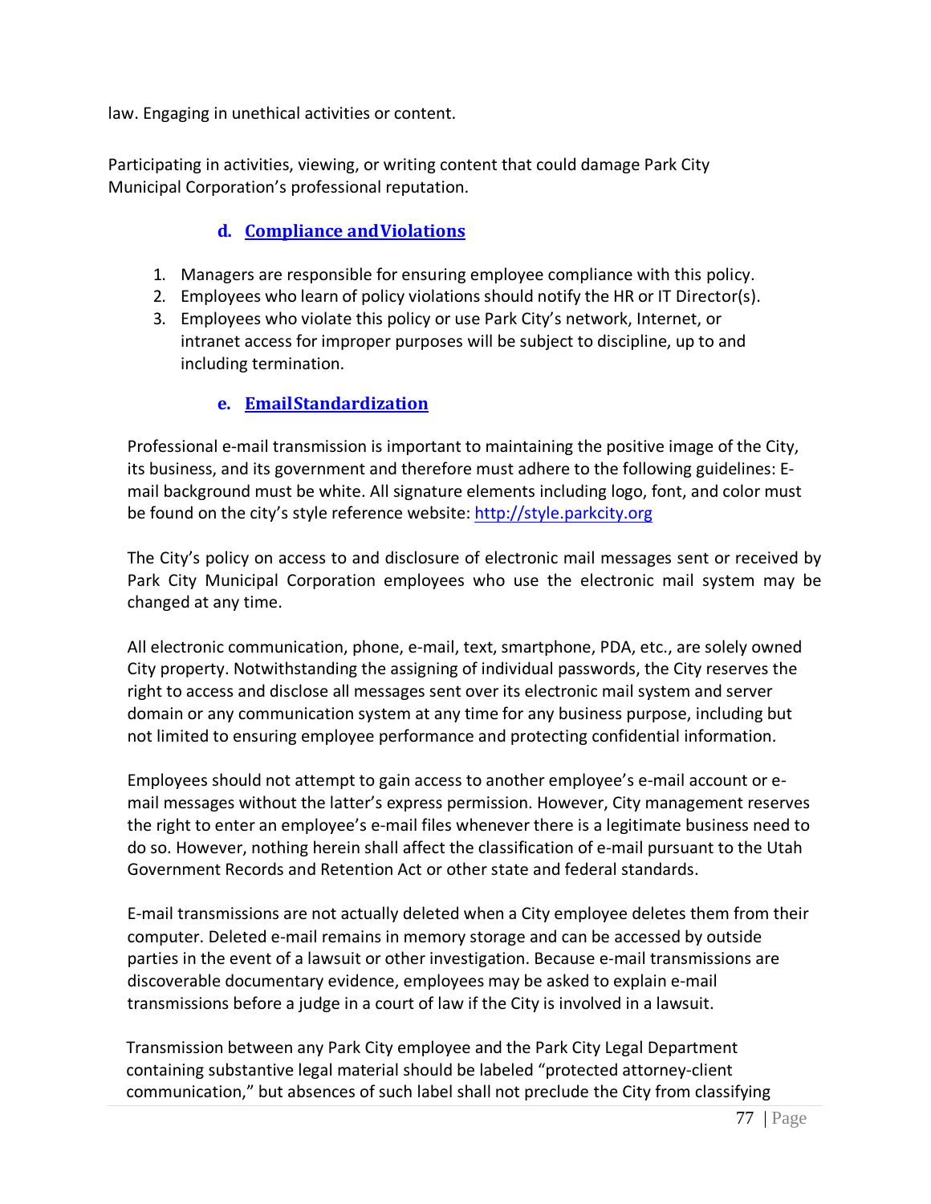law. Engaging in unethical activities or content.

Participating in activities, viewing, or writing content that could damage Park City Municipal Corporation's professional reputation.

### d. Compliance and Violations

1. Managers are responsible for ensuring employee compliance with this policy.
2. Employees who learn of policy violations should notify the HR or IT Director(s).
3. Employees who violate this policy or use Park City's network, Internet, or intranet access for improper purposes will be subject to discipline, up to and including termination.

### e. Email Standardization

Professional e-mail transmission is important to maintaining the positive image of the City, its business, and its government and therefore must adhere to the following guidelines: E-mail background must be white. All signature elements including logo, font, and color must be found on the city's style reference website: http://style.parkcity.org

The City's policy on access to and disclosure of electronic mail messages sent or received by Park City Municipal Corporation employees who use the electronic mail system may be changed at any time.

All electronic communication, phone, e-mail, text, smartphone, PDA, etc., are solely owned City property. Notwithstanding the assigning of individual passwords, the City reserves the right to access and disclose all messages sent over its electronic mail system and server domain or any communication system at any time for any business purpose, including but not limited to ensuring employee performance and protecting confidential information.

Employees should not attempt to gain access to another employee's e-mail account or e-mail messages without the latter's express permission. However, City management reserves the right to enter an employee's e-mail files whenever there is a legitimate business need to do so. However, nothing herein shall affect the classification of e-mail pursuant to the Utah Government Records and Retention Act or other state and federal standards.

E-mail transmissions are not actually deleted when a City employee deletes them from their computer. Deleted e-mail remains in memory storage and can be accessed by outside parties in the event of a lawsuit or other investigation. Because e-mail transmissions are discoverable documentary evidence, employees may be asked to explain e-mail transmissions before a judge in a court of law if the City is involved in a lawsuit.

Transmission between any Park City employee and the Park City Legal Department containing substantive legal material should be labeled "protected attorney-client communication," but absences of such label shall not preclude the City from classifying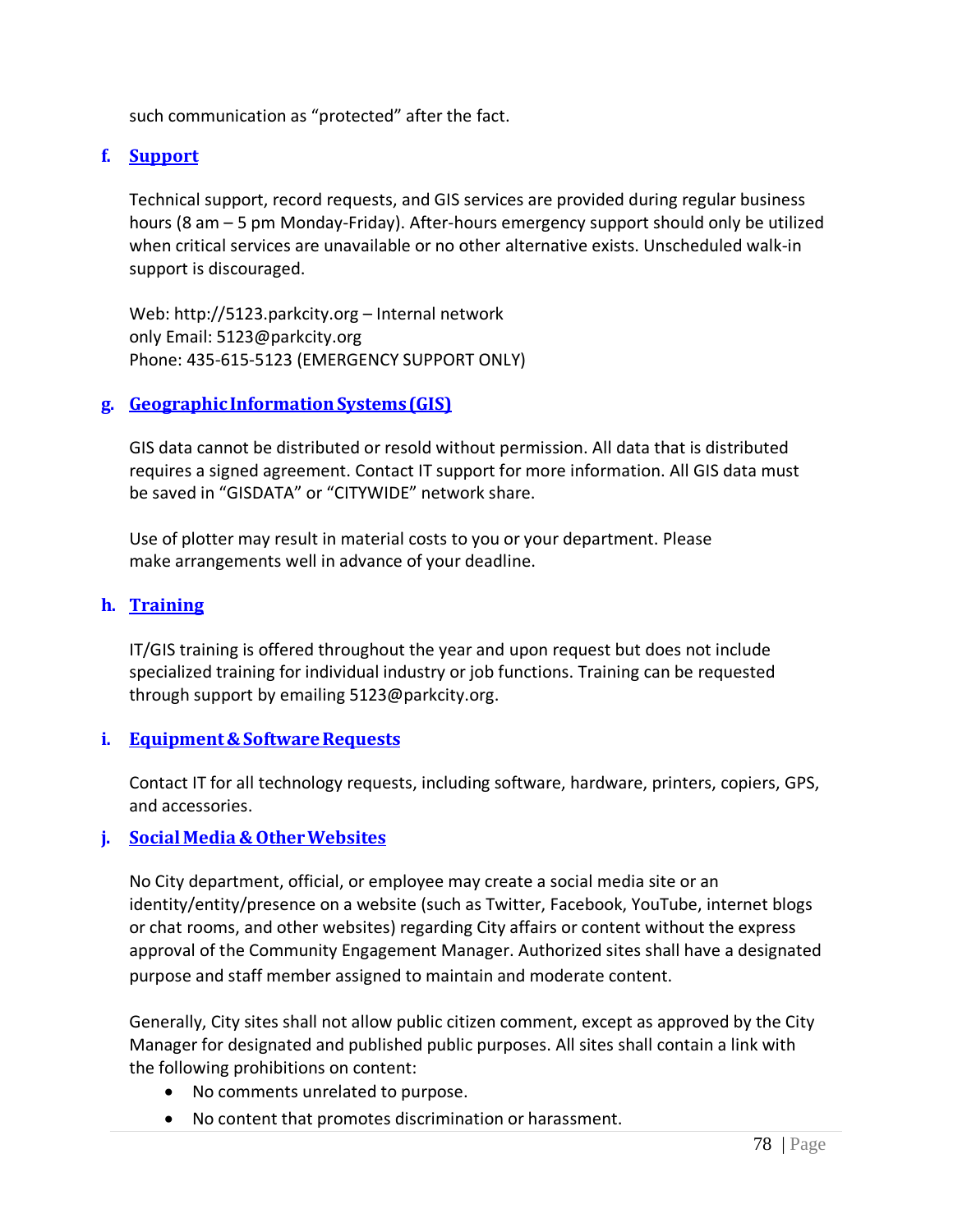such communication as "protected" after the fact.

### f. Support

Technical support, record requests, and GIS services are provided during regular business hours (8 am – 5 pm Monday-Friday). After-hours emergency support should only be utilized when critical services are unavailable or no other alternative exists. Unscheduled walk-in support is discouraged.

Web: http://5123.parkcity.org – Internal network
only Email: 5123@parkcity.org
Phone: 435-615-5123 (EMERGENCY SUPPORT ONLY)

### g. Geographic Information Systems (GIS)

GIS data cannot be distributed or resold without permission. All data that is distributed requires a signed agreement. Contact IT support for more information. All GIS data must be saved in "GISDATA" or "CITYWIDE" network share.

Use of plotter may result in material costs to you or your department. Please make arrangements well in advance of your deadline.

### h. Training

IT/GIS training is offered throughout the year and upon request but does not include specialized training for individual industry or job functions. Training can be requested through support by emailing 5123@parkcity.org.

### i. Equipment & Software Requests

Contact IT for all technology requests, including software, hardware, printers, copiers, GPS, and accessories.

### j. Social Media & Other Websites

No City department, official, or employee may create a social media site or an identity/entity/presence on a website (such as Twitter, Facebook, YouTube, internet blogs or chat rooms, and other websites) regarding City affairs or content without the express approval of the Community Engagement Manager. Authorized sites shall have a designated purpose and staff member assigned to maintain and moderate content.

Generally, City sites shall not allow public citizen comment, except as approved by the City Manager for designated and published public purposes. All sites shall contain a link with the following prohibitions on content:

- No comments unrelated to purpose.
- No content that promotes discrimination or harassment.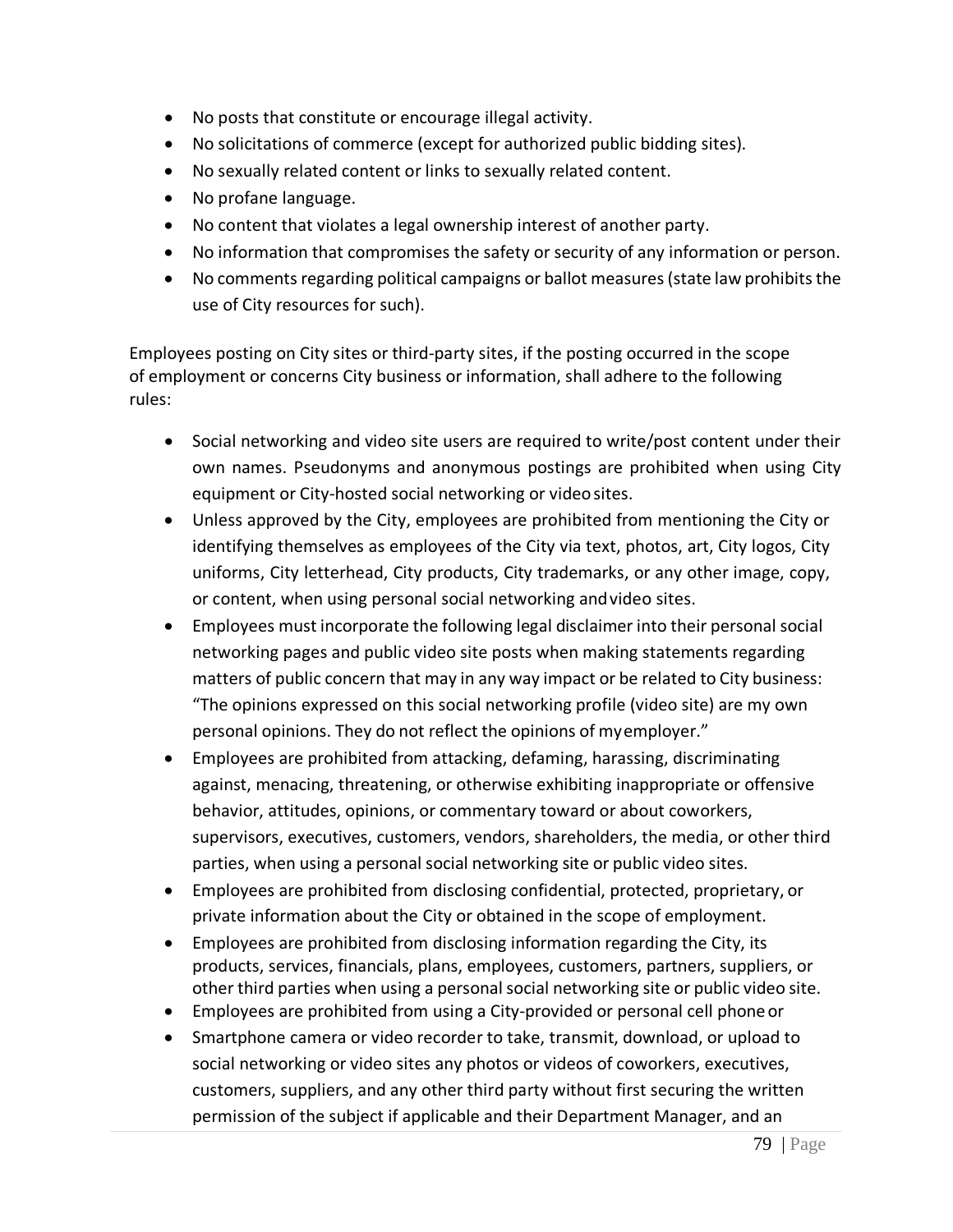- No posts that constitute or encourage illegal activity.
- No solicitations of commerce (except for authorized public bidding sites).
- No sexually related content or links to sexually related content.
- No profane language.
- No content that violates a legal ownership interest of another party.
- No information that compromises the safety or security of any information or person.
- No comments regarding political campaigns or ballot measures (state law prohibits the use of City resources for such).

Employees posting on City sites or third-party sites, if the posting occurred in the scope of employment or concerns City business or information, shall adhere to the following rules:

- Social networking and video site users are required to write/post content under their own names. Pseudonyms and anonymous postings are prohibited when using City equipment or City-hosted social networking or video sites.
- Unless approved by the City, employees are prohibited from mentioning the City or identifying themselves as employees of the City via text, photos, art, City logos, City uniforms, City letterhead, City products, City trademarks, or any other image, copy, or content, when using personal social networking and video sites.
- Employees must incorporate the following legal disclaimer into their personal social networking pages and public video site posts when making statements regarding matters of public concern that may in any way impact or be related to City business: "The opinions expressed on this social networking profile (video site) are my own personal opinions. They do not reflect the opinions of my employer."
- Employees are prohibited from attacking, defaming, harassing, discriminating against, menacing, threatening, or otherwise exhibiting inappropriate or offensive behavior, attitudes, opinions, or commentary toward or about coworkers, supervisors, executives, customers, vendors, shareholders, the media, or other third parties, when using a personal social networking site or public video sites.
- Employees are prohibited from disclosing confidential, protected, proprietary, or private information about the City or obtained in the scope of employment.
- Employees are prohibited from disclosing information regarding the City, its products, services, financials, plans, employees, customers, partners, suppliers, or other third parties when using a personal social networking site or public video site.
- Employees are prohibited from using a City-provided or personal cell phone or
- Smartphone camera or video recorder to take, transmit, download, or upload to social networking or video sites any photos or videos of coworkers, executives, customers, suppliers, and any other third party without first securing the written permission of the subject if applicable and their Department Manager, and an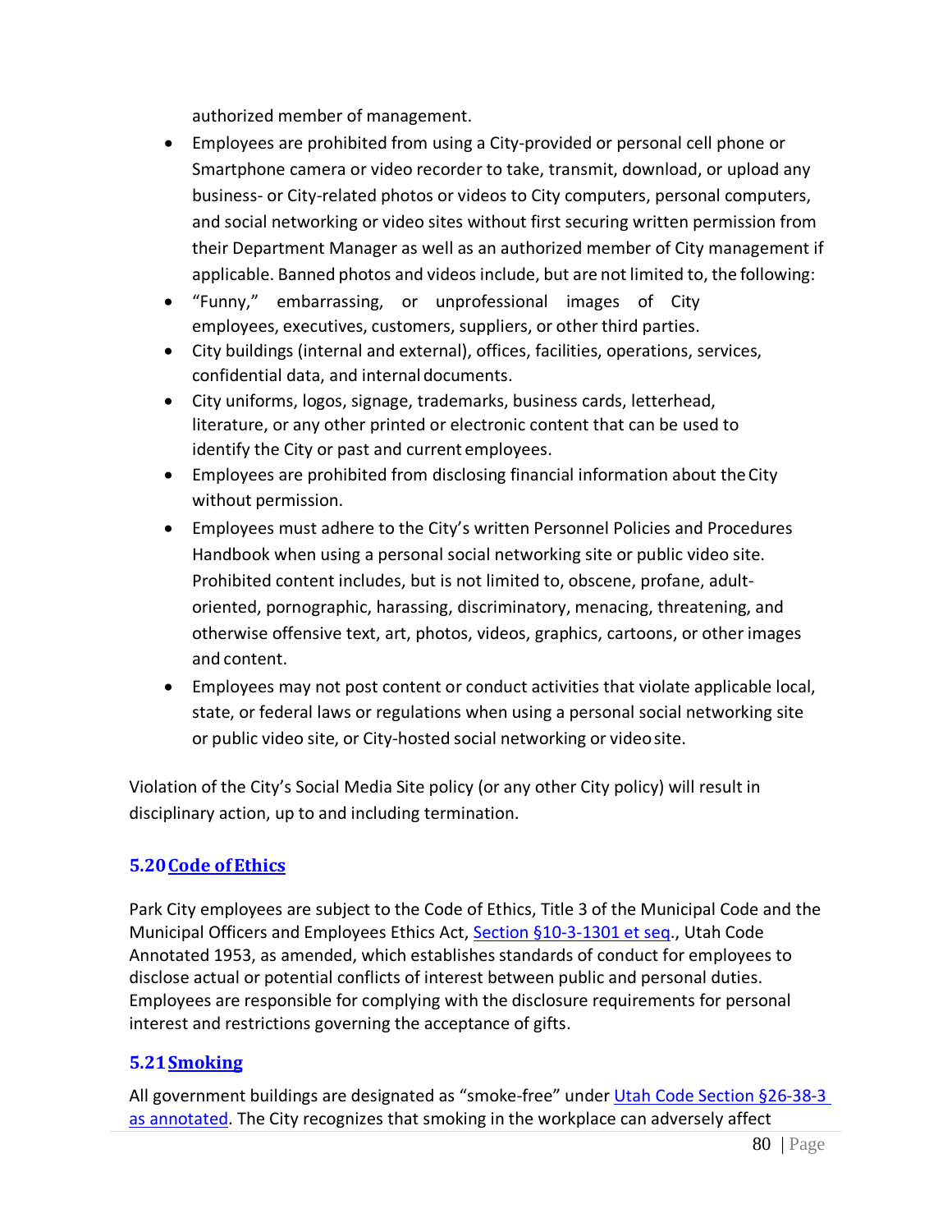authorized member of management.

- Employees are prohibited from using a City-provided or personal cell phone or Smartphone camera or video recorder to take, transmit, download, or upload any business- or City-related photos or videos to City computers, personal computers, and social networking or video sites without first securing written permission from their Department Manager as well as an authorized member of City management if applicable. Banned photos and videos include, but are not limited to, the following:
- "Funny," embarrassing, or unprofessional images of City employees, executives, customers, suppliers, or other third parties.
- City buildings (internal and external), offices, facilities, operations, services, confidential data, and internal documents.
- City uniforms, logos, signage, trademarks, business cards, letterhead, literature, or any other printed or electronic content that can be used to identify the City or past and current employees.
- Employees are prohibited from disclosing financial information about the City without permission.
- Employees must adhere to the City's written Personnel Policies and Procedures Handbook when using a personal social networking site or public video site. Prohibited content includes, but is not limited to, obscene, profane, adult-oriented, pornographic, harassing, discriminatory, menacing, threatening, and otherwise offensive text, art, photos, videos, graphics, cartoons, or other images and content.
- Employees may not post content or conduct activities that violate applicable local, state, or federal laws or regulations when using a personal social networking site or public video site, or City-hosted social networking or video site.

Violation of the City's Social Media Site policy (or any other City policy) will result in disciplinary action, up to and including termination.

## 5.20 Code of Ethics

Park City employees are subject to the Code of Ethics, Title 3 of the Municipal Code and the Municipal Officers and Employees Ethics Act, Section §10-3-1301 et seq., Utah Code Annotated 1953, as amended, which establishes standards of conduct for employees to disclose actual or potential conflicts of interest between public and personal duties. Employees are responsible for complying with the disclosure requirements for personal interest and restrictions governing the acceptance of gifts.

## 5.21 Smoking

All government buildings are designated as "smoke-free" under Utah Code Section §26-38-3 as annotated. The City recognizes that smoking in the workplace can adversely affect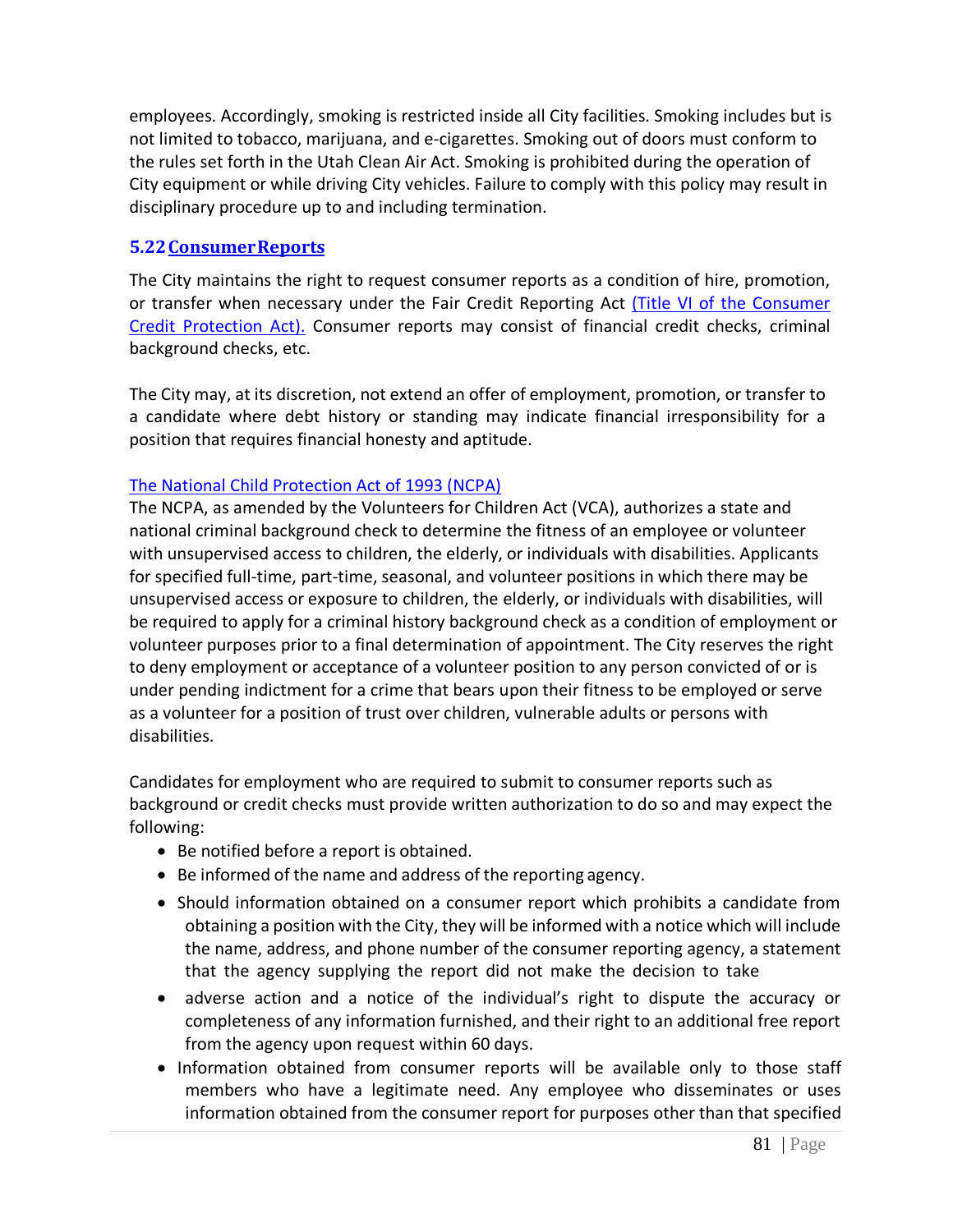employees. Accordingly, smoking is restricted inside all City facilities. Smoking includes but is not limited to tobacco, marijuana, and e-cigarettes. Smoking out of doors must conform to the rules set forth in the Utah Clean Air Act. Smoking is prohibited during the operation of City equipment or while driving City vehicles. Failure to comply with this policy may result in disciplinary procedure up to and including termination.

## 5.22 Consumer Reports

The City maintains the right to request consumer reports as a condition of hire, promotion, or transfer when necessary under the Fair Credit Reporting Act (Title VI of the Consumer Credit Protection Act). Consumer reports may consist of financial credit checks, criminal background checks, etc.

The City may, at its discretion, not extend an offer of employment, promotion, or transfer to a candidate where debt history or standing may indicate financial irresponsibility for a position that requires financial honesty and aptitude.

The National Child Protection Act of 1993 (NCPA)

The NCPA, as amended by the Volunteers for Children Act (VCA), authorizes a state and national criminal background check to determine the fitness of an employee or volunteer with unsupervised access to children, the elderly, or individuals with disabilities. Applicants for specified full-time, part-time, seasonal, and volunteer positions in which there may be unsupervised access or exposure to children, the elderly, or individuals with disabilities, will be required to apply for a criminal history background check as a condition of employment or volunteer purposes prior to a final determination of appointment. The City reserves the right to deny employment or acceptance of a volunteer position to any person convicted of or is under pending indictment for a crime that bears upon their fitness to be employed or serve as a volunteer for a position of trust over children, vulnerable adults or persons with disabilities.

Candidates for employment who are required to submit to consumer reports such as background or credit checks must provide written authorization to do so and may expect the following:

- Be notified before a report is obtained.
- Be informed of the name and address of the reporting agency.
- Should information obtained on a consumer report which prohibits a candidate from obtaining a position with the City, they will be informed with a notice which will include the name, address, and phone number of the consumer reporting agency, a statement that the agency supplying the report did not make the decision to take
- adverse action and a notice of the individual's right to dispute the accuracy or completeness of any information furnished, and their right to an additional free report from the agency upon request within 60 days.
- Information obtained from consumer reports will be available only to those staff members who have a legitimate need. Any employee who disseminates or uses information obtained from the consumer report for purposes other than that specified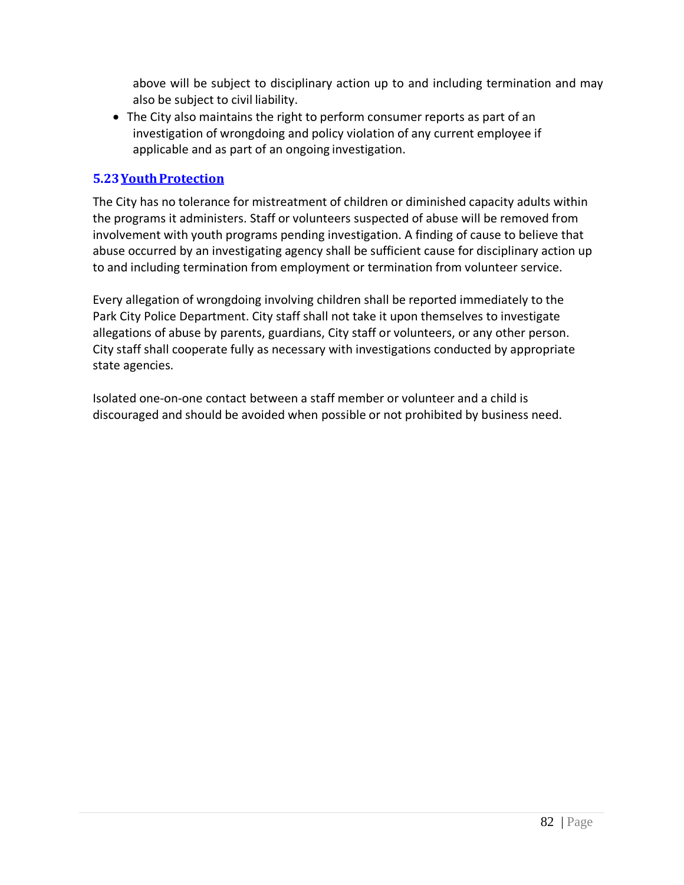above will be subject to disciplinary action up to and including termination and may also be subject to civil liability.

- The City also maintains the right to perform consumer reports as part of an investigation of wrongdoing and policy violation of any current employee if applicable and as part of an ongoing investigation.

### 5.23 Youth Protection

The City has no tolerance for mistreatment of children or diminished capacity adults within the programs it administers. Staff or volunteers suspected of abuse will be removed from involvement with youth programs pending investigation. A finding of cause to believe that abuse occurred by an investigating agency shall be sufficient cause for disciplinary action up to and including termination from employment or termination from volunteer service.

Every allegation of wrongdoing involving children shall be reported immediately to the Park City Police Department. City staff shall not take it upon themselves to investigate allegations of abuse by parents, guardians, City staff or volunteers, or any other person. City staff shall cooperate fully as necessary with investigations conducted by appropriate state agencies.

Isolated one-on-one contact between a staff member or volunteer and a child is discouraged and should be avoided when possible or not prohibited by business need.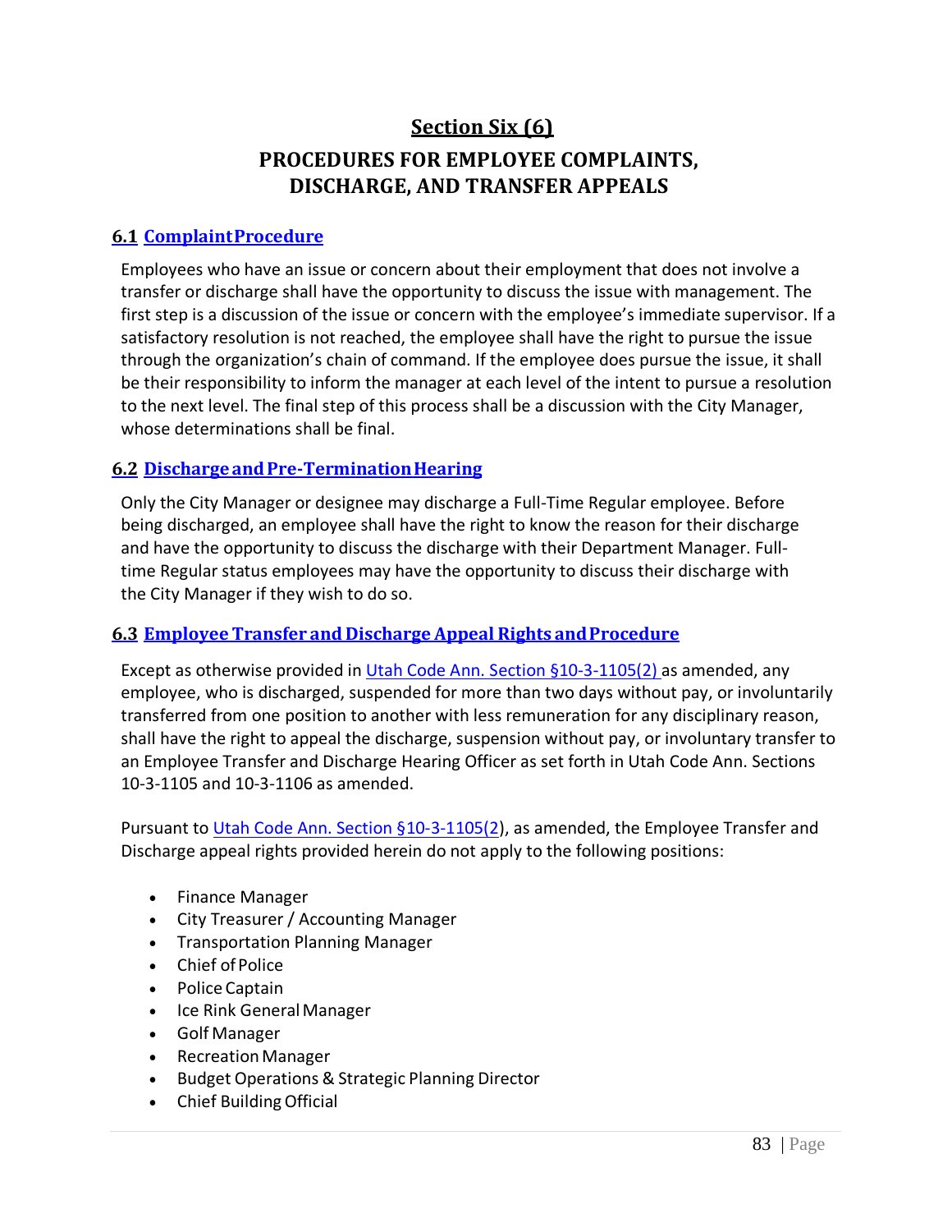# Section Six (6)

## PROCEDURES FOR EMPLOYEE COMPLAINTS, DISCHARGE, AND TRANSFER APPEALS

### 6.1 Complaint Procedure

Employees who have an issue or concern about their employment that does not involve a transfer or discharge shall have the opportunity to discuss the issue with management. The first step is a discussion of the issue or concern with the employee's immediate supervisor. If a satisfactory resolution is not reached, the employee shall have the right to pursue the issue through the organization's chain of command. If the employee does pursue the issue, it shall be their responsibility to inform the manager at each level of the intent to pursue a resolution to the next level. The final step of this process shall be a discussion with the City Manager, whose determinations shall be final.

### 6.2 Discharge and Pre-Termination Hearing

Only the City Manager or designee may discharge a Full-Time Regular employee. Before being discharged, an employee shall have the right to know the reason for their discharge and have the opportunity to discuss the discharge with their Department Manager. Full-time Regular status employees may have the opportunity to discuss their discharge with the City Manager if they wish to do so.

### 6.3 Employee Transfer and Discharge Appeal Rights and Procedure

Except as otherwise provided in Utah Code Ann. Section §10-3-1105(2) as amended, any employee, who is discharged, suspended for more than two days without pay, or involuntarily transferred from one position to another with less remuneration for any disciplinary reason, shall have the right to appeal the discharge, suspension without pay, or involuntary transfer to an Employee Transfer and Discharge Hearing Officer as set forth in Utah Code Ann. Sections 10-3-1105 and 10-3-1106 as amended.

Pursuant to Utah Code Ann. Section §10-3-1105(2), as amended, the Employee Transfer and Discharge appeal rights provided herein do not apply to the following positions:

- Finance Manager
- City Treasurer / Accounting Manager
- Transportation Planning Manager
- Chief of Police
- Police Captain
- Ice Rink General Manager
- Golf Manager
- Recreation Manager
- Budget Operations & Strategic Planning Director
- Chief Building Official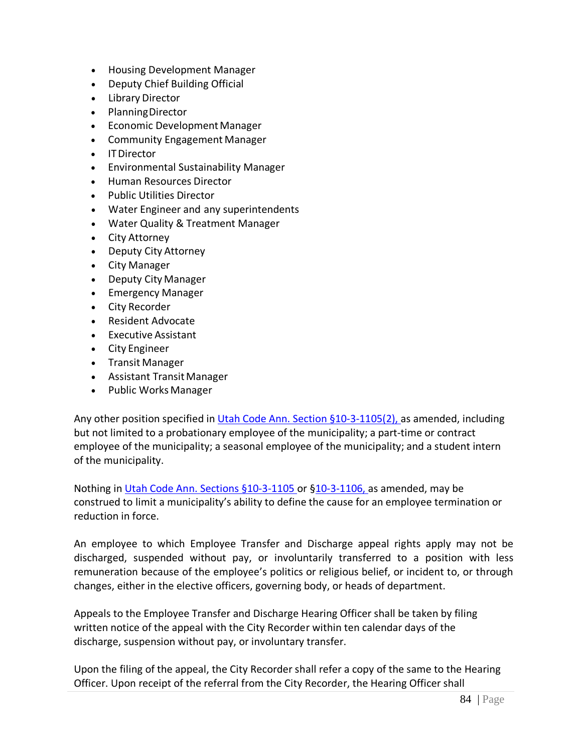- Housing Development Manager
- Deputy Chief Building Official
- Library Director
- Planning Director
- Economic Development Manager
- Community Engagement Manager
- IT Director
- Environmental Sustainability Manager
- Human Resources Director
- Public Utilities Director
- Water Engineer and any superintendents
- Water Quality & Treatment Manager
- City Attorney
- Deputy City Attorney
- City Manager
- Deputy City Manager
- Emergency Manager
- City Recorder
- Resident Advocate
- Executive Assistant
- City Engineer
- Transit Manager
- Assistant Transit Manager
- Public Works Manager

Any other position specified in Utah Code Ann. Section §10-3-1105(2), as amended, including but not limited to a probationary employee of the municipality; a part-time or contract employee of the municipality; a seasonal employee of the municipality; and a student intern of the municipality.

Nothing in Utah Code Ann. Sections §10-3-1105 or §10-3-1106, as amended, may be construed to limit a municipality's ability to define the cause for an employee termination or reduction in force.

An employee to which Employee Transfer and Discharge appeal rights apply may not be discharged, suspended without pay, or involuntarily transferred to a position with less remuneration because of the employee's politics or religious belief, or incident to, or through changes, either in the elective officers, governing body, or heads of department.

Appeals to the Employee Transfer and Discharge Hearing Officer shall be taken by filing written notice of the appeal with the City Recorder within ten calendar days of the discharge, suspension without pay, or involuntary transfer.

Upon the filing of the appeal, the City Recorder shall refer a copy of the same to the Hearing Officer. Upon receipt of the referral from the City Recorder, the Hearing Officer shall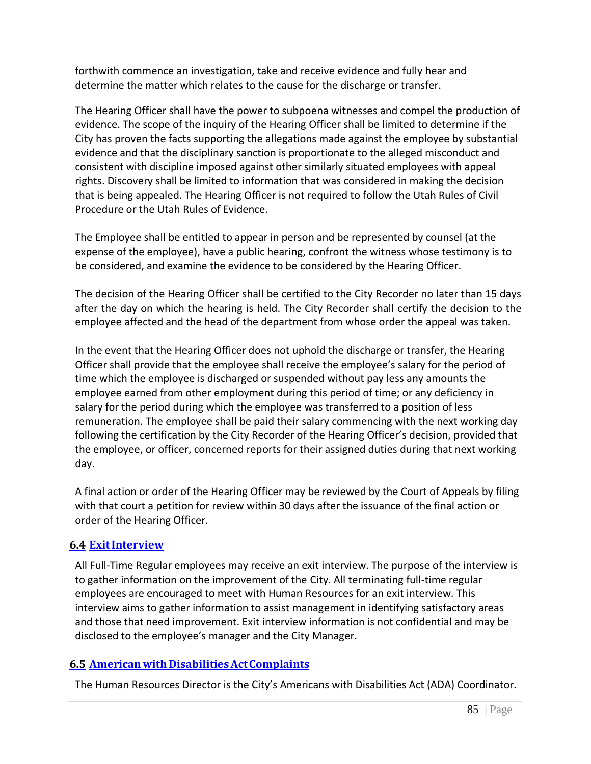forthwith commence an investigation, take and receive evidence and fully hear and determine the matter which relates to the cause for the discharge or transfer.

The Hearing Officer shall have the power to subpoena witnesses and compel the production of evidence. The scope of the inquiry of the Hearing Officer shall be limited to determine if the City has proven the facts supporting the allegations made against the employee by substantial evidence and that the disciplinary sanction is proportionate to the alleged misconduct and consistent with discipline imposed against other similarly situated employees with appeal rights. Discovery shall be limited to information that was considered in making the decision that is being appealed. The Hearing Officer is not required to follow the Utah Rules of Civil Procedure or the Utah Rules of Evidence.

The Employee shall be entitled to appear in person and be represented by counsel (at the expense of the employee), have a public hearing, confront the witness whose testimony is to be considered, and examine the evidence to be considered by the Hearing Officer.

The decision of the Hearing Officer shall be certified to the City Recorder no later than 15 days after the day on which the hearing is held. The City Recorder shall certify the decision to the employee affected and the head of the department from whose order the appeal was taken.

In the event that the Hearing Officer does not uphold the discharge or transfer, the Hearing Officer shall provide that the employee shall receive the employee's salary for the period of time which the employee is discharged or suspended without pay less any amounts the employee earned from other employment during this period of time; or any deficiency in salary for the period during which the employee was transferred to a position of less remuneration. The employee shall be paid their salary commencing with the next working day following the certification by the City Recorder of the Hearing Officer's decision, provided that the employee, or officer, concerned reports for their assigned duties during that next working day.

A final action or order of the Hearing Officer may be reviewed by the Court of Appeals by filing with that court a petition for review within 30 days after the issuance of the final action or order of the Hearing Officer.

## 6.4 Exit Interview

All Full-Time Regular employees may receive an exit interview. The purpose of the interview is to gather information on the improvement of the City. All terminating full-time regular employees are encouraged to meet with Human Resources for an exit interview. This interview aims to gather information to assist management in identifying satisfactory areas and those that need improvement. Exit interview information is not confidential and may be disclosed to the employee's manager and the City Manager.

## 6.5 American with Disabilities Act Complaints

The Human Resources Director is the City's Americans with Disabilities Act (ADA) Coordinator.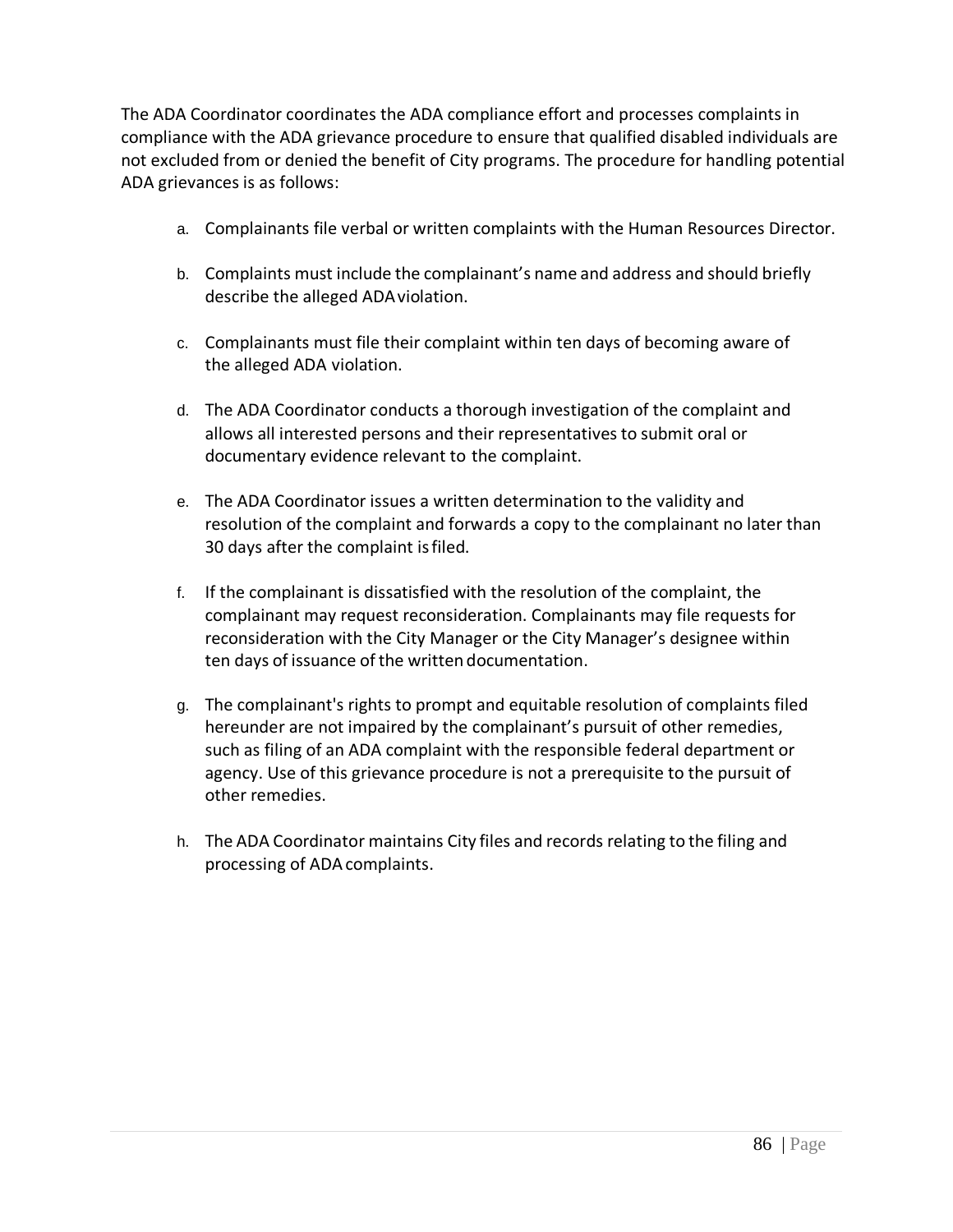The ADA Coordinator coordinates the ADA compliance effort and processes complaints in compliance with the ADA grievance procedure to ensure that qualified disabled individuals are not excluded from or denied the benefit of City programs. The procedure for handling potential ADA grievances is as follows:

a. Complainants file verbal or written complaints with the Human Resources Director.

b. Complaints must include the complainant's name and address and should briefly describe the alleged ADA violation.

c. Complainants must file their complaint within ten days of becoming aware of the alleged ADA violation.

d. The ADA Coordinator conducts a thorough investigation of the complaint and allows all interested persons and their representatives to submit oral or documentary evidence relevant to the complaint.

e. The ADA Coordinator issues a written determination to the validity and resolution of the complaint and forwards a copy to the complainant no later than 30 days after the complaint is filed.

f. If the complainant is dissatisfied with the resolution of the complaint, the complainant may request reconsideration. Complainants may file requests for reconsideration with the City Manager or the City Manager's designee within ten days of issuance of the written documentation.

g. The complainant's rights to prompt and equitable resolution of complaints filed hereunder are not impaired by the complainant's pursuit of other remedies, such as filing of an ADA complaint with the responsible federal department or agency. Use of this grievance procedure is not a prerequisite to the pursuit of other remedies.

h. The ADA Coordinator maintains City files and records relating to the filing and processing of ADA complaints.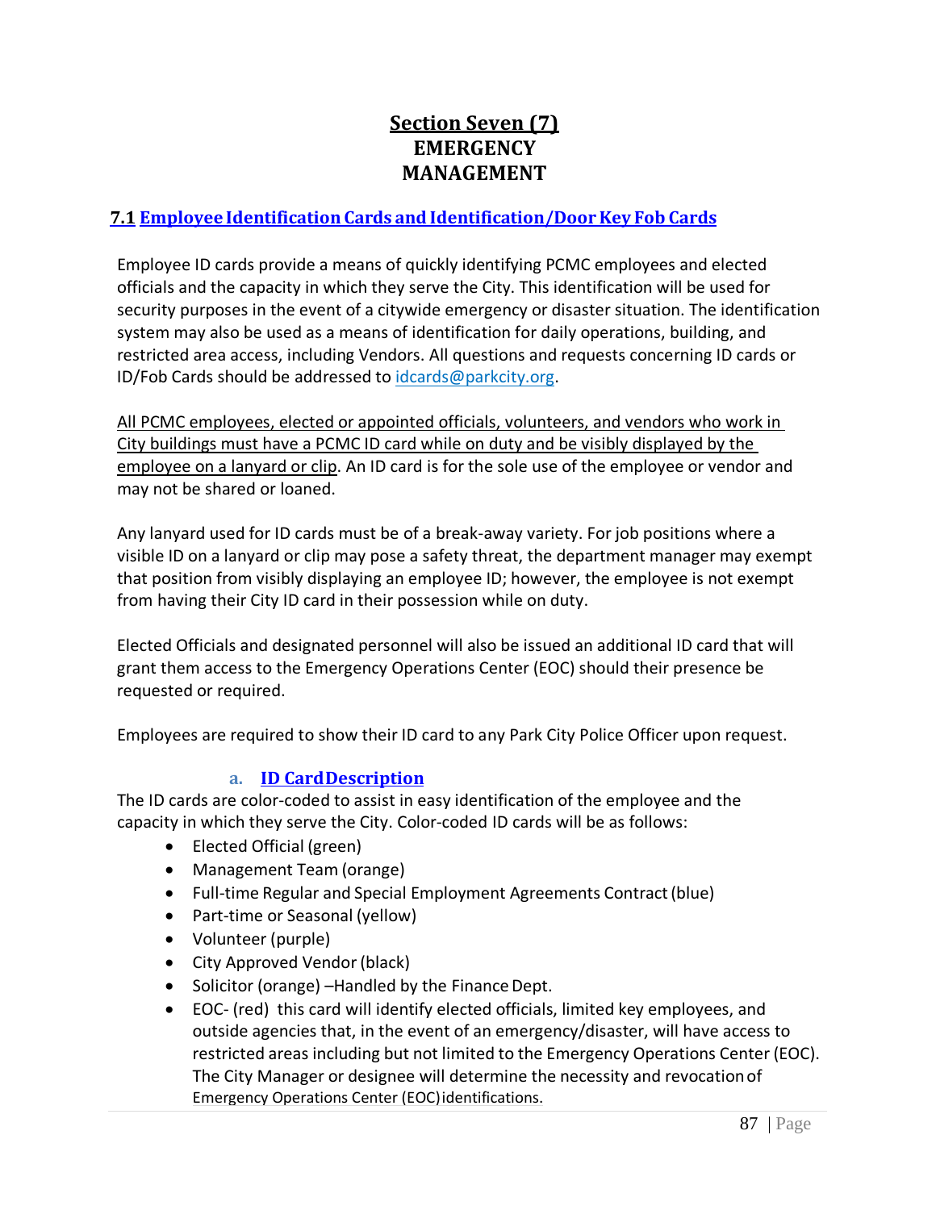# Section Seven (7)
# EMERGENCY MANAGEMENT

## 7.1 Employee Identification Cards and Identification/Door Key Fob Cards

Employee ID cards provide a means of quickly identifying PCMC employees and elected officials and the capacity in which they serve the City. This identification will be used for security purposes in the event of a citywide emergency or disaster situation. The identification system may also be used as a means of identification for daily operations, building, and restricted area access, including Vendors. All questions and requests concerning ID cards or ID/Fob Cards should be addressed to idcards@parkcity.org.

<u>All PCMC employees, elected or appointed officials, volunteers, and vendors who work in City buildings must have a PCMC ID card while on duty and be visibly displayed by the employee on a lanyard or clip</u>. An ID card is for the sole use of the employee or vendor and may not be shared or loaned.

Any lanyard used for ID cards must be of a break-away variety. For job positions where a visible ID on a lanyard or clip may pose a safety threat, the department manager may exempt that position from visibly displaying an employee ID; however, the employee is not exempt from having their City ID card in their possession while on duty.

Elected Officials and designated personnel will also be issued an additional ID card that will grant them access to the Emergency Operations Center (EOC) should their presence be requested or required.

Employees are required to show their ID card to any Park City Police Officer upon request.

### a. ID Card Description

The ID cards are color-coded to assist in easy identification of the employee and the capacity in which they serve the City. Color-coded ID cards will be as follows:

- Elected Official (green)
- Management Team (orange)
- Full-time Regular and Special Employment Agreements Contract (blue)
- Part-time or Seasonal (yellow)
- Volunteer (purple)
- City Approved Vendor (black)
- Solicitor (orange) –Handled by the Finance Dept.
- EOC- (red) this card will identify elected officials, limited key employees, and outside agencies that, in the event of an emergency/disaster, will have access to restricted areas including but not limited to the Emergency Operations Center (EOC). The City Manager or designee will determine the necessity and revocation of Emergency Operations Center (EOC) identifications.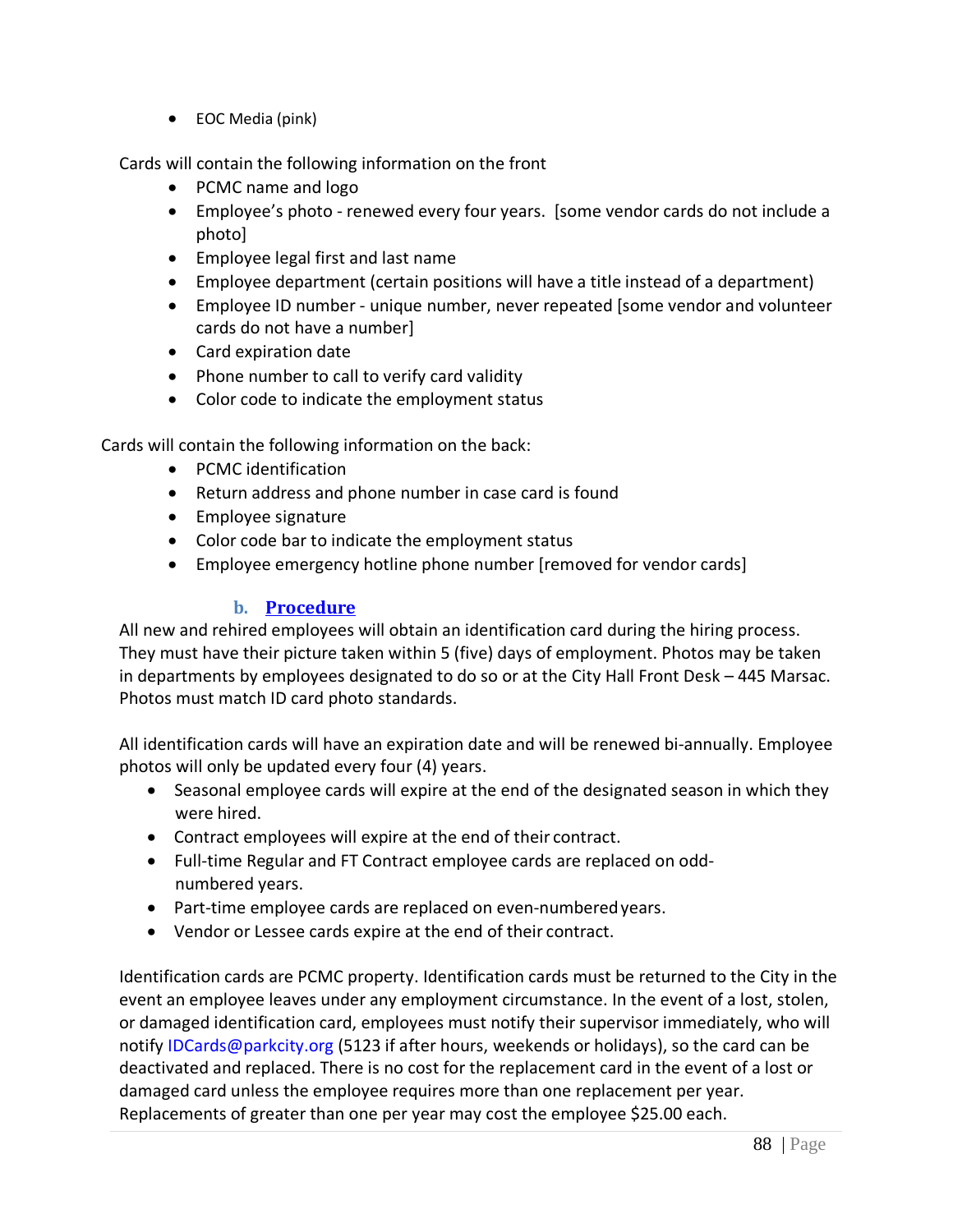- EOC Media (pink)

Cards will contain the following information on the front

- PCMC name and logo
- Employee's photo - renewed every four years. [some vendor cards do not include a photo]
- Employee legal first and last name
- Employee department (certain positions will have a title instead of a department)
- Employee ID number - unique number, never repeated [some vendor and volunteer cards do not have a number]
- Card expiration date
- Phone number to call to verify card validity
- Color code to indicate the employment status

Cards will contain the following information on the back:

- PCMC identification
- Return address and phone number in case card is found
- Employee signature
- Color code bar to indicate the employment status
- Employee emergency hotline phone number [removed for vendor cards]

### b. Procedure

All new and rehired employees will obtain an identification card during the hiring process. They must have their picture taken within 5 (five) days of employment. Photos may be taken in departments by employees designated to do so or at the City Hall Front Desk – 445 Marsac. Photos must match ID card photo standards.

All identification cards will have an expiration date and will be renewed bi-annually. Employee photos will only be updated every four (4) years.

- Seasonal employee cards will expire at the end of the designated season in which they were hired.
- Contract employees will expire at the end of their contract.
- Full-time Regular and FT Contract employee cards are replaced on odd-numbered years.
- Part-time employee cards are replaced on even-numbered years.
- Vendor or Lessee cards expire at the end of their contract.

Identification cards are PCMC property. Identification cards must be returned to the City in the event an employee leaves under any employment circumstance. In the event of a lost, stolen, or damaged identification card, employees must notify their supervisor immediately, who will notify IDCards@parkcity.org (5123 if after hours, weekends or holidays), so the card can be deactivated and replaced. There is no cost for the replacement card in the event of a lost or damaged card unless the employee requires more than one replacement per year. Replacements of greater than one per year may cost the employee $25.00 each.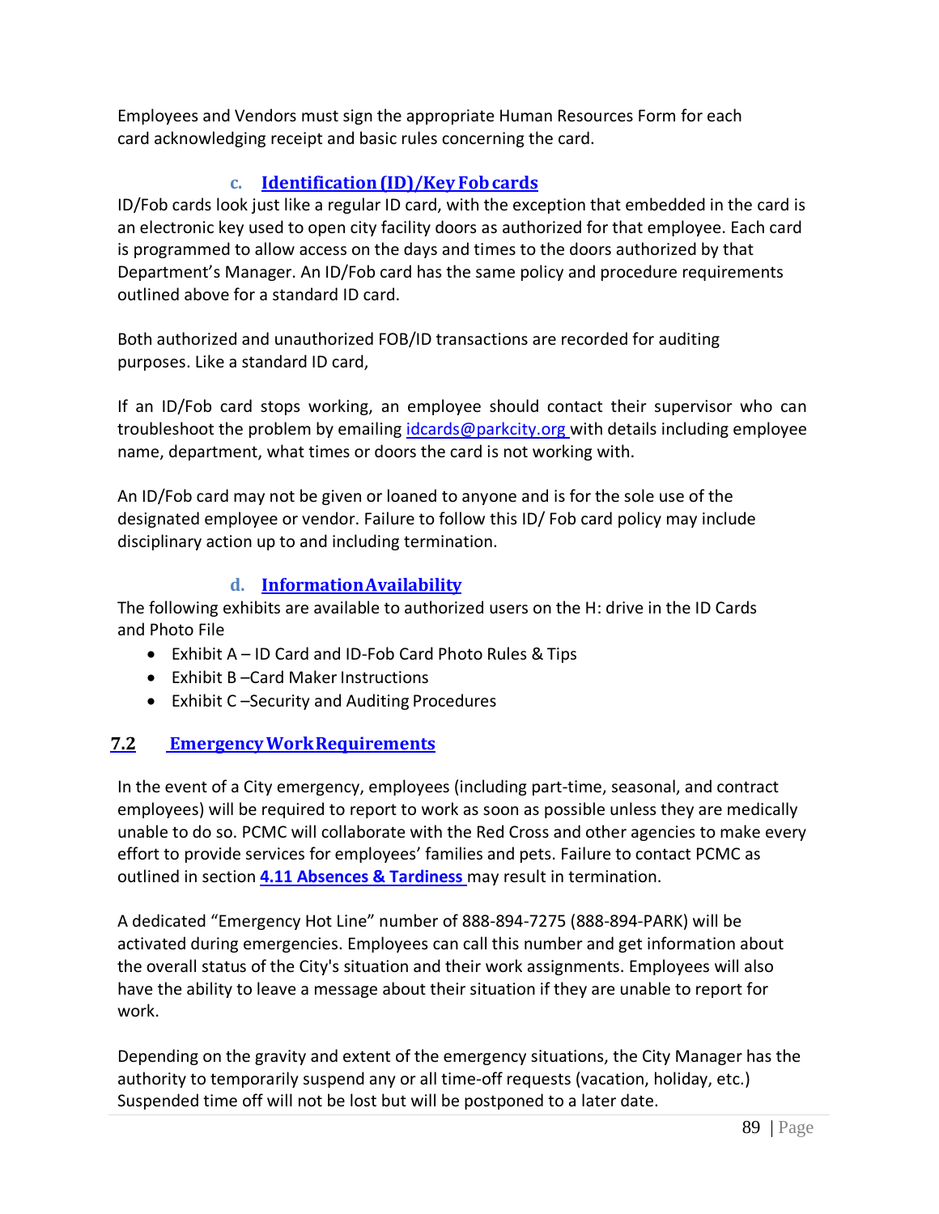Employees and Vendors must sign the appropriate Human Resources Form for each card acknowledging receipt and basic rules concerning the card.

### c. Identification (ID)/Key Fob cards

ID/Fob cards look just like a regular ID card, with the exception that embedded in the card is an electronic key used to open city facility doors as authorized for that employee. Each card is programmed to allow access on the days and times to the doors authorized by that Department's Manager. An ID/Fob card has the same policy and procedure requirements outlined above for a standard ID card.

Both authorized and unauthorized FOB/ID transactions are recorded for auditing purposes. Like a standard ID card,

If an ID/Fob card stops working, an employee should contact their supervisor who can troubleshoot the problem by emailing idcards@parkcity.org with details including employee name, department, what times or doors the card is not working with.

An ID/Fob card may not be given or loaned to anyone and is for the sole use of the designated employee or vendor. Failure to follow this ID/ Fob card policy may include disciplinary action up to and including termination.

### d. Information Availability

The following exhibits are available to authorized users on the H: drive in the ID Cards and Photo File

- Exhibit A – ID Card and ID-Fob Card Photo Rules & Tips
- Exhibit B –Card Maker Instructions
- Exhibit C –Security and Auditing Procedures

## 7.2 Emergency Work Requirements

In the event of a City emergency, employees (including part-time, seasonal, and contract employees) will be required to report to work as soon as possible unless they are medically unable to do so. PCMC will collaborate with the Red Cross and other agencies to make every effort to provide services for employees' families and pets. Failure to contact PCMC as outlined in section **4.11 Absences & Tardiness** may result in termination.

A dedicated "Emergency Hot Line" number of 888-894-7275 (888-894-PARK) will be activated during emergencies. Employees can call this number and get information about the overall status of the City's situation and their work assignments. Employees will also have the ability to leave a message about their situation if they are unable to report for work.

Depending on the gravity and extent of the emergency situations, the City Manager has the authority to temporarily suspend any or all time-off requests (vacation, holiday, etc.) Suspended time off will not be lost but will be postponed to a later date.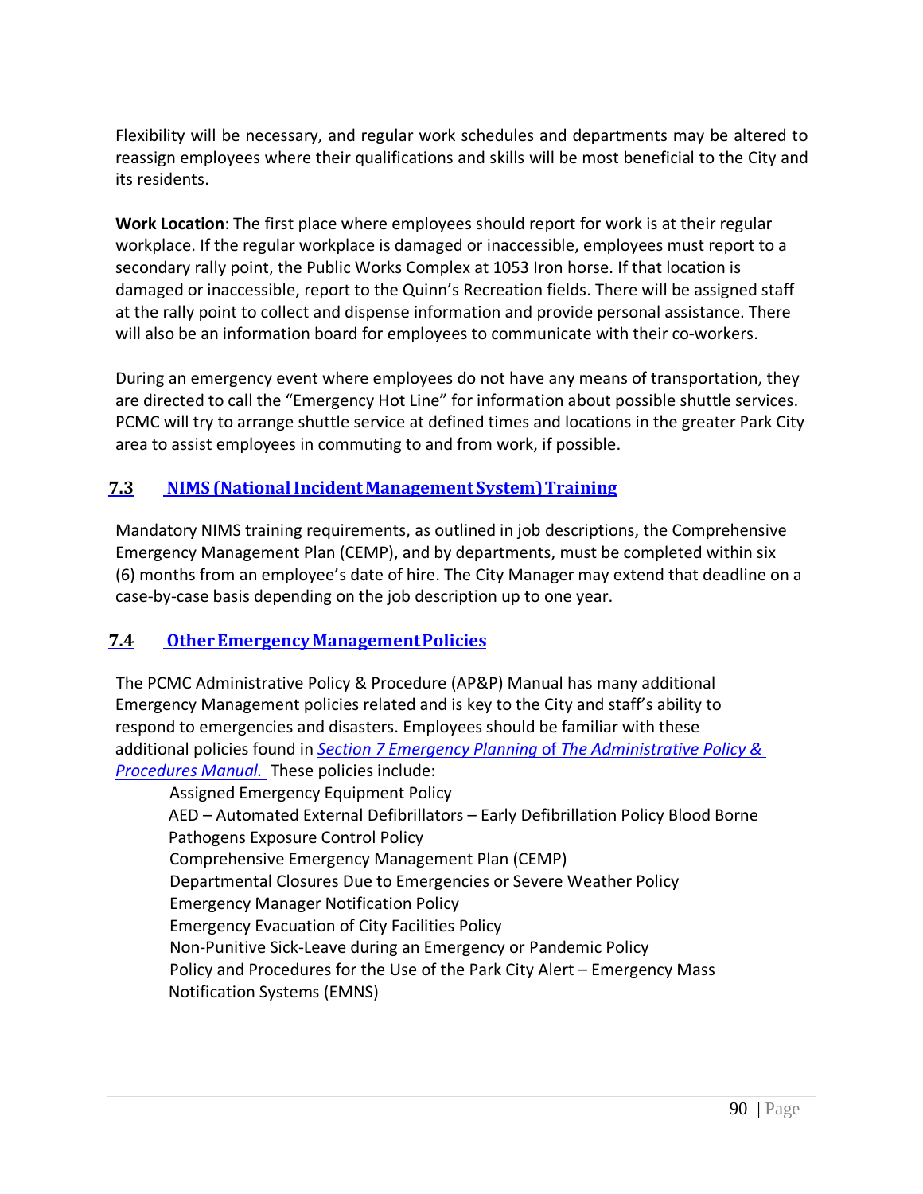Flexibility will be necessary, and regular work schedules and departments may be altered to reassign employees where their qualifications and skills will be most beneficial to the City and its residents.

**Work Location**: The first place where employees should report for work is at their regular workplace. If the regular workplace is damaged or inaccessible, employees must report to a secondary rally point, the Public Works Complex at 1053 Iron horse. If that location is damaged or inaccessible, report to the Quinn's Recreation fields. There will be assigned staff at the rally point to collect and dispense information and provide personal assistance. There will also be an information board for employees to communicate with their co-workers.

During an emergency event where employees do not have any means of transportation, they are directed to call the "Emergency Hot Line" for information about possible shuttle services. PCMC will try to arrange shuttle service at defined times and locations in the greater Park City area to assist employees in commuting to and from work, if possible.

## 7.3 NIMS (National Incident Management System) Training

Mandatory NIMS training requirements, as outlined in job descriptions, the Comprehensive Emergency Management Plan (CEMP), and by departments, must be completed within six (6) months from an employee's date of hire. The City Manager may extend that deadline on a case-by-case basis depending on the job description up to one year.

## 7.4 Other Emergency Management Policies

The PCMC Administrative Policy & Procedure (AP&P) Manual has many additional Emergency Management policies related and is key to the City and staff's ability to respond to emergencies and disasters. Employees should be familiar with these additional policies found in *Section 7 Emergency Planning* of *The Administrative Policy & Procedures Manual.* These policies include:

- Assigned Emergency Equipment Policy
- AED – Automated External Defibrillators – Early Defibrillation Policy Blood Borne Pathogens Exposure Control Policy
- Comprehensive Emergency Management Plan (CEMP)
- Departmental Closures Due to Emergencies or Severe Weather Policy
- Emergency Manager Notification Policy
- Emergency Evacuation of City Facilities Policy
- Non-Punitive Sick-Leave during an Emergency or Pandemic Policy
- Policy and Procedures for the Use of the Park City Alert – Emergency Mass Notification Systems (EMNS)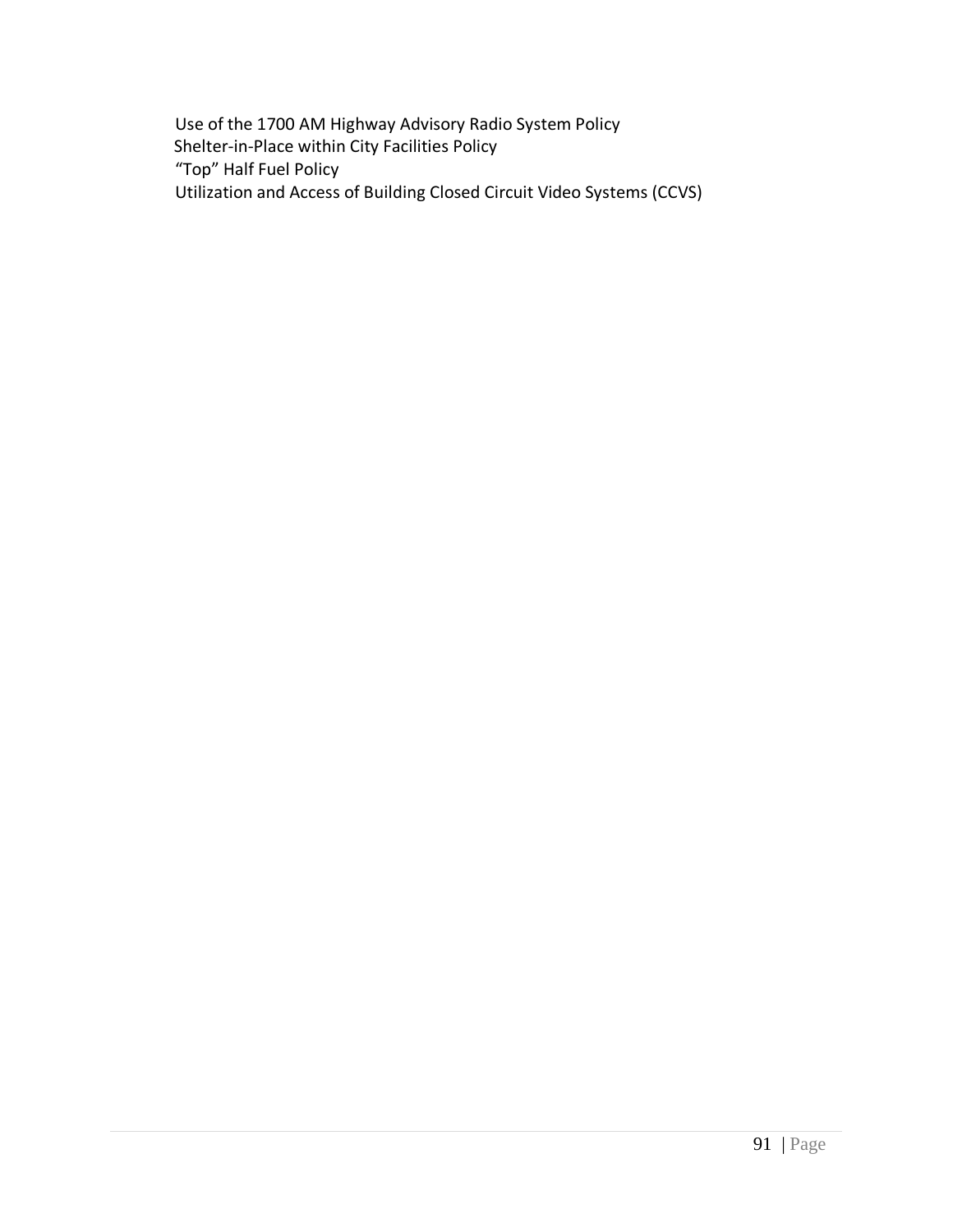Use of the 1700 AM Highway Advisory Radio System Policy
Shelter-in-Place within City Facilities Policy
“Top” Half Fuel Policy
Utilization and Access of Building Closed Circuit Video Systems (CCVS)